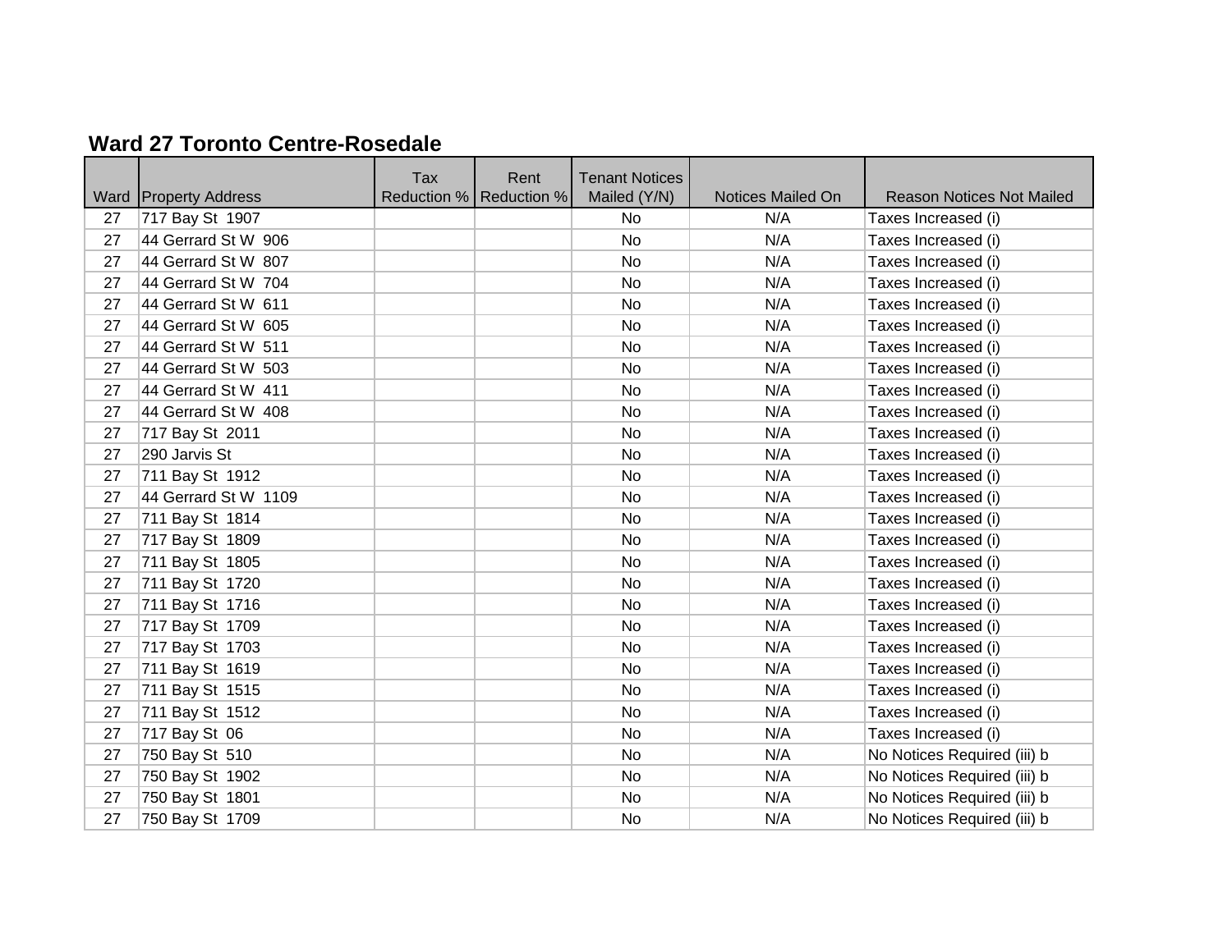## Ward 27 Toronto Centre-Rosedale

| Ward | Property Address | Tax Reduction % | Rent Reduction % | Tenant Notices Mailed (Y/N) | Notices Mailed On | Reason Notices Not Mailed |
|---|---|---|---|---|---|---|
| 27 | 717 Bay St 1907 | | | No | N/A | Taxes Increased (i) |
| 27 | 44 Gerrard St W 906 | | | No | N/A | Taxes Increased (i) |
| 27 | 44 Gerrard St W 807 | | | No | N/A | Taxes Increased (i) |
| 27 | 44 Gerrard St W 704 | | | No | N/A | Taxes Increased (i) |
| 27 | 44 Gerrard St W 611 | | | No | N/A | Taxes Increased (i) |
| 27 | 44 Gerrard St W 605 | | | No | N/A | Taxes Increased (i) |
| 27 | 44 Gerrard St W 511 | | | No | N/A | Taxes Increased (i) |
| 27 | 44 Gerrard St W 503 | | | No | N/A | Taxes Increased (i) |
| 27 | 44 Gerrard St W 411 | | | No | N/A | Taxes Increased (i) |
| 27 | 44 Gerrard St W 408 | | | No | N/A | Taxes Increased (i) |
| 27 | 717 Bay St 2011 | | | No | N/A | Taxes Increased (i) |
| 27 | 290 Jarvis St | | | No | N/A | Taxes Increased (i) |
| 27 | 711 Bay St 1912 | | | No | N/A | Taxes Increased (i) |
| 27 | 44 Gerrard St W 1109 | | | No | N/A | Taxes Increased (i) |
| 27 | 711 Bay St 1814 | | | No | N/A | Taxes Increased (i) |
| 27 | 717 Bay St 1809 | | | No | N/A | Taxes Increased (i) |
| 27 | 711 Bay St 1805 | | | No | N/A | Taxes Increased (i) |
| 27 | 711 Bay St 1720 | | | No | N/A | Taxes Increased (i) |
| 27 | 711 Bay St 1716 | | | No | N/A | Taxes Increased (i) |
| 27 | 717 Bay St 1709 | | | No | N/A | Taxes Increased (i) |
| 27 | 717 Bay St 1703 | | | No | N/A | Taxes Increased (i) |
| 27 | 711 Bay St 1619 | | | No | N/A | Taxes Increased (i) |
| 27 | 711 Bay St 1515 | | | No | N/A | Taxes Increased (i) |
| 27 | 711 Bay St 1512 | | | No | N/A | Taxes Increased (i) |
| 27 | 717 Bay St 06 | | | No | N/A | Taxes Increased (i) |
| 27 | 750 Bay St 510 | | | No | N/A | No Notices Required (iii) b |
| 27 | 750 Bay St 1902 | | | No | N/A | No Notices Required (iii) b |
| 27 | 750 Bay St 1801 | | | No | N/A | No Notices Required (iii) b |
| 27 | 750 Bay St 1709 | | | No | N/A | No Notices Required (iii) b |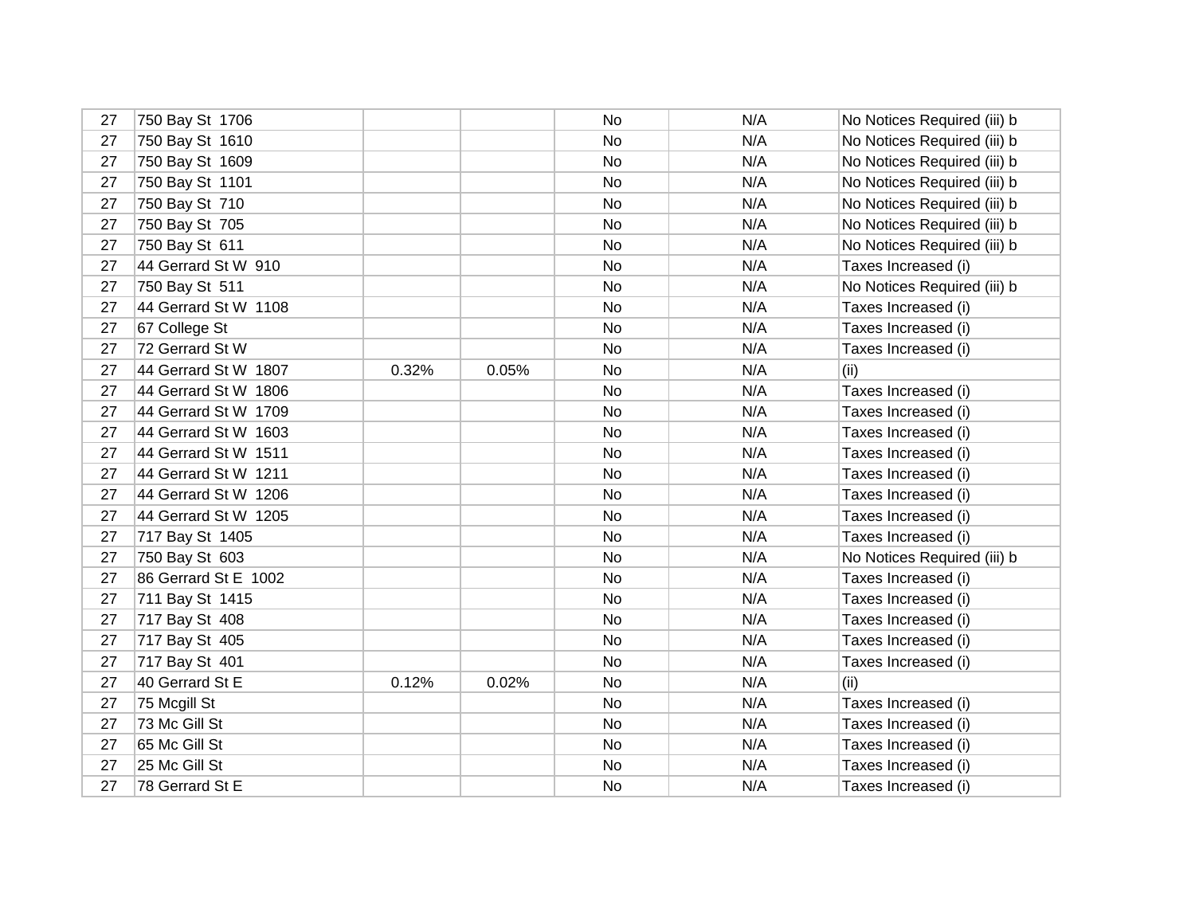| | | | | | | |
|---|---|---|---|---|---|---|
| 27 | 750 Bay St  1706 | | | No | N/A | No Notices Required (iii) b |
| 27 | 750 Bay St  1610 | | | No | N/A | No Notices Required (iii) b |
| 27 | 750 Bay St  1609 | | | No | N/A | No Notices Required (iii) b |
| 27 | 750 Bay St  1101 | | | No | N/A | No Notices Required (iii) b |
| 27 | 750 Bay St  710 | | | No | N/A | No Notices Required (iii) b |
| 27 | 750 Bay St  705 | | | No | N/A | No Notices Required (iii) b |
| 27 | 750 Bay St  611 | | | No | N/A | No Notices Required (iii) b |
| 27 | 44 Gerrard St W  910 | | | No | N/A | Taxes Increased (i) |
| 27 | 750 Bay St  511 | | | No | N/A | No Notices Required (iii) b |
| 27 | 44 Gerrard St W  1108 | | | No | N/A | Taxes Increased (i) |
| 27 | 67 College St | | | No | N/A | Taxes Increased (i) |
| 27 | 72 Gerrard St W | | | No | N/A | Taxes Increased (i) |
| 27 | 44 Gerrard St W  1807 | 0.32% | 0.05% | No | N/A | (ii) |
| 27 | 44 Gerrard St W  1806 | | | No | N/A | Taxes Increased (i) |
| 27 | 44 Gerrard St W  1709 | | | No | N/A | Taxes Increased (i) |
| 27 | 44 Gerrard St W  1603 | | | No | N/A | Taxes Increased (i) |
| 27 | 44 Gerrard St W  1511 | | | No | N/A | Taxes Increased (i) |
| 27 | 44 Gerrard St W  1211 | | | No | N/A | Taxes Increased (i) |
| 27 | 44 Gerrard St W  1206 | | | No | N/A | Taxes Increased (i) |
| 27 | 44 Gerrard St W  1205 | | | No | N/A | Taxes Increased (i) |
| 27 | 717 Bay St  1405 | | | No | N/A | Taxes Increased (i) |
| 27 | 750 Bay St  603 | | | No | N/A | No Notices Required (iii) b |
| 27 | 86 Gerrard St E  1002 | | | No | N/A | Taxes Increased (i) |
| 27 | 711 Bay St  1415 | | | No | N/A | Taxes Increased (i) |
| 27 | 717 Bay St  408 | | | No | N/A | Taxes Increased (i) |
| 27 | 717 Bay St  405 | | | No | N/A | Taxes Increased (i) |
| 27 | 717 Bay St  401 | | | No | N/A | Taxes Increased (i) |
| 27 | 40 Gerrard St E | 0.12% | 0.02% | No | N/A | (ii) |
| 27 | 75 Mcgill St | | | No | N/A | Taxes Increased (i) |
| 27 | 73 Mc Gill St | | | No | N/A | Taxes Increased (i) |
| 27 | 65 Mc Gill St | | | No | N/A | Taxes Increased (i) |
| 27 | 25 Mc Gill St | | | No | N/A | Taxes Increased (i) |
| 27 | 78 Gerrard St E | | | No | N/A | Taxes Increased (i) |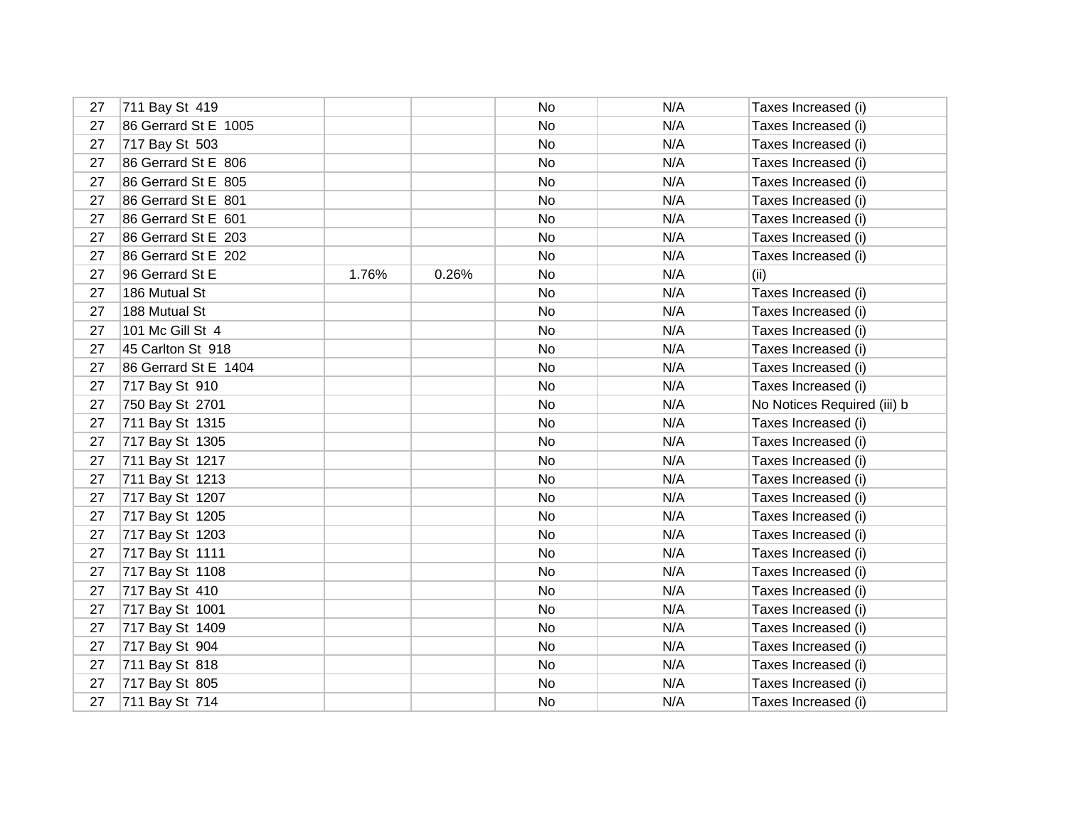| | | | | | | |
|---|---|---|---|---|---|---|
| 27 | 711 Bay St  419 | | | No | N/A | Taxes Increased (i) |
| 27 | 86 Gerrard St E  1005 | | | No | N/A | Taxes Increased (i) |
| 27 | 717 Bay St  503 | | | No | N/A | Taxes Increased (i) |
| 27 | 86 Gerrard St E  806 | | | No | N/A | Taxes Increased (i) |
| 27 | 86 Gerrard St E  805 | | | No | N/A | Taxes Increased (i) |
| 27 | 86 Gerrard St E  801 | | | No | N/A | Taxes Increased (i) |
| 27 | 86 Gerrard St E  601 | | | No | N/A | Taxes Increased (i) |
| 27 | 86 Gerrard St E  203 | | | No | N/A | Taxes Increased (i) |
| 27 | 86 Gerrard St E  202 | | | No | N/A | Taxes Increased (i) |
| 27 | 96 Gerrard St E | 1.76% | 0.26% | No | N/A | (ii) |
| 27 | 186 Mutual St | | | No | N/A | Taxes Increased (i) |
| 27 | 188 Mutual St | | | No | N/A | Taxes Increased (i) |
| 27 | 101 Mc Gill St  4 | | | No | N/A | Taxes Increased (i) |
| 27 | 45 Carlton St  918 | | | No | N/A | Taxes Increased (i) |
| 27 | 86 Gerrard St E  1404 | | | No | N/A | Taxes Increased (i) |
| 27 | 717 Bay St  910 | | | No | N/A | Taxes Increased (i) |
| 27 | 750 Bay St  2701 | | | No | N/A | No Notices Required (iii) b |
| 27 | 711 Bay St  1315 | | | No | N/A | Taxes Increased (i) |
| 27 | 717 Bay St  1305 | | | No | N/A | Taxes Increased (i) |
| 27 | 711 Bay St  1217 | | | No | N/A | Taxes Increased (i) |
| 27 | 711 Bay St  1213 | | | No | N/A | Taxes Increased (i) |
| 27 | 717 Bay St  1207 | | | No | N/A | Taxes Increased (i) |
| 27 | 717 Bay St  1205 | | | No | N/A | Taxes Increased (i) |
| 27 | 717 Bay St  1203 | | | No | N/A | Taxes Increased (i) |
| 27 | 717 Bay St  1111 | | | No | N/A | Taxes Increased (i) |
| 27 | 717 Bay St  1108 | | | No | N/A | Taxes Increased (i) |
| 27 | 717 Bay St  410 | | | No | N/A | Taxes Increased (i) |
| 27 | 717 Bay St  1001 | | | No | N/A | Taxes Increased (i) |
| 27 | 717 Bay St  1409 | | | No | N/A | Taxes Increased (i) |
| 27 | 717 Bay St  904 | | | No | N/A | Taxes Increased (i) |
| 27 | 711 Bay St  818 | | | No | N/A | Taxes Increased (i) |
| 27 | 717 Bay St  805 | | | No | N/A | Taxes Increased (i) |
| 27 | 711 Bay St  714 | | | No | N/A | Taxes Increased (i) |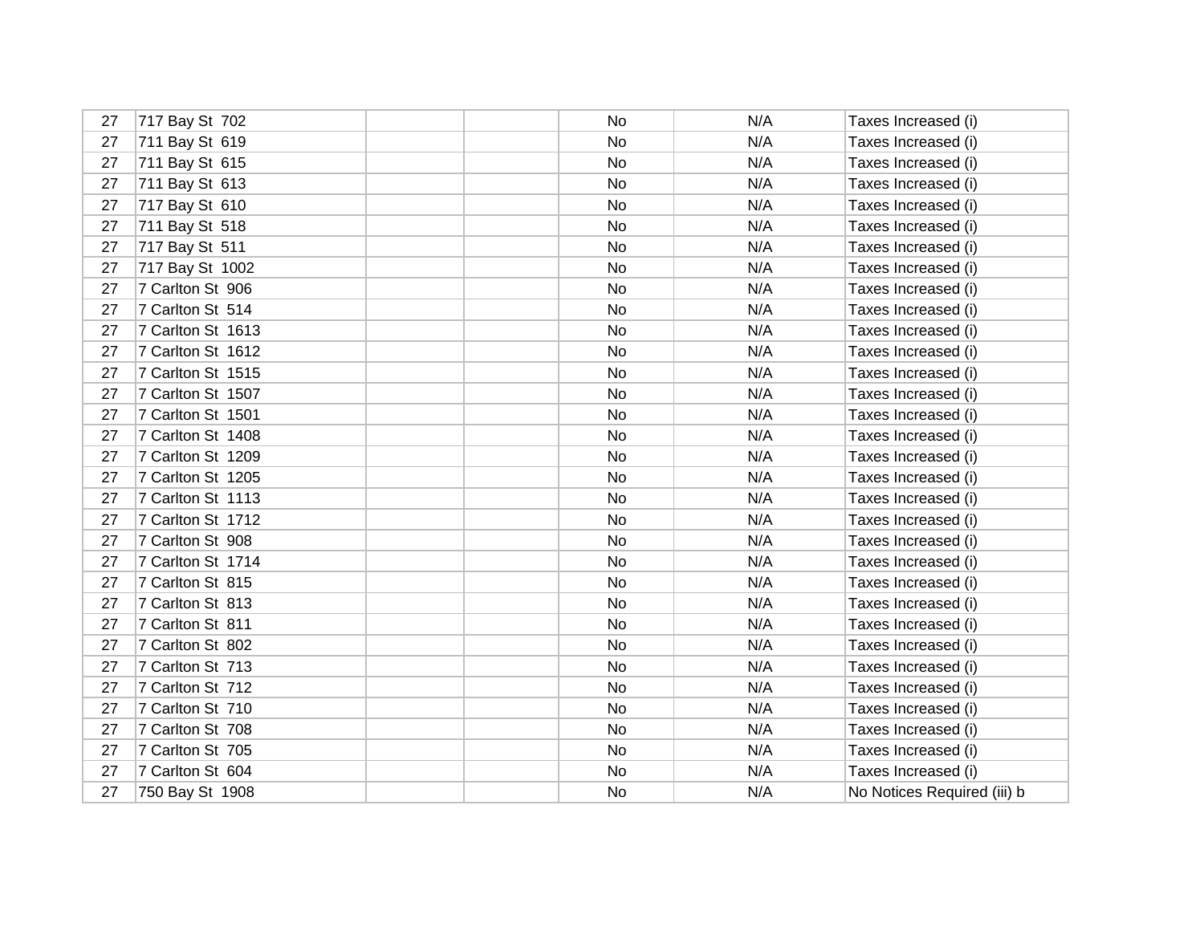| | | | | | | |
|---|---|---|---|---|---|---|
| 27 | 717 Bay St 702 | | | No | N/A | Taxes Increased (i) |
| 27 | 711 Bay St 619 | | | No | N/A | Taxes Increased (i) |
| 27 | 711 Bay St 615 | | | No | N/A | Taxes Increased (i) |
| 27 | 711 Bay St 613 | | | No | N/A | Taxes Increased (i) |
| 27 | 717 Bay St 610 | | | No | N/A | Taxes Increased (i) |
| 27 | 711 Bay St 518 | | | No | N/A | Taxes Increased (i) |
| 27 | 717 Bay St 511 | | | No | N/A | Taxes Increased (i) |
| 27 | 717 Bay St 1002 | | | No | N/A | Taxes Increased (i) |
| 27 | 7 Carlton St 906 | | | No | N/A | Taxes Increased (i) |
| 27 | 7 Carlton St 514 | | | No | N/A | Taxes Increased (i) |
| 27 | 7 Carlton St 1613 | | | No | N/A | Taxes Increased (i) |
| 27 | 7 Carlton St 1612 | | | No | N/A | Taxes Increased (i) |
| 27 | 7 Carlton St 1515 | | | No | N/A | Taxes Increased (i) |
| 27 | 7 Carlton St 1507 | | | No | N/A | Taxes Increased (i) |
| 27 | 7 Carlton St 1501 | | | No | N/A | Taxes Increased (i) |
| 27 | 7 Carlton St 1408 | | | No | N/A | Taxes Increased (i) |
| 27 | 7 Carlton St 1209 | | | No | N/A | Taxes Increased (i) |
| 27 | 7 Carlton St 1205 | | | No | N/A | Taxes Increased (i) |
| 27 | 7 Carlton St 1113 | | | No | N/A | Taxes Increased (i) |
| 27 | 7 Carlton St 1712 | | | No | N/A | Taxes Increased (i) |
| 27 | 7 Carlton St 908 | | | No | N/A | Taxes Increased (i) |
| 27 | 7 Carlton St 1714 | | | No | N/A | Taxes Increased (i) |
| 27 | 7 Carlton St 815 | | | No | N/A | Taxes Increased (i) |
| 27 | 7 Carlton St 813 | | | No | N/A | Taxes Increased (i) |
| 27 | 7 Carlton St 811 | | | No | N/A | Taxes Increased (i) |
| 27 | 7 Carlton St 802 | | | No | N/A | Taxes Increased (i) |
| 27 | 7 Carlton St 713 | | | No | N/A | Taxes Increased (i) |
| 27 | 7 Carlton St 712 | | | No | N/A | Taxes Increased (i) |
| 27 | 7 Carlton St 710 | | | No | N/A | Taxes Increased (i) |
| 27 | 7 Carlton St 708 | | | No | N/A | Taxes Increased (i) |
| 27 | 7 Carlton St 705 | | | No | N/A | Taxes Increased (i) |
| 27 | 7 Carlton St 604 | | | No | N/A | Taxes Increased (i) |
| 27 | 750 Bay St 1908 | | | No | N/A | No Notices Required (iii) b |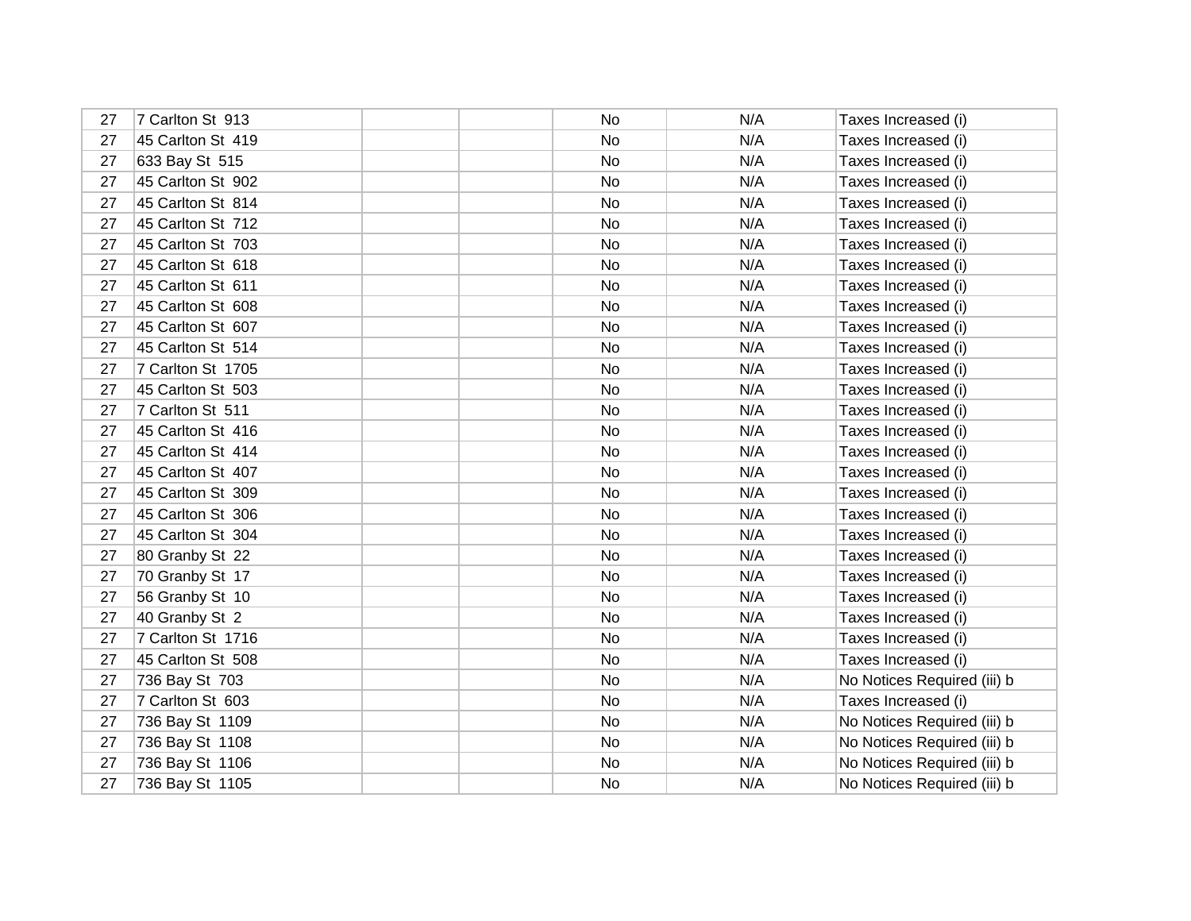| | | | | | | |
|---|---|---|---|---|---|---|
| 27 | 7 Carlton St 913 | | | No | N/A | Taxes Increased (i) |
| 27 | 45 Carlton St 419 | | | No | N/A | Taxes Increased (i) |
| 27 | 633 Bay St 515 | | | No | N/A | Taxes Increased (i) |
| 27 | 45 Carlton St 902 | | | No | N/A | Taxes Increased (i) |
| 27 | 45 Carlton St 814 | | | No | N/A | Taxes Increased (i) |
| 27 | 45 Carlton St 712 | | | No | N/A | Taxes Increased (i) |
| 27 | 45 Carlton St 703 | | | No | N/A | Taxes Increased (i) |
| 27 | 45 Carlton St 618 | | | No | N/A | Taxes Increased (i) |
| 27 | 45 Carlton St 611 | | | No | N/A | Taxes Increased (i) |
| 27 | 45 Carlton St 608 | | | No | N/A | Taxes Increased (i) |
| 27 | 45 Carlton St 607 | | | No | N/A | Taxes Increased (i) |
| 27 | 45 Carlton St 514 | | | No | N/A | Taxes Increased (i) |
| 27 | 7 Carlton St 1705 | | | No | N/A | Taxes Increased (i) |
| 27 | 45 Carlton St 503 | | | No | N/A | Taxes Increased (i) |
| 27 | 7 Carlton St 511 | | | No | N/A | Taxes Increased (i) |
| 27 | 45 Carlton St 416 | | | No | N/A | Taxes Increased (i) |
| 27 | 45 Carlton St 414 | | | No | N/A | Taxes Increased (i) |
| 27 | 45 Carlton St 407 | | | No | N/A | Taxes Increased (i) |
| 27 | 45 Carlton St 309 | | | No | N/A | Taxes Increased (i) |
| 27 | 45 Carlton St 306 | | | No | N/A | Taxes Increased (i) |
| 27 | 45 Carlton St 304 | | | No | N/A | Taxes Increased (i) |
| 27 | 80 Granby St 22 | | | No | N/A | Taxes Increased (i) |
| 27 | 70 Granby St 17 | | | No | N/A | Taxes Increased (i) |
| 27 | 56 Granby St 10 | | | No | N/A | Taxes Increased (i) |
| 27 | 40 Granby St 2 | | | No | N/A | Taxes Increased (i) |
| 27 | 7 Carlton St 1716 | | | No | N/A | Taxes Increased (i) |
| 27 | 45 Carlton St 508 | | | No | N/A | Taxes Increased (i) |
| 27 | 736 Bay St 703 | | | No | N/A | No Notices Required (iii) b |
| 27 | 7 Carlton St 603 | | | No | N/A | Taxes Increased (i) |
| 27 | 736 Bay St 1109 | | | No | N/A | No Notices Required (iii) b |
| 27 | 736 Bay St 1108 | | | No | N/A | No Notices Required (iii) b |
| 27 | 736 Bay St 1106 | | | No | N/A | No Notices Required (iii) b |
| 27 | 736 Bay St 1105 | | | No | N/A | No Notices Required (iii) b |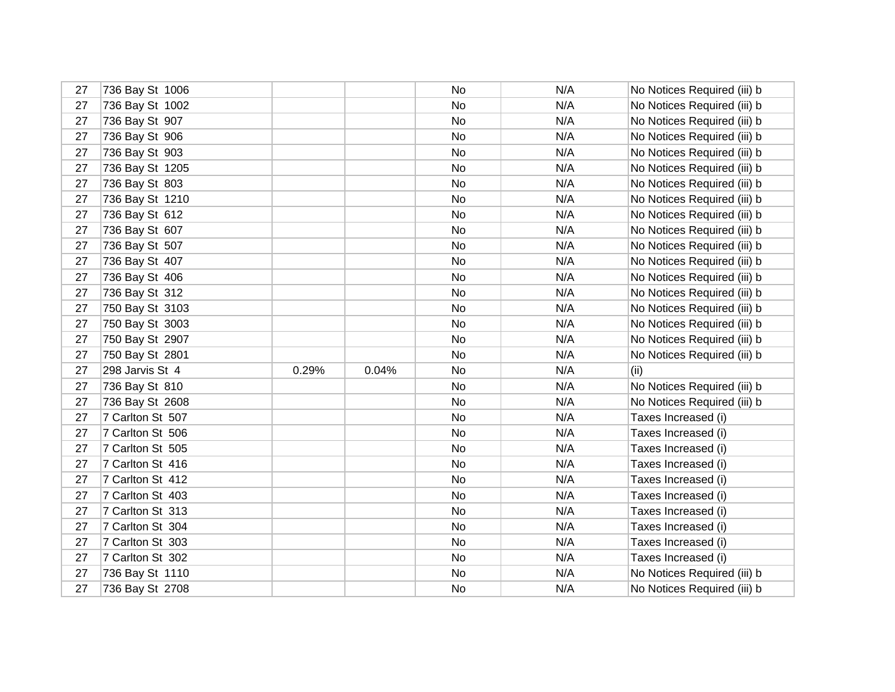| | | | | | | |
|---|---|---|---|---|---|---|
| 27 | 736 Bay St 1006 | | | No | N/A | No Notices Required (iii) b |
| 27 | 736 Bay St 1002 | | | No | N/A | No Notices Required (iii) b |
| 27 | 736 Bay St 907 | | | No | N/A | No Notices Required (iii) b |
| 27 | 736 Bay St 906 | | | No | N/A | No Notices Required (iii) b |
| 27 | 736 Bay St 903 | | | No | N/A | No Notices Required (iii) b |
| 27 | 736 Bay St 1205 | | | No | N/A | No Notices Required (iii) b |
| 27 | 736 Bay St 803 | | | No | N/A | No Notices Required (iii) b |
| 27 | 736 Bay St 1210 | | | No | N/A | No Notices Required (iii) b |
| 27 | 736 Bay St 612 | | | No | N/A | No Notices Required (iii) b |
| 27 | 736 Bay St 607 | | | No | N/A | No Notices Required (iii) b |
| 27 | 736 Bay St 507 | | | No | N/A | No Notices Required (iii) b |
| 27 | 736 Bay St 407 | | | No | N/A | No Notices Required (iii) b |
| 27 | 736 Bay St 406 | | | No | N/A | No Notices Required (iii) b |
| 27 | 736 Bay St 312 | | | No | N/A | No Notices Required (iii) b |
| 27 | 750 Bay St 3103 | | | No | N/A | No Notices Required (iii) b |
| 27 | 750 Bay St 3003 | | | No | N/A | No Notices Required (iii) b |
| 27 | 750 Bay St 2907 | | | No | N/A | No Notices Required (iii) b |
| 27 | 750 Bay St 2801 | | | No | N/A | No Notices Required (iii) b |
| 27 | 298 Jarvis St 4 | 0.29% | 0.04% | No | N/A | (ii) |
| 27 | 736 Bay St 810 | | | No | N/A | No Notices Required (iii) b |
| 27 | 736 Bay St 2608 | | | No | N/A | No Notices Required (iii) b |
| 27 | 7 Carlton St 507 | | | No | N/A | Taxes Increased (i) |
| 27 | 7 Carlton St 506 | | | No | N/A | Taxes Increased (i) |
| 27 | 7 Carlton St 505 | | | No | N/A | Taxes Increased (i) |
| 27 | 7 Carlton St 416 | | | No | N/A | Taxes Increased (i) |
| 27 | 7 Carlton St 412 | | | No | N/A | Taxes Increased (i) |
| 27 | 7 Carlton St 403 | | | No | N/A | Taxes Increased (i) |
| 27 | 7 Carlton St 313 | | | No | N/A | Taxes Increased (i) |
| 27 | 7 Carlton St 304 | | | No | N/A | Taxes Increased (i) |
| 27 | 7 Carlton St 303 | | | No | N/A | Taxes Increased (i) |
| 27 | 7 Carlton St 302 | | | No | N/A | Taxes Increased (i) |
| 27 | 736 Bay St 1110 | | | No | N/A | No Notices Required (iii) b |
| 27 | 736 Bay St 2708 | | | No | N/A | No Notices Required (iii) b |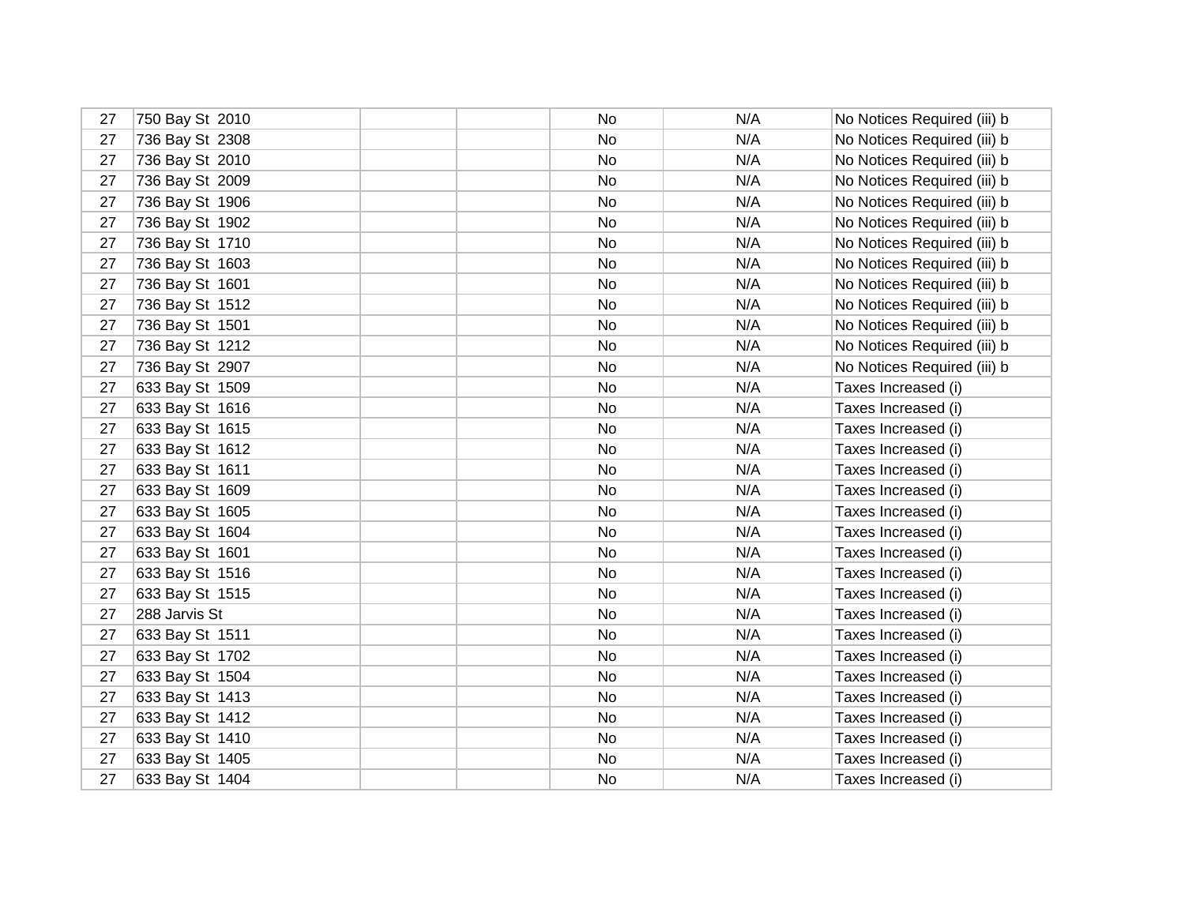| | | | | | | |
|---|---|---|---|---|---|---|
| 27 | 750 Bay St 2010 | | | No | N/A | No Notices Required (iii) b |
| 27 | 736 Bay St 2308 | | | No | N/A | No Notices Required (iii) b |
| 27 | 736 Bay St 2010 | | | No | N/A | No Notices Required (iii) b |
| 27 | 736 Bay St 2009 | | | No | N/A | No Notices Required (iii) b |
| 27 | 736 Bay St 1906 | | | No | N/A | No Notices Required (iii) b |
| 27 | 736 Bay St 1902 | | | No | N/A | No Notices Required (iii) b |
| 27 | 736 Bay St 1710 | | | No | N/A | No Notices Required (iii) b |
| 27 | 736 Bay St 1603 | | | No | N/A | No Notices Required (iii) b |
| 27 | 736 Bay St 1601 | | | No | N/A | No Notices Required (iii) b |
| 27 | 736 Bay St 1512 | | | No | N/A | No Notices Required (iii) b |
| 27 | 736 Bay St 1501 | | | No | N/A | No Notices Required (iii) b |
| 27 | 736 Bay St 1212 | | | No | N/A | No Notices Required (iii) b |
| 27 | 736 Bay St 2907 | | | No | N/A | No Notices Required (iii) b |
| 27 | 633 Bay St 1509 | | | No | N/A | Taxes Increased (i) |
| 27 | 633 Bay St 1616 | | | No | N/A | Taxes Increased (i) |
| 27 | 633 Bay St 1615 | | | No | N/A | Taxes Increased (i) |
| 27 | 633 Bay St 1612 | | | No | N/A | Taxes Increased (i) |
| 27 | 633 Bay St 1611 | | | No | N/A | Taxes Increased (i) |
| 27 | 633 Bay St 1609 | | | No | N/A | Taxes Increased (i) |
| 27 | 633 Bay St 1605 | | | No | N/A | Taxes Increased (i) |
| 27 | 633 Bay St 1604 | | | No | N/A | Taxes Increased (i) |
| 27 | 633 Bay St 1601 | | | No | N/A | Taxes Increased (i) |
| 27 | 633 Bay St 1516 | | | No | N/A | Taxes Increased (i) |
| 27 | 633 Bay St 1515 | | | No | N/A | Taxes Increased (i) |
| 27 | 288 Jarvis St | | | No | N/A | Taxes Increased (i) |
| 27 | 633 Bay St 1511 | | | No | N/A | Taxes Increased (i) |
| 27 | 633 Bay St 1702 | | | No | N/A | Taxes Increased (i) |
| 27 | 633 Bay St 1504 | | | No | N/A | Taxes Increased (i) |
| 27 | 633 Bay St 1413 | | | No | N/A | Taxes Increased (i) |
| 27 | 633 Bay St 1412 | | | No | N/A | Taxes Increased (i) |
| 27 | 633 Bay St 1410 | | | No | N/A | Taxes Increased (i) |
| 27 | 633 Bay St 1405 | | | No | N/A | Taxes Increased (i) |
| 27 | 633 Bay St 1404 | | | No | N/A | Taxes Increased (i) |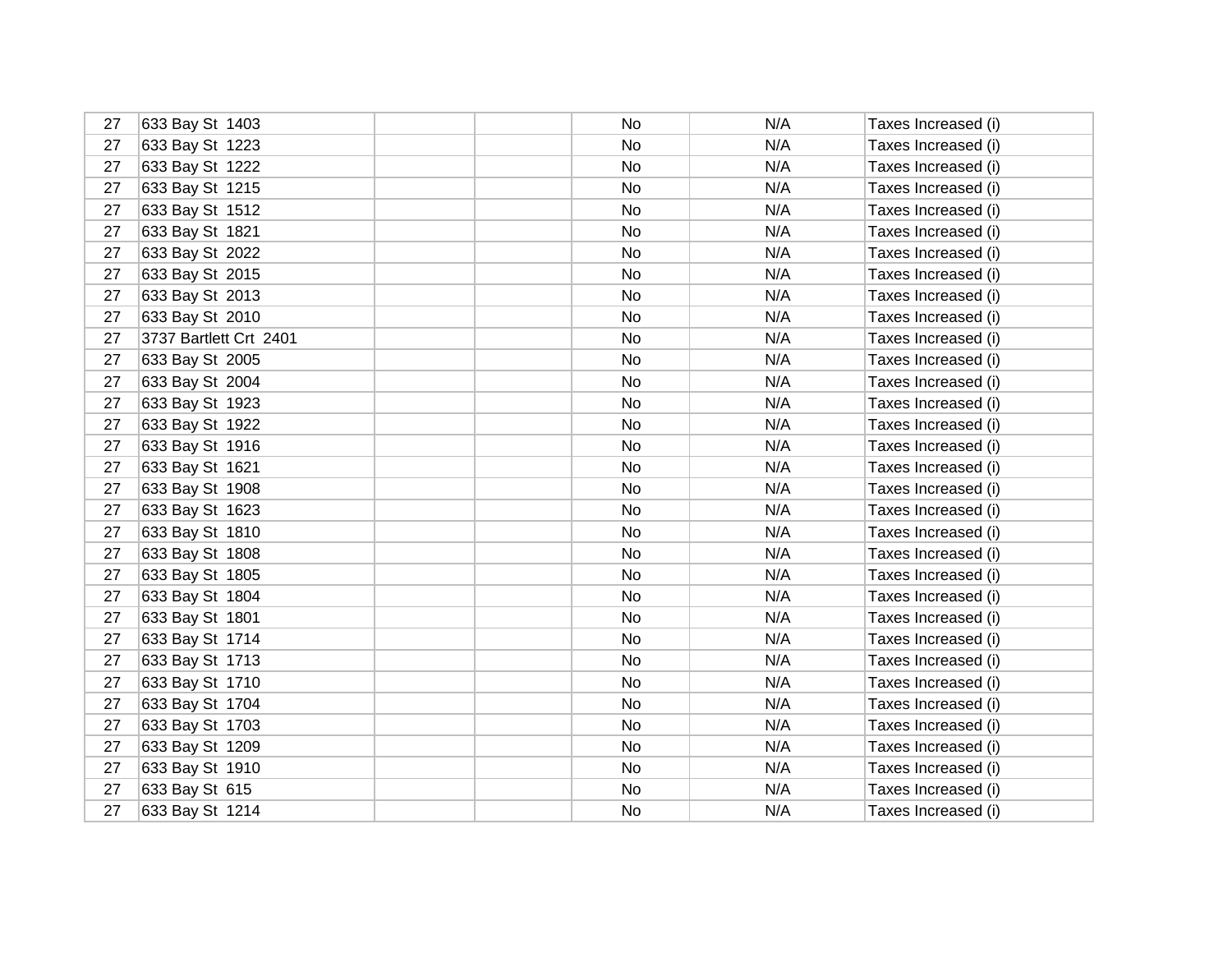| | | | | | | |
|---|---|---|---|---|---|---|
| 27 | 633 Bay St  1403 | | | No | N/A | Taxes Increased (i) |
| 27 | 633 Bay St  1223 | | | No | N/A | Taxes Increased (i) |
| 27 | 633 Bay St  1222 | | | No | N/A | Taxes Increased (i) |
| 27 | 633 Bay St  1215 | | | No | N/A | Taxes Increased (i) |
| 27 | 633 Bay St  1512 | | | No | N/A | Taxes Increased (i) |
| 27 | 633 Bay St  1821 | | | No | N/A | Taxes Increased (i) |
| 27 | 633 Bay St  2022 | | | No | N/A | Taxes Increased (i) |
| 27 | 633 Bay St  2015 | | | No | N/A | Taxes Increased (i) |
| 27 | 633 Bay St  2013 | | | No | N/A | Taxes Increased (i) |
| 27 | 633 Bay St  2010 | | | No | N/A | Taxes Increased (i) |
| 27 | 3737 Bartlett Crt  2401 | | | No | N/A | Taxes Increased (i) |
| 27 | 633 Bay St  2005 | | | No | N/A | Taxes Increased (i) |
| 27 | 633 Bay St  2004 | | | No | N/A | Taxes Increased (i) |
| 27 | 633 Bay St  1923 | | | No | N/A | Taxes Increased (i) |
| 27 | 633 Bay St  1922 | | | No | N/A | Taxes Increased (i) |
| 27 | 633 Bay St  1916 | | | No | N/A | Taxes Increased (i) |
| 27 | 633 Bay St  1621 | | | No | N/A | Taxes Increased (i) |
| 27 | 633 Bay St  1908 | | | No | N/A | Taxes Increased (i) |
| 27 | 633 Bay St  1623 | | | No | N/A | Taxes Increased (i) |
| 27 | 633 Bay St  1810 | | | No | N/A | Taxes Increased (i) |
| 27 | 633 Bay St  1808 | | | No | N/A | Taxes Increased (i) |
| 27 | 633 Bay St  1805 | | | No | N/A | Taxes Increased (i) |
| 27 | 633 Bay St  1804 | | | No | N/A | Taxes Increased (i) |
| 27 | 633 Bay St  1801 | | | No | N/A | Taxes Increased (i) |
| 27 | 633 Bay St  1714 | | | No | N/A | Taxes Increased (i) |
| 27 | 633 Bay St  1713 | | | No | N/A | Taxes Increased (i) |
| 27 | 633 Bay St  1710 | | | No | N/A | Taxes Increased (i) |
| 27 | 633 Bay St  1704 | | | No | N/A | Taxes Increased (i) |
| 27 | 633 Bay St  1703 | | | No | N/A | Taxes Increased (i) |
| 27 | 633 Bay St  1209 | | | No | N/A | Taxes Increased (i) |
| 27 | 633 Bay St  1910 | | | No | N/A | Taxes Increased (i) |
| 27 | 633 Bay St  615 | | | No | N/A | Taxes Increased (i) |
| 27 | 633 Bay St  1214 | | | No | N/A | Taxes Increased (i) |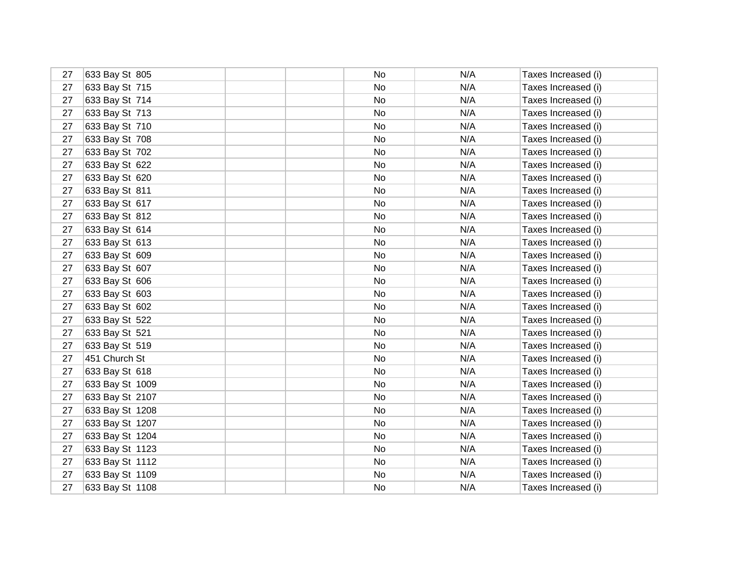| | | | | | | |
|---|---|---|---|---|---|---|
| 27 | 633 Bay St 805 | | | No | N/A | Taxes Increased (i) |
| 27 | 633 Bay St 715 | | | No | N/A | Taxes Increased (i) |
| 27 | 633 Bay St 714 | | | No | N/A | Taxes Increased (i) |
| 27 | 633 Bay St 713 | | | No | N/A | Taxes Increased (i) |
| 27 | 633 Bay St 710 | | | No | N/A | Taxes Increased (i) |
| 27 | 633 Bay St 708 | | | No | N/A | Taxes Increased (i) |
| 27 | 633 Bay St 702 | | | No | N/A | Taxes Increased (i) |
| 27 | 633 Bay St 622 | | | No | N/A | Taxes Increased (i) |
| 27 | 633 Bay St 620 | | | No | N/A | Taxes Increased (i) |
| 27 | 633 Bay St 811 | | | No | N/A | Taxes Increased (i) |
| 27 | 633 Bay St 617 | | | No | N/A | Taxes Increased (i) |
| 27 | 633 Bay St 812 | | | No | N/A | Taxes Increased (i) |
| 27 | 633 Bay St 614 | | | No | N/A | Taxes Increased (i) |
| 27 | 633 Bay St 613 | | | No | N/A | Taxes Increased (i) |
| 27 | 633 Bay St 609 | | | No | N/A | Taxes Increased (i) |
| 27 | 633 Bay St 607 | | | No | N/A | Taxes Increased (i) |
| 27 | 633 Bay St 606 | | | No | N/A | Taxes Increased (i) |
| 27 | 633 Bay St 603 | | | No | N/A | Taxes Increased (i) |
| 27 | 633 Bay St 602 | | | No | N/A | Taxes Increased (i) |
| 27 | 633 Bay St 522 | | | No | N/A | Taxes Increased (i) |
| 27 | 633 Bay St 521 | | | No | N/A | Taxes Increased (i) |
| 27 | 633 Bay St 519 | | | No | N/A | Taxes Increased (i) |
| 27 | 451 Church St | | | No | N/A | Taxes Increased (i) |
| 27 | 633 Bay St 618 | | | No | N/A | Taxes Increased (i) |
| 27 | 633 Bay St 1009 | | | No | N/A | Taxes Increased (i) |
| 27 | 633 Bay St 2107 | | | No | N/A | Taxes Increased (i) |
| 27 | 633 Bay St 1208 | | | No | N/A | Taxes Increased (i) |
| 27 | 633 Bay St 1207 | | | No | N/A | Taxes Increased (i) |
| 27 | 633 Bay St 1204 | | | No | N/A | Taxes Increased (i) |
| 27 | 633 Bay St 1123 | | | No | N/A | Taxes Increased (i) |
| 27 | 633 Bay St 1112 | | | No | N/A | Taxes Increased (i) |
| 27 | 633 Bay St 1109 | | | No | N/A | Taxes Increased (i) |
| 27 | 633 Bay St 1108 | | | No | N/A | Taxes Increased (i) |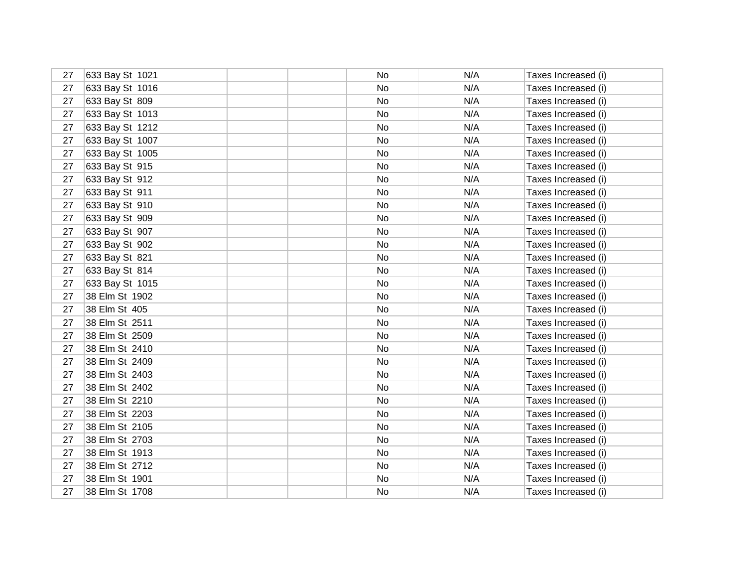|  |  |  |  |  |  |  |
|---|---|---|---|---|---|---|
| 27 | 633 Bay St  1021 |  |  | No | N/A | Taxes Increased (i) |
| 27 | 633 Bay St  1016 |  |  | No | N/A | Taxes Increased (i) |
| 27 | 633 Bay St  809 |  |  | No | N/A | Taxes Increased (i) |
| 27 | 633 Bay St  1013 |  |  | No | N/A | Taxes Increased (i) |
| 27 | 633 Bay St  1212 |  |  | No | N/A | Taxes Increased (i) |
| 27 | 633 Bay St  1007 |  |  | No | N/A | Taxes Increased (i) |
| 27 | 633 Bay St  1005 |  |  | No | N/A | Taxes Increased (i) |
| 27 | 633 Bay St  915 |  |  | No | N/A | Taxes Increased (i) |
| 27 | 633 Bay St  912 |  |  | No | N/A | Taxes Increased (i) |
| 27 | 633 Bay St  911 |  |  | No | N/A | Taxes Increased (i) |
| 27 | 633 Bay St  910 |  |  | No | N/A | Taxes Increased (i) |
| 27 | 633 Bay St  909 |  |  | No | N/A | Taxes Increased (i) |
| 27 | 633 Bay St  907 |  |  | No | N/A | Taxes Increased (i) |
| 27 | 633 Bay St  902 |  |  | No | N/A | Taxes Increased (i) |
| 27 | 633 Bay St  821 |  |  | No | N/A | Taxes Increased (i) |
| 27 | 633 Bay St  814 |  |  | No | N/A | Taxes Increased (i) |
| 27 | 633 Bay St  1015 |  |  | No | N/A | Taxes Increased (i) |
| 27 | 38 Elm St  1902 |  |  | No | N/A | Taxes Increased (i) |
| 27 | 38 Elm St  405 |  |  | No | N/A | Taxes Increased (i) |
| 27 | 38 Elm St  2511 |  |  | No | N/A | Taxes Increased (i) |
| 27 | 38 Elm St  2509 |  |  | No | N/A | Taxes Increased (i) |
| 27 | 38 Elm St  2410 |  |  | No | N/A | Taxes Increased (i) |
| 27 | 38 Elm St  2409 |  |  | No | N/A | Taxes Increased (i) |
| 27 | 38 Elm St  2403 |  |  | No | N/A | Taxes Increased (i) |
| 27 | 38 Elm St  2402 |  |  | No | N/A | Taxes Increased (i) |
| 27 | 38 Elm St  2210 |  |  | No | N/A | Taxes Increased (i) |
| 27 | 38 Elm St  2203 |  |  | No | N/A | Taxes Increased (i) |
| 27 | 38 Elm St  2105 |  |  | No | N/A | Taxes Increased (i) |
| 27 | 38 Elm St  2703 |  |  | No | N/A | Taxes Increased (i) |
| 27 | 38 Elm St  1913 |  |  | No | N/A | Taxes Increased (i) |
| 27 | 38 Elm St  2712 |  |  | No | N/A | Taxes Increased (i) |
| 27 | 38 Elm St  1901 |  |  | No | N/A | Taxes Increased (i) |
| 27 | 38 Elm St  1708 |  |  | No | N/A | Taxes Increased (i) |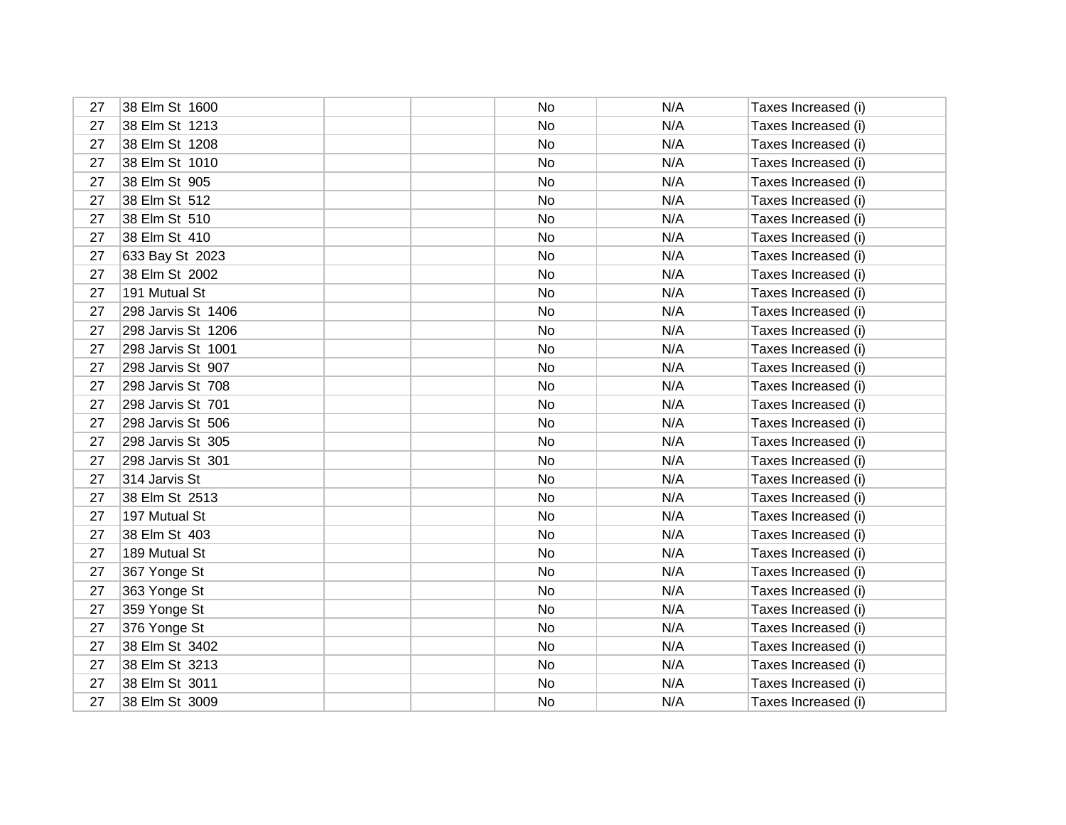| | | | | | | |
|---|---|---|---|---|---|---|
| 27 | 38 Elm St  1600 | | | No | N/A | Taxes Increased (i) |
| 27 | 38 Elm St  1213 | | | No | N/A | Taxes Increased (i) |
| 27 | 38 Elm St  1208 | | | No | N/A | Taxes Increased (i) |
| 27 | 38 Elm St  1010 | | | No | N/A | Taxes Increased (i) |
| 27 | 38 Elm St  905 | | | No | N/A | Taxes Increased (i) |
| 27 | 38 Elm St  512 | | | No | N/A | Taxes Increased (i) |
| 27 | 38 Elm St  510 | | | No | N/A | Taxes Increased (i) |
| 27 | 38 Elm St  410 | | | No | N/A | Taxes Increased (i) |
| 27 | 633 Bay St  2023 | | | No | N/A | Taxes Increased (i) |
| 27 | 38 Elm St  2002 | | | No | N/A | Taxes Increased (i) |
| 27 | 191 Mutual St | | | No | N/A | Taxes Increased (i) |
| 27 | 298 Jarvis St  1406 | | | No | N/A | Taxes Increased (i) |
| 27 | 298 Jarvis St  1206 | | | No | N/A | Taxes Increased (i) |
| 27 | 298 Jarvis St  1001 | | | No | N/A | Taxes Increased (i) |
| 27 | 298 Jarvis St  907 | | | No | N/A | Taxes Increased (i) |
| 27 | 298 Jarvis St  708 | | | No | N/A | Taxes Increased (i) |
| 27 | 298 Jarvis St  701 | | | No | N/A | Taxes Increased (i) |
| 27 | 298 Jarvis St  506 | | | No | N/A | Taxes Increased (i) |
| 27 | 298 Jarvis St  305 | | | No | N/A | Taxes Increased (i) |
| 27 | 298 Jarvis St  301 | | | No | N/A | Taxes Increased (i) |
| 27 | 314 Jarvis St | | | No | N/A | Taxes Increased (i) |
| 27 | 38 Elm St  2513 | | | No | N/A | Taxes Increased (i) |
| 27 | 197 Mutual St | | | No | N/A | Taxes Increased (i) |
| 27 | 38 Elm St  403 | | | No | N/A | Taxes Increased (i) |
| 27 | 189 Mutual St | | | No | N/A | Taxes Increased (i) |
| 27 | 367 Yonge St | | | No | N/A | Taxes Increased (i) |
| 27 | 363 Yonge St | | | No | N/A | Taxes Increased (i) |
| 27 | 359 Yonge St | | | No | N/A | Taxes Increased (i) |
| 27 | 376 Yonge St | | | No | N/A | Taxes Increased (i) |
| 27 | 38 Elm St  3402 | | | No | N/A | Taxes Increased (i) |
| 27 | 38 Elm St  3213 | | | No | N/A | Taxes Increased (i) |
| 27 | 38 Elm St  3011 | | | No | N/A | Taxes Increased (i) |
| 27 | 38 Elm St  3009 | | | No | N/A | Taxes Increased (i) |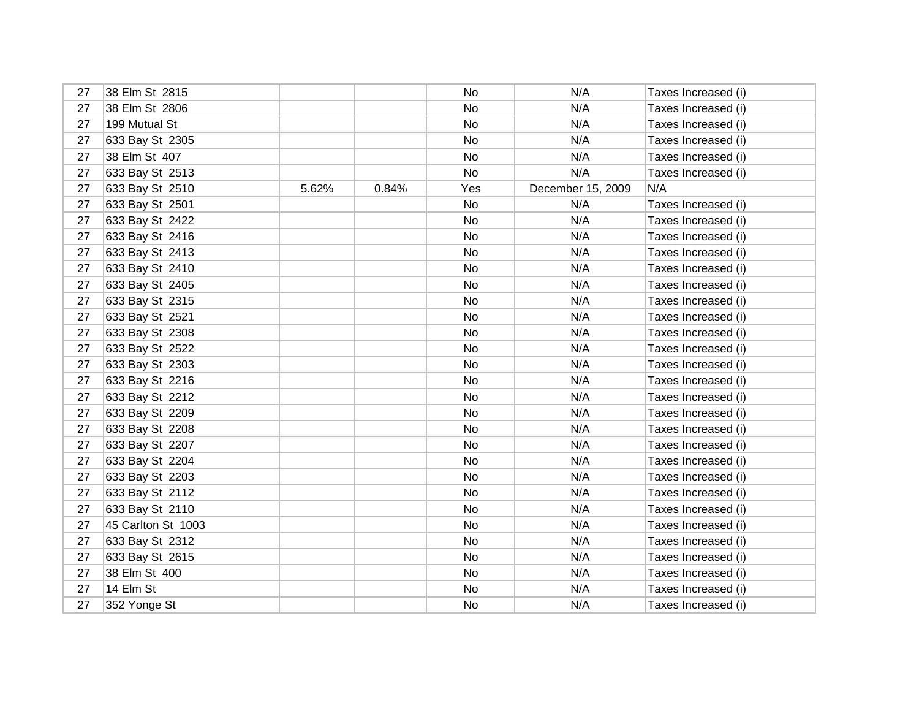| | | | | | | |
|---|---|---|---|---|---|---|
| 27 | 38 Elm St 2815 | | | No | N/A | Taxes Increased (i) |
| 27 | 38 Elm St 2806 | | | No | N/A | Taxes Increased (i) |
| 27 | 199 Mutual St | | | No | N/A | Taxes Increased (i) |
| 27 | 633 Bay St 2305 | | | No | N/A | Taxes Increased (i) |
| 27 | 38 Elm St 407 | | | No | N/A | Taxes Increased (i) |
| 27 | 633 Bay St 2513 | | | No | N/A | Taxes Increased (i) |
| 27 | 633 Bay St 2510 | 5.62% | 0.84% | Yes | December 15, 2009 | N/A |
| 27 | 633 Bay St 2501 | | | No | N/A | Taxes Increased (i) |
| 27 | 633 Bay St 2422 | | | No | N/A | Taxes Increased (i) |
| 27 | 633 Bay St 2416 | | | No | N/A | Taxes Increased (i) |
| 27 | 633 Bay St 2413 | | | No | N/A | Taxes Increased (i) |
| 27 | 633 Bay St 2410 | | | No | N/A | Taxes Increased (i) |
| 27 | 633 Bay St 2405 | | | No | N/A | Taxes Increased (i) |
| 27 | 633 Bay St 2315 | | | No | N/A | Taxes Increased (i) |
| 27 | 633 Bay St 2521 | | | No | N/A | Taxes Increased (i) |
| 27 | 633 Bay St 2308 | | | No | N/A | Taxes Increased (i) |
| 27 | 633 Bay St 2522 | | | No | N/A | Taxes Increased (i) |
| 27 | 633 Bay St 2303 | | | No | N/A | Taxes Increased (i) |
| 27 | 633 Bay St 2216 | | | No | N/A | Taxes Increased (i) |
| 27 | 633 Bay St 2212 | | | No | N/A | Taxes Increased (i) |
| 27 | 633 Bay St 2209 | | | No | N/A | Taxes Increased (i) |
| 27 | 633 Bay St 2208 | | | No | N/A | Taxes Increased (i) |
| 27 | 633 Bay St 2207 | | | No | N/A | Taxes Increased (i) |
| 27 | 633 Bay St 2204 | | | No | N/A | Taxes Increased (i) |
| 27 | 633 Bay St 2203 | | | No | N/A | Taxes Increased (i) |
| 27 | 633 Bay St 2112 | | | No | N/A | Taxes Increased (i) |
| 27 | 633 Bay St 2110 | | | No | N/A | Taxes Increased (i) |
| 27 | 45 Carlton St 1003 | | | No | N/A | Taxes Increased (i) |
| 27 | 633 Bay St 2312 | | | No | N/A | Taxes Increased (i) |
| 27 | 633 Bay St 2615 | | | No | N/A | Taxes Increased (i) |
| 27 | 38 Elm St 400 | | | No | N/A | Taxes Increased (i) |
| 27 | 14 Elm St | | | No | N/A | Taxes Increased (i) |
| 27 | 352 Yonge St | | | No | N/A | Taxes Increased (i) |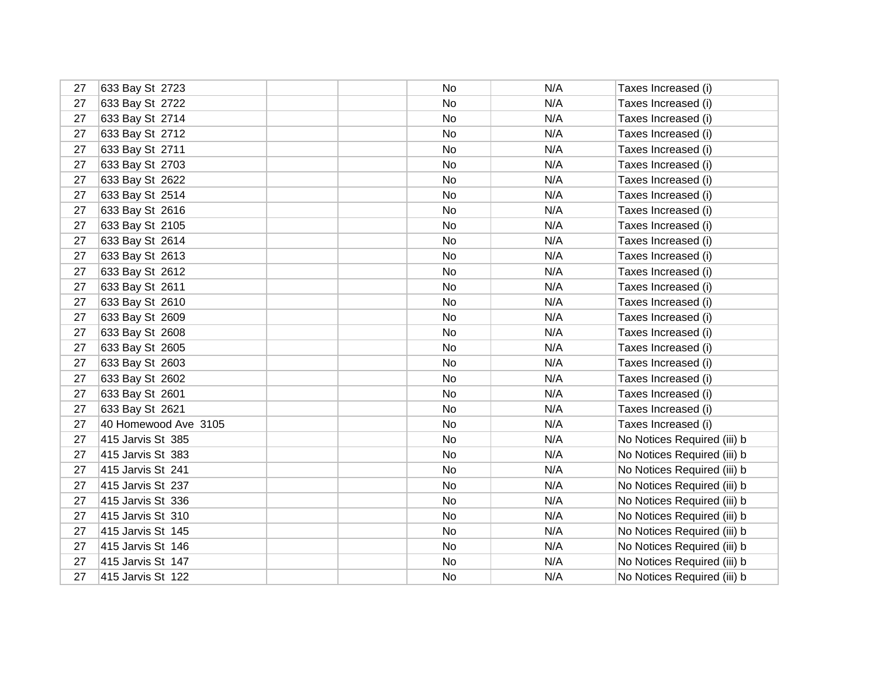| | | | | | | |
|---|---|---|---|---|---|---|
| 27 | 633 Bay St 2723 | | | No | N/A | Taxes Increased (i) |
| 27 | 633 Bay St 2722 | | | No | N/A | Taxes Increased (i) |
| 27 | 633 Bay St 2714 | | | No | N/A | Taxes Increased (i) |
| 27 | 633 Bay St 2712 | | | No | N/A | Taxes Increased (i) |
| 27 | 633 Bay St 2711 | | | No | N/A | Taxes Increased (i) |
| 27 | 633 Bay St 2703 | | | No | N/A | Taxes Increased (i) |
| 27 | 633 Bay St 2622 | | | No | N/A | Taxes Increased (i) |
| 27 | 633 Bay St 2514 | | | No | N/A | Taxes Increased (i) |
| 27 | 633 Bay St 2616 | | | No | N/A | Taxes Increased (i) |
| 27 | 633 Bay St 2105 | | | No | N/A | Taxes Increased (i) |
| 27 | 633 Bay St 2614 | | | No | N/A | Taxes Increased (i) |
| 27 | 633 Bay St 2613 | | | No | N/A | Taxes Increased (i) |
| 27 | 633 Bay St 2612 | | | No | N/A | Taxes Increased (i) |
| 27 | 633 Bay St 2611 | | | No | N/A | Taxes Increased (i) |
| 27 | 633 Bay St 2610 | | | No | N/A | Taxes Increased (i) |
| 27 | 633 Bay St 2609 | | | No | N/A | Taxes Increased (i) |
| 27 | 633 Bay St 2608 | | | No | N/A | Taxes Increased (i) |
| 27 | 633 Bay St 2605 | | | No | N/A | Taxes Increased (i) |
| 27 | 633 Bay St 2603 | | | No | N/A | Taxes Increased (i) |
| 27 | 633 Bay St 2602 | | | No | N/A | Taxes Increased (i) |
| 27 | 633 Bay St 2601 | | | No | N/A | Taxes Increased (i) |
| 27 | 633 Bay St 2621 | | | No | N/A | Taxes Increased (i) |
| 27 | 40 Homewood Ave 3105 | | | No | N/A | Taxes Increased (i) |
| 27 | 415 Jarvis St 385 | | | No | N/A | No Notices Required (iii) b |
| 27 | 415 Jarvis St 383 | | | No | N/A | No Notices Required (iii) b |
| 27 | 415 Jarvis St 241 | | | No | N/A | No Notices Required (iii) b |
| 27 | 415 Jarvis St 237 | | | No | N/A | No Notices Required (iii) b |
| 27 | 415 Jarvis St 336 | | | No | N/A | No Notices Required (iii) b |
| 27 | 415 Jarvis St 310 | | | No | N/A | No Notices Required (iii) b |
| 27 | 415 Jarvis St 145 | | | No | N/A | No Notices Required (iii) b |
| 27 | 415 Jarvis St 146 | | | No | N/A | No Notices Required (iii) b |
| 27 | 415 Jarvis St 147 | | | No | N/A | No Notices Required (iii) b |
| 27 | 415 Jarvis St 122 | | | No | N/A | No Notices Required (iii) b |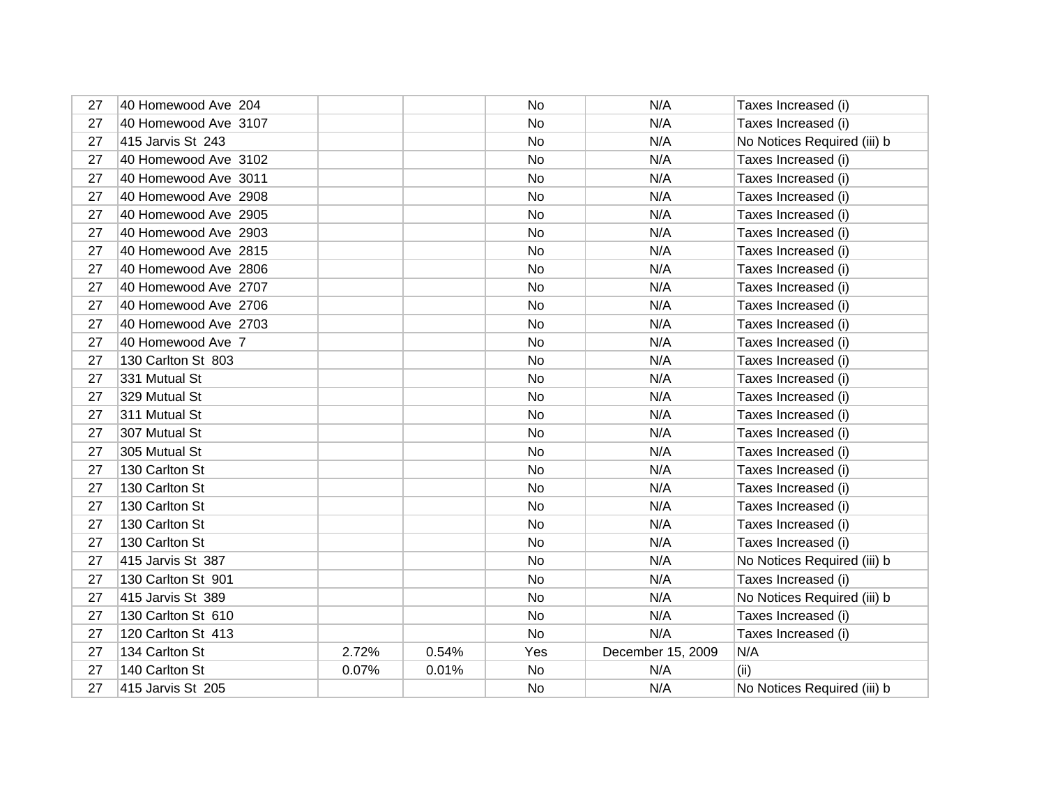| | | | | | | |
|---|---|---|---|---|---|---|
| 27 | 40 Homewood Ave  204 | | | No | N/A | Taxes Increased (i) |
| 27 | 40 Homewood Ave  3107 | | | No | N/A | Taxes Increased (i) |
| 27 | 415 Jarvis St  243 | | | No | N/A | No Notices Required (iii) b |
| 27 | 40 Homewood Ave  3102 | | | No | N/A | Taxes Increased (i) |
| 27 | 40 Homewood Ave  3011 | | | No | N/A | Taxes Increased (i) |
| 27 | 40 Homewood Ave  2908 | | | No | N/A | Taxes Increased (i) |
| 27 | 40 Homewood Ave  2905 | | | No | N/A | Taxes Increased (i) |
| 27 | 40 Homewood Ave  2903 | | | No | N/A | Taxes Increased (i) |
| 27 | 40 Homewood Ave  2815 | | | No | N/A | Taxes Increased (i) |
| 27 | 40 Homewood Ave  2806 | | | No | N/A | Taxes Increased (i) |
| 27 | 40 Homewood Ave  2707 | | | No | N/A | Taxes Increased (i) |
| 27 | 40 Homewood Ave  2706 | | | No | N/A | Taxes Increased (i) |
| 27 | 40 Homewood Ave  2703 | | | No | N/A | Taxes Increased (i) |
| 27 | 40 Homewood Ave  7 | | | No | N/A | Taxes Increased (i) |
| 27 | 130 Carlton St  803 | | | No | N/A | Taxes Increased (i) |
| 27 | 331 Mutual St | | | No | N/A | Taxes Increased (i) |
| 27 | 329 Mutual St | | | No | N/A | Taxes Increased (i) |
| 27 | 311 Mutual St | | | No | N/A | Taxes Increased (i) |
| 27 | 307 Mutual St | | | No | N/A | Taxes Increased (i) |
| 27 | 305 Mutual St | | | No | N/A | Taxes Increased (i) |
| 27 | 130 Carlton St | | | No | N/A | Taxes Increased (i) |
| 27 | 130 Carlton St | | | No | N/A | Taxes Increased (i) |
| 27 | 130 Carlton St | | | No | N/A | Taxes Increased (i) |
| 27 | 130 Carlton St | | | No | N/A | Taxes Increased (i) |
| 27 | 130 Carlton St | | | No | N/A | Taxes Increased (i) |
| 27 | 415 Jarvis St  387 | | | No | N/A | No Notices Required (iii) b |
| 27 | 130 Carlton St  901 | | | No | N/A | Taxes Increased (i) |
| 27 | 415 Jarvis St  389 | | | No | N/A | No Notices Required (iii) b |
| 27 | 130 Carlton St  610 | | | No | N/A | Taxes Increased (i) |
| 27 | 120 Carlton St  413 | | | No | N/A | Taxes Increased (i) |
| 27 | 134 Carlton St | 2.72% | 0.54% | Yes | December 15, 2009 | N/A |
| 27 | 140 Carlton St | 0.07% | 0.01% | No | N/A | (ii) |
| 27 | 415 Jarvis St  205 | | | No | N/A | No Notices Required (iii) b |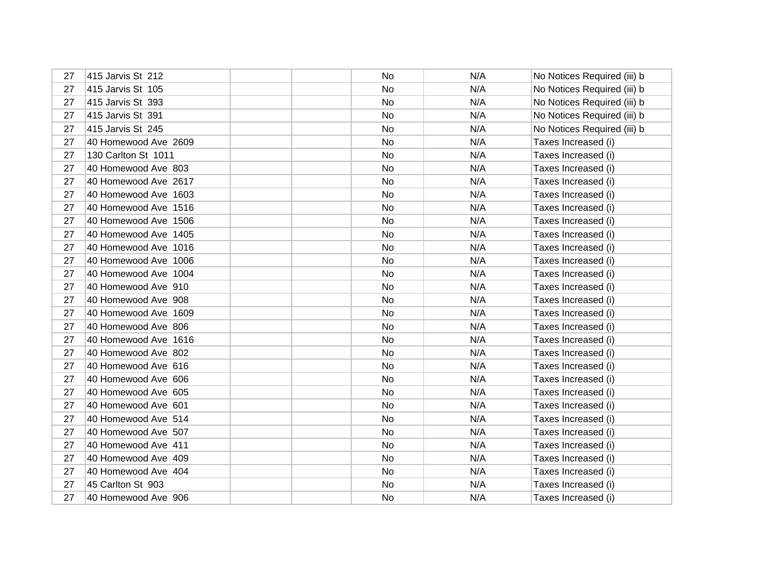| | | | | | | |
|---|---|---|---|---|---|---|
| 27 | 415 Jarvis St  212 | | | No | N/A | No Notices Required (iii) b |
| 27 | 415 Jarvis St  105 | | | No | N/A | No Notices Required (iii) b |
| 27 | 415 Jarvis St  393 | | | No | N/A | No Notices Required (iii) b |
| 27 | 415 Jarvis St  391 | | | No | N/A | No Notices Required (iii) b |
| 27 | 415 Jarvis St  245 | | | No | N/A | No Notices Required (iii) b |
| 27 | 40 Homewood Ave  2609 | | | No | N/A | Taxes Increased (i) |
| 27 | 130 Carlton St  1011 | | | No | N/A | Taxes Increased (i) |
| 27 | 40 Homewood Ave  803 | | | No | N/A | Taxes Increased (i) |
| 27 | 40 Homewood Ave  2617 | | | No | N/A | Taxes Increased (i) |
| 27 | 40 Homewood Ave  1603 | | | No | N/A | Taxes Increased (i) |
| 27 | 40 Homewood Ave  1516 | | | No | N/A | Taxes Increased (i) |
| 27 | 40 Homewood Ave  1506 | | | No | N/A | Taxes Increased (i) |
| 27 | 40 Homewood Ave  1405 | | | No | N/A | Taxes Increased (i) |
| 27 | 40 Homewood Ave  1016 | | | No | N/A | Taxes Increased (i) |
| 27 | 40 Homewood Ave  1006 | | | No | N/A | Taxes Increased (i) |
| 27 | 40 Homewood Ave  1004 | | | No | N/A | Taxes Increased (i) |
| 27 | 40 Homewood Ave  910 | | | No | N/A | Taxes Increased (i) |
| 27 | 40 Homewood Ave  908 | | | No | N/A | Taxes Increased (i) |
| 27 | 40 Homewood Ave  1609 | | | No | N/A | Taxes Increased (i) |
| 27 | 40 Homewood Ave  806 | | | No | N/A | Taxes Increased (i) |
| 27 | 40 Homewood Ave  1616 | | | No | N/A | Taxes Increased (i) |
| 27 | 40 Homewood Ave  802 | | | No | N/A | Taxes Increased (i) |
| 27 | 40 Homewood Ave  616 | | | No | N/A | Taxes Increased (i) |
| 27 | 40 Homewood Ave  606 | | | No | N/A | Taxes Increased (i) |
| 27 | 40 Homewood Ave  605 | | | No | N/A | Taxes Increased (i) |
| 27 | 40 Homewood Ave  601 | | | No | N/A | Taxes Increased (i) |
| 27 | 40 Homewood Ave  514 | | | No | N/A | Taxes Increased (i) |
| 27 | 40 Homewood Ave  507 | | | No | N/A | Taxes Increased (i) |
| 27 | 40 Homewood Ave  411 | | | No | N/A | Taxes Increased (i) |
| 27 | 40 Homewood Ave  409 | | | No | N/A | Taxes Increased (i) |
| 27 | 40 Homewood Ave  404 | | | No | N/A | Taxes Increased (i) |
| 27 | 45 Carlton St  903 | | | No | N/A | Taxes Increased (i) |
| 27 | 40 Homewood Ave  906 | | | No | N/A | Taxes Increased (i) |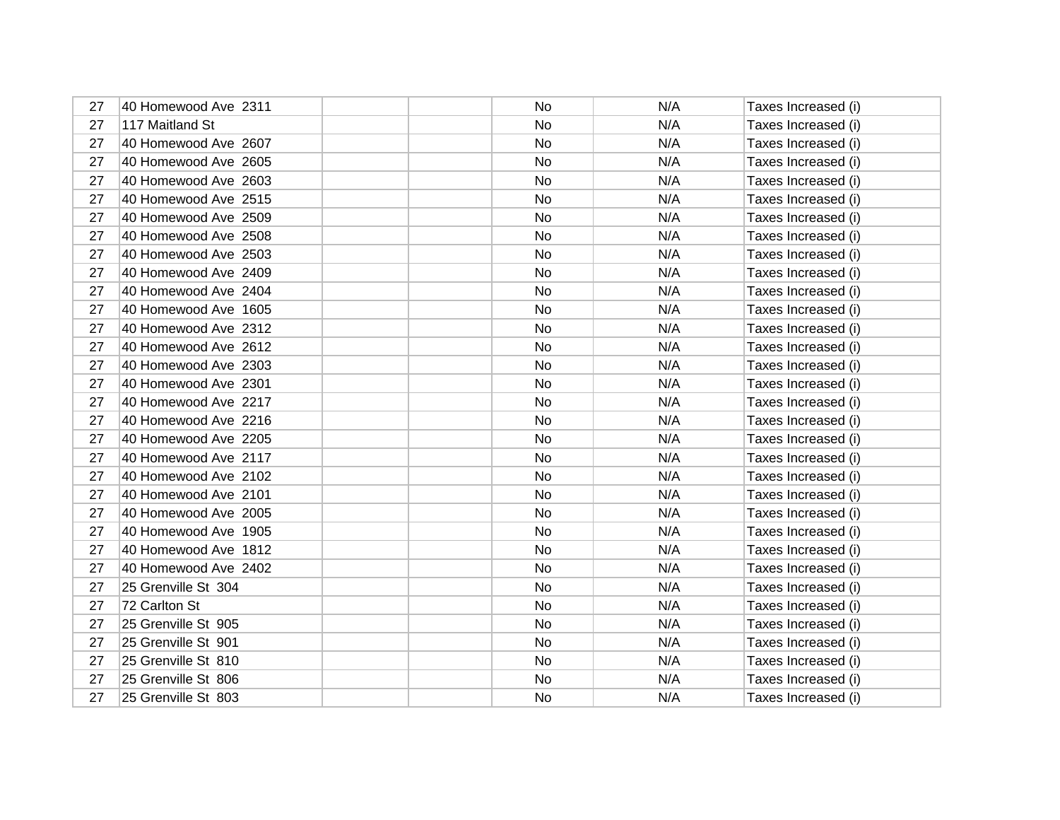| | | | | | | |
|---|---|---|---|---|---|---|
| 27 | 40 Homewood Ave  2311 | | | No | N/A | Taxes Increased (i) |
| 27 | 117 Maitland St | | | No | N/A | Taxes Increased (i) |
| 27 | 40 Homewood Ave  2607 | | | No | N/A | Taxes Increased (i) |
| 27 | 40 Homewood Ave  2605 | | | No | N/A | Taxes Increased (i) |
| 27 | 40 Homewood Ave  2603 | | | No | N/A | Taxes Increased (i) |
| 27 | 40 Homewood Ave  2515 | | | No | N/A | Taxes Increased (i) |
| 27 | 40 Homewood Ave  2509 | | | No | N/A | Taxes Increased (i) |
| 27 | 40 Homewood Ave  2508 | | | No | N/A | Taxes Increased (i) |
| 27 | 40 Homewood Ave  2503 | | | No | N/A | Taxes Increased (i) |
| 27 | 40 Homewood Ave  2409 | | | No | N/A | Taxes Increased (i) |
| 27 | 40 Homewood Ave  2404 | | | No | N/A | Taxes Increased (i) |
| 27 | 40 Homewood Ave  1605 | | | No | N/A | Taxes Increased (i) |
| 27 | 40 Homewood Ave  2312 | | | No | N/A | Taxes Increased (i) |
| 27 | 40 Homewood Ave  2612 | | | No | N/A | Taxes Increased (i) |
| 27 | 40 Homewood Ave  2303 | | | No | N/A | Taxes Increased (i) |
| 27 | 40 Homewood Ave  2301 | | | No | N/A | Taxes Increased (i) |
| 27 | 40 Homewood Ave  2217 | | | No | N/A | Taxes Increased (i) |
| 27 | 40 Homewood Ave  2216 | | | No | N/A | Taxes Increased (i) |
| 27 | 40 Homewood Ave  2205 | | | No | N/A | Taxes Increased (i) |
| 27 | 40 Homewood Ave  2117 | | | No | N/A | Taxes Increased (i) |
| 27 | 40 Homewood Ave  2102 | | | No | N/A | Taxes Increased (i) |
| 27 | 40 Homewood Ave  2101 | | | No | N/A | Taxes Increased (i) |
| 27 | 40 Homewood Ave  2005 | | | No | N/A | Taxes Increased (i) |
| 27 | 40 Homewood Ave  1905 | | | No | N/A | Taxes Increased (i) |
| 27 | 40 Homewood Ave  1812 | | | No | N/A | Taxes Increased (i) |
| 27 | 40 Homewood Ave  2402 | | | No | N/A | Taxes Increased (i) |
| 27 | 25 Grenville St  304 | | | No | N/A | Taxes Increased (i) |
| 27 | 72 Carlton St | | | No | N/A | Taxes Increased (i) |
| 27 | 25 Grenville St  905 | | | No | N/A | Taxes Increased (i) |
| 27 | 25 Grenville St  901 | | | No | N/A | Taxes Increased (i) |
| 27 | 25 Grenville St  810 | | | No | N/A | Taxes Increased (i) |
| 27 | 25 Grenville St  806 | | | No | N/A | Taxes Increased (i) |
| 27 | 25 Grenville St  803 | | | No | N/A | Taxes Increased (i) |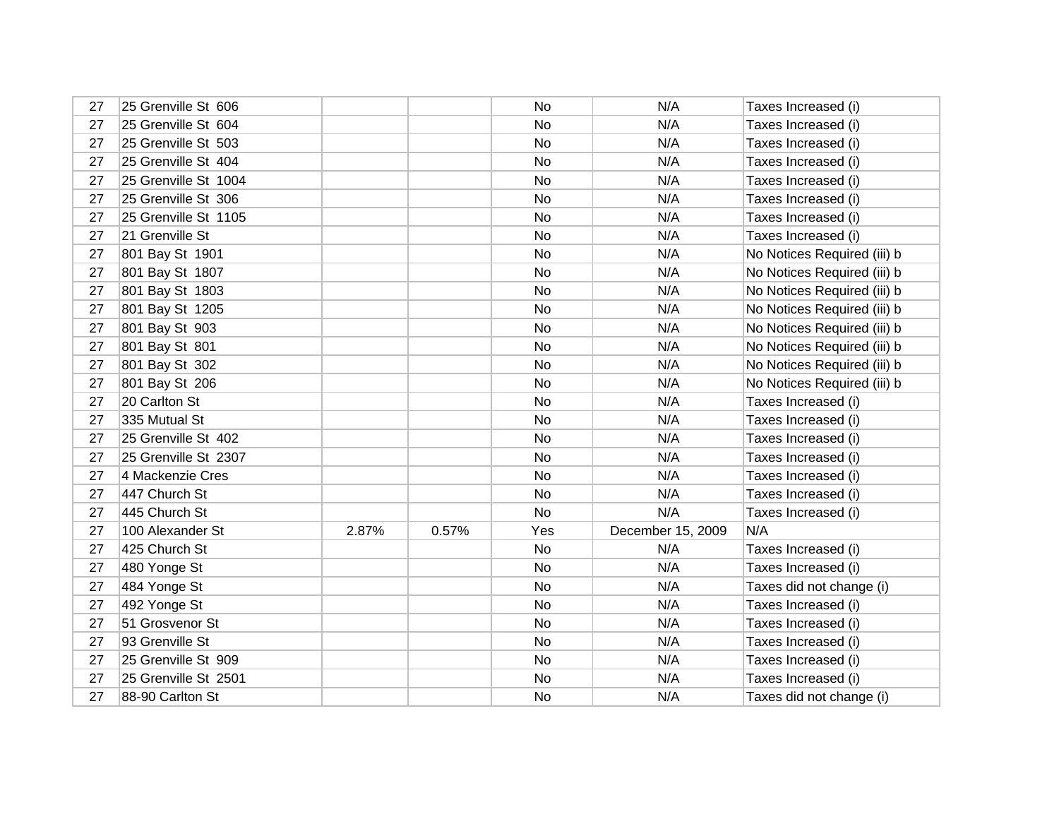| | | | | | | |
|---|---|---|---|---|---|---|
| 27 | 25 Grenville St 606 | | | No | N/A | Taxes Increased (i) |
| 27 | 25 Grenville St 604 | | | No | N/A | Taxes Increased (i) |
| 27 | 25 Grenville St 503 | | | No | N/A | Taxes Increased (i) |
| 27 | 25 Grenville St 404 | | | No | N/A | Taxes Increased (i) |
| 27 | 25 Grenville St 1004 | | | No | N/A | Taxes Increased (i) |
| 27 | 25 Grenville St 306 | | | No | N/A | Taxes Increased (i) |
| 27 | 25 Grenville St 1105 | | | No | N/A | Taxes Increased (i) |
| 27 | 21 Grenville St | | | No | N/A | Taxes Increased (i) |
| 27 | 801 Bay St 1901 | | | No | N/A | No Notices Required (iii) b |
| 27 | 801 Bay St 1807 | | | No | N/A | No Notices Required (iii) b |
| 27 | 801 Bay St 1803 | | | No | N/A | No Notices Required (iii) b |
| 27 | 801 Bay St 1205 | | | No | N/A | No Notices Required (iii) b |
| 27 | 801 Bay St 903 | | | No | N/A | No Notices Required (iii) b |
| 27 | 801 Bay St 801 | | | No | N/A | No Notices Required (iii) b |
| 27 | 801 Bay St 302 | | | No | N/A | No Notices Required (iii) b |
| 27 | 801 Bay St 206 | | | No | N/A | No Notices Required (iii) b |
| 27 | 20 Carlton St | | | No | N/A | Taxes Increased (i) |
| 27 | 335 Mutual St | | | No | N/A | Taxes Increased (i) |
| 27 | 25 Grenville St 402 | | | No | N/A | Taxes Increased (i) |
| 27 | 25 Grenville St 2307 | | | No | N/A | Taxes Increased (i) |
| 27 | 4 Mackenzie Cres | | | No | N/A | Taxes Increased (i) |
| 27 | 447 Church St | | | No | N/A | Taxes Increased (i) |
| 27 | 445 Church St | | | No | N/A | Taxes Increased (i) |
| 27 | 100 Alexander St | 2.87% | 0.57% | Yes | December 15, 2009 | N/A |
| 27 | 425 Church St | | | No | N/A | Taxes Increased (i) |
| 27 | 480 Yonge St | | | No | N/A | Taxes Increased (i) |
| 27 | 484 Yonge St | | | No | N/A | Taxes did not change (i) |
| 27 | 492 Yonge St | | | No | N/A | Taxes Increased (i) |
| 27 | 51 Grosvenor St | | | No | N/A | Taxes Increased (i) |
| 27 | 93 Grenville St | | | No | N/A | Taxes Increased (i) |
| 27 | 25 Grenville St 909 | | | No | N/A | Taxes Increased (i) |
| 27 | 25 Grenville St 2501 | | | No | N/A | Taxes Increased (i) |
| 27 | 88-90 Carlton St | | | No | N/A | Taxes did not change (i) |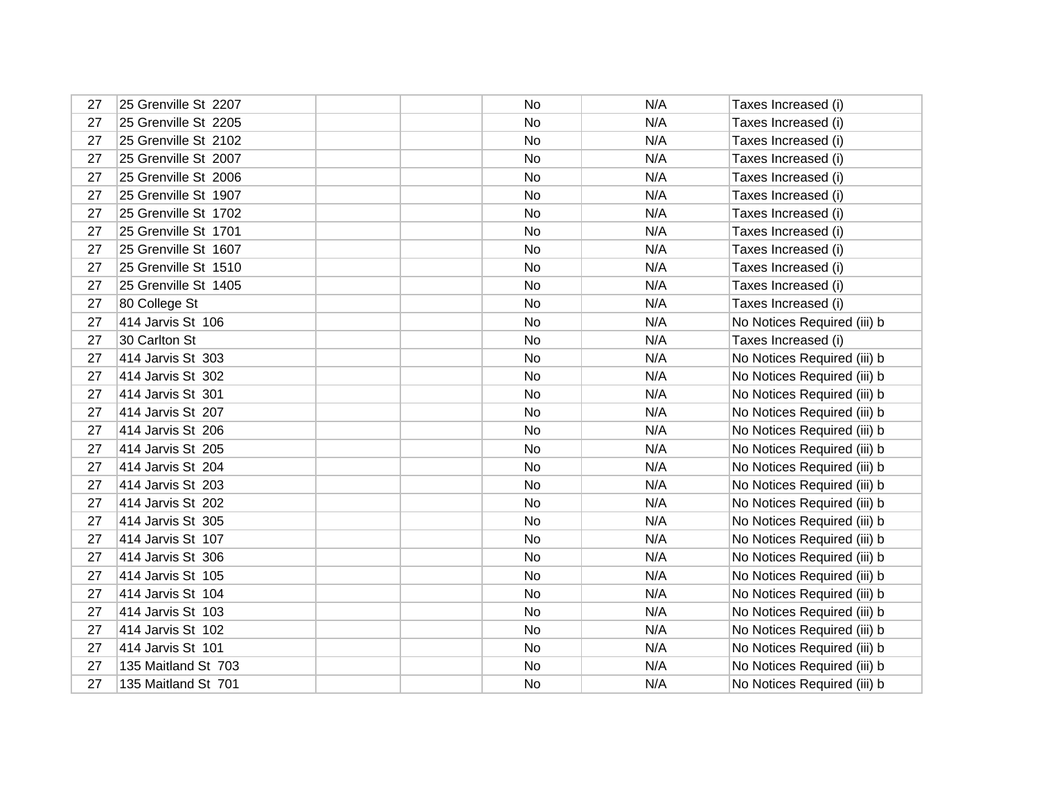| | | | | | | |
|---|---|---|---|---|---|---|
| 27 | 25 Grenville St 2207 | | | No | N/A | Taxes Increased (i) |
| 27 | 25 Grenville St 2205 | | | No | N/A | Taxes Increased (i) |
| 27 | 25 Grenville St 2102 | | | No | N/A | Taxes Increased (i) |
| 27 | 25 Grenville St 2007 | | | No | N/A | Taxes Increased (i) |
| 27 | 25 Grenville St 2006 | | | No | N/A | Taxes Increased (i) |
| 27 | 25 Grenville St 1907 | | | No | N/A | Taxes Increased (i) |
| 27 | 25 Grenville St 1702 | | | No | N/A | Taxes Increased (i) |
| 27 | 25 Grenville St 1701 | | | No | N/A | Taxes Increased (i) |
| 27 | 25 Grenville St 1607 | | | No | N/A | Taxes Increased (i) |
| 27 | 25 Grenville St 1510 | | | No | N/A | Taxes Increased (i) |
| 27 | 25 Grenville St 1405 | | | No | N/A | Taxes Increased (i) |
| 27 | 80 College St | | | No | N/A | Taxes Increased (i) |
| 27 | 414 Jarvis St 106 | | | No | N/A | No Notices Required (iii) b |
| 27 | 30 Carlton St | | | No | N/A | Taxes Increased (i) |
| 27 | 414 Jarvis St 303 | | | No | N/A | No Notices Required (iii) b |
| 27 | 414 Jarvis St 302 | | | No | N/A | No Notices Required (iii) b |
| 27 | 414 Jarvis St 301 | | | No | N/A | No Notices Required (iii) b |
| 27 | 414 Jarvis St 207 | | | No | N/A | No Notices Required (iii) b |
| 27 | 414 Jarvis St 206 | | | No | N/A | No Notices Required (iii) b |
| 27 | 414 Jarvis St 205 | | | No | N/A | No Notices Required (iii) b |
| 27 | 414 Jarvis St 204 | | | No | N/A | No Notices Required (iii) b |
| 27 | 414 Jarvis St 203 | | | No | N/A | No Notices Required (iii) b |
| 27 | 414 Jarvis St 202 | | | No | N/A | No Notices Required (iii) b |
| 27 | 414 Jarvis St 305 | | | No | N/A | No Notices Required (iii) b |
| 27 | 414 Jarvis St 107 | | | No | N/A | No Notices Required (iii) b |
| 27 | 414 Jarvis St 306 | | | No | N/A | No Notices Required (iii) b |
| 27 | 414 Jarvis St 105 | | | No | N/A | No Notices Required (iii) b |
| 27 | 414 Jarvis St 104 | | | No | N/A | No Notices Required (iii) b |
| 27 | 414 Jarvis St 103 | | | No | N/A | No Notices Required (iii) b |
| 27 | 414 Jarvis St 102 | | | No | N/A | No Notices Required (iii) b |
| 27 | 414 Jarvis St 101 | | | No | N/A | No Notices Required (iii) b |
| 27 | 135 Maitland St 703 | | | No | N/A | No Notices Required (iii) b |
| 27 | 135 Maitland St 701 | | | No | N/A | No Notices Required (iii) b |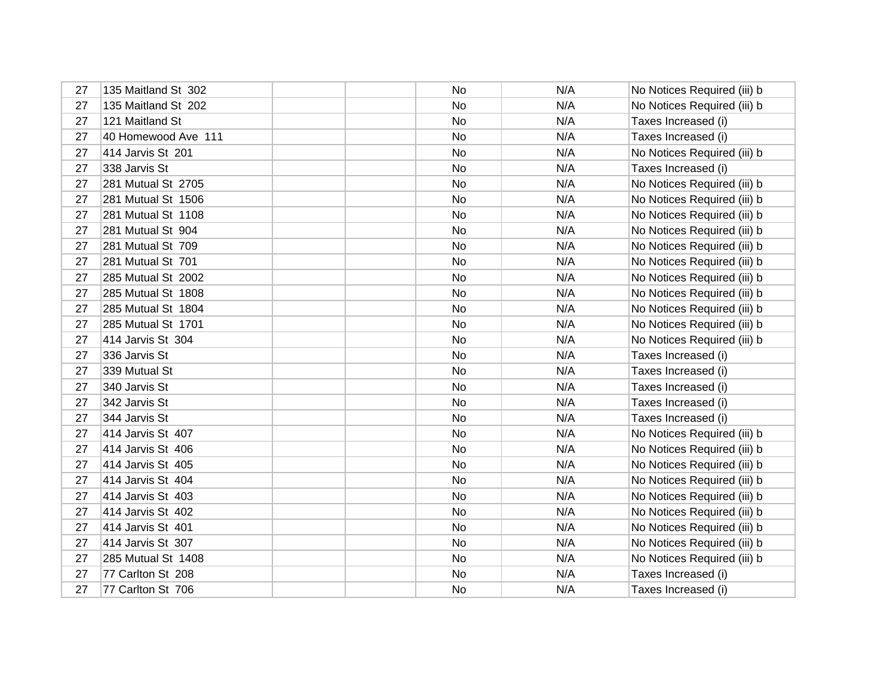| | | | | | | |
|---|---|---|---|---|---|---|
| 27 | 135 Maitland St 302 | | | No | N/A | No Notices Required (iii) b |
| 27 | 135 Maitland St 202 | | | No | N/A | No Notices Required (iii) b |
| 27 | 121 Maitland St | | | No | N/A | Taxes Increased (i) |
| 27 | 40 Homewood Ave 111 | | | No | N/A | Taxes Increased (i) |
| 27 | 414 Jarvis St 201 | | | No | N/A | No Notices Required (iii) b |
| 27 | 338 Jarvis St | | | No | N/A | Taxes Increased (i) |
| 27 | 281 Mutual St 2705 | | | No | N/A | No Notices Required (iii) b |
| 27 | 281 Mutual St 1506 | | | No | N/A | No Notices Required (iii) b |
| 27 | 281 Mutual St 1108 | | | No | N/A | No Notices Required (iii) b |
| 27 | 281 Mutual St 904 | | | No | N/A | No Notices Required (iii) b |
| 27 | 281 Mutual St 709 | | | No | N/A | No Notices Required (iii) b |
| 27 | 281 Mutual St 701 | | | No | N/A | No Notices Required (iii) b |
| 27 | 285 Mutual St 2002 | | | No | N/A | No Notices Required (iii) b |
| 27 | 285 Mutual St 1808 | | | No | N/A | No Notices Required (iii) b |
| 27 | 285 Mutual St 1804 | | | No | N/A | No Notices Required (iii) b |
| 27 | 285 Mutual St 1701 | | | No | N/A | No Notices Required (iii) b |
| 27 | 414 Jarvis St 304 | | | No | N/A | No Notices Required (iii) b |
| 27 | 336 Jarvis St | | | No | N/A | Taxes Increased (i) |
| 27 | 339 Mutual St | | | No | N/A | Taxes Increased (i) |
| 27 | 340 Jarvis St | | | No | N/A | Taxes Increased (i) |
| 27 | 342 Jarvis St | | | No | N/A | Taxes Increased (i) |
| 27 | 344 Jarvis St | | | No | N/A | Taxes Increased (i) |
| 27 | 414 Jarvis St 407 | | | No | N/A | No Notices Required (iii) b |
| 27 | 414 Jarvis St 406 | | | No | N/A | No Notices Required (iii) b |
| 27 | 414 Jarvis St 405 | | | No | N/A | No Notices Required (iii) b |
| 27 | 414 Jarvis St 404 | | | No | N/A | No Notices Required (iii) b |
| 27 | 414 Jarvis St 403 | | | No | N/A | No Notices Required (iii) b |
| 27 | 414 Jarvis St 402 | | | No | N/A | No Notices Required (iii) b |
| 27 | 414 Jarvis St 401 | | | No | N/A | No Notices Required (iii) b |
| 27 | 414 Jarvis St 307 | | | No | N/A | No Notices Required (iii) b |
| 27 | 285 Mutual St 1408 | | | No | N/A | No Notices Required (iii) b |
| 27 | 77 Carlton St 208 | | | No | N/A | Taxes Increased (i) |
| 27 | 77 Carlton St 706 | | | No | N/A | Taxes Increased (i) |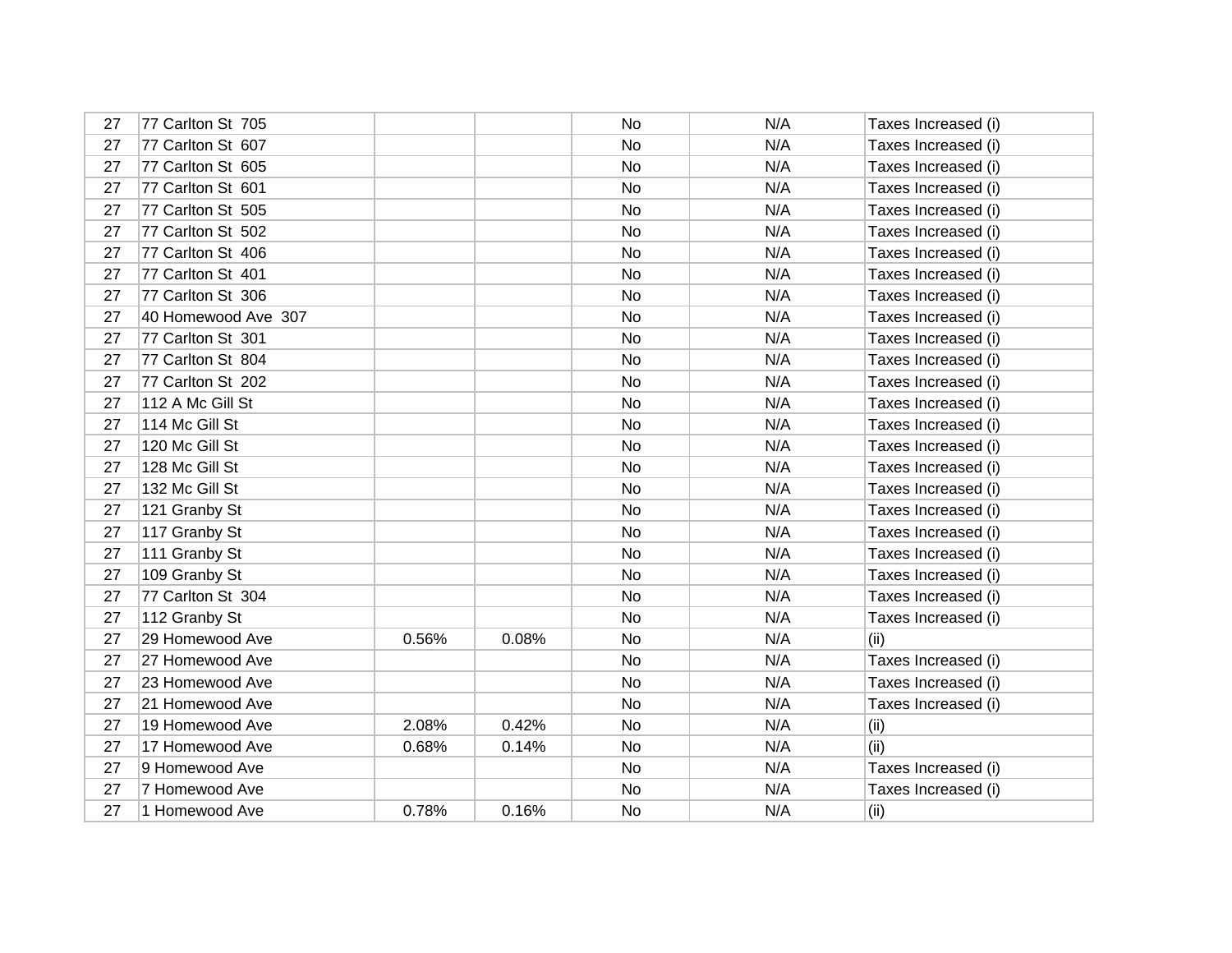| | | | | | | |
|---|---|---|---|---|---|---|
| 27 | 77 Carlton St 705 | | | No | N/A | Taxes Increased (i) |
| 27 | 77 Carlton St 607 | | | No | N/A | Taxes Increased (i) |
| 27 | 77 Carlton St 605 | | | No | N/A | Taxes Increased (i) |
| 27 | 77 Carlton St 601 | | | No | N/A | Taxes Increased (i) |
| 27 | 77 Carlton St 505 | | | No | N/A | Taxes Increased (i) |
| 27 | 77 Carlton St 502 | | | No | N/A | Taxes Increased (i) |
| 27 | 77 Carlton St 406 | | | No | N/A | Taxes Increased (i) |
| 27 | 77 Carlton St 401 | | | No | N/A | Taxes Increased (i) |
| 27 | 77 Carlton St 306 | | | No | N/A | Taxes Increased (i) |
| 27 | 40 Homewood Ave 307 | | | No | N/A | Taxes Increased (i) |
| 27 | 77 Carlton St 301 | | | No | N/A | Taxes Increased (i) |
| 27 | 77 Carlton St 804 | | | No | N/A | Taxes Increased (i) |
| 27 | 77 Carlton St 202 | | | No | N/A | Taxes Increased (i) |
| 27 | 112 A Mc Gill St | | | No | N/A | Taxes Increased (i) |
| 27 | 114 Mc Gill St | | | No | N/A | Taxes Increased (i) |
| 27 | 120 Mc Gill St | | | No | N/A | Taxes Increased (i) |
| 27 | 128 Mc Gill St | | | No | N/A | Taxes Increased (i) |
| 27 | 132 Mc Gill St | | | No | N/A | Taxes Increased (i) |
| 27 | 121 Granby St | | | No | N/A | Taxes Increased (i) |
| 27 | 117 Granby St | | | No | N/A | Taxes Increased (i) |
| 27 | 111 Granby St | | | No | N/A | Taxes Increased (i) |
| 27 | 109 Granby St | | | No | N/A | Taxes Increased (i) |
| 27 | 77 Carlton St 304 | | | No | N/A | Taxes Increased (i) |
| 27 | 112 Granby St | | | No | N/A | Taxes Increased (i) |
| 27 | 29 Homewood Ave | 0.56% | 0.08% | No | N/A | (ii) |
| 27 | 27 Homewood Ave | | | No | N/A | Taxes Increased (i) |
| 27 | 23 Homewood Ave | | | No | N/A | Taxes Increased (i) |
| 27 | 21 Homewood Ave | | | No | N/A | Taxes Increased (i) |
| 27 | 19 Homewood Ave | 2.08% | 0.42% | No | N/A | (ii) |
| 27 | 17 Homewood Ave | 0.68% | 0.14% | No | N/A | (ii) |
| 27 | 9 Homewood Ave | | | No | N/A | Taxes Increased (i) |
| 27 | 7 Homewood Ave | | | No | N/A | Taxes Increased (i) |
| 27 | 1 Homewood Ave | 0.78% | 0.16% | No | N/A | (ii) |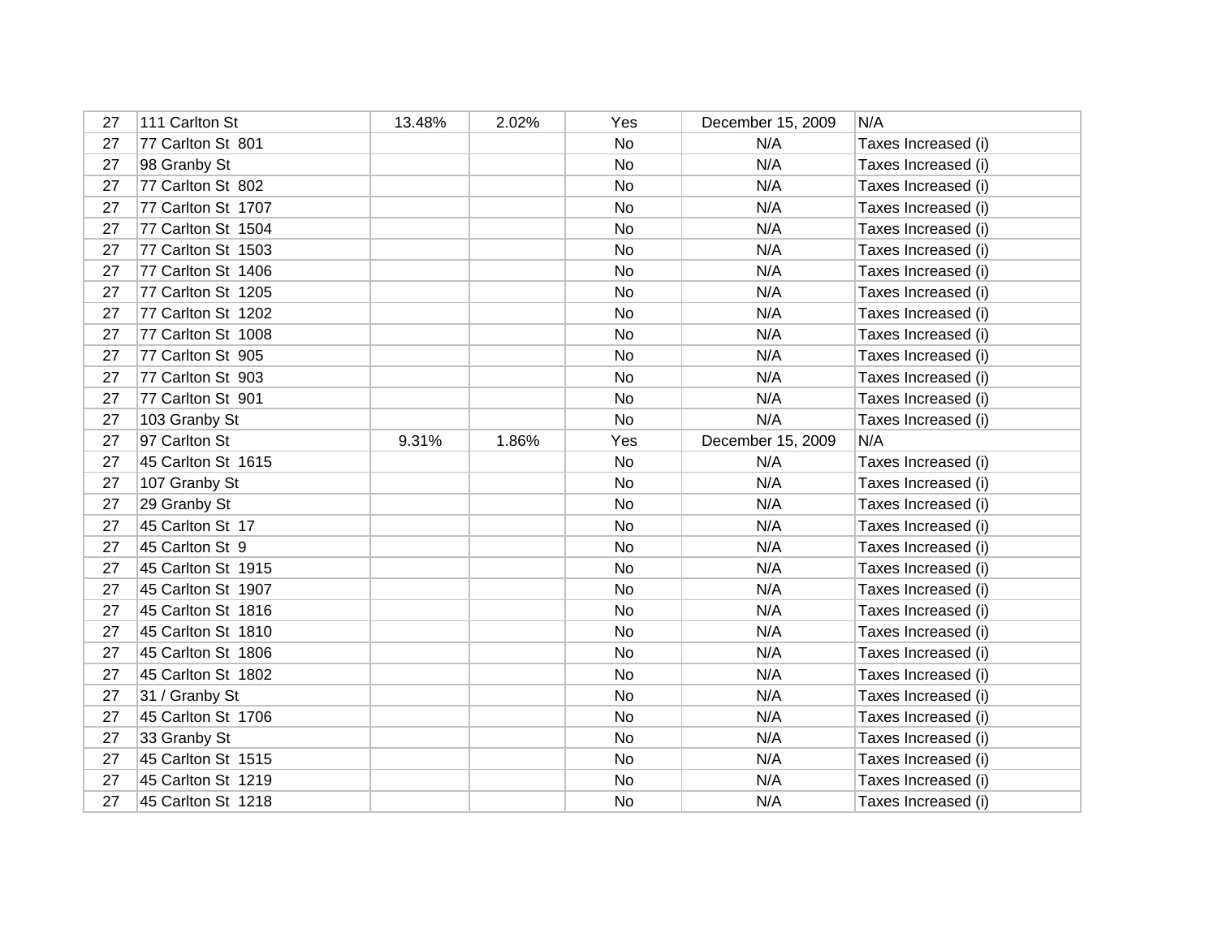| | | | | | | |
|---|---|---|---|---|---|---|
| 27 | 111 Carlton St | 13.48% | 2.02% | Yes | December 15, 2009 | N/A |
| 27 | 77 Carlton St 801 | | | No | N/A | Taxes Increased (i) |
| 27 | 98 Granby St | | | No | N/A | Taxes Increased (i) |
| 27 | 77 Carlton St 802 | | | No | N/A | Taxes Increased (i) |
| 27 | 77 Carlton St 1707 | | | No | N/A | Taxes Increased (i) |
| 27 | 77 Carlton St 1504 | | | No | N/A | Taxes Increased (i) |
| 27 | 77 Carlton St 1503 | | | No | N/A | Taxes Increased (i) |
| 27 | 77 Carlton St 1406 | | | No | N/A | Taxes Increased (i) |
| 27 | 77 Carlton St 1205 | | | No | N/A | Taxes Increased (i) |
| 27 | 77 Carlton St 1202 | | | No | N/A | Taxes Increased (i) |
| 27 | 77 Carlton St 1008 | | | No | N/A | Taxes Increased (i) |
| 27 | 77 Carlton St 905 | | | No | N/A | Taxes Increased (i) |
| 27 | 77 Carlton St 903 | | | No | N/A | Taxes Increased (i) |
| 27 | 77 Carlton St 901 | | | No | N/A | Taxes Increased (i) |
| 27 | 103 Granby St | | | No | N/A | Taxes Increased (i) |
| 27 | 97 Carlton St | 9.31% | 1.86% | Yes | December 15, 2009 | N/A |
| 27 | 45 Carlton St 1615 | | | No | N/A | Taxes Increased (i) |
| 27 | 107 Granby St | | | No | N/A | Taxes Increased (i) |
| 27 | 29 Granby St | | | No | N/A | Taxes Increased (i) |
| 27 | 45 Carlton St 17 | | | No | N/A | Taxes Increased (i) |
| 27 | 45 Carlton St 9 | | | No | N/A | Taxes Increased (i) |
| 27 | 45 Carlton St 1915 | | | No | N/A | Taxes Increased (i) |
| 27 | 45 Carlton St 1907 | | | No | N/A | Taxes Increased (i) |
| 27 | 45 Carlton St 1816 | | | No | N/A | Taxes Increased (i) |
| 27 | 45 Carlton St 1810 | | | No | N/A | Taxes Increased (i) |
| 27 | 45 Carlton St 1806 | | | No | N/A | Taxes Increased (i) |
| 27 | 45 Carlton St 1802 | | | No | N/A | Taxes Increased (i) |
| 27 | 31 / Granby St | | | No | N/A | Taxes Increased (i) |
| 27 | 45 Carlton St 1706 | | | No | N/A | Taxes Increased (i) |
| 27 | 33 Granby St | | | No | N/A | Taxes Increased (i) |
| 27 | 45 Carlton St 1515 | | | No | N/A | Taxes Increased (i) |
| 27 | 45 Carlton St 1219 | | | No | N/A | Taxes Increased (i) |
| 27 | 45 Carlton St 1218 | | | No | N/A | Taxes Increased (i) |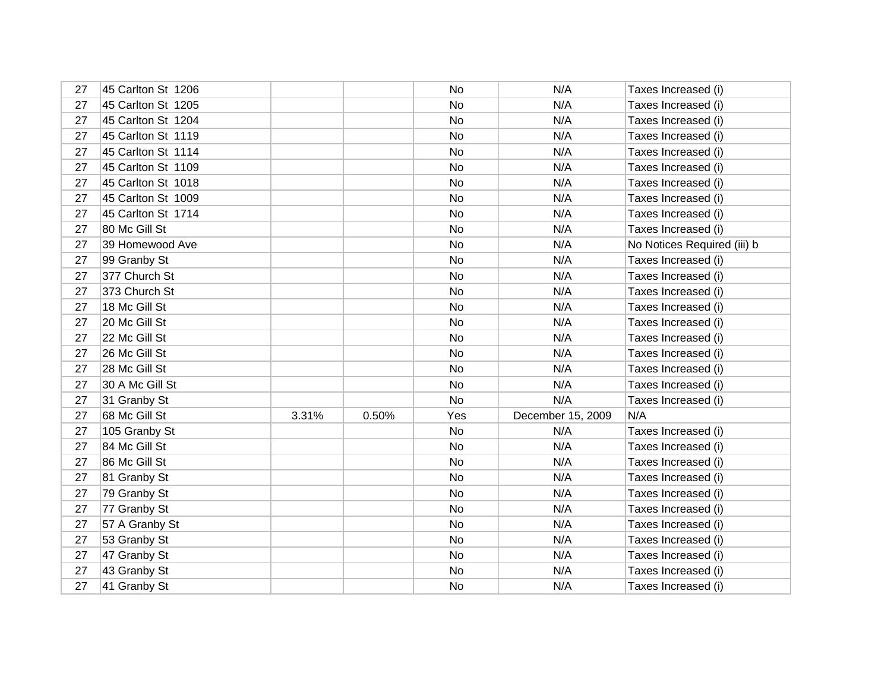| | | | | | | |
|---|---|---|---|---|---|---|
| 27 | 45 Carlton St 1206 | | | No | N/A | Taxes Increased (i) |
| 27 | 45 Carlton St 1205 | | | No | N/A | Taxes Increased (i) |
| 27 | 45 Carlton St 1204 | | | No | N/A | Taxes Increased (i) |
| 27 | 45 Carlton St 1119 | | | No | N/A | Taxes Increased (i) |
| 27 | 45 Carlton St 1114 | | | No | N/A | Taxes Increased (i) |
| 27 | 45 Carlton St 1109 | | | No | N/A | Taxes Increased (i) |
| 27 | 45 Carlton St 1018 | | | No | N/A | Taxes Increased (i) |
| 27 | 45 Carlton St 1009 | | | No | N/A | Taxes Increased (i) |
| 27 | 45 Carlton St 1714 | | | No | N/A | Taxes Increased (i) |
| 27 | 80 Mc Gill St | | | No | N/A | Taxes Increased (i) |
| 27 | 39 Homewood Ave | | | No | N/A | No Notices Required (iii) b |
| 27 | 99 Granby St | | | No | N/A | Taxes Increased (i) |
| 27 | 377 Church St | | | No | N/A | Taxes Increased (i) |
| 27 | 373 Church St | | | No | N/A | Taxes Increased (i) |
| 27 | 18 Mc Gill St | | | No | N/A | Taxes Increased (i) |
| 27 | 20 Mc Gill St | | | No | N/A | Taxes Increased (i) |
| 27 | 22 Mc Gill St | | | No | N/A | Taxes Increased (i) |
| 27 | 26 Mc Gill St | | | No | N/A | Taxes Increased (i) |
| 27 | 28 Mc Gill St | | | No | N/A | Taxes Increased (i) |
| 27 | 30 A Mc Gill St | | | No | N/A | Taxes Increased (i) |
| 27 | 31 Granby St | | | No | N/A | Taxes Increased (i) |
| 27 | 68 Mc Gill St | 3.31% | 0.50% | Yes | December 15, 2009 | N/A |
| 27 | 105 Granby St | | | No | N/A | Taxes Increased (i) |
| 27 | 84 Mc Gill St | | | No | N/A | Taxes Increased (i) |
| 27 | 86 Mc Gill St | | | No | N/A | Taxes Increased (i) |
| 27 | 81 Granby St | | | No | N/A | Taxes Increased (i) |
| 27 | 79 Granby St | | | No | N/A | Taxes Increased (i) |
| 27 | 77 Granby St | | | No | N/A | Taxes Increased (i) |
| 27 | 57 A Granby St | | | No | N/A | Taxes Increased (i) |
| 27 | 53 Granby St | | | No | N/A | Taxes Increased (i) |
| 27 | 47 Granby St | | | No | N/A | Taxes Increased (i) |
| 27 | 43 Granby St | | | No | N/A | Taxes Increased (i) |
| 27 | 41 Granby St | | | No | N/A | Taxes Increased (i) |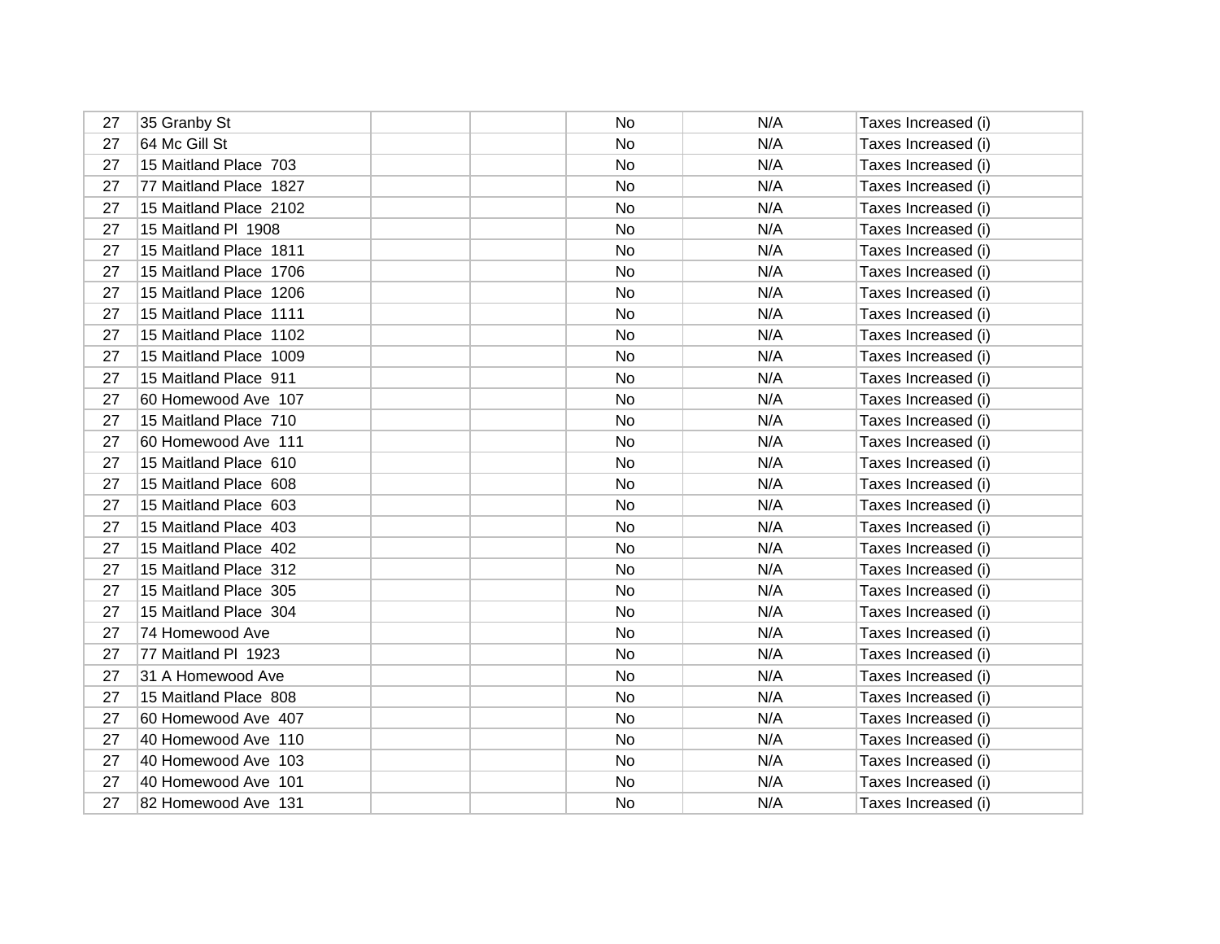| | | | | | | |
|---|---|---|---|---|---|---|
| 27 | 35 Granby St | | | No | N/A | Taxes Increased (i) |
| 27 | 64 Mc Gill St | | | No | N/A | Taxes Increased (i) |
| 27 | 15 Maitland Place 703 | | | No | N/A | Taxes Increased (i) |
| 27 | 77 Maitland Place 1827 | | | No | N/A | Taxes Increased (i) |
| 27 | 15 Maitland Place 2102 | | | No | N/A | Taxes Increased (i) |
| 27 | 15 Maitland Pl 1908 | | | No | N/A | Taxes Increased (i) |
| 27 | 15 Maitland Place 1811 | | | No | N/A | Taxes Increased (i) |
| 27 | 15 Maitland Place 1706 | | | No | N/A | Taxes Increased (i) |
| 27 | 15 Maitland Place 1206 | | | No | N/A | Taxes Increased (i) |
| 27 | 15 Maitland Place 1111 | | | No | N/A | Taxes Increased (i) |
| 27 | 15 Maitland Place 1102 | | | No | N/A | Taxes Increased (i) |
| 27 | 15 Maitland Place 1009 | | | No | N/A | Taxes Increased (i) |
| 27 | 15 Maitland Place 911 | | | No | N/A | Taxes Increased (i) |
| 27 | 60 Homewood Ave 107 | | | No | N/A | Taxes Increased (i) |
| 27 | 15 Maitland Place 710 | | | No | N/A | Taxes Increased (i) |
| 27 | 60 Homewood Ave 111 | | | No | N/A | Taxes Increased (i) |
| 27 | 15 Maitland Place 610 | | | No | N/A | Taxes Increased (i) |
| 27 | 15 Maitland Place 608 | | | No | N/A | Taxes Increased (i) |
| 27 | 15 Maitland Place 603 | | | No | N/A | Taxes Increased (i) |
| 27 | 15 Maitland Place 403 | | | No | N/A | Taxes Increased (i) |
| 27 | 15 Maitland Place 402 | | | No | N/A | Taxes Increased (i) |
| 27 | 15 Maitland Place 312 | | | No | N/A | Taxes Increased (i) |
| 27 | 15 Maitland Place 305 | | | No | N/A | Taxes Increased (i) |
| 27 | 15 Maitland Place 304 | | | No | N/A | Taxes Increased (i) |
| 27 | 74 Homewood Ave | | | No | N/A | Taxes Increased (i) |
| 27 | 77 Maitland Pl 1923 | | | No | N/A | Taxes Increased (i) |
| 27 | 31 A Homewood Ave | | | No | N/A | Taxes Increased (i) |
| 27 | 15 Maitland Place 808 | | | No | N/A | Taxes Increased (i) |
| 27 | 60 Homewood Ave 407 | | | No | N/A | Taxes Increased (i) |
| 27 | 40 Homewood Ave 110 | | | No | N/A | Taxes Increased (i) |
| 27 | 40 Homewood Ave 103 | | | No | N/A | Taxes Increased (i) |
| 27 | 40 Homewood Ave 101 | | | No | N/A | Taxes Increased (i) |
| 27 | 82 Homewood Ave 131 | | | No | N/A | Taxes Increased (i) |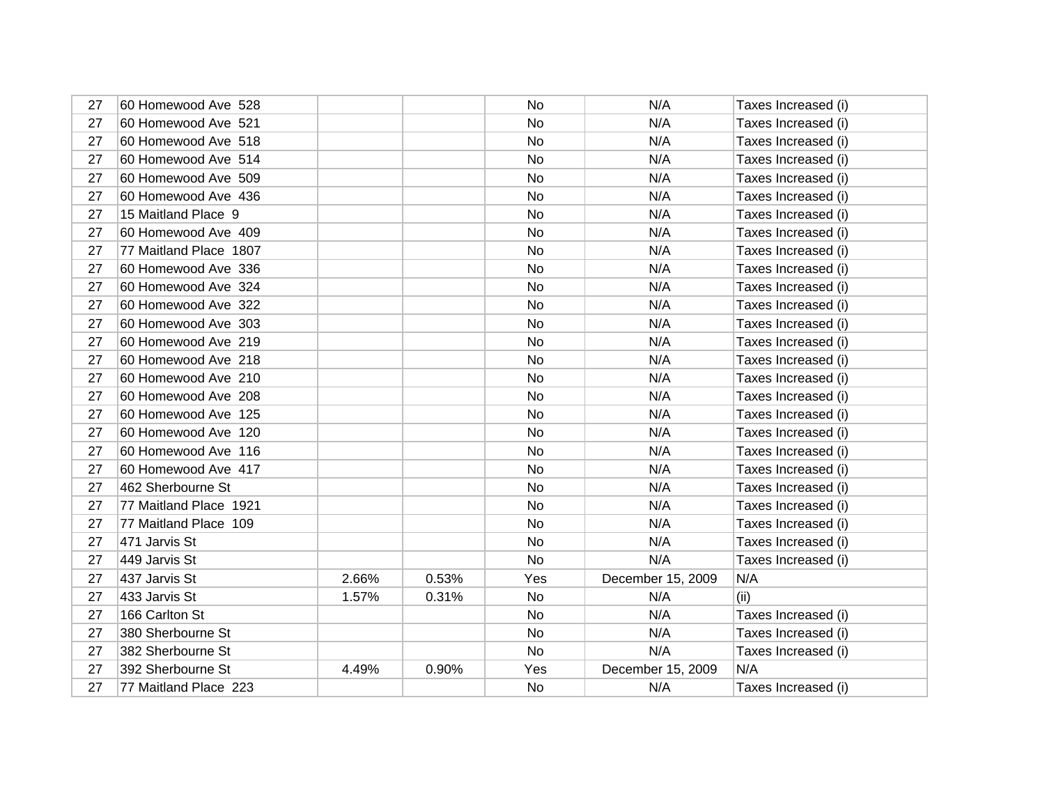| | | | | | | |
|---|---|---|---|---|---|---|
| 27 | 60 Homewood Ave  528 | | | No | N/A | Taxes Increased (i) |
| 27 | 60 Homewood Ave  521 | | | No | N/A | Taxes Increased (i) |
| 27 | 60 Homewood Ave  518 | | | No | N/A | Taxes Increased (i) |
| 27 | 60 Homewood Ave  514 | | | No | N/A | Taxes Increased (i) |
| 27 | 60 Homewood Ave  509 | | | No | N/A | Taxes Increased (i) |
| 27 | 60 Homewood Ave  436 | | | No | N/A | Taxes Increased (i) |
| 27 | 15 Maitland Place  9 | | | No | N/A | Taxes Increased (i) |
| 27 | 60 Homewood Ave  409 | | | No | N/A | Taxes Increased (i) |
| 27 | 77 Maitland Place  1807 | | | No | N/A | Taxes Increased (i) |
| 27 | 60 Homewood Ave  336 | | | No | N/A | Taxes Increased (i) |
| 27 | 60 Homewood Ave  324 | | | No | N/A | Taxes Increased (i) |
| 27 | 60 Homewood Ave  322 | | | No | N/A | Taxes Increased (i) |
| 27 | 60 Homewood Ave  303 | | | No | N/A | Taxes Increased (i) |
| 27 | 60 Homewood Ave  219 | | | No | N/A | Taxes Increased (i) |
| 27 | 60 Homewood Ave  218 | | | No | N/A | Taxes Increased (i) |
| 27 | 60 Homewood Ave  210 | | | No | N/A | Taxes Increased (i) |
| 27 | 60 Homewood Ave  208 | | | No | N/A | Taxes Increased (i) |
| 27 | 60 Homewood Ave  125 | | | No | N/A | Taxes Increased (i) |
| 27 | 60 Homewood Ave  120 | | | No | N/A | Taxes Increased (i) |
| 27 | 60 Homewood Ave  116 | | | No | N/A | Taxes Increased (i) |
| 27 | 60 Homewood Ave  417 | | | No | N/A | Taxes Increased (i) |
| 27 | 462 Sherbourne St | | | No | N/A | Taxes Increased (i) |
| 27 | 77 Maitland Place  1921 | | | No | N/A | Taxes Increased (i) |
| 27 | 77 Maitland Place  109 | | | No | N/A | Taxes Increased (i) |
| 27 | 471 Jarvis St | | | No | N/A | Taxes Increased (i) |
| 27 | 449 Jarvis St | | | No | N/A | Taxes Increased (i) |
| 27 | 437 Jarvis St | 2.66% | 0.53% | Yes | December 15, 2009 | N/A |
| 27 | 433 Jarvis St | 1.57% | 0.31% | No | N/A | (ii) |
| 27 | 166 Carlton St | | | No | N/A | Taxes Increased (i) |
| 27 | 380 Sherbourne St | | | No | N/A | Taxes Increased (i) |
| 27 | 382 Sherbourne St | | | No | N/A | Taxes Increased (i) |
| 27 | 392 Sherbourne St | 4.49% | 0.90% | Yes | December 15, 2009 | N/A |
| 27 | 77 Maitland Place  223 | | | No | N/A | Taxes Increased (i) |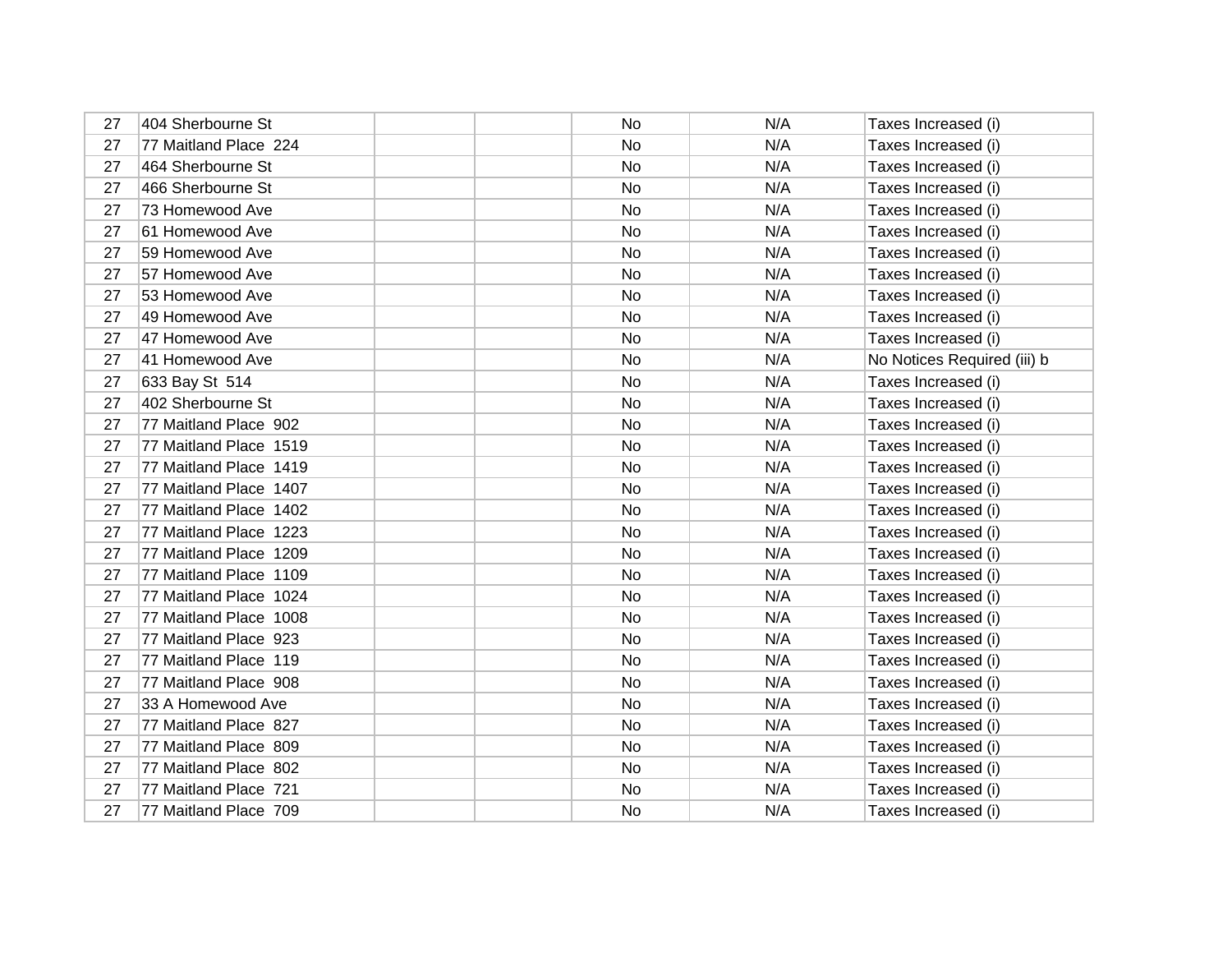| | | | | | | |
|---|---|---|---|---|---|---|
| 27 | 404 Sherbourne St | | | No | N/A | Taxes Increased (i) |
| 27 | 77 Maitland Place  224 | | | No | N/A | Taxes Increased (i) |
| 27 | 464 Sherbourne St | | | No | N/A | Taxes Increased (i) |
| 27 | 466 Sherbourne St | | | No | N/A | Taxes Increased (i) |
| 27 | 73 Homewood Ave | | | No | N/A | Taxes Increased (i) |
| 27 | 61 Homewood Ave | | | No | N/A | Taxes Increased (i) |
| 27 | 59 Homewood Ave | | | No | N/A | Taxes Increased (i) |
| 27 | 57 Homewood Ave | | | No | N/A | Taxes Increased (i) |
| 27 | 53 Homewood Ave | | | No | N/A | Taxes Increased (i) |
| 27 | 49 Homewood Ave | | | No | N/A | Taxes Increased (i) |
| 27 | 47 Homewood Ave | | | No | N/A | Taxes Increased (i) |
| 27 | 41 Homewood Ave | | | No | N/A | No Notices Required (iii) b |
| 27 | 633 Bay St  514 | | | No | N/A | Taxes Increased (i) |
| 27 | 402 Sherbourne St | | | No | N/A | Taxes Increased (i) |
| 27 | 77 Maitland Place  902 | | | No | N/A | Taxes Increased (i) |
| 27 | 77 Maitland Place  1519 | | | No | N/A | Taxes Increased (i) |
| 27 | 77 Maitland Place  1419 | | | No | N/A | Taxes Increased (i) |
| 27 | 77 Maitland Place  1407 | | | No | N/A | Taxes Increased (i) |
| 27 | 77 Maitland Place  1402 | | | No | N/A | Taxes Increased (i) |
| 27 | 77 Maitland Place  1223 | | | No | N/A | Taxes Increased (i) |
| 27 | 77 Maitland Place  1209 | | | No | N/A | Taxes Increased (i) |
| 27 | 77 Maitland Place  1109 | | | No | N/A | Taxes Increased (i) |
| 27 | 77 Maitland Place  1024 | | | No | N/A | Taxes Increased (i) |
| 27 | 77 Maitland Place  1008 | | | No | N/A | Taxes Increased (i) |
| 27 | 77 Maitland Place  923 | | | No | N/A | Taxes Increased (i) |
| 27 | 77 Maitland Place  119 | | | No | N/A | Taxes Increased (i) |
| 27 | 77 Maitland Place  908 | | | No | N/A | Taxes Increased (i) |
| 27 | 33 A Homewood Ave | | | No | N/A | Taxes Increased (i) |
| 27 | 77 Maitland Place  827 | | | No | N/A | Taxes Increased (i) |
| 27 | 77 Maitland Place  809 | | | No | N/A | Taxes Increased (i) |
| 27 | 77 Maitland Place  802 | | | No | N/A | Taxes Increased (i) |
| 27 | 77 Maitland Place  721 | | | No | N/A | Taxes Increased (i) |
| 27 | 77 Maitland Place  709 | | | No | N/A | Taxes Increased (i) |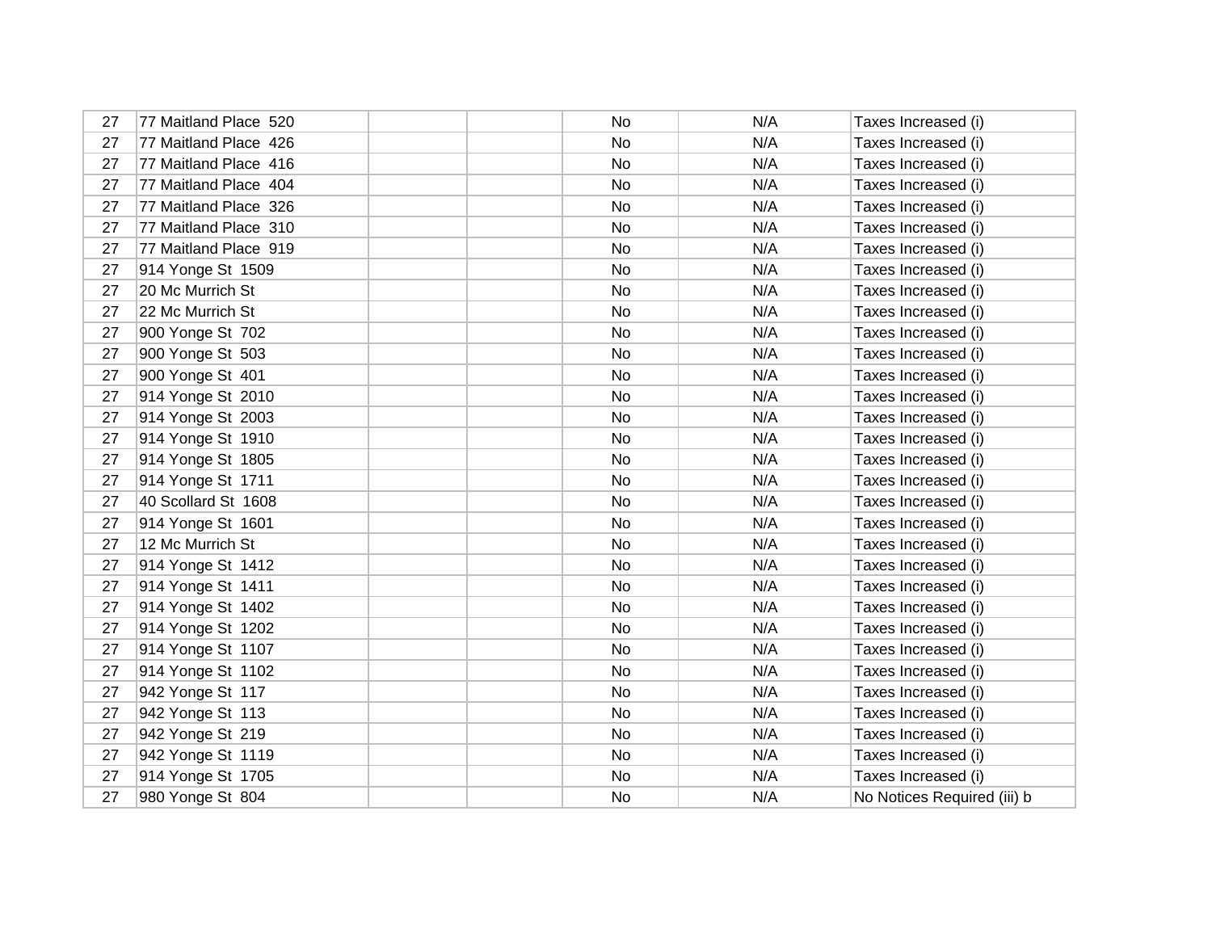| | | | | | | |
|---|---|---|---|---|---|---|
| 27 | 77 Maitland Place  520 | | | No | N/A | Taxes Increased (i) |
| 27 | 77 Maitland Place  426 | | | No | N/A | Taxes Increased (i) |
| 27 | 77 Maitland Place  416 | | | No | N/A | Taxes Increased (i) |
| 27 | 77 Maitland Place  404 | | | No | N/A | Taxes Increased (i) |
| 27 | 77 Maitland Place  326 | | | No | N/A | Taxes Increased (i) |
| 27 | 77 Maitland Place  310 | | | No | N/A | Taxes Increased (i) |
| 27 | 77 Maitland Place  919 | | | No | N/A | Taxes Increased (i) |
| 27 | 914 Yonge St  1509 | | | No | N/A | Taxes Increased (i) |
| 27 | 20 Mc Murrich St | | | No | N/A | Taxes Increased (i) |
| 27 | 22 Mc Murrich St | | | No | N/A | Taxes Increased (i) |
| 27 | 900 Yonge St  702 | | | No | N/A | Taxes Increased (i) |
| 27 | 900 Yonge St  503 | | | No | N/A | Taxes Increased (i) |
| 27 | 900 Yonge St  401 | | | No | N/A | Taxes Increased (i) |
| 27 | 914 Yonge St  2010 | | | No | N/A | Taxes Increased (i) |
| 27 | 914 Yonge St  2003 | | | No | N/A | Taxes Increased (i) |
| 27 | 914 Yonge St  1910 | | | No | N/A | Taxes Increased (i) |
| 27 | 914 Yonge St  1805 | | | No | N/A | Taxes Increased (i) |
| 27 | 914 Yonge St  1711 | | | No | N/A | Taxes Increased (i) |
| 27 | 40 Scollard St  1608 | | | No | N/A | Taxes Increased (i) |
| 27 | 914 Yonge St  1601 | | | No | N/A | Taxes Increased (i) |
| 27 | 12 Mc Murrich St | | | No | N/A | Taxes Increased (i) |
| 27 | 914 Yonge St  1412 | | | No | N/A | Taxes Increased (i) |
| 27 | 914 Yonge St  1411 | | | No | N/A | Taxes Increased (i) |
| 27 | 914 Yonge St  1402 | | | No | N/A | Taxes Increased (i) |
| 27 | 914 Yonge St  1202 | | | No | N/A | Taxes Increased (i) |
| 27 | 914 Yonge St  1107 | | | No | N/A | Taxes Increased (i) |
| 27 | 914 Yonge St  1102 | | | No | N/A | Taxes Increased (i) |
| 27 | 942 Yonge St  117 | | | No | N/A | Taxes Increased (i) |
| 27 | 942 Yonge St  113 | | | No | N/A | Taxes Increased (i) |
| 27 | 942 Yonge St  219 | | | No | N/A | Taxes Increased (i) |
| 27 | 942 Yonge St  1119 | | | No | N/A | Taxes Increased (i) |
| 27 | 914 Yonge St  1705 | | | No | N/A | Taxes Increased (i) |
| 27 | 980 Yonge St  804 | | | No | N/A | No Notices Required (iii) b |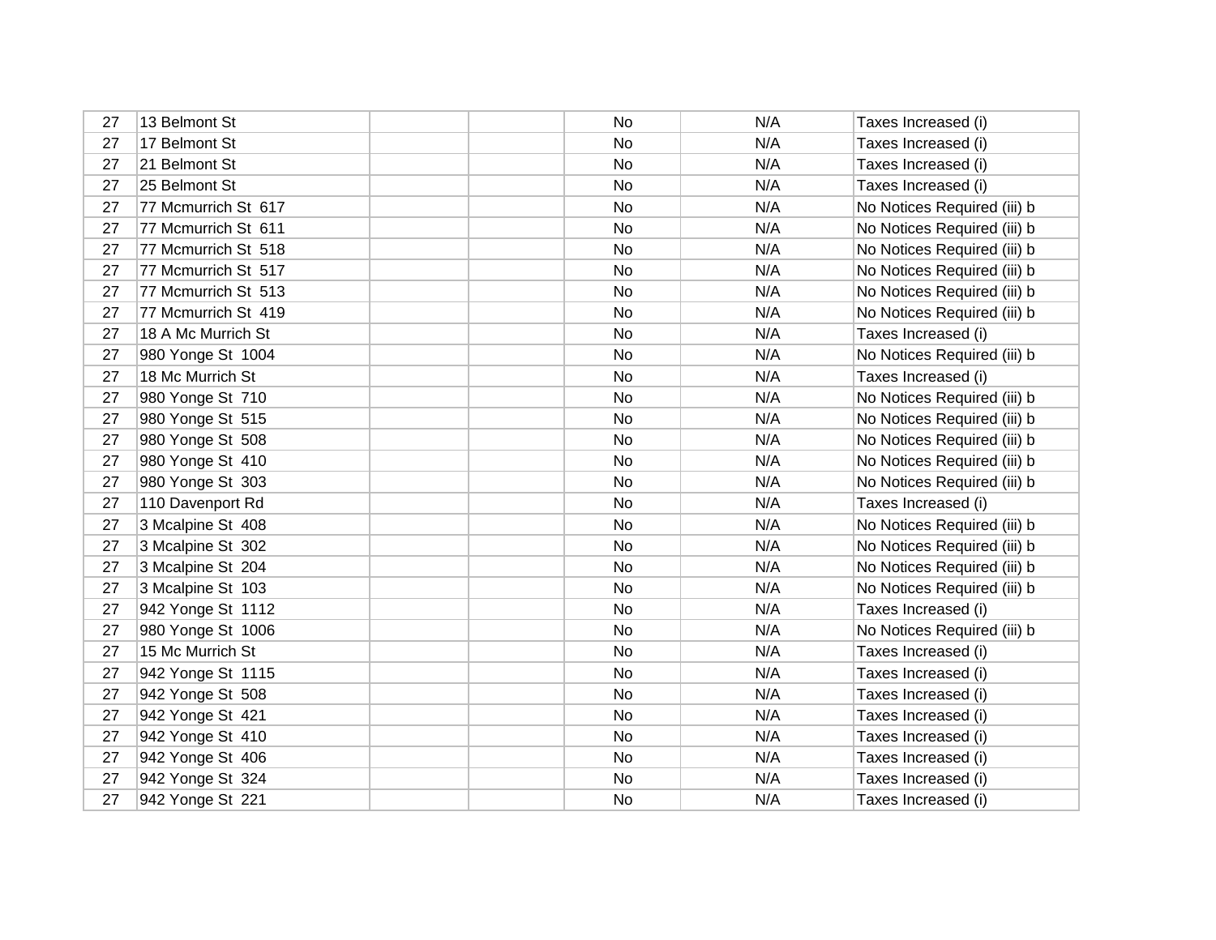| | | | | | | |
|---|---|---|---|---|---|---|
| 27 | 13 Belmont St | | | No | N/A | Taxes Increased (i) |
| 27 | 17 Belmont St | | | No | N/A | Taxes Increased (i) |
| 27 | 21 Belmont St | | | No | N/A | Taxes Increased (i) |
| 27 | 25 Belmont St | | | No | N/A | Taxes Increased (i) |
| 27 | 77 Mcmurrich St 617 | | | No | N/A | No Notices Required (iii) b |
| 27 | 77 Mcmurrich St 611 | | | No | N/A | No Notices Required (iii) b |
| 27 | 77 Mcmurrich St 518 | | | No | N/A | No Notices Required (iii) b |
| 27 | 77 Mcmurrich St 517 | | | No | N/A | No Notices Required (iii) b |
| 27 | 77 Mcmurrich St 513 | | | No | N/A | No Notices Required (iii) b |
| 27 | 77 Mcmurrich St 419 | | | No | N/A | No Notices Required (iii) b |
| 27 | 18 A Mc Murrich St | | | No | N/A | Taxes Increased (i) |
| 27 | 980 Yonge St 1004 | | | No | N/A | No Notices Required (iii) b |
| 27 | 18 Mc Murrich St | | | No | N/A | Taxes Increased (i) |
| 27 | 980 Yonge St 710 | | | No | N/A | No Notices Required (iii) b |
| 27 | 980 Yonge St 515 | | | No | N/A | No Notices Required (iii) b |
| 27 | 980 Yonge St 508 | | | No | N/A | No Notices Required (iii) b |
| 27 | 980 Yonge St 410 | | | No | N/A | No Notices Required (iii) b |
| 27 | 980 Yonge St 303 | | | No | N/A | No Notices Required (iii) b |
| 27 | 110 Davenport Rd | | | No | N/A | Taxes Increased (i) |
| 27 | 3 Mcalpine St 408 | | | No | N/A | No Notices Required (iii) b |
| 27 | 3 Mcalpine St 302 | | | No | N/A | No Notices Required (iii) b |
| 27 | 3 Mcalpine St 204 | | | No | N/A | No Notices Required (iii) b |
| 27 | 3 Mcalpine St 103 | | | No | N/A | No Notices Required (iii) b |
| 27 | 942 Yonge St 1112 | | | No | N/A | Taxes Increased (i) |
| 27 | 980 Yonge St 1006 | | | No | N/A | No Notices Required (iii) b |
| 27 | 15 Mc Murrich St | | | No | N/A | Taxes Increased (i) |
| 27 | 942 Yonge St 1115 | | | No | N/A | Taxes Increased (i) |
| 27 | 942 Yonge St 508 | | | No | N/A | Taxes Increased (i) |
| 27 | 942 Yonge St 421 | | | No | N/A | Taxes Increased (i) |
| 27 | 942 Yonge St 410 | | | No | N/A | Taxes Increased (i) |
| 27 | 942 Yonge St 406 | | | No | N/A | Taxes Increased (i) |
| 27 | 942 Yonge St 324 | | | No | N/A | Taxes Increased (i) |
| 27 | 942 Yonge St 221 | | | No | N/A | Taxes Increased (i) |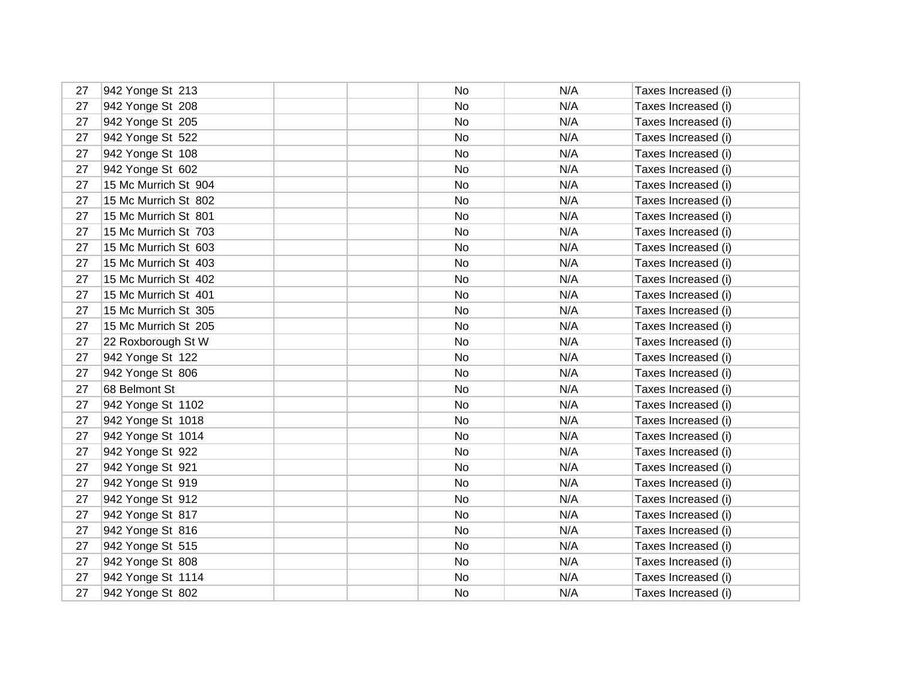| | | | | | | |
|---|---|---|---|---|---|---|
| 27 | 942 Yonge St  213 | | | No | N/A | Taxes Increased (i) |
| 27 | 942 Yonge St  208 | | | No | N/A | Taxes Increased (i) |
| 27 | 942 Yonge St  205 | | | No | N/A | Taxes Increased (i) |
| 27 | 942 Yonge St  522 | | | No | N/A | Taxes Increased (i) |
| 27 | 942 Yonge St  108 | | | No | N/A | Taxes Increased (i) |
| 27 | 942 Yonge St  602 | | | No | N/A | Taxes Increased (i) |
| 27 | 15 Mc Murrich St  904 | | | No | N/A | Taxes Increased (i) |
| 27 | 15 Mc Murrich St  802 | | | No | N/A | Taxes Increased (i) |
| 27 | 15 Mc Murrich St  801 | | | No | N/A | Taxes Increased (i) |
| 27 | 15 Mc Murrich St  703 | | | No | N/A | Taxes Increased (i) |
| 27 | 15 Mc Murrich St  603 | | | No | N/A | Taxes Increased (i) |
| 27 | 15 Mc Murrich St  403 | | | No | N/A | Taxes Increased (i) |
| 27 | 15 Mc Murrich St  402 | | | No | N/A | Taxes Increased (i) |
| 27 | 15 Mc Murrich St  401 | | | No | N/A | Taxes Increased (i) |
| 27 | 15 Mc Murrich St  305 | | | No | N/A | Taxes Increased (i) |
| 27 | 15 Mc Murrich St  205 | | | No | N/A | Taxes Increased (i) |
| 27 | 22 Roxborough St W | | | No | N/A | Taxes Increased (i) |
| 27 | 942 Yonge St  122 | | | No | N/A | Taxes Increased (i) |
| 27 | 942 Yonge St  806 | | | No | N/A | Taxes Increased (i) |
| 27 | 68 Belmont St | | | No | N/A | Taxes Increased (i) |
| 27 | 942 Yonge St  1102 | | | No | N/A | Taxes Increased (i) |
| 27 | 942 Yonge St  1018 | | | No | N/A | Taxes Increased (i) |
| 27 | 942 Yonge St  1014 | | | No | N/A | Taxes Increased (i) |
| 27 | 942 Yonge St  922 | | | No | N/A | Taxes Increased (i) |
| 27 | 942 Yonge St  921 | | | No | N/A | Taxes Increased (i) |
| 27 | 942 Yonge St  919 | | | No | N/A | Taxes Increased (i) |
| 27 | 942 Yonge St  912 | | | No | N/A | Taxes Increased (i) |
| 27 | 942 Yonge St  817 | | | No | N/A | Taxes Increased (i) |
| 27 | 942 Yonge St  816 | | | No | N/A | Taxes Increased (i) |
| 27 | 942 Yonge St  515 | | | No | N/A | Taxes Increased (i) |
| 27 | 942 Yonge St  808 | | | No | N/A | Taxes Increased (i) |
| 27 | 942 Yonge St  1114 | | | No | N/A | Taxes Increased (i) |
| 27 | 942 Yonge St  802 | | | No | N/A | Taxes Increased (i) |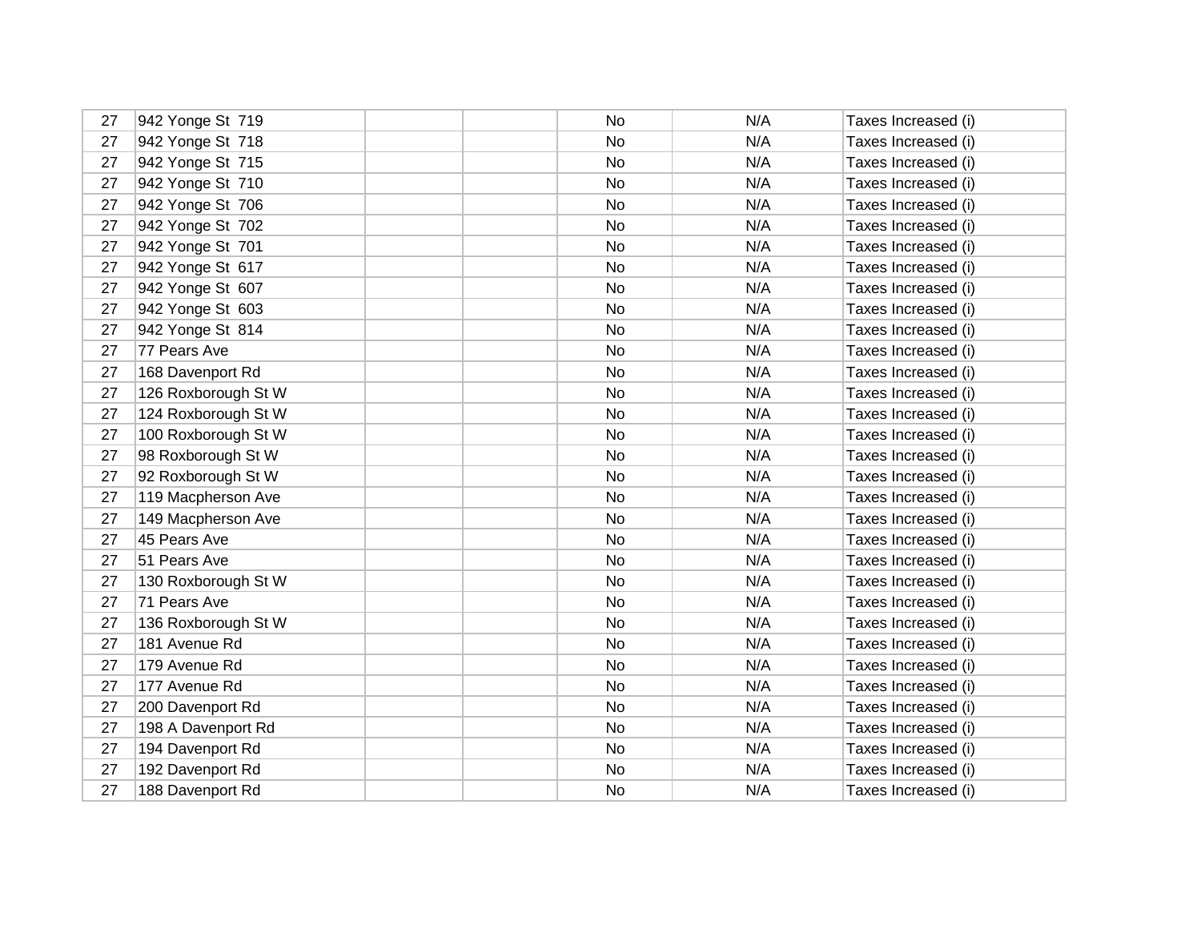| | | | | | | |
|---|---|---|---|---|---|---|
| 27 | 942 Yonge St  719 | | | No | N/A | Taxes Increased (i) |
| 27 | 942 Yonge St  718 | | | No | N/A | Taxes Increased (i) |
| 27 | 942 Yonge St  715 | | | No | N/A | Taxes Increased (i) |
| 27 | 942 Yonge St  710 | | | No | N/A | Taxes Increased (i) |
| 27 | 942 Yonge St  706 | | | No | N/A | Taxes Increased (i) |
| 27 | 942 Yonge St  702 | | | No | N/A | Taxes Increased (i) |
| 27 | 942 Yonge St  701 | | | No | N/A | Taxes Increased (i) |
| 27 | 942 Yonge St  617 | | | No | N/A | Taxes Increased (i) |
| 27 | 942 Yonge St  607 | | | No | N/A | Taxes Increased (i) |
| 27 | 942 Yonge St  603 | | | No | N/A | Taxes Increased (i) |
| 27 | 942 Yonge St  814 | | | No | N/A | Taxes Increased (i) |
| 27 | 77 Pears Ave | | | No | N/A | Taxes Increased (i) |
| 27 | 168 Davenport Rd | | | No | N/A | Taxes Increased (i) |
| 27 | 126 Roxborough St W | | | No | N/A | Taxes Increased (i) |
| 27 | 124 Roxborough St W | | | No | N/A | Taxes Increased (i) |
| 27 | 100 Roxborough St W | | | No | N/A | Taxes Increased (i) |
| 27 | 98 Roxborough St W | | | No | N/A | Taxes Increased (i) |
| 27 | 92 Roxborough St W | | | No | N/A | Taxes Increased (i) |
| 27 | 119 Macpherson Ave | | | No | N/A | Taxes Increased (i) |
| 27 | 149 Macpherson Ave | | | No | N/A | Taxes Increased (i) |
| 27 | 45 Pears Ave | | | No | N/A | Taxes Increased (i) |
| 27 | 51 Pears Ave | | | No | N/A | Taxes Increased (i) |
| 27 | 130 Roxborough St W | | | No | N/A | Taxes Increased (i) |
| 27 | 71 Pears Ave | | | No | N/A | Taxes Increased (i) |
| 27 | 136 Roxborough St W | | | No | N/A | Taxes Increased (i) |
| 27 | 181 Avenue Rd | | | No | N/A | Taxes Increased (i) |
| 27 | 179 Avenue Rd | | | No | N/A | Taxes Increased (i) |
| 27 | 177 Avenue Rd | | | No | N/A | Taxes Increased (i) |
| 27 | 200 Davenport Rd | | | No | N/A | Taxes Increased (i) |
| 27 | 198 A Davenport Rd | | | No | N/A | Taxes Increased (i) |
| 27 | 194 Davenport Rd | | | No | N/A | Taxes Increased (i) |
| 27 | 192 Davenport Rd | | | No | N/A | Taxes Increased (i) |
| 27 | 188 Davenport Rd | | | No | N/A | Taxes Increased (i) |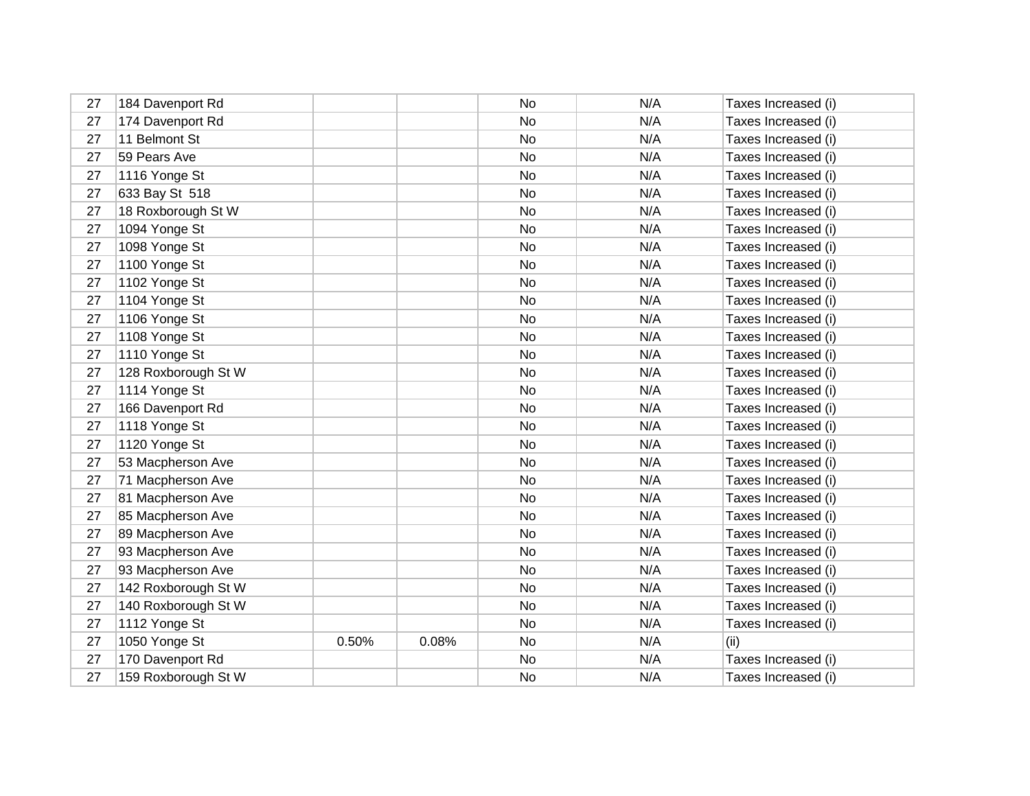| | | | | | | |
|---|---|---|---|---|---|---|
| 27 | 184 Davenport Rd | | | No | N/A | Taxes Increased (i) |
| 27 | 174 Davenport Rd | | | No | N/A | Taxes Increased (i) |
| 27 | 11 Belmont St | | | No | N/A | Taxes Increased (i) |
| 27 | 59 Pears Ave | | | No | N/A | Taxes Increased (i) |
| 27 | 1116 Yonge St | | | No | N/A | Taxes Increased (i) |
| 27 | 633 Bay St 518 | | | No | N/A | Taxes Increased (i) |
| 27 | 18 Roxborough St W | | | No | N/A | Taxes Increased (i) |
| 27 | 1094 Yonge St | | | No | N/A | Taxes Increased (i) |
| 27 | 1098 Yonge St | | | No | N/A | Taxes Increased (i) |
| 27 | 1100 Yonge St | | | No | N/A | Taxes Increased (i) |
| 27 | 1102 Yonge St | | | No | N/A | Taxes Increased (i) |
| 27 | 1104 Yonge St | | | No | N/A | Taxes Increased (i) |
| 27 | 1106 Yonge St | | | No | N/A | Taxes Increased (i) |
| 27 | 1108 Yonge St | | | No | N/A | Taxes Increased (i) |
| 27 | 1110 Yonge St | | | No | N/A | Taxes Increased (i) |
| 27 | 128 Roxborough St W | | | No | N/A | Taxes Increased (i) |
| 27 | 1114 Yonge St | | | No | N/A | Taxes Increased (i) |
| 27 | 166 Davenport Rd | | | No | N/A | Taxes Increased (i) |
| 27 | 1118 Yonge St | | | No | N/A | Taxes Increased (i) |
| 27 | 1120 Yonge St | | | No | N/A | Taxes Increased (i) |
| 27 | 53 Macpherson Ave | | | No | N/A | Taxes Increased (i) |
| 27 | 71 Macpherson Ave | | | No | N/A | Taxes Increased (i) |
| 27 | 81 Macpherson Ave | | | No | N/A | Taxes Increased (i) |
| 27 | 85 Macpherson Ave | | | No | N/A | Taxes Increased (i) |
| 27 | 89 Macpherson Ave | | | No | N/A | Taxes Increased (i) |
| 27 | 93 Macpherson Ave | | | No | N/A | Taxes Increased (i) |
| 27 | 93 Macpherson Ave | | | No | N/A | Taxes Increased (i) |
| 27 | 142 Roxborough St W | | | No | N/A | Taxes Increased (i) |
| 27 | 140 Roxborough St W | | | No | N/A | Taxes Increased (i) |
| 27 | 1112 Yonge St | | | No | N/A | Taxes Increased (i) |
| 27 | 1050 Yonge St | 0.50% | 0.08% | No | N/A | (ii) |
| 27 | 170 Davenport Rd | | | No | N/A | Taxes Increased (i) |
| 27 | 159 Roxborough St W | | | No | N/A | Taxes Increased (i) |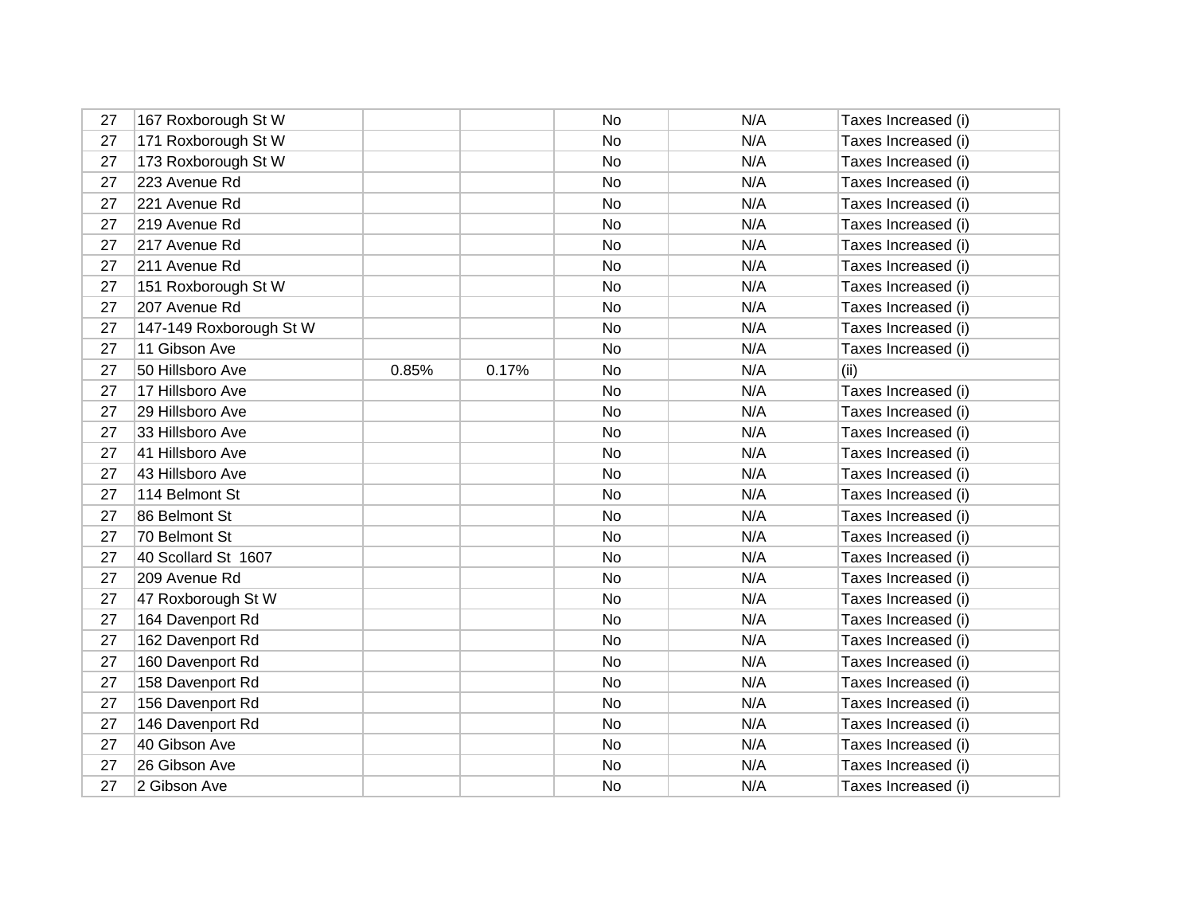| | | | | | | |
|---|---|---|---|---|---|---|
| 27 | 167 Roxborough St W | | | No | N/A | Taxes Increased (i) |
| 27 | 171 Roxborough St W | | | No | N/A | Taxes Increased (i) |
| 27 | 173 Roxborough St W | | | No | N/A | Taxes Increased (i) |
| 27 | 223 Avenue Rd | | | No | N/A | Taxes Increased (i) |
| 27 | 221 Avenue Rd | | | No | N/A | Taxes Increased (i) |
| 27 | 219 Avenue Rd | | | No | N/A | Taxes Increased (i) |
| 27 | 217 Avenue Rd | | | No | N/A | Taxes Increased (i) |
| 27 | 211 Avenue Rd | | | No | N/A | Taxes Increased (i) |
| 27 | 151 Roxborough St W | | | No | N/A | Taxes Increased (i) |
| 27 | 207 Avenue Rd | | | No | N/A | Taxes Increased (i) |
| 27 | 147-149 Roxborough St W | | | No | N/A | Taxes Increased (i) |
| 27 | 11 Gibson Ave | | | No | N/A | Taxes Increased (i) |
| 27 | 50 Hillsboro Ave | 0.85% | 0.17% | No | N/A | (ii) |
| 27 | 17 Hillsboro Ave | | | No | N/A | Taxes Increased (i) |
| 27 | 29 Hillsboro Ave | | | No | N/A | Taxes Increased (i) |
| 27 | 33 Hillsboro Ave | | | No | N/A | Taxes Increased (i) |
| 27 | 41 Hillsboro Ave | | | No | N/A | Taxes Increased (i) |
| 27 | 43 Hillsboro Ave | | | No | N/A | Taxes Increased (i) |
| 27 | 114 Belmont St | | | No | N/A | Taxes Increased (i) |
| 27 | 86 Belmont St | | | No | N/A | Taxes Increased (i) |
| 27 | 70 Belmont St | | | No | N/A | Taxes Increased (i) |
| 27 | 40 Scollard St 1607 | | | No | N/A | Taxes Increased (i) |
| 27 | 209 Avenue Rd | | | No | N/A | Taxes Increased (i) |
| 27 | 47 Roxborough St W | | | No | N/A | Taxes Increased (i) |
| 27 | 164 Davenport Rd | | | No | N/A | Taxes Increased (i) |
| 27 | 162 Davenport Rd | | | No | N/A | Taxes Increased (i) |
| 27 | 160 Davenport Rd | | | No | N/A | Taxes Increased (i) |
| 27 | 158 Davenport Rd | | | No | N/A | Taxes Increased (i) |
| 27 | 156 Davenport Rd | | | No | N/A | Taxes Increased (i) |
| 27 | 146 Davenport Rd | | | No | N/A | Taxes Increased (i) |
| 27 | 40 Gibson Ave | | | No | N/A | Taxes Increased (i) |
| 27 | 26 Gibson Ave | | | No | N/A | Taxes Increased (i) |
| 27 | 2 Gibson Ave | | | No | N/A | Taxes Increased (i) |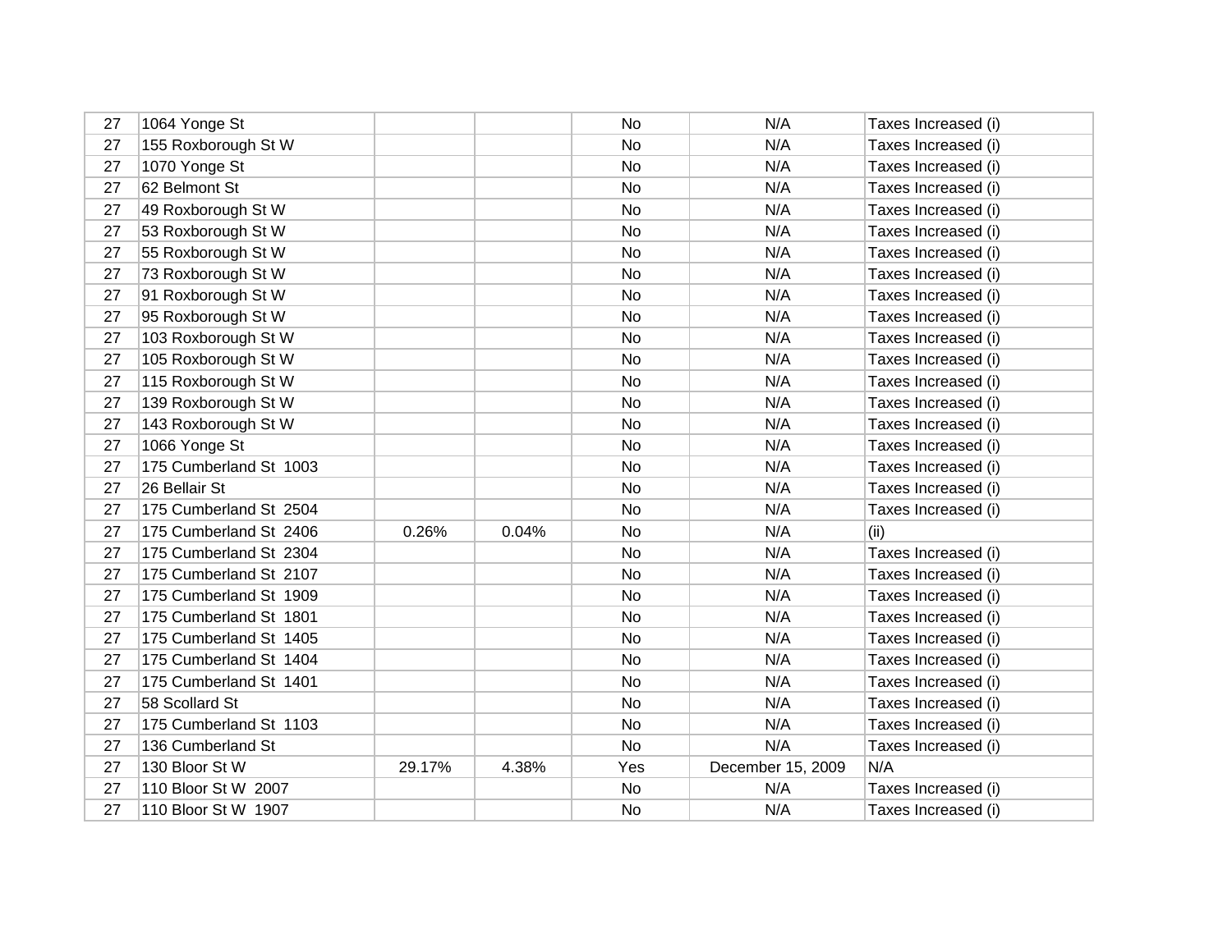| | | | | | | |
|---|---|---|---|---|---|---|
| 27 | 1064 Yonge St | | | No | N/A | Taxes Increased (i) |
| 27 | 155 Roxborough St W | | | No | N/A | Taxes Increased (i) |
| 27 | 1070 Yonge St | | | No | N/A | Taxes Increased (i) |
| 27 | 62 Belmont St | | | No | N/A | Taxes Increased (i) |
| 27 | 49 Roxborough St W | | | No | N/A | Taxes Increased (i) |
| 27 | 53 Roxborough St W | | | No | N/A | Taxes Increased (i) |
| 27 | 55 Roxborough St W | | | No | N/A | Taxes Increased (i) |
| 27 | 73 Roxborough St W | | | No | N/A | Taxes Increased (i) |
| 27 | 91 Roxborough St W | | | No | N/A | Taxes Increased (i) |
| 27 | 95 Roxborough St W | | | No | N/A | Taxes Increased (i) |
| 27 | 103 Roxborough St W | | | No | N/A | Taxes Increased (i) |
| 27 | 105 Roxborough St W | | | No | N/A | Taxes Increased (i) |
| 27 | 115 Roxborough St W | | | No | N/A | Taxes Increased (i) |
| 27 | 139 Roxborough St W | | | No | N/A | Taxes Increased (i) |
| 27 | 143 Roxborough St W | | | No | N/A | Taxes Increased (i) |
| 27 | 1066 Yonge St | | | No | N/A | Taxes Increased (i) |
| 27 | 175 Cumberland St 1003 | | | No | N/A | Taxes Increased (i) |
| 27 | 26 Bellair St | | | No | N/A | Taxes Increased (i) |
| 27 | 175 Cumberland St 2504 | | | No | N/A | Taxes Increased (i) |
| 27 | 175 Cumberland St 2406 | 0.26% | 0.04% | No | N/A | (ii) |
| 27 | 175 Cumberland St 2304 | | | No | N/A | Taxes Increased (i) |
| 27 | 175 Cumberland St 2107 | | | No | N/A | Taxes Increased (i) |
| 27 | 175 Cumberland St 1909 | | | No | N/A | Taxes Increased (i) |
| 27 | 175 Cumberland St 1801 | | | No | N/A | Taxes Increased (i) |
| 27 | 175 Cumberland St 1405 | | | No | N/A | Taxes Increased (i) |
| 27 | 175 Cumberland St 1404 | | | No | N/A | Taxes Increased (i) |
| 27 | 175 Cumberland St 1401 | | | No | N/A | Taxes Increased (i) |
| 27 | 58 Scollard St | | | No | N/A | Taxes Increased (i) |
| 27 | 175 Cumberland St 1103 | | | No | N/A | Taxes Increased (i) |
| 27 | 136 Cumberland St | | | No | N/A | Taxes Increased (i) |
| 27 | 130 Bloor St W | 29.17% | 4.38% | Yes | December 15, 2009 | N/A |
| 27 | 110 Bloor St W 2007 | | | No | N/A | Taxes Increased (i) |
| 27 | 110 Bloor St W 1907 | | | No | N/A | Taxes Increased (i) |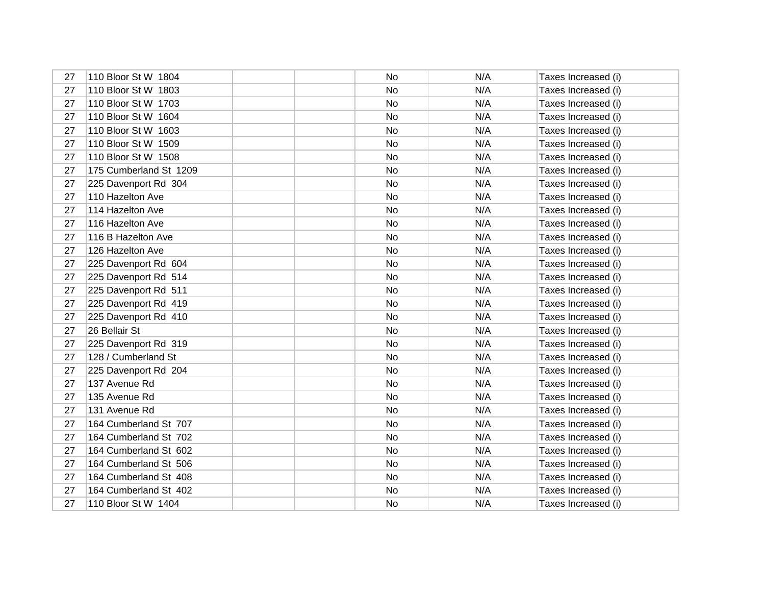| | | | | | | |
|---|---|---|---|---|---|---|
| 27 | 110 Bloor St W 1804 | | | No | N/A | Taxes Increased (i) |
| 27 | 110 Bloor St W 1803 | | | No | N/A | Taxes Increased (i) |
| 27 | 110 Bloor St W 1703 | | | No | N/A | Taxes Increased (i) |
| 27 | 110 Bloor St W 1604 | | | No | N/A | Taxes Increased (i) |
| 27 | 110 Bloor St W 1603 | | | No | N/A | Taxes Increased (i) |
| 27 | 110 Bloor St W 1509 | | | No | N/A | Taxes Increased (i) |
| 27 | 110 Bloor St W 1508 | | | No | N/A | Taxes Increased (i) |
| 27 | 175 Cumberland St 1209 | | | No | N/A | Taxes Increased (i) |
| 27 | 225 Davenport Rd 304 | | | No | N/A | Taxes Increased (i) |
| 27 | 110 Hazelton Ave | | | No | N/A | Taxes Increased (i) |
| 27 | 114 Hazelton Ave | | | No | N/A | Taxes Increased (i) |
| 27 | 116 Hazelton Ave | | | No | N/A | Taxes Increased (i) |
| 27 | 116 B Hazelton Ave | | | No | N/A | Taxes Increased (i) |
| 27 | 126 Hazelton Ave | | | No | N/A | Taxes Increased (i) |
| 27 | 225 Davenport Rd 604 | | | No | N/A | Taxes Increased (i) |
| 27 | 225 Davenport Rd 514 | | | No | N/A | Taxes Increased (i) |
| 27 | 225 Davenport Rd 511 | | | No | N/A | Taxes Increased (i) |
| 27 | 225 Davenport Rd 419 | | | No | N/A | Taxes Increased (i) |
| 27 | 225 Davenport Rd 410 | | | No | N/A | Taxes Increased (i) |
| 27 | 26 Bellair St | | | No | N/A | Taxes Increased (i) |
| 27 | 225 Davenport Rd 319 | | | No | N/A | Taxes Increased (i) |
| 27 | 128 / Cumberland St | | | No | N/A | Taxes Increased (i) |
| 27 | 225 Davenport Rd 204 | | | No | N/A | Taxes Increased (i) |
| 27 | 137 Avenue Rd | | | No | N/A | Taxes Increased (i) |
| 27 | 135 Avenue Rd | | | No | N/A | Taxes Increased (i) |
| 27 | 131 Avenue Rd | | | No | N/A | Taxes Increased (i) |
| 27 | 164 Cumberland St 707 | | | No | N/A | Taxes Increased (i) |
| 27 | 164 Cumberland St 702 | | | No | N/A | Taxes Increased (i) |
| 27 | 164 Cumberland St 602 | | | No | N/A | Taxes Increased (i) |
| 27 | 164 Cumberland St 506 | | | No | N/A | Taxes Increased (i) |
| 27 | 164 Cumberland St 408 | | | No | N/A | Taxes Increased (i) |
| 27 | 164 Cumberland St 402 | | | No | N/A | Taxes Increased (i) |
| 27 | 110 Bloor St W 1404 | | | No | N/A | Taxes Increased (i) |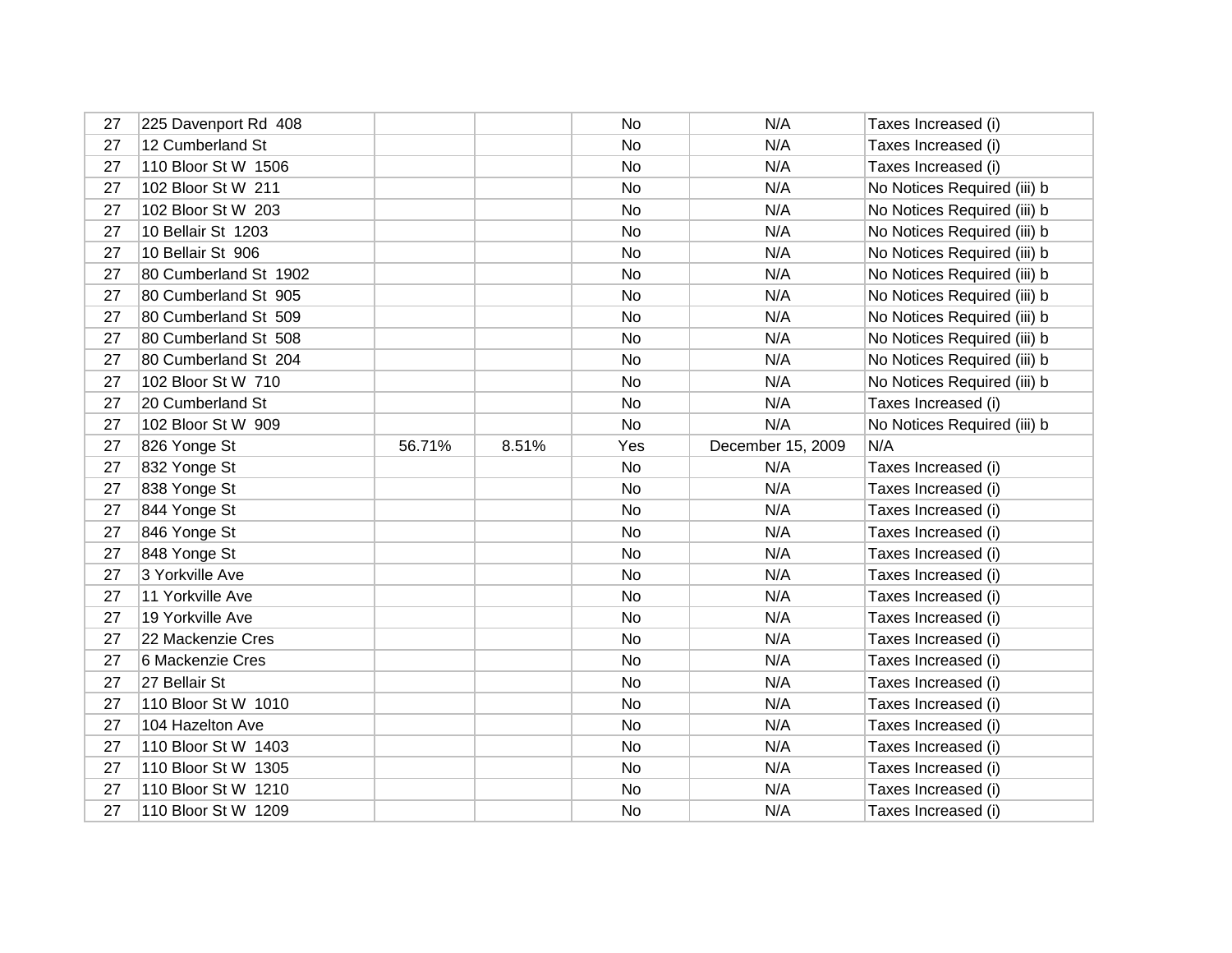| | | | | | | |
|---|---|---|---|---|---|---|
| 27 | 225 Davenport Rd 408 | | | No | N/A | Taxes Increased (i) |
| 27 | 12 Cumberland St | | | No | N/A | Taxes Increased (i) |
| 27 | 110 Bloor St W 1506 | | | No | N/A | Taxes Increased (i) |
| 27 | 102 Bloor St W 211 | | | No | N/A | No Notices Required (iii) b |
| 27 | 102 Bloor St W 203 | | | No | N/A | No Notices Required (iii) b |
| 27 | 10 Bellair St 1203 | | | No | N/A | No Notices Required (iii) b |
| 27 | 10 Bellair St 906 | | | No | N/A | No Notices Required (iii) b |
| 27 | 80 Cumberland St 1902 | | | No | N/A | No Notices Required (iii) b |
| 27 | 80 Cumberland St 905 | | | No | N/A | No Notices Required (iii) b |
| 27 | 80 Cumberland St 509 | | | No | N/A | No Notices Required (iii) b |
| 27 | 80 Cumberland St 508 | | | No | N/A | No Notices Required (iii) b |
| 27 | 80 Cumberland St 204 | | | No | N/A | No Notices Required (iii) b |
| 27 | 102 Bloor St W 710 | | | No | N/A | No Notices Required (iii) b |
| 27 | 20 Cumberland St | | | No | N/A | Taxes Increased (i) |
| 27 | 102 Bloor St W 909 | | | No | N/A | No Notices Required (iii) b |
| 27 | 826 Yonge St | 56.71% | 8.51% | Yes | December 15, 2009 | N/A |
| 27 | 832 Yonge St | | | No | N/A | Taxes Increased (i) |
| 27 | 838 Yonge St | | | No | N/A | Taxes Increased (i) |
| 27 | 844 Yonge St | | | No | N/A | Taxes Increased (i) |
| 27 | 846 Yonge St | | | No | N/A | Taxes Increased (i) |
| 27 | 848 Yonge St | | | No | N/A | Taxes Increased (i) |
| 27 | 3 Yorkville Ave | | | No | N/A | Taxes Increased (i) |
| 27 | 11 Yorkville Ave | | | No | N/A | Taxes Increased (i) |
| 27 | 19 Yorkville Ave | | | No | N/A | Taxes Increased (i) |
| 27 | 22 Mackenzie Cres | | | No | N/A | Taxes Increased (i) |
| 27 | 6 Mackenzie Cres | | | No | N/A | Taxes Increased (i) |
| 27 | 27 Bellair St | | | No | N/A | Taxes Increased (i) |
| 27 | 110 Bloor St W 1010 | | | No | N/A | Taxes Increased (i) |
| 27 | 104 Hazelton Ave | | | No | N/A | Taxes Increased (i) |
| 27 | 110 Bloor St W 1403 | | | No | N/A | Taxes Increased (i) |
| 27 | 110 Bloor St W 1305 | | | No | N/A | Taxes Increased (i) |
| 27 | 110 Bloor St W 1210 | | | No | N/A | Taxes Increased (i) |
| 27 | 110 Bloor St W 1209 | | | No | N/A | Taxes Increased (i) |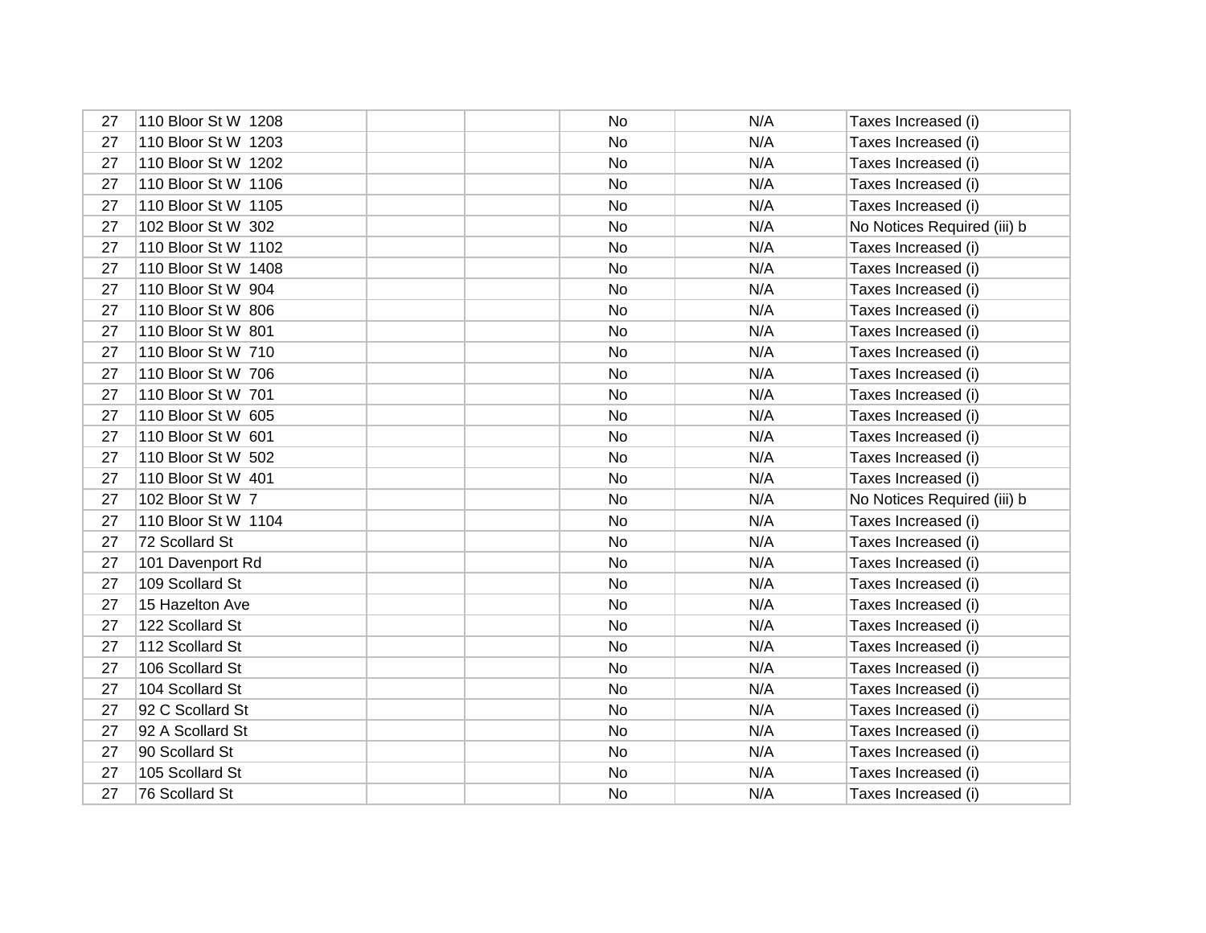| | | | | | | |
|---|---|---|---|---|---|---|
| 27 | 110 Bloor St W 1208 | | | No | N/A | Taxes Increased (i) |
| 27 | 110 Bloor St W 1203 | | | No | N/A | Taxes Increased (i) |
| 27 | 110 Bloor St W 1202 | | | No | N/A | Taxes Increased (i) |
| 27 | 110 Bloor St W 1106 | | | No | N/A | Taxes Increased (i) |
| 27 | 110 Bloor St W 1105 | | | No | N/A | Taxes Increased (i) |
| 27 | 102 Bloor St W 302 | | | No | N/A | No Notices Required (iii) b |
| 27 | 110 Bloor St W 1102 | | | No | N/A | Taxes Increased (i) |
| 27 | 110 Bloor St W 1408 | | | No | N/A | Taxes Increased (i) |
| 27 | 110 Bloor St W 904 | | | No | N/A | Taxes Increased (i) |
| 27 | 110 Bloor St W 806 | | | No | N/A | Taxes Increased (i) |
| 27 | 110 Bloor St W 801 | | | No | N/A | Taxes Increased (i) |
| 27 | 110 Bloor St W 710 | | | No | N/A | Taxes Increased (i) |
| 27 | 110 Bloor St W 706 | | | No | N/A | Taxes Increased (i) |
| 27 | 110 Bloor St W 701 | | | No | N/A | Taxes Increased (i) |
| 27 | 110 Bloor St W 605 | | | No | N/A | Taxes Increased (i) |
| 27 | 110 Bloor St W 601 | | | No | N/A | Taxes Increased (i) |
| 27 | 110 Bloor St W 502 | | | No | N/A | Taxes Increased (i) |
| 27 | 110 Bloor St W 401 | | | No | N/A | Taxes Increased (i) |
| 27 | 102 Bloor St W 7 | | | No | N/A | No Notices Required (iii) b |
| 27 | 110 Bloor St W 1104 | | | No | N/A | Taxes Increased (i) |
| 27 | 72 Scollard St | | | No | N/A | Taxes Increased (i) |
| 27 | 101 Davenport Rd | | | No | N/A | Taxes Increased (i) |
| 27 | 109 Scollard St | | | No | N/A | Taxes Increased (i) |
| 27 | 15 Hazelton Ave | | | No | N/A | Taxes Increased (i) |
| 27 | 122 Scollard St | | | No | N/A | Taxes Increased (i) |
| 27 | 112 Scollard St | | | No | N/A | Taxes Increased (i) |
| 27 | 106 Scollard St | | | No | N/A | Taxes Increased (i) |
| 27 | 104 Scollard St | | | No | N/A | Taxes Increased (i) |
| 27 | 92 C Scollard St | | | No | N/A | Taxes Increased (i) |
| 27 | 92 A Scollard St | | | No | N/A | Taxes Increased (i) |
| 27 | 90 Scollard St | | | No | N/A | Taxes Increased (i) |
| 27 | 105 Scollard St | | | No | N/A | Taxes Increased (i) |
| 27 | 76 Scollard St | | | No | N/A | Taxes Increased (i) |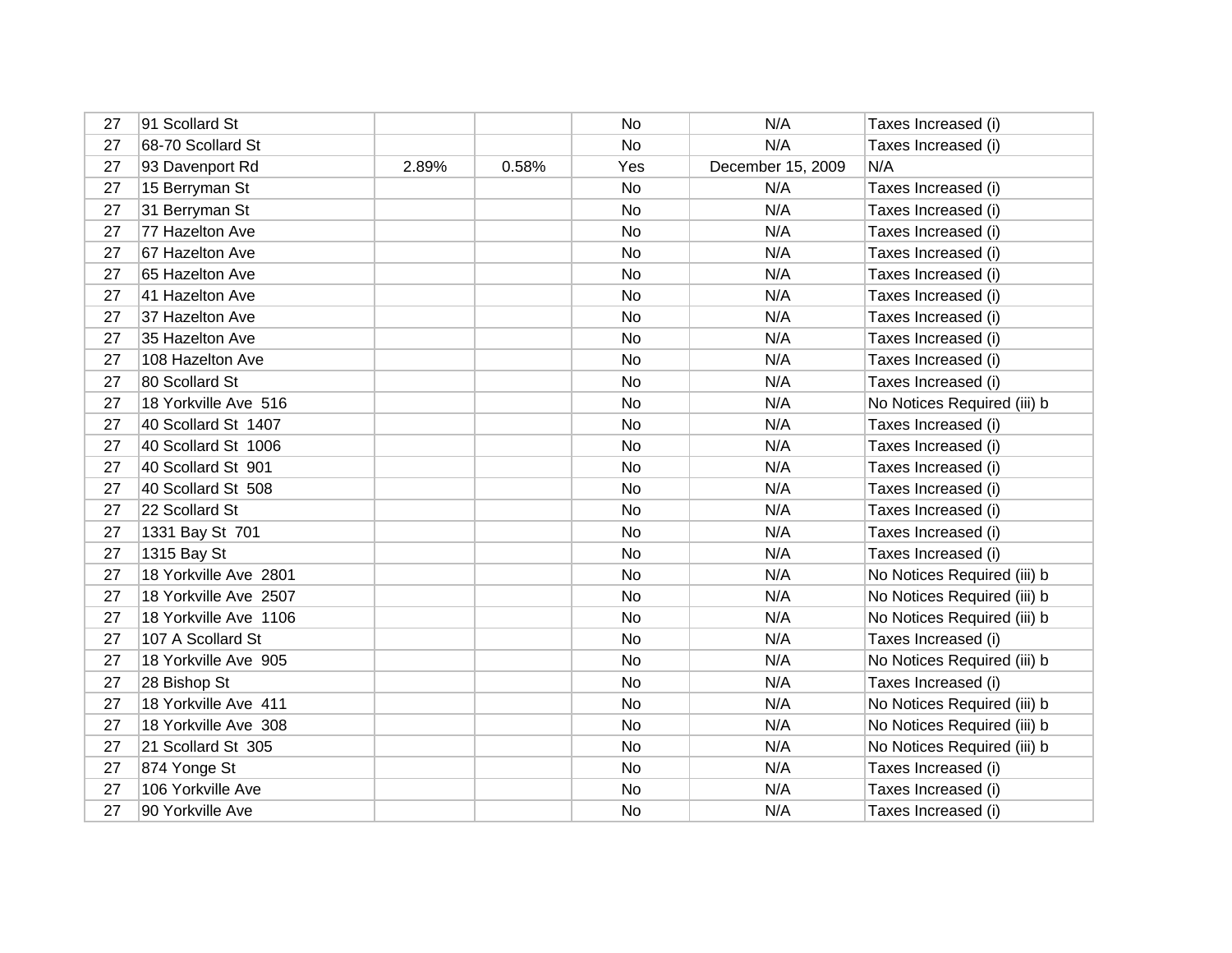| | | | | | | |
|---|---|---|---|---|---|---|
| 27 | 91 Scollard St | | | No | N/A | Taxes Increased (i) |
| 27 | 68-70 Scollard St | | | No | N/A | Taxes Increased (i) |
| 27 | 93 Davenport Rd | 2.89% | 0.58% | Yes | December 15, 2009 | N/A |
| 27 | 15 Berryman St | | | No | N/A | Taxes Increased (i) |
| 27 | 31 Berryman St | | | No | N/A | Taxes Increased (i) |
| 27 | 77 Hazelton Ave | | | No | N/A | Taxes Increased (i) |
| 27 | 67 Hazelton Ave | | | No | N/A | Taxes Increased (i) |
| 27 | 65 Hazelton Ave | | | No | N/A | Taxes Increased (i) |
| 27 | 41 Hazelton Ave | | | No | N/A | Taxes Increased (i) |
| 27 | 37 Hazelton Ave | | | No | N/A | Taxes Increased (i) |
| 27 | 35 Hazelton Ave | | | No | N/A | Taxes Increased (i) |
| 27 | 108 Hazelton Ave | | | No | N/A | Taxes Increased (i) |
| 27 | 80 Scollard St | | | No | N/A | Taxes Increased (i) |
| 27 | 18 Yorkville Ave 516 | | | No | N/A | No Notices Required (iii) b |
| 27 | 40 Scollard St 1407 | | | No | N/A | Taxes Increased (i) |
| 27 | 40 Scollard St 1006 | | | No | N/A | Taxes Increased (i) |
| 27 | 40 Scollard St 901 | | | No | N/A | Taxes Increased (i) |
| 27 | 40 Scollard St 508 | | | No | N/A | Taxes Increased (i) |
| 27 | 22 Scollard St | | | No | N/A | Taxes Increased (i) |
| 27 | 1331 Bay St 701 | | | No | N/A | Taxes Increased (i) |
| 27 | 1315 Bay St | | | No | N/A | Taxes Increased (i) |
| 27 | 18 Yorkville Ave 2801 | | | No | N/A | No Notices Required (iii) b |
| 27 | 18 Yorkville Ave 2507 | | | No | N/A | No Notices Required (iii) b |
| 27 | 18 Yorkville Ave 1106 | | | No | N/A | No Notices Required (iii) b |
| 27 | 107 A Scollard St | | | No | N/A | Taxes Increased (i) |
| 27 | 18 Yorkville Ave 905 | | | No | N/A | No Notices Required (iii) b |
| 27 | 28 Bishop St | | | No | N/A | Taxes Increased (i) |
| 27 | 18 Yorkville Ave 411 | | | No | N/A | No Notices Required (iii) b |
| 27 | 18 Yorkville Ave 308 | | | No | N/A | No Notices Required (iii) b |
| 27 | 21 Scollard St 305 | | | No | N/A | No Notices Required (iii) b |
| 27 | 874 Yonge St | | | No | N/A | Taxes Increased (i) |
| 27 | 106 Yorkville Ave | | | No | N/A | Taxes Increased (i) |
| 27 | 90 Yorkville Ave | | | No | N/A | Taxes Increased (i) |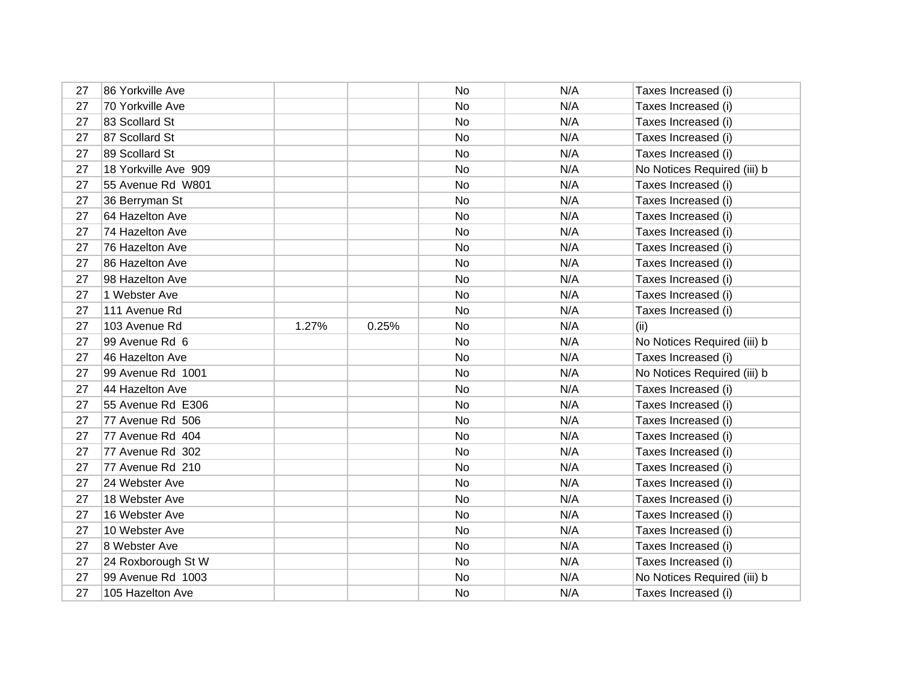| | | | | | | |
|---|---|---|---|---|---|---|
| 27 | 86 Yorkville Ave | | | No | N/A | Taxes Increased (i) |
| 27 | 70 Yorkville Ave | | | No | N/A | Taxes Increased (i) |
| 27 | 83 Scollard St | | | No | N/A | Taxes Increased (i) |
| 27 | 87 Scollard St | | | No | N/A | Taxes Increased (i) |
| 27 | 89 Scollard St | | | No | N/A | Taxes Increased (i) |
| 27 | 18 Yorkville Ave 909 | | | No | N/A | No Notices Required (iii) b |
| 27 | 55 Avenue Rd W801 | | | No | N/A | Taxes Increased (i) |
| 27 | 36 Berryman St | | | No | N/A | Taxes Increased (i) |
| 27 | 64 Hazelton Ave | | | No | N/A | Taxes Increased (i) |
| 27 | 74 Hazelton Ave | | | No | N/A | Taxes Increased (i) |
| 27 | 76 Hazelton Ave | | | No | N/A | Taxes Increased (i) |
| 27 | 86 Hazelton Ave | | | No | N/A | Taxes Increased (i) |
| 27 | 98 Hazelton Ave | | | No | N/A | Taxes Increased (i) |
| 27 | 1 Webster Ave | | | No | N/A | Taxes Increased (i) |
| 27 | 111 Avenue Rd | | | No | N/A | Taxes Increased (i) |
| 27 | 103 Avenue Rd | 1.27% | 0.25% | No | N/A | (ii) |
| 27 | 99 Avenue Rd 6 | | | No | N/A | No Notices Required (iii) b |
| 27 | 46 Hazelton Ave | | | No | N/A | Taxes Increased (i) |
| 27 | 99 Avenue Rd 1001 | | | No | N/A | No Notices Required (iii) b |
| 27 | 44 Hazelton Ave | | | No | N/A | Taxes Increased (i) |
| 27 | 55 Avenue Rd E306 | | | No | N/A | Taxes Increased (i) |
| 27 | 77 Avenue Rd 506 | | | No | N/A | Taxes Increased (i) |
| 27 | 77 Avenue Rd 404 | | | No | N/A | Taxes Increased (i) |
| 27 | 77 Avenue Rd 302 | | | No | N/A | Taxes Increased (i) |
| 27 | 77 Avenue Rd 210 | | | No | N/A | Taxes Increased (i) |
| 27 | 24 Webster Ave | | | No | N/A | Taxes Increased (i) |
| 27 | 18 Webster Ave | | | No | N/A | Taxes Increased (i) |
| 27 | 16 Webster Ave | | | No | N/A | Taxes Increased (i) |
| 27 | 10 Webster Ave | | | No | N/A | Taxes Increased (i) |
| 27 | 8 Webster Ave | | | No | N/A | Taxes Increased (i) |
| 27 | 24 Roxborough St W | | | No | N/A | Taxes Increased (i) |
| 27 | 99 Avenue Rd 1003 | | | No | N/A | No Notices Required (iii) b |
| 27 | 105 Hazelton Ave | | | No | N/A | Taxes Increased (i) |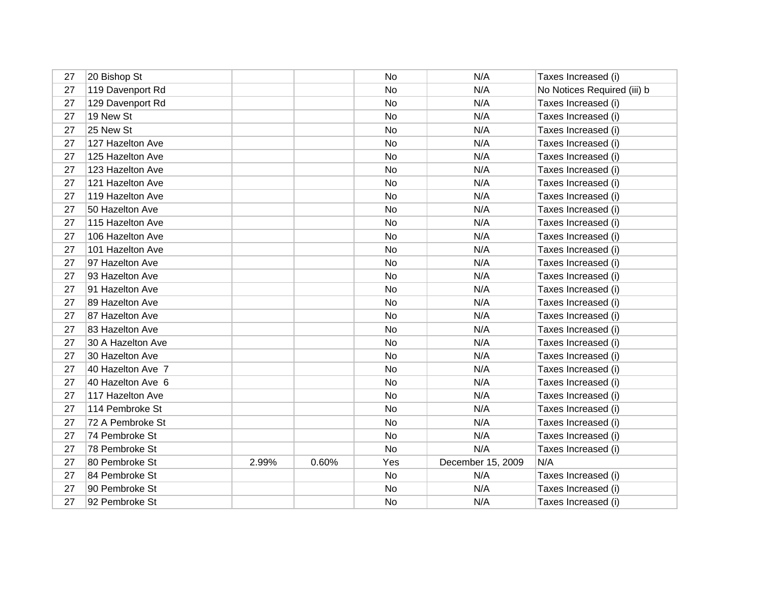| | | | | | | |
|---|---|---|---|---|---|---|
| 27 | 20 Bishop St | | | No | N/A | Taxes Increased (i) |
| 27 | 119 Davenport Rd | | | No | N/A | No Notices Required (iii) b |
| 27 | 129 Davenport Rd | | | No | N/A | Taxes Increased (i) |
| 27 | 19 New St | | | No | N/A | Taxes Increased (i) |
| 27 | 25 New St | | | No | N/A | Taxes Increased (i) |
| 27 | 127 Hazelton Ave | | | No | N/A | Taxes Increased (i) |
| 27 | 125 Hazelton Ave | | | No | N/A | Taxes Increased (i) |
| 27 | 123 Hazelton Ave | | | No | N/A | Taxes Increased (i) |
| 27 | 121 Hazelton Ave | | | No | N/A | Taxes Increased (i) |
| 27 | 119 Hazelton Ave | | | No | N/A | Taxes Increased (i) |
| 27 | 50 Hazelton Ave | | | No | N/A | Taxes Increased (i) |
| 27 | 115 Hazelton Ave | | | No | N/A | Taxes Increased (i) |
| 27 | 106 Hazelton Ave | | | No | N/A | Taxes Increased (i) |
| 27 | 101 Hazelton Ave | | | No | N/A | Taxes Increased (i) |
| 27 | 97 Hazelton Ave | | | No | N/A | Taxes Increased (i) |
| 27 | 93 Hazelton Ave | | | No | N/A | Taxes Increased (i) |
| 27 | 91 Hazelton Ave | | | No | N/A | Taxes Increased (i) |
| 27 | 89 Hazelton Ave | | | No | N/A | Taxes Increased (i) |
| 27 | 87 Hazelton Ave | | | No | N/A | Taxes Increased (i) |
| 27 | 83 Hazelton Ave | | | No | N/A | Taxes Increased (i) |
| 27 | 30 A Hazelton Ave | | | No | N/A | Taxes Increased (i) |
| 27 | 30 Hazelton Ave | | | No | N/A | Taxes Increased (i) |
| 27 | 40 Hazelton Ave 7 | | | No | N/A | Taxes Increased (i) |
| 27 | 40 Hazelton Ave 6 | | | No | N/A | Taxes Increased (i) |
| 27 | 117 Hazelton Ave | | | No | N/A | Taxes Increased (i) |
| 27 | 114 Pembroke St | | | No | N/A | Taxes Increased (i) |
| 27 | 72 A Pembroke St | | | No | N/A | Taxes Increased (i) |
| 27 | 74 Pembroke St | | | No | N/A | Taxes Increased (i) |
| 27 | 78 Pembroke St | | | No | N/A | Taxes Increased (i) |
| 27 | 80 Pembroke St | 2.99% | 0.60% | Yes | December 15, 2009 | N/A |
| 27 | 84 Pembroke St | | | No | N/A | Taxes Increased (i) |
| 27 | 90 Pembroke St | | | No | N/A | Taxes Increased (i) |
| 27 | 92 Pembroke St | | | No | N/A | Taxes Increased (i) |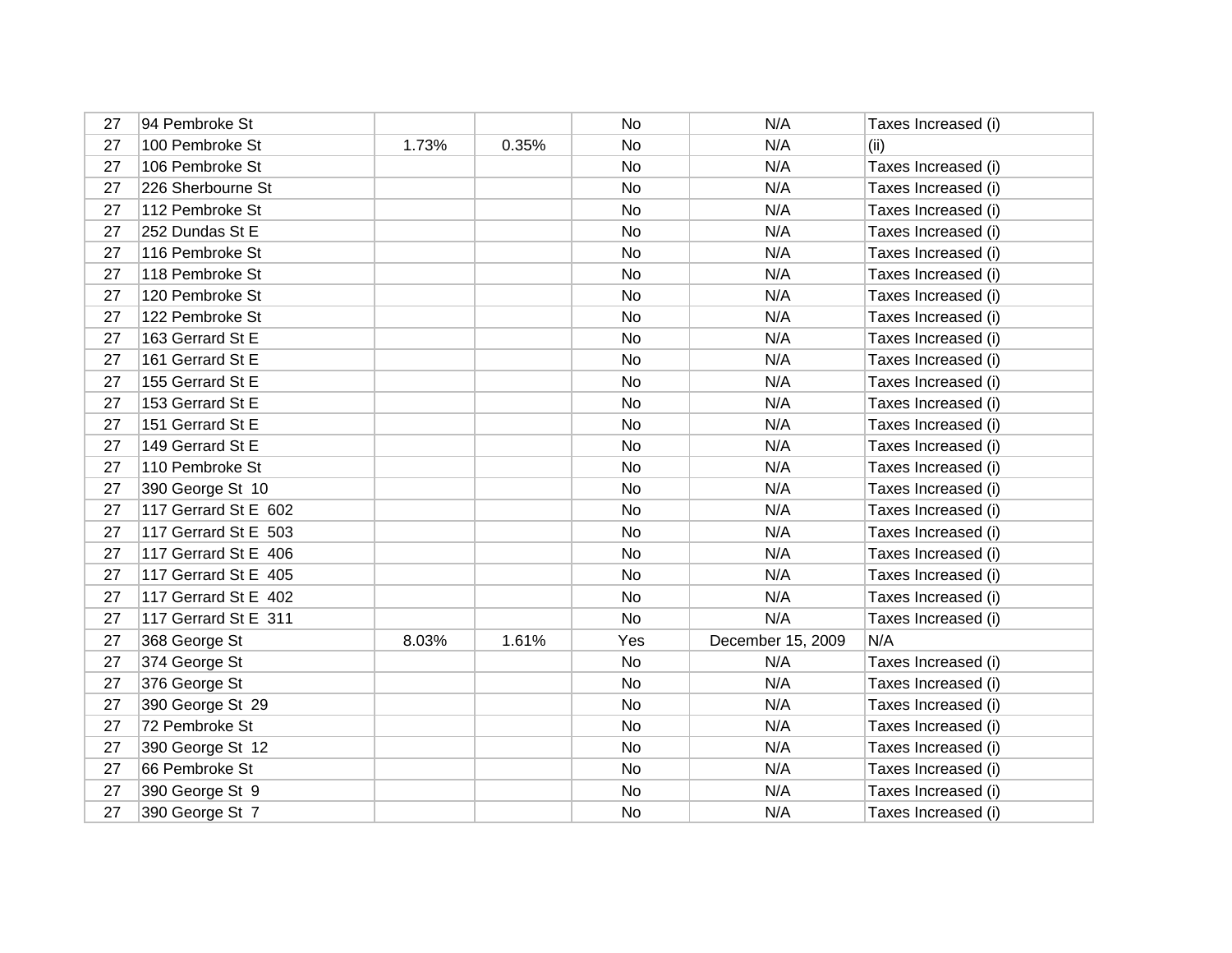| | | | | | | |
|---|---|---|---|---|---|---|
| 27 | 94 Pembroke St | | | No | N/A | Taxes Increased (i) |
| 27 | 100 Pembroke St | 1.73% | 0.35% | No | N/A | (ii) |
| 27 | 106 Pembroke St | | | No | N/A | Taxes Increased (i) |
| 27 | 226 Sherbourne St | | | No | N/A | Taxes Increased (i) |
| 27 | 112 Pembroke St | | | No | N/A | Taxes Increased (i) |
| 27 | 252 Dundas St E | | | No | N/A | Taxes Increased (i) |
| 27 | 116 Pembroke St | | | No | N/A | Taxes Increased (i) |
| 27 | 118 Pembroke St | | | No | N/A | Taxes Increased (i) |
| 27 | 120 Pembroke St | | | No | N/A | Taxes Increased (i) |
| 27 | 122 Pembroke St | | | No | N/A | Taxes Increased (i) |
| 27 | 163 Gerrard St E | | | No | N/A | Taxes Increased (i) |
| 27 | 161 Gerrard St E | | | No | N/A | Taxes Increased (i) |
| 27 | 155 Gerrard St E | | | No | N/A | Taxes Increased (i) |
| 27 | 153 Gerrard St E | | | No | N/A | Taxes Increased (i) |
| 27 | 151 Gerrard St E | | | No | N/A | Taxes Increased (i) |
| 27 | 149 Gerrard St E | | | No | N/A | Taxes Increased (i) |
| 27 | 110 Pembroke St | | | No | N/A | Taxes Increased (i) |
| 27 | 390 George St 10 | | | No | N/A | Taxes Increased (i) |
| 27 | 117 Gerrard St E 602 | | | No | N/A | Taxes Increased (i) |
| 27 | 117 Gerrard St E 503 | | | No | N/A | Taxes Increased (i) |
| 27 | 117 Gerrard St E 406 | | | No | N/A | Taxes Increased (i) |
| 27 | 117 Gerrard St E 405 | | | No | N/A | Taxes Increased (i) |
| 27 | 117 Gerrard St E 402 | | | No | N/A | Taxes Increased (i) |
| 27 | 117 Gerrard St E 311 | | | No | N/A | Taxes Increased (i) |
| 27 | 368 George St | 8.03% | 1.61% | Yes | December 15, 2009 | N/A |
| 27 | 374 George St | | | No | N/A | Taxes Increased (i) |
| 27 | 376 George St | | | No | N/A | Taxes Increased (i) |
| 27 | 390 George St 29 | | | No | N/A | Taxes Increased (i) |
| 27 | 72 Pembroke St | | | No | N/A | Taxes Increased (i) |
| 27 | 390 George St 12 | | | No | N/A | Taxes Increased (i) |
| 27 | 66 Pembroke St | | | No | N/A | Taxes Increased (i) |
| 27 | 390 George St 9 | | | No | N/A | Taxes Increased (i) |
| 27 | 390 George St 7 | | | No | N/A | Taxes Increased (i) |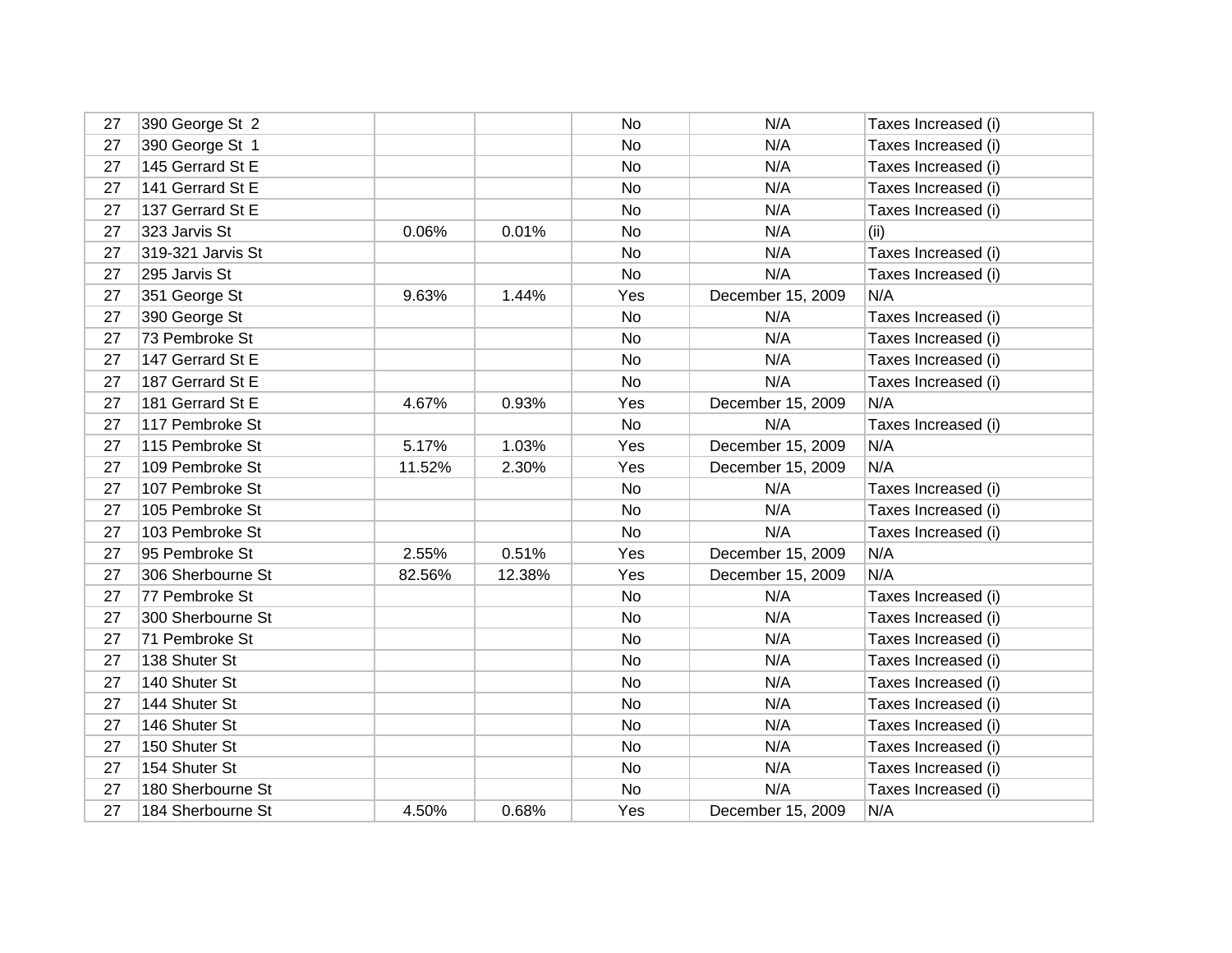| | | | | | | |
|---|---|---|---|---|---|---|
| 27 | 390 George St 2 | | | No | N/A | Taxes Increased (i) |
| 27 | 390 George St 1 | | | No | N/A | Taxes Increased (i) |
| 27 | 145 Gerrard St E | | | No | N/A | Taxes Increased (i) |
| 27 | 141 Gerrard St E | | | No | N/A | Taxes Increased (i) |
| 27 | 137 Gerrard St E | | | No | N/A | Taxes Increased (i) |
| 27 | 323 Jarvis St | 0.06% | 0.01% | No | N/A | (ii) |
| 27 | 319-321 Jarvis St | | | No | N/A | Taxes Increased (i) |
| 27 | 295 Jarvis St | | | No | N/A | Taxes Increased (i) |
| 27 | 351 George St | 9.63% | 1.44% | Yes | December 15, 2009 | N/A |
| 27 | 390 George St | | | No | N/A | Taxes Increased (i) |
| 27 | 73 Pembroke St | | | No | N/A | Taxes Increased (i) |
| 27 | 147 Gerrard St E | | | No | N/A | Taxes Increased (i) |
| 27 | 187 Gerrard St E | | | No | N/A | Taxes Increased (i) |
| 27 | 181 Gerrard St E | 4.67% | 0.93% | Yes | December 15, 2009 | N/A |
| 27 | 117 Pembroke St | | | No | N/A | Taxes Increased (i) |
| 27 | 115 Pembroke St | 5.17% | 1.03% | Yes | December 15, 2009 | N/A |
| 27 | 109 Pembroke St | 11.52% | 2.30% | Yes | December 15, 2009 | N/A |
| 27 | 107 Pembroke St | | | No | N/A | Taxes Increased (i) |
| 27 | 105 Pembroke St | | | No | N/A | Taxes Increased (i) |
| 27 | 103 Pembroke St | | | No | N/A | Taxes Increased (i) |
| 27 | 95 Pembroke St | 2.55% | 0.51% | Yes | December 15, 2009 | N/A |
| 27 | 306 Sherbourne St | 82.56% | 12.38% | Yes | December 15, 2009 | N/A |
| 27 | 77 Pembroke St | | | No | N/A | Taxes Increased (i) |
| 27 | 300 Sherbourne St | | | No | N/A | Taxes Increased (i) |
| 27 | 71 Pembroke St | | | No | N/A | Taxes Increased (i) |
| 27 | 138 Shuter St | | | No | N/A | Taxes Increased (i) |
| 27 | 140 Shuter St | | | No | N/A | Taxes Increased (i) |
| 27 | 144 Shuter St | | | No | N/A | Taxes Increased (i) |
| 27 | 146 Shuter St | | | No | N/A | Taxes Increased (i) |
| 27 | 150 Shuter St | | | No | N/A | Taxes Increased (i) |
| 27 | 154 Shuter St | | | No | N/A | Taxes Increased (i) |
| 27 | 180 Sherbourne St | | | No | N/A | Taxes Increased (i) |
| 27 | 184 Sherbourne St | 4.50% | 0.68% | Yes | December 15, 2009 | N/A |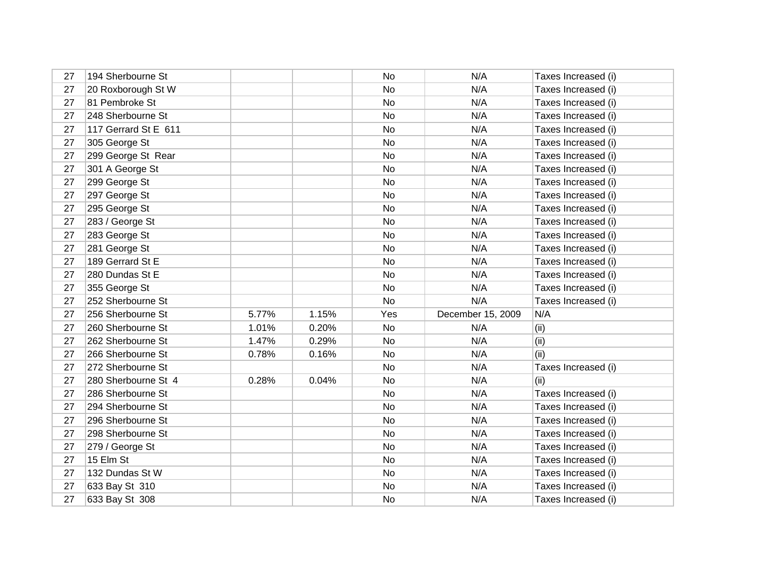| | | | | | | |
|---|---|---|---|---|---|---|
| 27 | 194 Sherbourne St | | | No | N/A | Taxes Increased (i) |
| 27 | 20 Roxborough St W | | | No | N/A | Taxes Increased (i) |
| 27 | 81 Pembroke St | | | No | N/A | Taxes Increased (i) |
| 27 | 248 Sherbourne St | | | No | N/A | Taxes Increased (i) |
| 27 | 117 Gerrard St E 611 | | | No | N/A | Taxes Increased (i) |
| 27 | 305 George St | | | No | N/A | Taxes Increased (i) |
| 27 | 299 George St Rear | | | No | N/A | Taxes Increased (i) |
| 27 | 301 A George St | | | No | N/A | Taxes Increased (i) |
| 27 | 299 George St | | | No | N/A | Taxes Increased (i) |
| 27 | 297 George St | | | No | N/A | Taxes Increased (i) |
| 27 | 295 George St | | | No | N/A | Taxes Increased (i) |
| 27 | 283 / George St | | | No | N/A | Taxes Increased (i) |
| 27 | 283 George St | | | No | N/A | Taxes Increased (i) |
| 27 | 281 George St | | | No | N/A | Taxes Increased (i) |
| 27 | 189 Gerrard St E | | | No | N/A | Taxes Increased (i) |
| 27 | 280 Dundas St E | | | No | N/A | Taxes Increased (i) |
| 27 | 355 George St | | | No | N/A | Taxes Increased (i) |
| 27 | 252 Sherbourne St | | | No | N/A | Taxes Increased (i) |
| 27 | 256 Sherbourne St | 5.77% | 1.15% | Yes | December 15, 2009 | N/A |
| 27 | 260 Sherbourne St | 1.01% | 0.20% | No | N/A | (ii) |
| 27 | 262 Sherbourne St | 1.47% | 0.29% | No | N/A | (ii) |
| 27 | 266 Sherbourne St | 0.78% | 0.16% | No | N/A | (ii) |
| 27 | 272 Sherbourne St | | | No | N/A | Taxes Increased (i) |
| 27 | 280 Sherbourne St 4 | 0.28% | 0.04% | No | N/A | (ii) |
| 27 | 286 Sherbourne St | | | No | N/A | Taxes Increased (i) |
| 27 | 294 Sherbourne St | | | No | N/A | Taxes Increased (i) |
| 27 | 296 Sherbourne St | | | No | N/A | Taxes Increased (i) |
| 27 | 298 Sherbourne St | | | No | N/A | Taxes Increased (i) |
| 27 | 279 / George St | | | No | N/A | Taxes Increased (i) |
| 27 | 15 Elm St | | | No | N/A | Taxes Increased (i) |
| 27 | 132 Dundas St W | | | No | N/A | Taxes Increased (i) |
| 27 | 633 Bay St 310 | | | No | N/A | Taxes Increased (i) |
| 27 | 633 Bay St 308 | | | No | N/A | Taxes Increased (i) |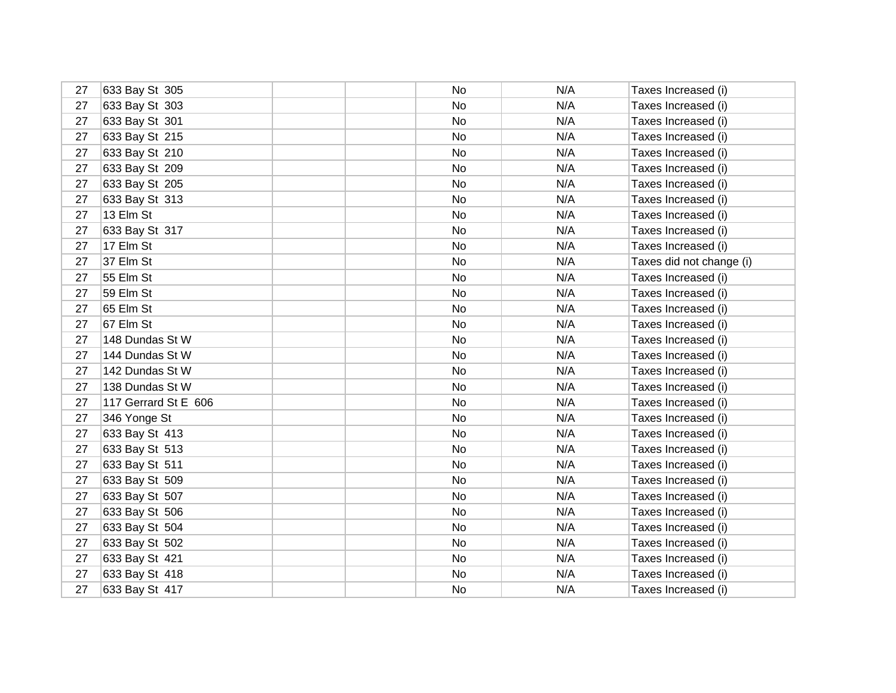| | | | | | | |
|---|---|---|---|---|---|---|
| 27 | 633 Bay St 305 | | | No | N/A | Taxes Increased (i) |
| 27 | 633 Bay St 303 | | | No | N/A | Taxes Increased (i) |
| 27 | 633 Bay St 301 | | | No | N/A | Taxes Increased (i) |
| 27 | 633 Bay St 215 | | | No | N/A | Taxes Increased (i) |
| 27 | 633 Bay St 210 | | | No | N/A | Taxes Increased (i) |
| 27 | 633 Bay St 209 | | | No | N/A | Taxes Increased (i) |
| 27 | 633 Bay St 205 | | | No | N/A | Taxes Increased (i) |
| 27 | 633 Bay St 313 | | | No | N/A | Taxes Increased (i) |
| 27 | 13 Elm St | | | No | N/A | Taxes Increased (i) |
| 27 | 633 Bay St 317 | | | No | N/A | Taxes Increased (i) |
| 27 | 17 Elm St | | | No | N/A | Taxes Increased (i) |
| 27 | 37 Elm St | | | No | N/A | Taxes did not change (i) |
| 27 | 55 Elm St | | | No | N/A | Taxes Increased (i) |
| 27 | 59 Elm St | | | No | N/A | Taxes Increased (i) |
| 27 | 65 Elm St | | | No | N/A | Taxes Increased (i) |
| 27 | 67 Elm St | | | No | N/A | Taxes Increased (i) |
| 27 | 148 Dundas St W | | | No | N/A | Taxes Increased (i) |
| 27 | 144 Dundas St W | | | No | N/A | Taxes Increased (i) |
| 27 | 142 Dundas St W | | | No | N/A | Taxes Increased (i) |
| 27 | 138 Dundas St W | | | No | N/A | Taxes Increased (i) |
| 27 | 117 Gerrard St E 606 | | | No | N/A | Taxes Increased (i) |
| 27 | 346 Yonge St | | | No | N/A | Taxes Increased (i) |
| 27 | 633 Bay St 413 | | | No | N/A | Taxes Increased (i) |
| 27 | 633 Bay St 513 | | | No | N/A | Taxes Increased (i) |
| 27 | 633 Bay St 511 | | | No | N/A | Taxes Increased (i) |
| 27 | 633 Bay St 509 | | | No | N/A | Taxes Increased (i) |
| 27 | 633 Bay St 507 | | | No | N/A | Taxes Increased (i) |
| 27 | 633 Bay St 506 | | | No | N/A | Taxes Increased (i) |
| 27 | 633 Bay St 504 | | | No | N/A | Taxes Increased (i) |
| 27 | 633 Bay St 502 | | | No | N/A | Taxes Increased (i) |
| 27 | 633 Bay St 421 | | | No | N/A | Taxes Increased (i) |
| 27 | 633 Bay St 418 | | | No | N/A | Taxes Increased (i) |
| 27 | 633 Bay St 417 | | | No | N/A | Taxes Increased (i) |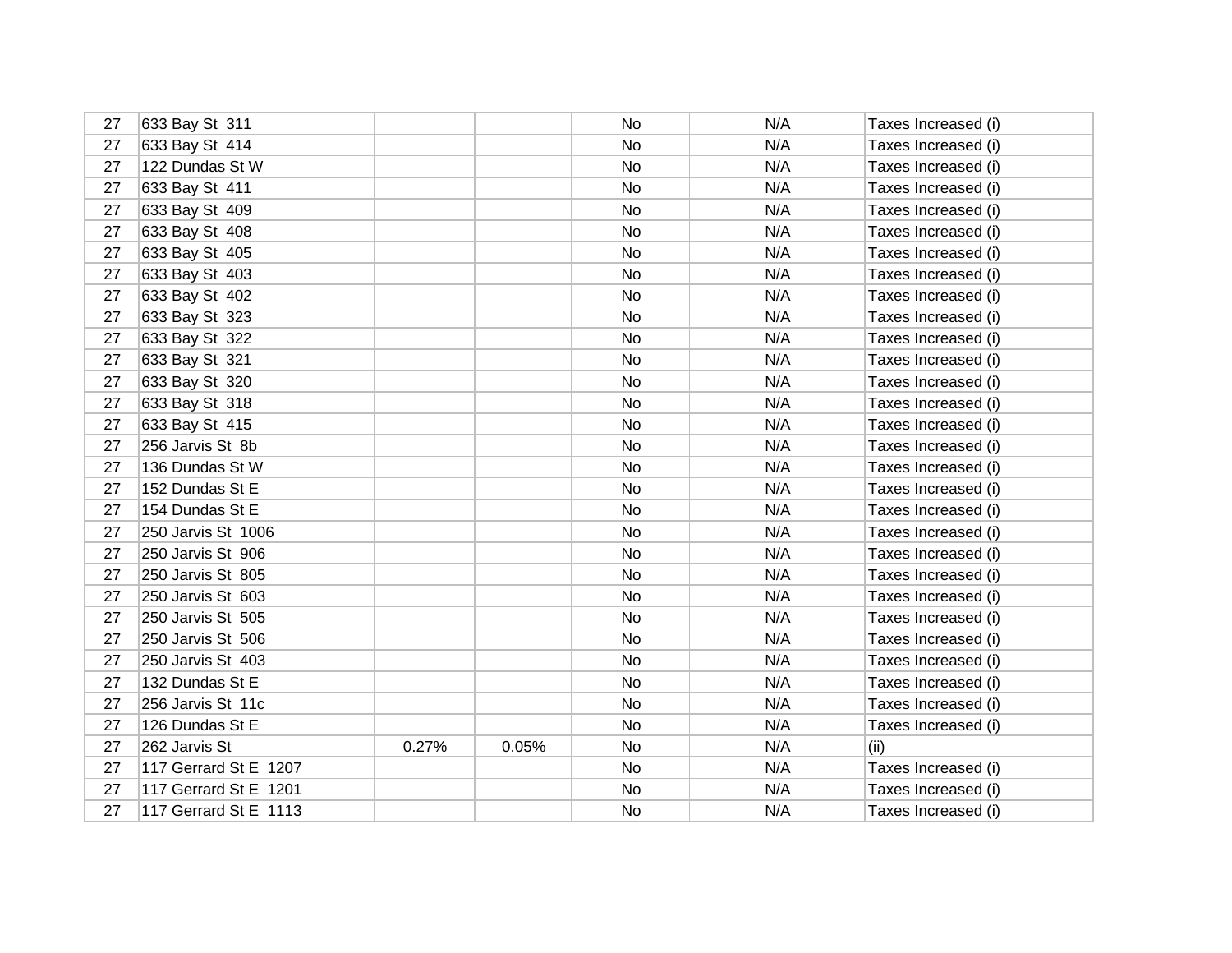| | | | | | | |
|---|---|---|---|---|---|---|
| 27 | 633 Bay St  311 | | | No | N/A | Taxes Increased (i) |
| 27 | 633 Bay St  414 | | | No | N/A | Taxes Increased (i) |
| 27 | 122 Dundas St W | | | No | N/A | Taxes Increased (i) |
| 27 | 633 Bay St  411 | | | No | N/A | Taxes Increased (i) |
| 27 | 633 Bay St  409 | | | No | N/A | Taxes Increased (i) |
| 27 | 633 Bay St  408 | | | No | N/A | Taxes Increased (i) |
| 27 | 633 Bay St  405 | | | No | N/A | Taxes Increased (i) |
| 27 | 633 Bay St  403 | | | No | N/A | Taxes Increased (i) |
| 27 | 633 Bay St  402 | | | No | N/A | Taxes Increased (i) |
| 27 | 633 Bay St  323 | | | No | N/A | Taxes Increased (i) |
| 27 | 633 Bay St  322 | | | No | N/A | Taxes Increased (i) |
| 27 | 633 Bay St  321 | | | No | N/A | Taxes Increased (i) |
| 27 | 633 Bay St  320 | | | No | N/A | Taxes Increased (i) |
| 27 | 633 Bay St  318 | | | No | N/A | Taxes Increased (i) |
| 27 | 633 Bay St  415 | | | No | N/A | Taxes Increased (i) |
| 27 | 256 Jarvis St  8b | | | No | N/A | Taxes Increased (i) |
| 27 | 136 Dundas St W | | | No | N/A | Taxes Increased (i) |
| 27 | 152 Dundas St E | | | No | N/A | Taxes Increased (i) |
| 27 | 154 Dundas St E | | | No | N/A | Taxes Increased (i) |
| 27 | 250 Jarvis St  1006 | | | No | N/A | Taxes Increased (i) |
| 27 | 250 Jarvis St  906 | | | No | N/A | Taxes Increased (i) |
| 27 | 250 Jarvis St  805 | | | No | N/A | Taxes Increased (i) |
| 27 | 250 Jarvis St  603 | | | No | N/A | Taxes Increased (i) |
| 27 | 250 Jarvis St  505 | | | No | N/A | Taxes Increased (i) |
| 27 | 250 Jarvis St  506 | | | No | N/A | Taxes Increased (i) |
| 27 | 250 Jarvis St  403 | | | No | N/A | Taxes Increased (i) |
| 27 | 132 Dundas St E | | | No | N/A | Taxes Increased (i) |
| 27 | 256 Jarvis St  11c | | | No | N/A | Taxes Increased (i) |
| 27 | 126 Dundas St E | | | No | N/A | Taxes Increased (i) |
| 27 | 262 Jarvis St | 0.27% | 0.05% | No | N/A | (ii) |
| 27 | 117 Gerrard St E  1207 | | | No | N/A | Taxes Increased (i) |
| 27 | 117 Gerrard St E  1201 | | | No | N/A | Taxes Increased (i) |
| 27 | 117 Gerrard St E  1113 | | | No | N/A | Taxes Increased (i) |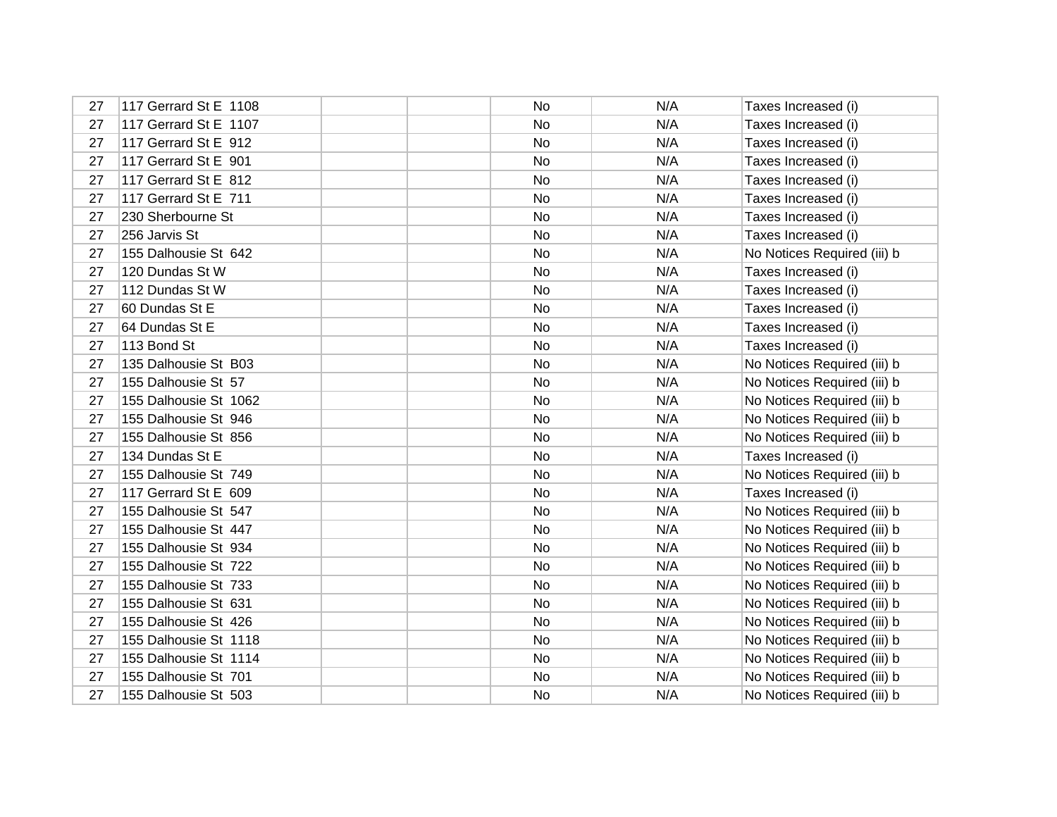| | | | | | | |
|---|---|---|---|---|---|---|
| 27 | 117 Gerrard St E 1108 | | | No | N/A | Taxes Increased (i) |
| 27 | 117 Gerrard St E 1107 | | | No | N/A | Taxes Increased (i) |
| 27 | 117 Gerrard St E 912 | | | No | N/A | Taxes Increased (i) |
| 27 | 117 Gerrard St E 901 | | | No | N/A | Taxes Increased (i) |
| 27 | 117 Gerrard St E 812 | | | No | N/A | Taxes Increased (i) |
| 27 | 117 Gerrard St E 711 | | | No | N/A | Taxes Increased (i) |
| 27 | 230 Sherbourne St | | | No | N/A | Taxes Increased (i) |
| 27 | 256 Jarvis St | | | No | N/A | Taxes Increased (i) |
| 27 | 155 Dalhousie St 642 | | | No | N/A | No Notices Required (iii) b |
| 27 | 120 Dundas St W | | | No | N/A | Taxes Increased (i) |
| 27 | 112 Dundas St W | | | No | N/A | Taxes Increased (i) |
| 27 | 60 Dundas St E | | | No | N/A | Taxes Increased (i) |
| 27 | 64 Dundas St E | | | No | N/A | Taxes Increased (i) |
| 27 | 113 Bond St | | | No | N/A | Taxes Increased (i) |
| 27 | 135 Dalhousie St B03 | | | No | N/A | No Notices Required (iii) b |
| 27 | 155 Dalhousie St 57 | | | No | N/A | No Notices Required (iii) b |
| 27 | 155 Dalhousie St 1062 | | | No | N/A | No Notices Required (iii) b |
| 27 | 155 Dalhousie St 946 | | | No | N/A | No Notices Required (iii) b |
| 27 | 155 Dalhousie St 856 | | | No | N/A | No Notices Required (iii) b |
| 27 | 134 Dundas St E | | | No | N/A | Taxes Increased (i) |
| 27 | 155 Dalhousie St 749 | | | No | N/A | No Notices Required (iii) b |
| 27 | 117 Gerrard St E 609 | | | No | N/A | Taxes Increased (i) |
| 27 | 155 Dalhousie St 547 | | | No | N/A | No Notices Required (iii) b |
| 27 | 155 Dalhousie St 447 | | | No | N/A | No Notices Required (iii) b |
| 27 | 155 Dalhousie St 934 | | | No | N/A | No Notices Required (iii) b |
| 27 | 155 Dalhousie St 722 | | | No | N/A | No Notices Required (iii) b |
| 27 | 155 Dalhousie St 733 | | | No | N/A | No Notices Required (iii) b |
| 27 | 155 Dalhousie St 631 | | | No | N/A | No Notices Required (iii) b |
| 27 | 155 Dalhousie St 426 | | | No | N/A | No Notices Required (iii) b |
| 27 | 155 Dalhousie St 1118 | | | No | N/A | No Notices Required (iii) b |
| 27 | 155 Dalhousie St 1114 | | | No | N/A | No Notices Required (iii) b |
| 27 | 155 Dalhousie St 701 | | | No | N/A | No Notices Required (iii) b |
| 27 | 155 Dalhousie St 503 | | | No | N/A | No Notices Required (iii) b |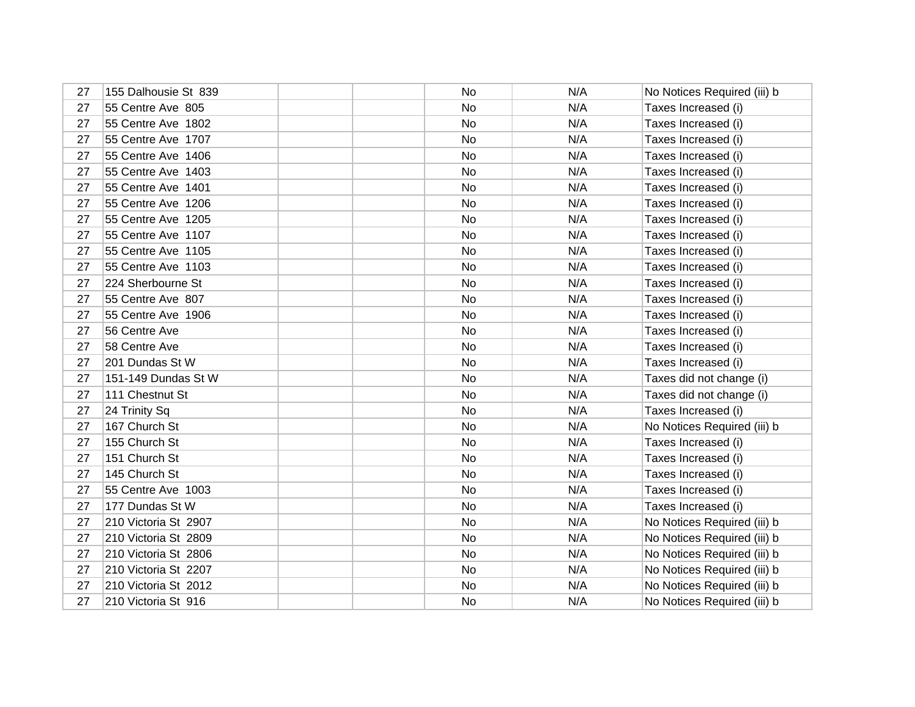| | | | | | | |
|---|---|---|---|---|---|---|
| 27 | 155 Dalhousie St  839 | | | No | N/A | No Notices Required (iii) b |
| 27 | 55 Centre Ave  805 | | | No | N/A | Taxes Increased (i) |
| 27 | 55 Centre Ave  1802 | | | No | N/A | Taxes Increased (i) |
| 27 | 55 Centre Ave  1707 | | | No | N/A | Taxes Increased (i) |
| 27 | 55 Centre Ave  1406 | | | No | N/A | Taxes Increased (i) |
| 27 | 55 Centre Ave  1403 | | | No | N/A | Taxes Increased (i) |
| 27 | 55 Centre Ave  1401 | | | No | N/A | Taxes Increased (i) |
| 27 | 55 Centre Ave  1206 | | | No | N/A | Taxes Increased (i) |
| 27 | 55 Centre Ave  1205 | | | No | N/A | Taxes Increased (i) |
| 27 | 55 Centre Ave  1107 | | | No | N/A | Taxes Increased (i) |
| 27 | 55 Centre Ave  1105 | | | No | N/A | Taxes Increased (i) |
| 27 | 55 Centre Ave  1103 | | | No | N/A | Taxes Increased (i) |
| 27 | 224 Sherbourne St | | | No | N/A | Taxes Increased (i) |
| 27 | 55 Centre Ave  807 | | | No | N/A | Taxes Increased (i) |
| 27 | 55 Centre Ave  1906 | | | No | N/A | Taxes Increased (i) |
| 27 | 56 Centre Ave | | | No | N/A | Taxes Increased (i) |
| 27 | 58 Centre Ave | | | No | N/A | Taxes Increased (i) |
| 27 | 201 Dundas St W | | | No | N/A | Taxes Increased (i) |
| 27 | 151-149 Dundas St W | | | No | N/A | Taxes did not change (i) |
| 27 | 111 Chestnut St | | | No | N/A | Taxes did not change (i) |
| 27 | 24 Trinity Sq | | | No | N/A | Taxes Increased (i) |
| 27 | 167 Church St | | | No | N/A | No Notices Required (iii) b |
| 27 | 155 Church St | | | No | N/A | Taxes Increased (i) |
| 27 | 151 Church St | | | No | N/A | Taxes Increased (i) |
| 27 | 145 Church St | | | No | N/A | Taxes Increased (i) |
| 27 | 55 Centre Ave  1003 | | | No | N/A | Taxes Increased (i) |
| 27 | 177 Dundas St W | | | No | N/A | Taxes Increased (i) |
| 27 | 210 Victoria St  2907 | | | No | N/A | No Notices Required (iii) b |
| 27 | 210 Victoria St  2809 | | | No | N/A | No Notices Required (iii) b |
| 27 | 210 Victoria St  2806 | | | No | N/A | No Notices Required (iii) b |
| 27 | 210 Victoria St  2207 | | | No | N/A | No Notices Required (iii) b |
| 27 | 210 Victoria St  2012 | | | No | N/A | No Notices Required (iii) b |
| 27 | 210 Victoria St  916 | | | No | N/A | No Notices Required (iii) b |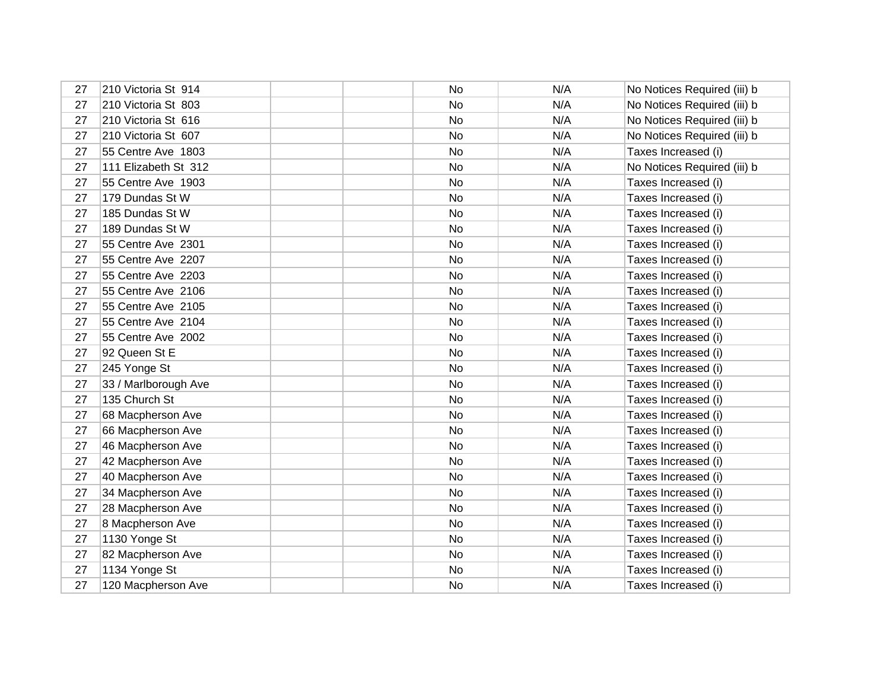| | | | | | | |
|---|---|---|---|---|---|---|
| 27 | 210 Victoria St 914 | | | No | N/A | No Notices Required (iii) b |
| 27 | 210 Victoria St 803 | | | No | N/A | No Notices Required (iii) b |
| 27 | 210 Victoria St 616 | | | No | N/A | No Notices Required (iii) b |
| 27 | 210 Victoria St 607 | | | No | N/A | No Notices Required (iii) b |
| 27 | 55 Centre Ave 1803 | | | No | N/A | Taxes Increased (i) |
| 27 | 111 Elizabeth St 312 | | | No | N/A | No Notices Required (iii) b |
| 27 | 55 Centre Ave 1903 | | | No | N/A | Taxes Increased (i) |
| 27 | 179 Dundas St W | | | No | N/A | Taxes Increased (i) |
| 27 | 185 Dundas St W | | | No | N/A | Taxes Increased (i) |
| 27 | 189 Dundas St W | | | No | N/A | Taxes Increased (i) |
| 27 | 55 Centre Ave 2301 | | | No | N/A | Taxes Increased (i) |
| 27 | 55 Centre Ave 2207 | | | No | N/A | Taxes Increased (i) |
| 27 | 55 Centre Ave 2203 | | | No | N/A | Taxes Increased (i) |
| 27 | 55 Centre Ave 2106 | | | No | N/A | Taxes Increased (i) |
| 27 | 55 Centre Ave 2105 | | | No | N/A | Taxes Increased (i) |
| 27 | 55 Centre Ave 2104 | | | No | N/A | Taxes Increased (i) |
| 27 | 55 Centre Ave 2002 | | | No | N/A | Taxes Increased (i) |
| 27 | 92 Queen St E | | | No | N/A | Taxes Increased (i) |
| 27 | 245 Yonge St | | | No | N/A | Taxes Increased (i) |
| 27 | 33 / Marlborough Ave | | | No | N/A | Taxes Increased (i) |
| 27 | 135 Church St | | | No | N/A | Taxes Increased (i) |
| 27 | 68 Macpherson Ave | | | No | N/A | Taxes Increased (i) |
| 27 | 66 Macpherson Ave | | | No | N/A | Taxes Increased (i) |
| 27 | 46 Macpherson Ave | | | No | N/A | Taxes Increased (i) |
| 27 | 42 Macpherson Ave | | | No | N/A | Taxes Increased (i) |
| 27 | 40 Macpherson Ave | | | No | N/A | Taxes Increased (i) |
| 27 | 34 Macpherson Ave | | | No | N/A | Taxes Increased (i) |
| 27 | 28 Macpherson Ave | | | No | N/A | Taxes Increased (i) |
| 27 | 8 Macpherson Ave | | | No | N/A | Taxes Increased (i) |
| 27 | 1130 Yonge St | | | No | N/A | Taxes Increased (i) |
| 27 | 82 Macpherson Ave | | | No | N/A | Taxes Increased (i) |
| 27 | 1134 Yonge St | | | No | N/A | Taxes Increased (i) |
| 27 | 120 Macpherson Ave | | | No | N/A | Taxes Increased (i) |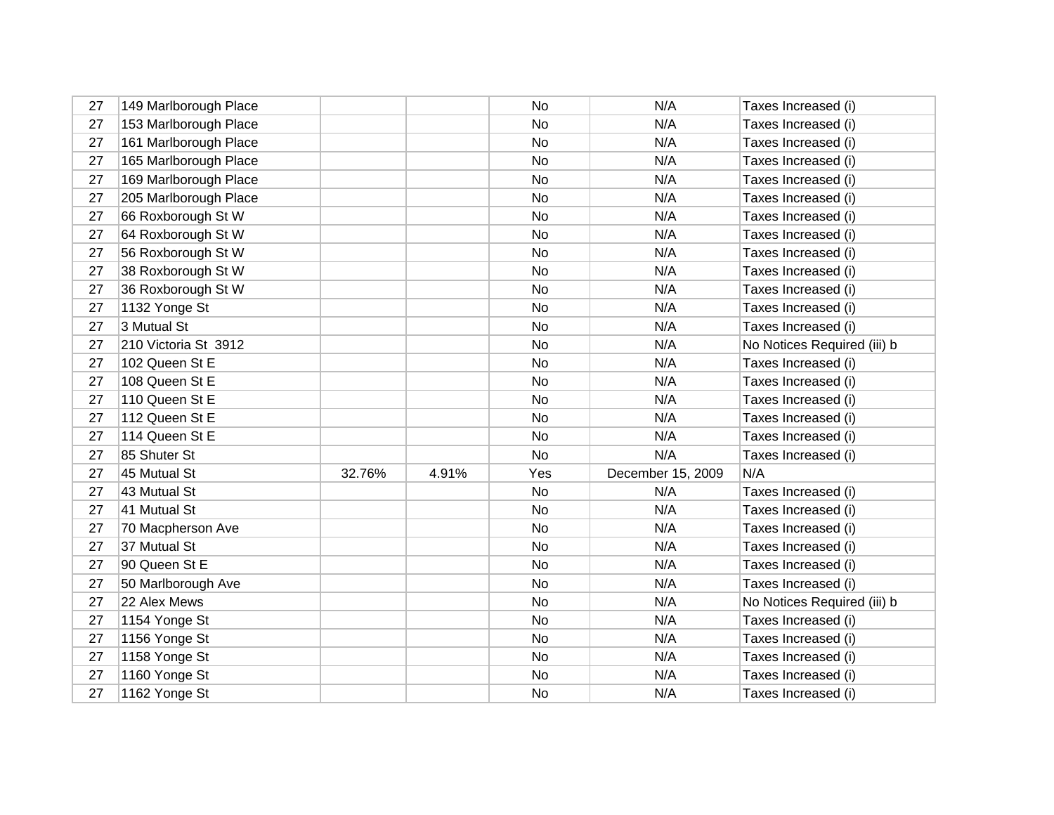| | | | | | | |
|---|---|---|---|---|---|---|
| 27 | 149 Marlborough Place | | | No | N/A | Taxes Increased (i) |
| 27 | 153 Marlborough Place | | | No | N/A | Taxes Increased (i) |
| 27 | 161 Marlborough Place | | | No | N/A | Taxes Increased (i) |
| 27 | 165 Marlborough Place | | | No | N/A | Taxes Increased (i) |
| 27 | 169 Marlborough Place | | | No | N/A | Taxes Increased (i) |
| 27 | 205 Marlborough Place | | | No | N/A | Taxes Increased (i) |
| 27 | 66 Roxborough St W | | | No | N/A | Taxes Increased (i) |
| 27 | 64 Roxborough St W | | | No | N/A | Taxes Increased (i) |
| 27 | 56 Roxborough St W | | | No | N/A | Taxes Increased (i) |
| 27 | 38 Roxborough St W | | | No | N/A | Taxes Increased (i) |
| 27 | 36 Roxborough St W | | | No | N/A | Taxes Increased (i) |
| 27 | 1132 Yonge St | | | No | N/A | Taxes Increased (i) |
| 27 | 3 Mutual St | | | No | N/A | Taxes Increased (i) |
| 27 | 210 Victoria St 3912 | | | No | N/A | No Notices Required (iii) b |
| 27 | 102 Queen St E | | | No | N/A | Taxes Increased (i) |
| 27 | 108 Queen St E | | | No | N/A | Taxes Increased (i) |
| 27 | 110 Queen St E | | | No | N/A | Taxes Increased (i) |
| 27 | 112 Queen St E | | | No | N/A | Taxes Increased (i) |
| 27 | 114 Queen St E | | | No | N/A | Taxes Increased (i) |
| 27 | 85 Shuter St | | | No | N/A | Taxes Increased (i) |
| 27 | 45 Mutual St | 32.76% | 4.91% | Yes | December 15, 2009 | N/A |
| 27 | 43 Mutual St | | | No | N/A | Taxes Increased (i) |
| 27 | 41 Mutual St | | | No | N/A | Taxes Increased (i) |
| 27 | 70 Macpherson Ave | | | No | N/A | Taxes Increased (i) |
| 27 | 37 Mutual St | | | No | N/A | Taxes Increased (i) |
| 27 | 90 Queen St E | | | No | N/A | Taxes Increased (i) |
| 27 | 50 Marlborough Ave | | | No | N/A | Taxes Increased (i) |
| 27 | 22 Alex Mews | | | No | N/A | No Notices Required (iii) b |
| 27 | 1154 Yonge St | | | No | N/A | Taxes Increased (i) |
| 27 | 1156 Yonge St | | | No | N/A | Taxes Increased (i) |
| 27 | 1158 Yonge St | | | No | N/A | Taxes Increased (i) |
| 27 | 1160 Yonge St | | | No | N/A | Taxes Increased (i) |
| 27 | 1162 Yonge St | | | No | N/A | Taxes Increased (i) |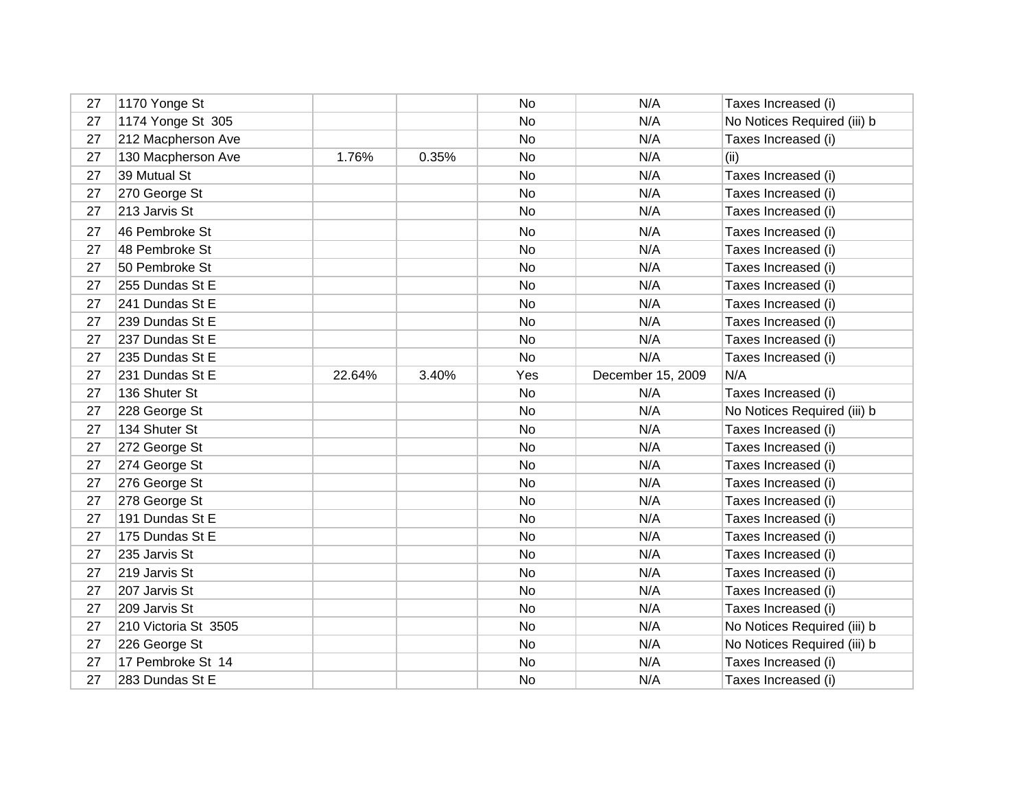| | | | | | | |
|---|---|---|---|---|---|---|
| 27 | 1170 Yonge St | | | No | N/A | Taxes Increased (i) |
| 27 | 1174 Yonge St 305 | | | No | N/A | No Notices Required (iii) b |
| 27 | 212 Macpherson Ave | | | No | N/A | Taxes Increased (i) |
| 27 | 130 Macpherson Ave | 1.76% | 0.35% | No | N/A | (ii) |
| 27 | 39 Mutual St | | | No | N/A | Taxes Increased (i) |
| 27 | 270 George St | | | No | N/A | Taxes Increased (i) |
| 27 | 213 Jarvis St | | | No | N/A | Taxes Increased (i) |
| 27 | 46 Pembroke St | | | No | N/A | Taxes Increased (i) |
| 27 | 48 Pembroke St | | | No | N/A | Taxes Increased (i) |
| 27 | 50 Pembroke St | | | No | N/A | Taxes Increased (i) |
| 27 | 255 Dundas St E | | | No | N/A | Taxes Increased (i) |
| 27 | 241 Dundas St E | | | No | N/A | Taxes Increased (i) |
| 27 | 239 Dundas St E | | | No | N/A | Taxes Increased (i) |
| 27 | 237 Dundas St E | | | No | N/A | Taxes Increased (i) |
| 27 | 235 Dundas St E | | | No | N/A | Taxes Increased (i) |
| 27 | 231 Dundas St E | 22.64% | 3.40% | Yes | December 15, 2009 | N/A |
| 27 | 136 Shuter St | | | No | N/A | Taxes Increased (i) |
| 27 | 228 George St | | | No | N/A | No Notices Required (iii) b |
| 27 | 134 Shuter St | | | No | N/A | Taxes Increased (i) |
| 27 | 272 George St | | | No | N/A | Taxes Increased (i) |
| 27 | 274 George St | | | No | N/A | Taxes Increased (i) |
| 27 | 276 George St | | | No | N/A | Taxes Increased (i) |
| 27 | 278 George St | | | No | N/A | Taxes Increased (i) |
| 27 | 191 Dundas St E | | | No | N/A | Taxes Increased (i) |
| 27 | 175 Dundas St E | | | No | N/A | Taxes Increased (i) |
| 27 | 235 Jarvis St | | | No | N/A | Taxes Increased (i) |
| 27 | 219 Jarvis St | | | No | N/A | Taxes Increased (i) |
| 27 | 207 Jarvis St | | | No | N/A | Taxes Increased (i) |
| 27 | 209 Jarvis St | | | No | N/A | Taxes Increased (i) |
| 27 | 210 Victoria St 3505 | | | No | N/A | No Notices Required (iii) b |
| 27 | 226 George St | | | No | N/A | No Notices Required (iii) b |
| 27 | 17 Pembroke St 14 | | | No | N/A | Taxes Increased (i) |
| 27 | 283 Dundas St E | | | No | N/A | Taxes Increased (i) |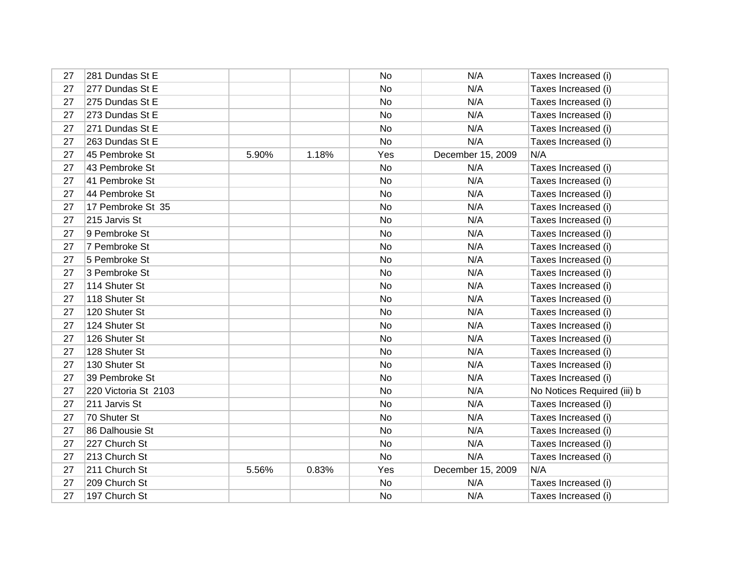| | | | | | | |
|---|---|---|---|---|---|---|
| 27 | 281 Dundas St E | | | No | N/A | Taxes Increased (i) |
| 27 | 277 Dundas St E | | | No | N/A | Taxes Increased (i) |
| 27 | 275 Dundas St E | | | No | N/A | Taxes Increased (i) |
| 27 | 273 Dundas St E | | | No | N/A | Taxes Increased (i) |
| 27 | 271 Dundas St E | | | No | N/A | Taxes Increased (i) |
| 27 | 263 Dundas St E | | | No | N/A | Taxes Increased (i) |
| 27 | 45 Pembroke St | 5.90% | 1.18% | Yes | December 15, 2009 | N/A |
| 27 | 43 Pembroke St | | | No | N/A | Taxes Increased (i) |
| 27 | 41 Pembroke St | | | No | N/A | Taxes Increased (i) |
| 27 | 44 Pembroke St | | | No | N/A | Taxes Increased (i) |
| 27 | 17 Pembroke St 35 | | | No | N/A | Taxes Increased (i) |
| 27 | 215 Jarvis St | | | No | N/A | Taxes Increased (i) |
| 27 | 9 Pembroke St | | | No | N/A | Taxes Increased (i) |
| 27 | 7 Pembroke St | | | No | N/A | Taxes Increased (i) |
| 27 | 5 Pembroke St | | | No | N/A | Taxes Increased (i) |
| 27 | 3 Pembroke St | | | No | N/A | Taxes Increased (i) |
| 27 | 114 Shuter St | | | No | N/A | Taxes Increased (i) |
| 27 | 118 Shuter St | | | No | N/A | Taxes Increased (i) |
| 27 | 120 Shuter St | | | No | N/A | Taxes Increased (i) |
| 27 | 124 Shuter St | | | No | N/A | Taxes Increased (i) |
| 27 | 126 Shuter St | | | No | N/A | Taxes Increased (i) |
| 27 | 128 Shuter St | | | No | N/A | Taxes Increased (i) |
| 27 | 130 Shuter St | | | No | N/A | Taxes Increased (i) |
| 27 | 39 Pembroke St | | | No | N/A | Taxes Increased (i) |
| 27 | 220 Victoria St 2103 | | | No | N/A | No Notices Required (iii) b |
| 27 | 211 Jarvis St | | | No | N/A | Taxes Increased (i) |
| 27 | 70 Shuter St | | | No | N/A | Taxes Increased (i) |
| 27 | 86 Dalhousie St | | | No | N/A | Taxes Increased (i) |
| 27 | 227 Church St | | | No | N/A | Taxes Increased (i) |
| 27 | 213 Church St | | | No | N/A | Taxes Increased (i) |
| 27 | 211 Church St | 5.56% | 0.83% | Yes | December 15, 2009 | N/A |
| 27 | 209 Church St | | | No | N/A | Taxes Increased (i) |
| 27 | 197 Church St | | | No | N/A | Taxes Increased (i) |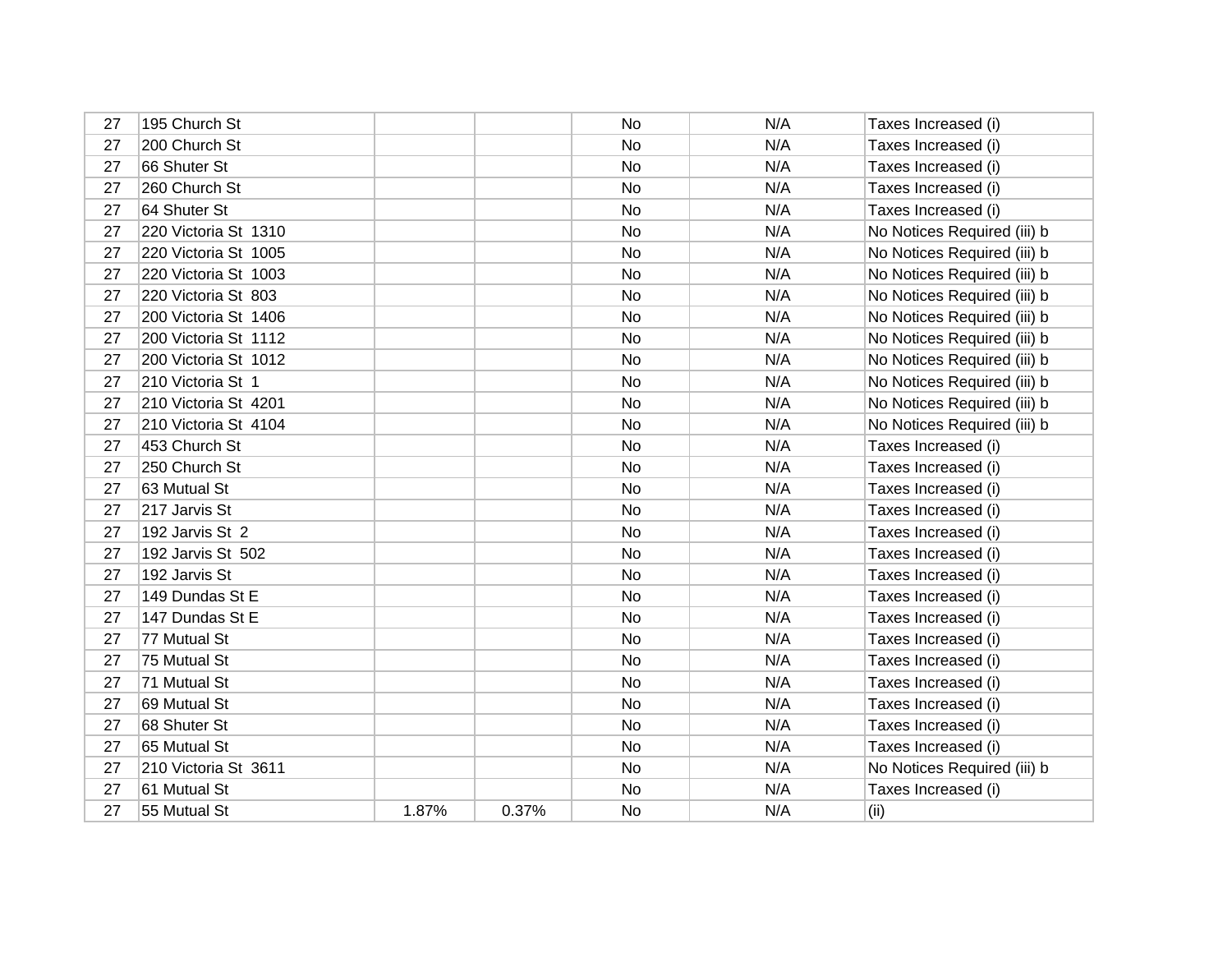| | | | | | | |
|---|---|---|---|---|---|---|
| 27 | 195 Church St | | | No | N/A | Taxes Increased (i) |
| 27 | 200 Church St | | | No | N/A | Taxes Increased (i) |
| 27 | 66 Shuter St | | | No | N/A | Taxes Increased (i) |
| 27 | 260 Church St | | | No | N/A | Taxes Increased (i) |
| 27 | 64 Shuter St | | | No | N/A | Taxes Increased (i) |
| 27 | 220 Victoria St 1310 | | | No | N/A | No Notices Required (iii) b |
| 27 | 220 Victoria St 1005 | | | No | N/A | No Notices Required (iii) b |
| 27 | 220 Victoria St 1003 | | | No | N/A | No Notices Required (iii) b |
| 27 | 220 Victoria St 803 | | | No | N/A | No Notices Required (iii) b |
| 27 | 200 Victoria St 1406 | | | No | N/A | No Notices Required (iii) b |
| 27 | 200 Victoria St 1112 | | | No | N/A | No Notices Required (iii) b |
| 27 | 200 Victoria St 1012 | | | No | N/A | No Notices Required (iii) b |
| 27 | 210 Victoria St 1 | | | No | N/A | No Notices Required (iii) b |
| 27 | 210 Victoria St 4201 | | | No | N/A | No Notices Required (iii) b |
| 27 | 210 Victoria St 4104 | | | No | N/A | No Notices Required (iii) b |
| 27 | 453 Church St | | | No | N/A | Taxes Increased (i) |
| 27 | 250 Church St | | | No | N/A | Taxes Increased (i) |
| 27 | 63 Mutual St | | | No | N/A | Taxes Increased (i) |
| 27 | 217 Jarvis St | | | No | N/A | Taxes Increased (i) |
| 27 | 192 Jarvis St 2 | | | No | N/A | Taxes Increased (i) |
| 27 | 192 Jarvis St 502 | | | No | N/A | Taxes Increased (i) |
| 27 | 192 Jarvis St | | | No | N/A | Taxes Increased (i) |
| 27 | 149 Dundas St E | | | No | N/A | Taxes Increased (i) |
| 27 | 147 Dundas St E | | | No | N/A | Taxes Increased (i) |
| 27 | 77 Mutual St | | | No | N/A | Taxes Increased (i) |
| 27 | 75 Mutual St | | | No | N/A | Taxes Increased (i) |
| 27 | 71 Mutual St | | | No | N/A | Taxes Increased (i) |
| 27 | 69 Mutual St | | | No | N/A | Taxes Increased (i) |
| 27 | 68 Shuter St | | | No | N/A | Taxes Increased (i) |
| 27 | 65 Mutual St | | | No | N/A | Taxes Increased (i) |
| 27 | 210 Victoria St 3611 | | | No | N/A | No Notices Required (iii) b |
| 27 | 61 Mutual St | | | No | N/A | Taxes Increased (i) |
| 27 | 55 Mutual St | 1.87% | 0.37% | No | N/A | (ii) |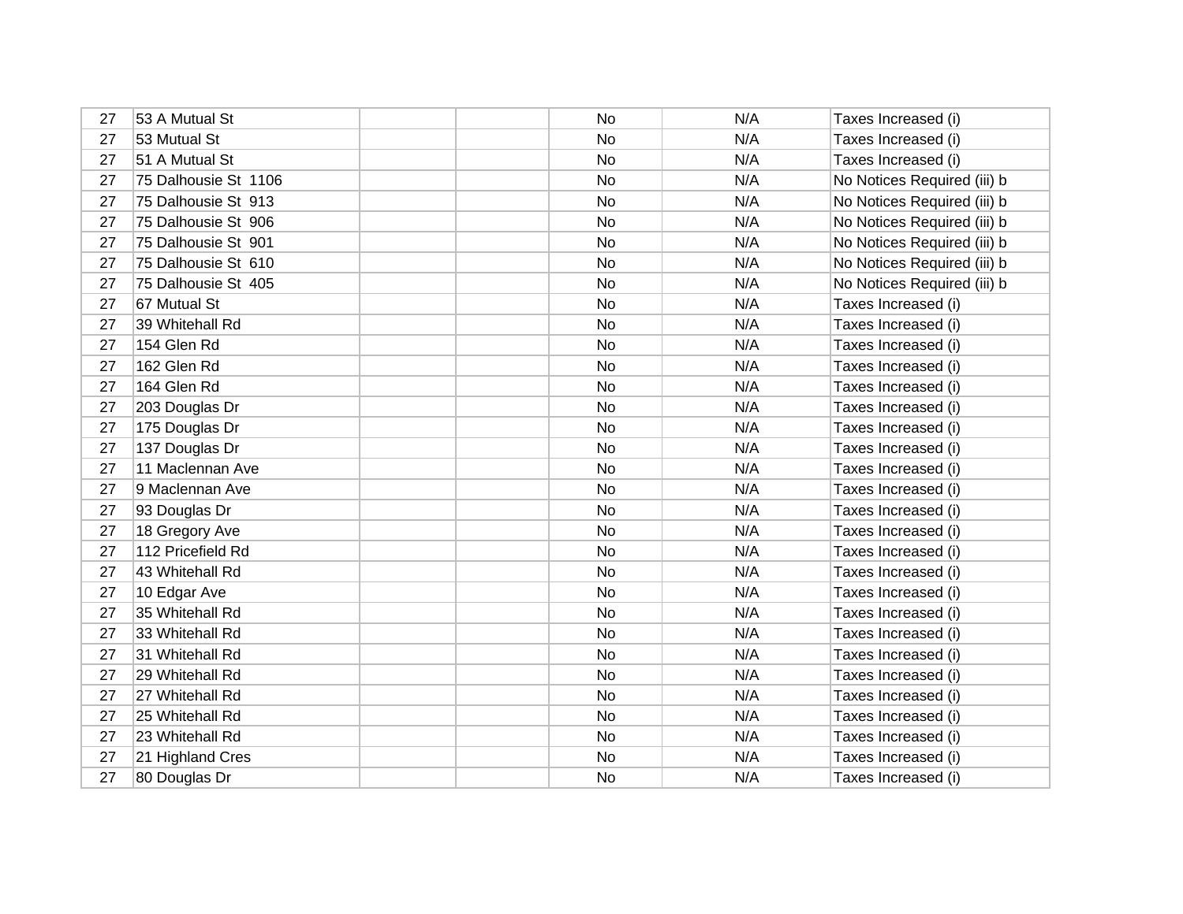| | | | | | | |
|---|---|---|---|---|---|---|
| 27 | 53 A Mutual St | | | No | N/A | Taxes Increased (i) |
| 27 | 53 Mutual St | | | No | N/A | Taxes Increased (i) |
| 27 | 51 A Mutual St | | | No | N/A | Taxes Increased (i) |
| 27 | 75 Dalhousie St 1106 | | | No | N/A | No Notices Required (iii) b |
| 27 | 75 Dalhousie St 913 | | | No | N/A | No Notices Required (iii) b |
| 27 | 75 Dalhousie St 906 | | | No | N/A | No Notices Required (iii) b |
| 27 | 75 Dalhousie St 901 | | | No | N/A | No Notices Required (iii) b |
| 27 | 75 Dalhousie St 610 | | | No | N/A | No Notices Required (iii) b |
| 27 | 75 Dalhousie St 405 | | | No | N/A | No Notices Required (iii) b |
| 27 | 67 Mutual St | | | No | N/A | Taxes Increased (i) |
| 27 | 39 Whitehall Rd | | | No | N/A | Taxes Increased (i) |
| 27 | 154 Glen Rd | | | No | N/A | Taxes Increased (i) |
| 27 | 162 Glen Rd | | | No | N/A | Taxes Increased (i) |
| 27 | 164 Glen Rd | | | No | N/A | Taxes Increased (i) |
| 27 | 203 Douglas Dr | | | No | N/A | Taxes Increased (i) |
| 27 | 175 Douglas Dr | | | No | N/A | Taxes Increased (i) |
| 27 | 137 Douglas Dr | | | No | N/A | Taxes Increased (i) |
| 27 | 11 Maclennan Ave | | | No | N/A | Taxes Increased (i) |
| 27 | 9 Maclennan Ave | | | No | N/A | Taxes Increased (i) |
| 27 | 93 Douglas Dr | | | No | N/A | Taxes Increased (i) |
| 27 | 18 Gregory Ave | | | No | N/A | Taxes Increased (i) |
| 27 | 112 Pricefield Rd | | | No | N/A | Taxes Increased (i) |
| 27 | 43 Whitehall Rd | | | No | N/A | Taxes Increased (i) |
| 27 | 10 Edgar Ave | | | No | N/A | Taxes Increased (i) |
| 27 | 35 Whitehall Rd | | | No | N/A | Taxes Increased (i) |
| 27 | 33 Whitehall Rd | | | No | N/A | Taxes Increased (i) |
| 27 | 31 Whitehall Rd | | | No | N/A | Taxes Increased (i) |
| 27 | 29 Whitehall Rd | | | No | N/A | Taxes Increased (i) |
| 27 | 27 Whitehall Rd | | | No | N/A | Taxes Increased (i) |
| 27 | 25 Whitehall Rd | | | No | N/A | Taxes Increased (i) |
| 27 | 23 Whitehall Rd | | | No | N/A | Taxes Increased (i) |
| 27 | 21 Highland Cres | | | No | N/A | Taxes Increased (i) |
| 27 | 80 Douglas Dr | | | No | N/A | Taxes Increased (i) |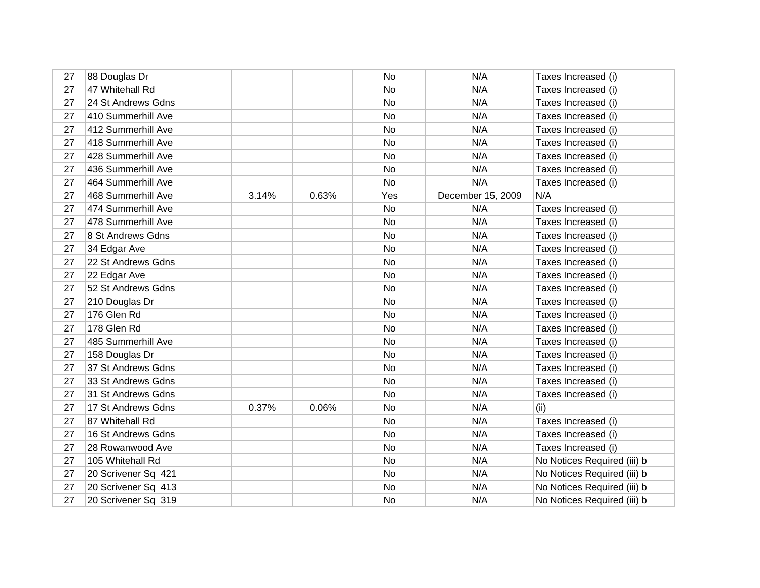| | | | | | | |
|---|---|---|---|---|---|---|
| 27 | 88 Douglas Dr | | | No | N/A | Taxes Increased (i) |
| 27 | 47 Whitehall Rd | | | No | N/A | Taxes Increased (i) |
| 27 | 24 St Andrews Gdns | | | No | N/A | Taxes Increased (i) |
| 27 | 410 Summerhill Ave | | | No | N/A | Taxes Increased (i) |
| 27 | 412 Summerhill Ave | | | No | N/A | Taxes Increased (i) |
| 27 | 418 Summerhill Ave | | | No | N/A | Taxes Increased (i) |
| 27 | 428 Summerhill Ave | | | No | N/A | Taxes Increased (i) |
| 27 | 436 Summerhill Ave | | | No | N/A | Taxes Increased (i) |
| 27 | 464 Summerhill Ave | | | No | N/A | Taxes Increased (i) |
| 27 | 468 Summerhill Ave | 3.14% | 0.63% | Yes | December 15, 2009 | N/A |
| 27 | 474 Summerhill Ave | | | No | N/A | Taxes Increased (i) |
| 27 | 478 Summerhill Ave | | | No | N/A | Taxes Increased (i) |
| 27 | 8 St Andrews Gdns | | | No | N/A | Taxes Increased (i) |
| 27 | 34 Edgar Ave | | | No | N/A | Taxes Increased (i) |
| 27 | 22 St Andrews Gdns | | | No | N/A | Taxes Increased (i) |
| 27 | 22 Edgar Ave | | | No | N/A | Taxes Increased (i) |
| 27 | 52 St Andrews Gdns | | | No | N/A | Taxes Increased (i) |
| 27 | 210 Douglas Dr | | | No | N/A | Taxes Increased (i) |
| 27 | 176 Glen Rd | | | No | N/A | Taxes Increased (i) |
| 27 | 178 Glen Rd | | | No | N/A | Taxes Increased (i) |
| 27 | 485 Summerhill Ave | | | No | N/A | Taxes Increased (i) |
| 27 | 158 Douglas Dr | | | No | N/A | Taxes Increased (i) |
| 27 | 37 St Andrews Gdns | | | No | N/A | Taxes Increased (i) |
| 27 | 33 St Andrews Gdns | | | No | N/A | Taxes Increased (i) |
| 27 | 31 St Andrews Gdns | | | No | N/A | Taxes Increased (i) |
| 27 | 17 St Andrews Gdns | 0.37% | 0.06% | No | N/A | (ii) |
| 27 | 87 Whitehall Rd | | | No | N/A | Taxes Increased (i) |
| 27 | 16 St Andrews Gdns | | | No | N/A | Taxes Increased (i) |
| 27 | 28 Rowanwood Ave | | | No | N/A | Taxes Increased (i) |
| 27 | 105 Whitehall Rd | | | No | N/A | No Notices Required (iii) b |
| 27 | 20 Scrivener Sq 421 | | | No | N/A | No Notices Required (iii) b |
| 27 | 20 Scrivener Sq 413 | | | No | N/A | No Notices Required (iii) b |
| 27 | 20 Scrivener Sq 319 | | | No | N/A | No Notices Required (iii) b |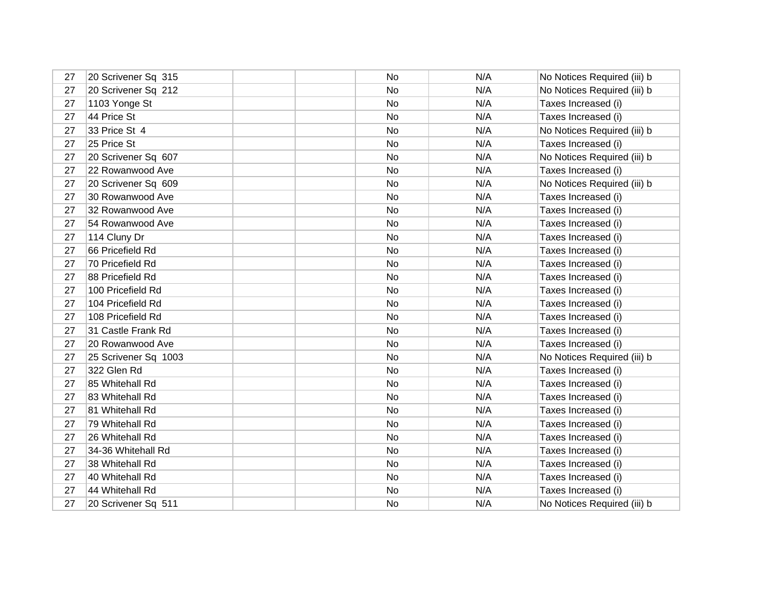| | | | | | | |
|---|---|---|---|---|---|---|
| 27 | 20 Scrivener Sq 315 | | | No | N/A | No Notices Required (iii) b |
| 27 | 20 Scrivener Sq 212 | | | No | N/A | No Notices Required (iii) b |
| 27 | 1103 Yonge St | | | No | N/A | Taxes Increased (i) |
| 27 | 44 Price St | | | No | N/A | Taxes Increased (i) |
| 27 | 33 Price St 4 | | | No | N/A | No Notices Required (iii) b |
| 27 | 25 Price St | | | No | N/A | Taxes Increased (i) |
| 27 | 20 Scrivener Sq 607 | | | No | N/A | No Notices Required (iii) b |
| 27 | 22 Rowanwood Ave | | | No | N/A | Taxes Increased (i) |
| 27 | 20 Scrivener Sq 609 | | | No | N/A | No Notices Required (iii) b |
| 27 | 30 Rowanwood Ave | | | No | N/A | Taxes Increased (i) |
| 27 | 32 Rowanwood Ave | | | No | N/A | Taxes Increased (i) |
| 27 | 54 Rowanwood Ave | | | No | N/A | Taxes Increased (i) |
| 27 | 114 Cluny Dr | | | No | N/A | Taxes Increased (i) |
| 27 | 66 Pricefield Rd | | | No | N/A | Taxes Increased (i) |
| 27 | 70 Pricefield Rd | | | No | N/A | Taxes Increased (i) |
| 27 | 88 Pricefield Rd | | | No | N/A | Taxes Increased (i) |
| 27 | 100 Pricefield Rd | | | No | N/A | Taxes Increased (i) |
| 27 | 104 Pricefield Rd | | | No | N/A | Taxes Increased (i) |
| 27 | 108 Pricefield Rd | | | No | N/A | Taxes Increased (i) |
| 27 | 31 Castle Frank Rd | | | No | N/A | Taxes Increased (i) |
| 27 | 20 Rowanwood Ave | | | No | N/A | Taxes Increased (i) |
| 27 | 25 Scrivener Sq 1003 | | | No | N/A | No Notices Required (iii) b |
| 27 | 322 Glen Rd | | | No | N/A | Taxes Increased (i) |
| 27 | 85 Whitehall Rd | | | No | N/A | Taxes Increased (i) |
| 27 | 83 Whitehall Rd | | | No | N/A | Taxes Increased (i) |
| 27 | 81 Whitehall Rd | | | No | N/A | Taxes Increased (i) |
| 27 | 79 Whitehall Rd | | | No | N/A | Taxes Increased (i) |
| 27 | 26 Whitehall Rd | | | No | N/A | Taxes Increased (i) |
| 27 | 34-36 Whitehall Rd | | | No | N/A | Taxes Increased (i) |
| 27 | 38 Whitehall Rd | | | No | N/A | Taxes Increased (i) |
| 27 | 40 Whitehall Rd | | | No | N/A | Taxes Increased (i) |
| 27 | 44 Whitehall Rd | | | No | N/A | Taxes Increased (i) |
| 27 | 20 Scrivener Sq 511 | | | No | N/A | No Notices Required (iii) b |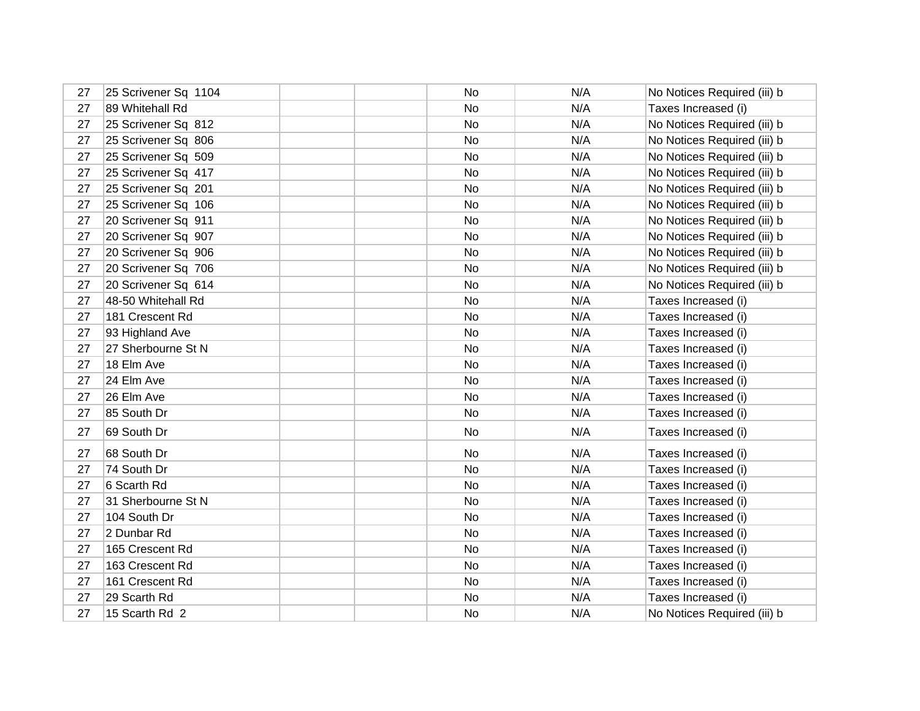| | | | | | | |
|---|---|---|---|---|---|---|
| 27 | 25 Scrivener Sq  1104 | | | No | N/A | No Notices Required (iii) b |
| 27 | 89 Whitehall Rd | | | No | N/A | Taxes Increased (i) |
| 27 | 25 Scrivener Sq  812 | | | No | N/A | No Notices Required (iii) b |
| 27 | 25 Scrivener Sq  806 | | | No | N/A | No Notices Required (iii) b |
| 27 | 25 Scrivener Sq  509 | | | No | N/A | No Notices Required (iii) b |
| 27 | 25 Scrivener Sq  417 | | | No | N/A | No Notices Required (iii) b |
| 27 | 25 Scrivener Sq  201 | | | No | N/A | No Notices Required (iii) b |
| 27 | 25 Scrivener Sq  106 | | | No | N/A | No Notices Required (iii) b |
| 27 | 20 Scrivener Sq  911 | | | No | N/A | No Notices Required (iii) b |
| 27 | 20 Scrivener Sq  907 | | | No | N/A | No Notices Required (iii) b |
| 27 | 20 Scrivener Sq  906 | | | No | N/A | No Notices Required (iii) b |
| 27 | 20 Scrivener Sq  706 | | | No | N/A | No Notices Required (iii) b |
| 27 | 20 Scrivener Sq  614 | | | No | N/A | No Notices Required (iii) b |
| 27 | 48-50 Whitehall Rd | | | No | N/A | Taxes Increased (i) |
| 27 | 181 Crescent Rd | | | No | N/A | Taxes Increased (i) |
| 27 | 93 Highland Ave | | | No | N/A | Taxes Increased (i) |
| 27 | 27 Sherbourne St N | | | No | N/A | Taxes Increased (i) |
| 27 | 18 Elm Ave | | | No | N/A | Taxes Increased (i) |
| 27 | 24 Elm Ave | | | No | N/A | Taxes Increased (i) |
| 27 | 26 Elm Ave | | | No | N/A | Taxes Increased (i) |
| 27 | 85 South Dr | | | No | N/A | Taxes Increased (i) |
| 27 | 69 South Dr | | | No | N/A | Taxes Increased (i) |
| 27 | 68 South Dr | | | No | N/A | Taxes Increased (i) |
| 27 | 74 South Dr | | | No | N/A | Taxes Increased (i) |
| 27 | 6 Scarth Rd | | | No | N/A | Taxes Increased (i) |
| 27 | 31 Sherbourne St N | | | No | N/A | Taxes Increased (i) |
| 27 | 104 South Dr | | | No | N/A | Taxes Increased (i) |
| 27 | 2 Dunbar Rd | | | No | N/A | Taxes Increased (i) |
| 27 | 165 Crescent Rd | | | No | N/A | Taxes Increased (i) |
| 27 | 163 Crescent Rd | | | No | N/A | Taxes Increased (i) |
| 27 | 161 Crescent Rd | | | No | N/A | Taxes Increased (i) |
| 27 | 29 Scarth Rd | | | No | N/A | Taxes Increased (i) |
| 27 | 15 Scarth Rd  2 | | | No | N/A | No Notices Required (iii) b |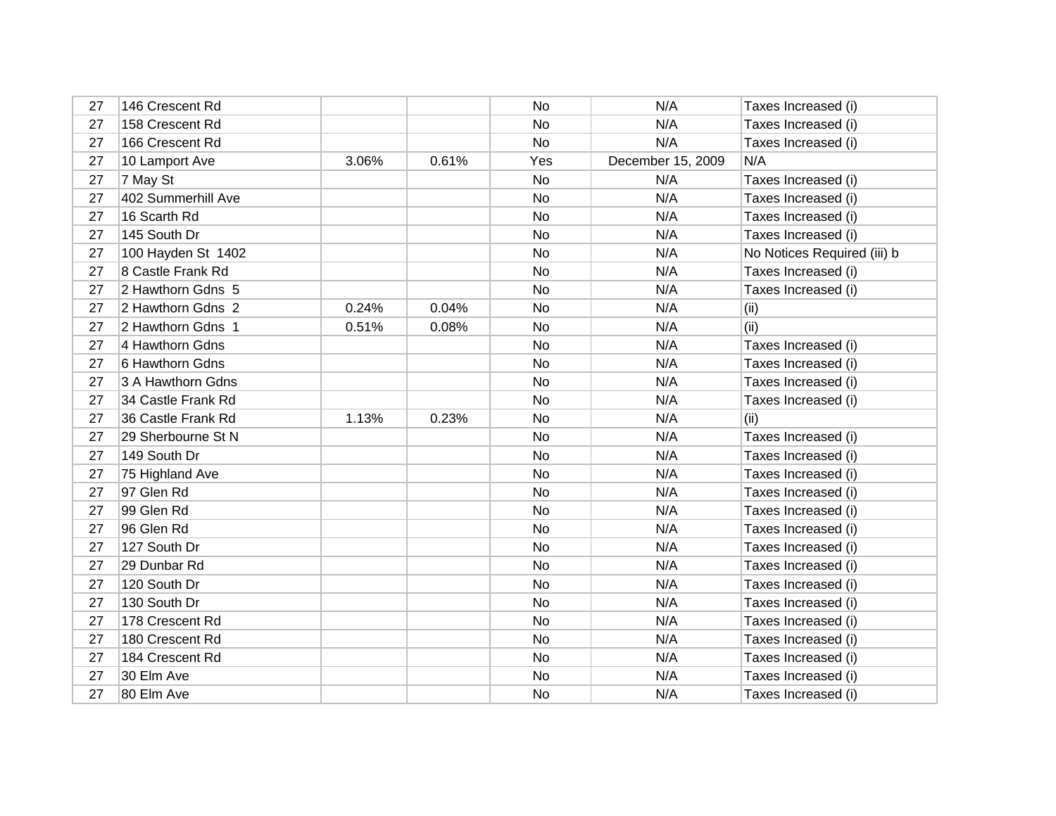| | | | | | | |
|---|---|---|---|---|---|---|
| 27 | 146 Crescent Rd | | | No | N/A | Taxes Increased (i) |
| 27 | 158 Crescent Rd | | | No | N/A | Taxes Increased (i) |
| 27 | 166 Crescent Rd | | | No | N/A | Taxes Increased (i) |
| 27 | 10 Lamport Ave | 3.06% | 0.61% | Yes | December 15, 2009 | N/A |
| 27 | 7 May St | | | No | N/A | Taxes Increased (i) |
| 27 | 402 Summerhill Ave | | | No | N/A | Taxes Increased (i) |
| 27 | 16 Scarth Rd | | | No | N/A | Taxes Increased (i) |
| 27 | 145 South Dr | | | No | N/A | Taxes Increased (i) |
| 27 | 100 Hayden St 1402 | | | No | N/A | No Notices Required (iii) b |
| 27 | 8 Castle Frank Rd | | | No | N/A | Taxes Increased (i) |
| 27 | 2 Hawthorn Gdns 5 | | | No | N/A | Taxes Increased (i) |
| 27 | 2 Hawthorn Gdns 2 | 0.24% | 0.04% | No | N/A | (ii) |
| 27 | 2 Hawthorn Gdns 1 | 0.51% | 0.08% | No | N/A | (ii) |
| 27 | 4 Hawthorn Gdns | | | No | N/A | Taxes Increased (i) |
| 27 | 6 Hawthorn Gdns | | | No | N/A | Taxes Increased (i) |
| 27 | 3 A Hawthorn Gdns | | | No | N/A | Taxes Increased (i) |
| 27 | 34 Castle Frank Rd | | | No | N/A | Taxes Increased (i) |
| 27 | 36 Castle Frank Rd | 1.13% | 0.23% | No | N/A | (ii) |
| 27 | 29 Sherbourne St N | | | No | N/A | Taxes Increased (i) |
| 27 | 149 South Dr | | | No | N/A | Taxes Increased (i) |
| 27 | 75 Highland Ave | | | No | N/A | Taxes Increased (i) |
| 27 | 97 Glen Rd | | | No | N/A | Taxes Increased (i) |
| 27 | 99 Glen Rd | | | No | N/A | Taxes Increased (i) |
| 27 | 96 Glen Rd | | | No | N/A | Taxes Increased (i) |
| 27 | 127 South Dr | | | No | N/A | Taxes Increased (i) |
| 27 | 29 Dunbar Rd | | | No | N/A | Taxes Increased (i) |
| 27 | 120 South Dr | | | No | N/A | Taxes Increased (i) |
| 27 | 130 South Dr | | | No | N/A | Taxes Increased (i) |
| 27 | 178 Crescent Rd | | | No | N/A | Taxes Increased (i) |
| 27 | 180 Crescent Rd | | | No | N/A | Taxes Increased (i) |
| 27 | 184 Crescent Rd | | | No | N/A | Taxes Increased (i) |
| 27 | 30 Elm Ave | | | No | N/A | Taxes Increased (i) |
| 27 | 80 Elm Ave | | | No | N/A | Taxes Increased (i) |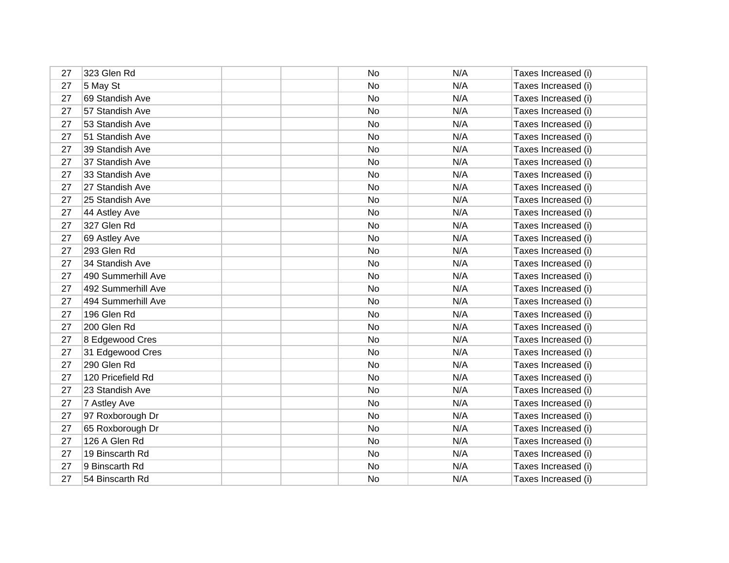| | | | | | | |
|---|---|---|---|---|---|---|
| 27 | 323 Glen Rd | | | No | N/A | Taxes Increased (i) |
| 27 | 5 May St | | | No | N/A | Taxes Increased (i) |
| 27 | 69 Standish Ave | | | No | N/A | Taxes Increased (i) |
| 27 | 57 Standish Ave | | | No | N/A | Taxes Increased (i) |
| 27 | 53 Standish Ave | | | No | N/A | Taxes Increased (i) |
| 27 | 51 Standish Ave | | | No | N/A | Taxes Increased (i) |
| 27 | 39 Standish Ave | | | No | N/A | Taxes Increased (i) |
| 27 | 37 Standish Ave | | | No | N/A | Taxes Increased (i) |
| 27 | 33 Standish Ave | | | No | N/A | Taxes Increased (i) |
| 27 | 27 Standish Ave | | | No | N/A | Taxes Increased (i) |
| 27 | 25 Standish Ave | | | No | N/A | Taxes Increased (i) |
| 27 | 44 Astley Ave | | | No | N/A | Taxes Increased (i) |
| 27 | 327 Glen Rd | | | No | N/A | Taxes Increased (i) |
| 27 | 69 Astley Ave | | | No | N/A | Taxes Increased (i) |
| 27 | 293 Glen Rd | | | No | N/A | Taxes Increased (i) |
| 27 | 34 Standish Ave | | | No | N/A | Taxes Increased (i) |
| 27 | 490 Summerhill Ave | | | No | N/A | Taxes Increased (i) |
| 27 | 492 Summerhill Ave | | | No | N/A | Taxes Increased (i) |
| 27 | 494 Summerhill Ave | | | No | N/A | Taxes Increased (i) |
| 27 | 196 Glen Rd | | | No | N/A | Taxes Increased (i) |
| 27 | 200 Glen Rd | | | No | N/A | Taxes Increased (i) |
| 27 | 8 Edgewood Cres | | | No | N/A | Taxes Increased (i) |
| 27 | 31 Edgewood Cres | | | No | N/A | Taxes Increased (i) |
| 27 | 290 Glen Rd | | | No | N/A | Taxes Increased (i) |
| 27 | 120 Pricefield Rd | | | No | N/A | Taxes Increased (i) |
| 27 | 23 Standish Ave | | | No | N/A | Taxes Increased (i) |
| 27 | 7 Astley Ave | | | No | N/A | Taxes Increased (i) |
| 27 | 97 Roxborough Dr | | | No | N/A | Taxes Increased (i) |
| 27 | 65 Roxborough Dr | | | No | N/A | Taxes Increased (i) |
| 27 | 126 A Glen Rd | | | No | N/A | Taxes Increased (i) |
| 27 | 19 Binscarth Rd | | | No | N/A | Taxes Increased (i) |
| 27 | 9 Binscarth Rd | | | No | N/A | Taxes Increased (i) |
| 27 | 54 Binscarth Rd | | | No | N/A | Taxes Increased (i) |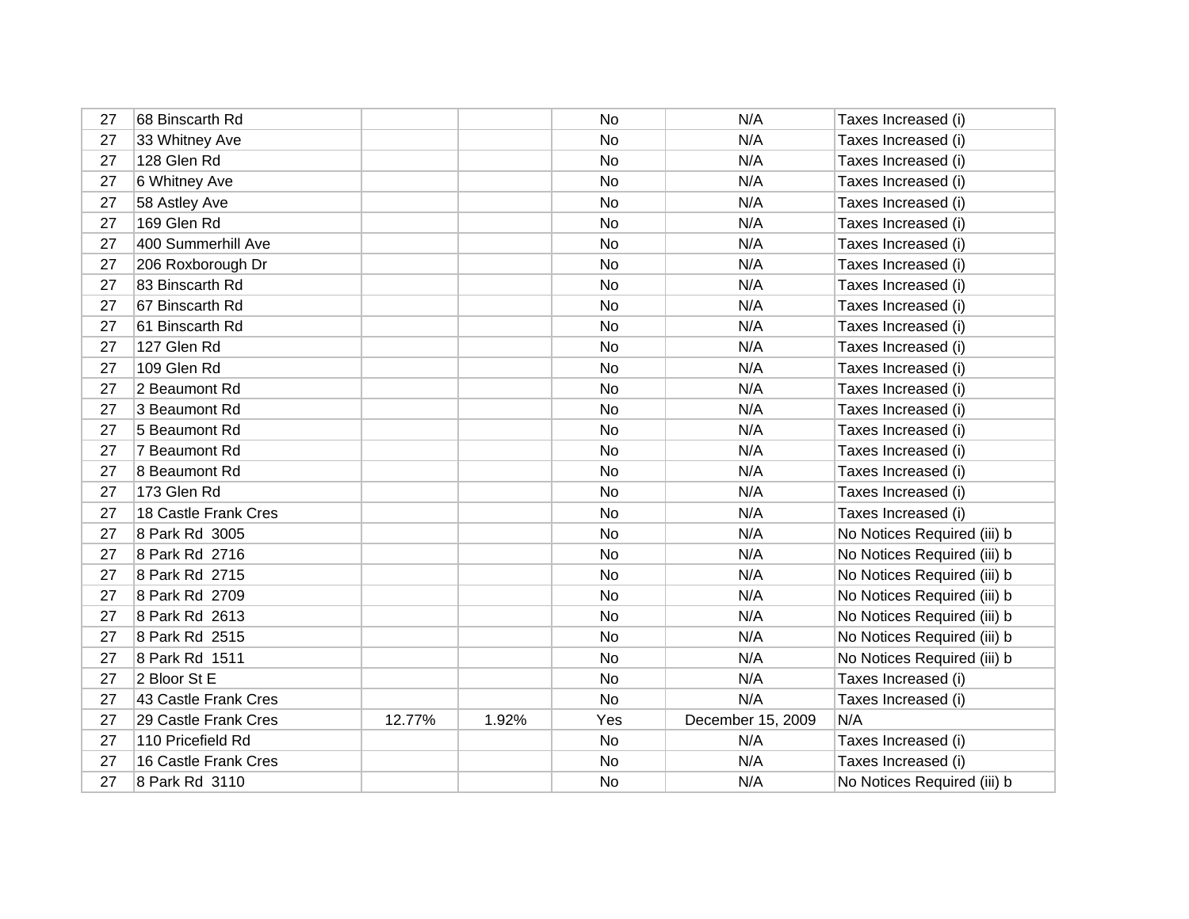| | | | | | | |
|---|---|---|---|---|---|---|
| 27 | 68 Binscarth Rd | | | No | N/A | Taxes Increased (i) |
| 27 | 33 Whitney Ave | | | No | N/A | Taxes Increased (i) |
| 27 | 128 Glen Rd | | | No | N/A | Taxes Increased (i) |
| 27 | 6 Whitney Ave | | | No | N/A | Taxes Increased (i) |
| 27 | 58 Astley Ave | | | No | N/A | Taxes Increased (i) |
| 27 | 169 Glen Rd | | | No | N/A | Taxes Increased (i) |
| 27 | 400 Summerhill Ave | | | No | N/A | Taxes Increased (i) |
| 27 | 206 Roxborough Dr | | | No | N/A | Taxes Increased (i) |
| 27 | 83 Binscarth Rd | | | No | N/A | Taxes Increased (i) |
| 27 | 67 Binscarth Rd | | | No | N/A | Taxes Increased (i) |
| 27 | 61 Binscarth Rd | | | No | N/A | Taxes Increased (i) |
| 27 | 127 Glen Rd | | | No | N/A | Taxes Increased (i) |
| 27 | 109 Glen Rd | | | No | N/A | Taxes Increased (i) |
| 27 | 2 Beaumont Rd | | | No | N/A | Taxes Increased (i) |
| 27 | 3 Beaumont Rd | | | No | N/A | Taxes Increased (i) |
| 27 | 5 Beaumont Rd | | | No | N/A | Taxes Increased (i) |
| 27 | 7 Beaumont Rd | | | No | N/A | Taxes Increased (i) |
| 27 | 8 Beaumont Rd | | | No | N/A | Taxes Increased (i) |
| 27 | 173 Glen Rd | | | No | N/A | Taxes Increased (i) |
| 27 | 18 Castle Frank Cres | | | No | N/A | Taxes Increased (i) |
| 27 | 8 Park Rd 3005 | | | No | N/A | No Notices Required (iii) b |
| 27 | 8 Park Rd 2716 | | | No | N/A | No Notices Required (iii) b |
| 27 | 8 Park Rd 2715 | | | No | N/A | No Notices Required (iii) b |
| 27 | 8 Park Rd 2709 | | | No | N/A | No Notices Required (iii) b |
| 27 | 8 Park Rd 2613 | | | No | N/A | No Notices Required (iii) b |
| 27 | 8 Park Rd 2515 | | | No | N/A | No Notices Required (iii) b |
| 27 | 8 Park Rd 1511 | | | No | N/A | No Notices Required (iii) b |
| 27 | 2 Bloor St E | | | No | N/A | Taxes Increased (i) |
| 27 | 43 Castle Frank Cres | | | No | N/A | Taxes Increased (i) |
| 27 | 29 Castle Frank Cres | 12.77% | 1.92% | Yes | December 15, 2009 | N/A |
| 27 | 110 Pricefield Rd | | | No | N/A | Taxes Increased (i) |
| 27 | 16 Castle Frank Cres | | | No | N/A | Taxes Increased (i) |
| 27 | 8 Park Rd 3110 | | | No | N/A | No Notices Required (iii) b |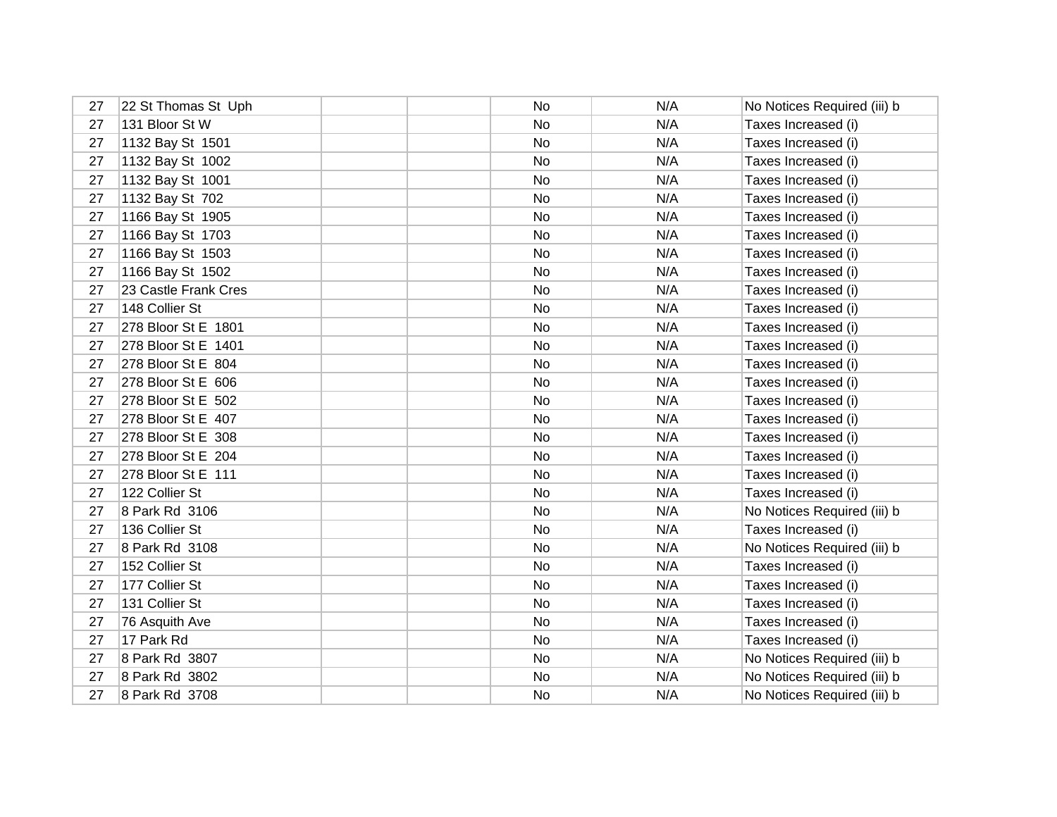| | | | | | | |
|---|---|---|---|---|---|---|
| 27 | 22 St Thomas St Uph | | | No | N/A | No Notices Required (iii) b |
| 27 | 131 Bloor St W | | | No | N/A | Taxes Increased (i) |
| 27 | 1132 Bay St 1501 | | | No | N/A | Taxes Increased (i) |
| 27 | 1132 Bay St 1002 | | | No | N/A | Taxes Increased (i) |
| 27 | 1132 Bay St 1001 | | | No | N/A | Taxes Increased (i) |
| 27 | 1132 Bay St 702 | | | No | N/A | Taxes Increased (i) |
| 27 | 1166 Bay St 1905 | | | No | N/A | Taxes Increased (i) |
| 27 | 1166 Bay St 1703 | | | No | N/A | Taxes Increased (i) |
| 27 | 1166 Bay St 1503 | | | No | N/A | Taxes Increased (i) |
| 27 | 1166 Bay St 1502 | | | No | N/A | Taxes Increased (i) |
| 27 | 23 Castle Frank Cres | | | No | N/A | Taxes Increased (i) |
| 27 | 148 Collier St | | | No | N/A | Taxes Increased (i) |
| 27 | 278 Bloor St E 1801 | | | No | N/A | Taxes Increased (i) |
| 27 | 278 Bloor St E 1401 | | | No | N/A | Taxes Increased (i) |
| 27 | 278 Bloor St E 804 | | | No | N/A | Taxes Increased (i) |
| 27 | 278 Bloor St E 606 | | | No | N/A | Taxes Increased (i) |
| 27 | 278 Bloor St E 502 | | | No | N/A | Taxes Increased (i) |
| 27 | 278 Bloor St E 407 | | | No | N/A | Taxes Increased (i) |
| 27 | 278 Bloor St E 308 | | | No | N/A | Taxes Increased (i) |
| 27 | 278 Bloor St E 204 | | | No | N/A | Taxes Increased (i) |
| 27 | 278 Bloor St E 111 | | | No | N/A | Taxes Increased (i) |
| 27 | 122 Collier St | | | No | N/A | Taxes Increased (i) |
| 27 | 8 Park Rd 3106 | | | No | N/A | No Notices Required (iii) b |
| 27 | 136 Collier St | | | No | N/A | Taxes Increased (i) |
| 27 | 8 Park Rd 3108 | | | No | N/A | No Notices Required (iii) b |
| 27 | 152 Collier St | | | No | N/A | Taxes Increased (i) |
| 27 | 177 Collier St | | | No | N/A | Taxes Increased (i) |
| 27 | 131 Collier St | | | No | N/A | Taxes Increased (i) |
| 27 | 76 Asquith Ave | | | No | N/A | Taxes Increased (i) |
| 27 | 17 Park Rd | | | No | N/A | Taxes Increased (i) |
| 27 | 8 Park Rd 3807 | | | No | N/A | No Notices Required (iii) b |
| 27 | 8 Park Rd 3802 | | | No | N/A | No Notices Required (iii) b |
| 27 | 8 Park Rd 3708 | | | No | N/A | No Notices Required (iii) b |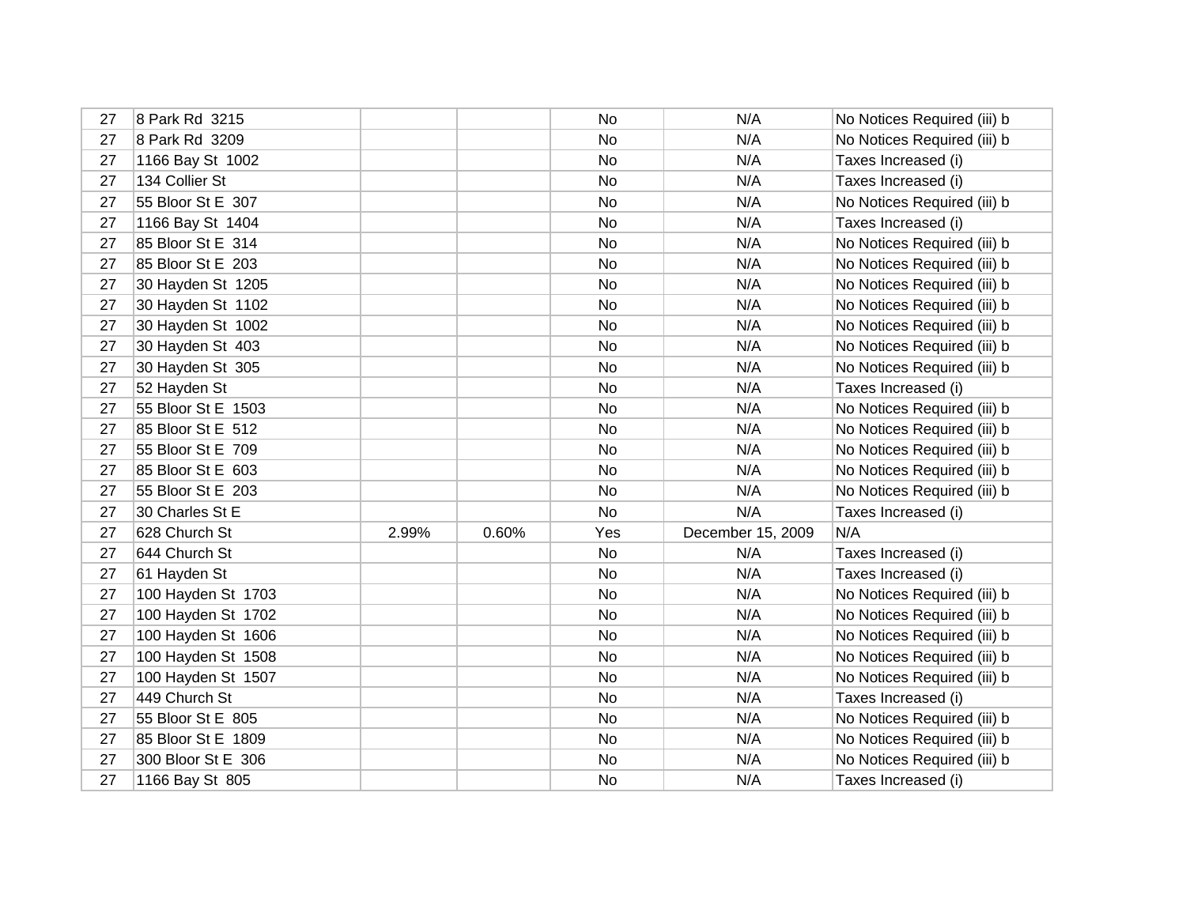| | | | | | | |
|---|---|---|---|---|---|---|
| 27 | 8 Park Rd  3215 | | | No | N/A | No Notices Required (iii) b |
| 27 | 8 Park Rd  3209 | | | No | N/A | No Notices Required (iii) b |
| 27 | 1166 Bay St  1002 | | | No | N/A | Taxes Increased (i) |
| 27 | 134 Collier St | | | No | N/A | Taxes Increased (i) |
| 27 | 55 Bloor St E  307 | | | No | N/A | No Notices Required (iii) b |
| 27 | 1166 Bay St  1404 | | | No | N/A | Taxes Increased (i) |
| 27 | 85 Bloor St E  314 | | | No | N/A | No Notices Required (iii) b |
| 27 | 85 Bloor St E  203 | | | No | N/A | No Notices Required (iii) b |
| 27 | 30 Hayden St  1205 | | | No | N/A | No Notices Required (iii) b |
| 27 | 30 Hayden St  1102 | | | No | N/A | No Notices Required (iii) b |
| 27 | 30 Hayden St  1002 | | | No | N/A | No Notices Required (iii) b |
| 27 | 30 Hayden St  403 | | | No | N/A | No Notices Required (iii) b |
| 27 | 30 Hayden St  305 | | | No | N/A | No Notices Required (iii) b |
| 27 | 52 Hayden St | | | No | N/A | Taxes Increased (i) |
| 27 | 55 Bloor St E  1503 | | | No | N/A | No Notices Required (iii) b |
| 27 | 85 Bloor St E  512 | | | No | N/A | No Notices Required (iii) b |
| 27 | 55 Bloor St E  709 | | | No | N/A | No Notices Required (iii) b |
| 27 | 85 Bloor St E  603 | | | No | N/A | No Notices Required (iii) b |
| 27 | 55 Bloor St E  203 | | | No | N/A | No Notices Required (iii) b |
| 27 | 30 Charles St E | | | No | N/A | Taxes Increased (i) |
| 27 | 628 Church St | 2.99% | 0.60% | Yes | December 15, 2009 | N/A |
| 27 | 644 Church St | | | No | N/A | Taxes Increased (i) |
| 27 | 61 Hayden St | | | No | N/A | Taxes Increased (i) |
| 27 | 100 Hayden St  1703 | | | No | N/A | No Notices Required (iii) b |
| 27 | 100 Hayden St  1702 | | | No | N/A | No Notices Required (iii) b |
| 27 | 100 Hayden St  1606 | | | No | N/A | No Notices Required (iii) b |
| 27 | 100 Hayden St  1508 | | | No | N/A | No Notices Required (iii) b |
| 27 | 100 Hayden St  1507 | | | No | N/A | No Notices Required (iii) b |
| 27 | 449 Church St | | | No | N/A | Taxes Increased (i) |
| 27 | 55 Bloor St E  805 | | | No | N/A | No Notices Required (iii) b |
| 27 | 85 Bloor St E  1809 | | | No | N/A | No Notices Required (iii) b |
| 27 | 300 Bloor St E  306 | | | No | N/A | No Notices Required (iii) b |
| 27 | 1166 Bay St  805 | | | No | N/A | Taxes Increased (i) |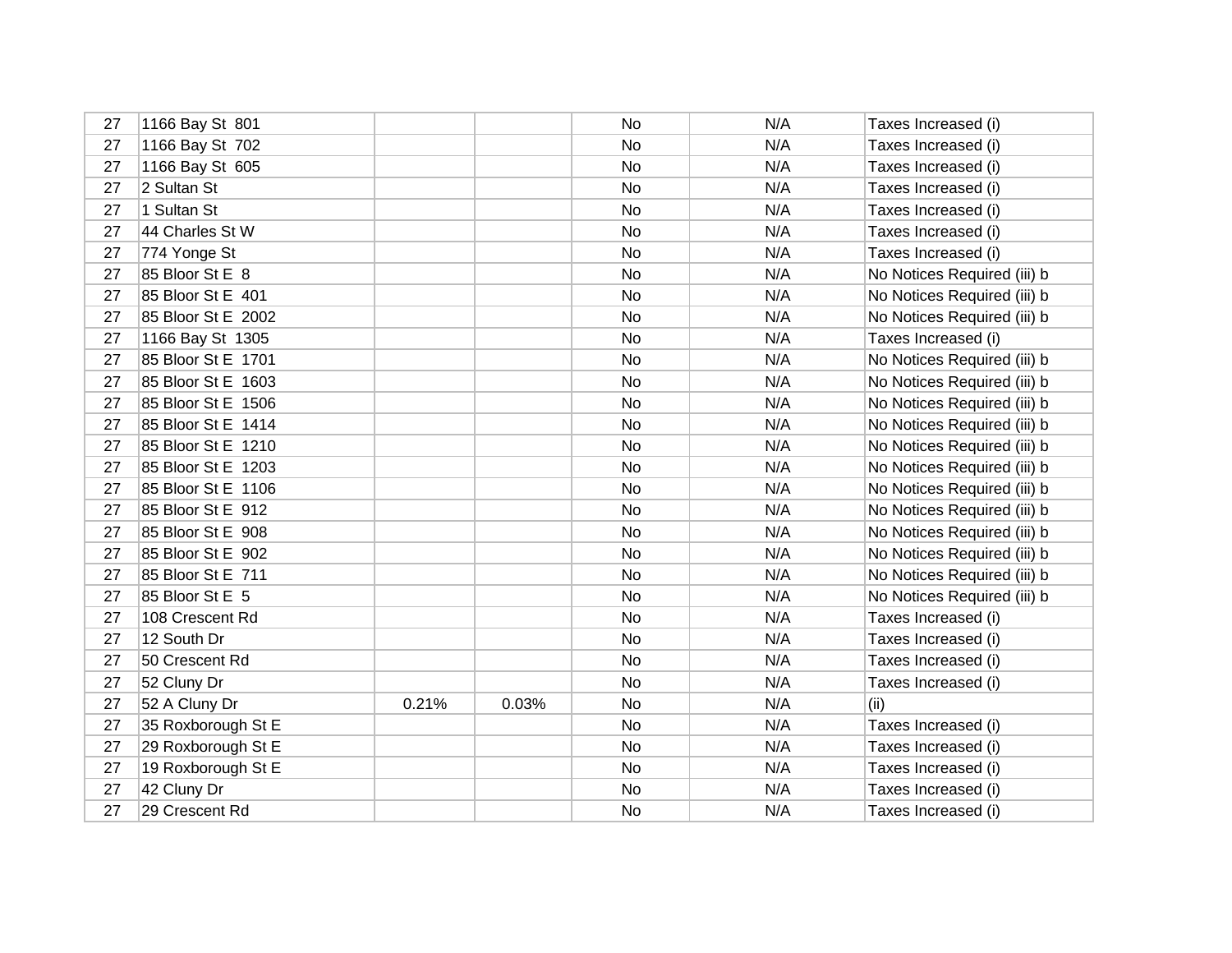| | | | | | | |
|---|---|---|---|---|---|---|
| 27 | 1166 Bay St 801 | | | No | N/A | Taxes Increased (i) |
| 27 | 1166 Bay St 702 | | | No | N/A | Taxes Increased (i) |
| 27 | 1166 Bay St 605 | | | No | N/A | Taxes Increased (i) |
| 27 | 2 Sultan St | | | No | N/A | Taxes Increased (i) |
| 27 | 1 Sultan St | | | No | N/A | Taxes Increased (i) |
| 27 | 44 Charles St W | | | No | N/A | Taxes Increased (i) |
| 27 | 774 Yonge St | | | No | N/A | Taxes Increased (i) |
| 27 | 85 Bloor St E 8 | | | No | N/A | No Notices Required (iii) b |
| 27 | 85 Bloor St E 401 | | | No | N/A | No Notices Required (iii) b |
| 27 | 85 Bloor St E 2002 | | | No | N/A | No Notices Required (iii) b |
| 27 | 1166 Bay St 1305 | | | No | N/A | Taxes Increased (i) |
| 27 | 85 Bloor St E 1701 | | | No | N/A | No Notices Required (iii) b |
| 27 | 85 Bloor St E 1603 | | | No | N/A | No Notices Required (iii) b |
| 27 | 85 Bloor St E 1506 | | | No | N/A | No Notices Required (iii) b |
| 27 | 85 Bloor St E 1414 | | | No | N/A | No Notices Required (iii) b |
| 27 | 85 Bloor St E 1210 | | | No | N/A | No Notices Required (iii) b |
| 27 | 85 Bloor St E 1203 | | | No | N/A | No Notices Required (iii) b |
| 27 | 85 Bloor St E 1106 | | | No | N/A | No Notices Required (iii) b |
| 27 | 85 Bloor St E 912 | | | No | N/A | No Notices Required (iii) b |
| 27 | 85 Bloor St E 908 | | | No | N/A | No Notices Required (iii) b |
| 27 | 85 Bloor St E 902 | | | No | N/A | No Notices Required (iii) b |
| 27 | 85 Bloor St E 711 | | | No | N/A | No Notices Required (iii) b |
| 27 | 85 Bloor St E 5 | | | No | N/A | No Notices Required (iii) b |
| 27 | 108 Crescent Rd | | | No | N/A | Taxes Increased (i) |
| 27 | 12 South Dr | | | No | N/A | Taxes Increased (i) |
| 27 | 50 Crescent Rd | | | No | N/A | Taxes Increased (i) |
| 27 | 52 Cluny Dr | | | No | N/A | Taxes Increased (i) |
| 27 | 52 A Cluny Dr | 0.21% | 0.03% | No | N/A | (ii) |
| 27 | 35 Roxborough St E | | | No | N/A | Taxes Increased (i) |
| 27 | 29 Roxborough St E | | | No | N/A | Taxes Increased (i) |
| 27 | 19 Roxborough St E | | | No | N/A | Taxes Increased (i) |
| 27 | 42 Cluny Dr | | | No | N/A | Taxes Increased (i) |
| 27 | 29 Crescent Rd | | | No | N/A | Taxes Increased (i) |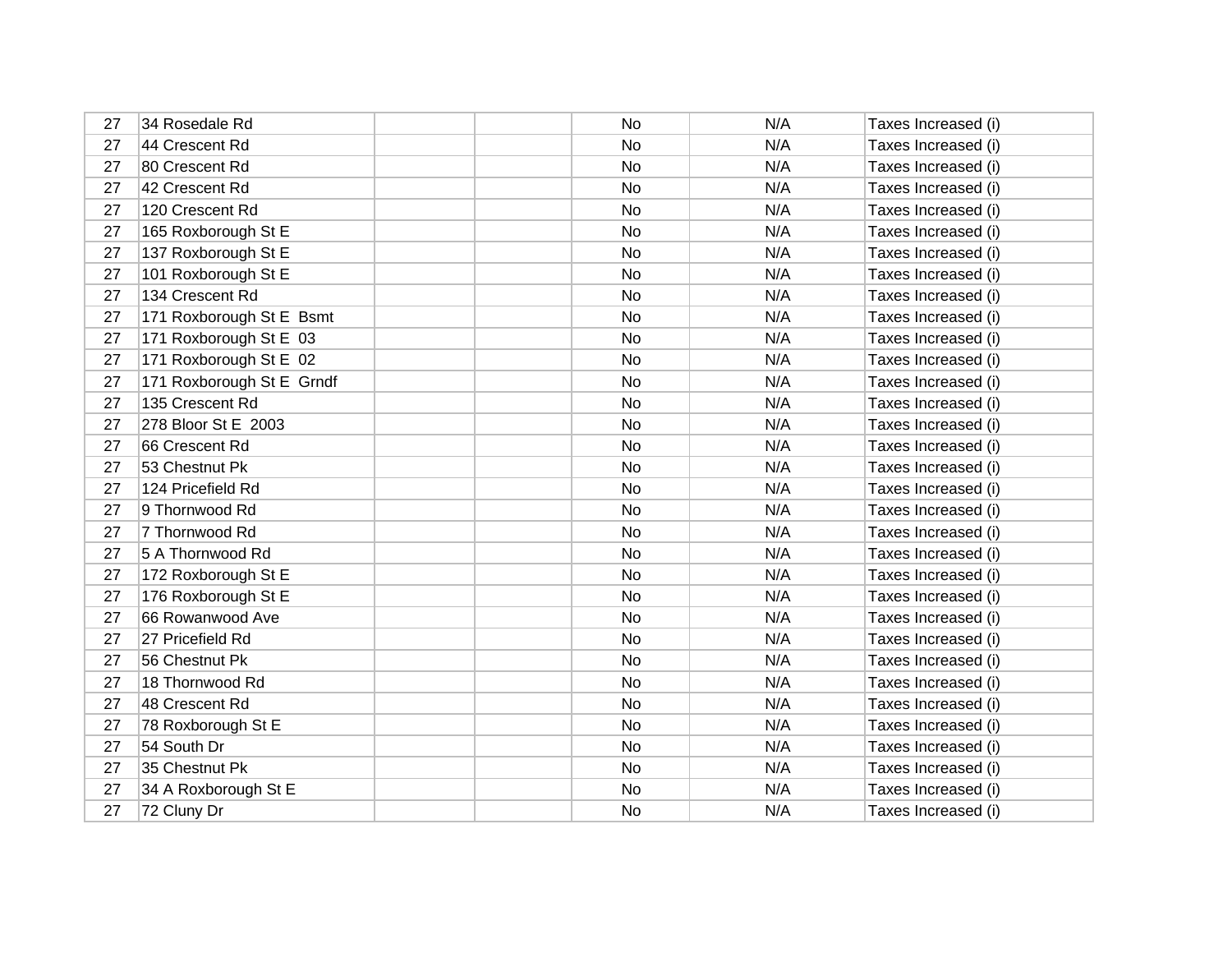| | | | | | | |
|---|---|---|---|---|---|---|
| 27 | 34 Rosedale Rd | | | No | N/A | Taxes Increased (i) |
| 27 | 44 Crescent Rd | | | No | N/A | Taxes Increased (i) |
| 27 | 80 Crescent Rd | | | No | N/A | Taxes Increased (i) |
| 27 | 42 Crescent Rd | | | No | N/A | Taxes Increased (i) |
| 27 | 120 Crescent Rd | | | No | N/A | Taxes Increased (i) |
| 27 | 165 Roxborough St E | | | No | N/A | Taxes Increased (i) |
| 27 | 137 Roxborough St E | | | No | N/A | Taxes Increased (i) |
| 27 | 101 Roxborough St E | | | No | N/A | Taxes Increased (i) |
| 27 | 134 Crescent Rd | | | No | N/A | Taxes Increased (i) |
| 27 | 171 Roxborough St E Bsmt | | | No | N/A | Taxes Increased (i) |
| 27 | 171 Roxborough St E 03 | | | No | N/A | Taxes Increased (i) |
| 27 | 171 Roxborough St E 02 | | | No | N/A | Taxes Increased (i) |
| 27 | 171 Roxborough St E Grndf | | | No | N/A | Taxes Increased (i) |
| 27 | 135 Crescent Rd | | | No | N/A | Taxes Increased (i) |
| 27 | 278 Bloor St E 2003 | | | No | N/A | Taxes Increased (i) |
| 27 | 66 Crescent Rd | | | No | N/A | Taxes Increased (i) |
| 27 | 53 Chestnut Pk | | | No | N/A | Taxes Increased (i) |
| 27 | 124 Pricefield Rd | | | No | N/A | Taxes Increased (i) |
| 27 | 9 Thornwood Rd | | | No | N/A | Taxes Increased (i) |
| 27 | 7 Thornwood Rd | | | No | N/A | Taxes Increased (i) |
| 27 | 5 A Thornwood Rd | | | No | N/A | Taxes Increased (i) |
| 27 | 172 Roxborough St E | | | No | N/A | Taxes Increased (i) |
| 27 | 176 Roxborough St E | | | No | N/A | Taxes Increased (i) |
| 27 | 66 Rowanwood Ave | | | No | N/A | Taxes Increased (i) |
| 27 | 27 Pricefield Rd | | | No | N/A | Taxes Increased (i) |
| 27 | 56 Chestnut Pk | | | No | N/A | Taxes Increased (i) |
| 27 | 18 Thornwood Rd | | | No | N/A | Taxes Increased (i) |
| 27 | 48 Crescent Rd | | | No | N/A | Taxes Increased (i) |
| 27 | 78 Roxborough St E | | | No | N/A | Taxes Increased (i) |
| 27 | 54 South Dr | | | No | N/A | Taxes Increased (i) |
| 27 | 35 Chestnut Pk | | | No | N/A | Taxes Increased (i) |
| 27 | 34 A Roxborough St E | | | No | N/A | Taxes Increased (i) |
| 27 | 72 Cluny Dr | | | No | N/A | Taxes Increased (i) |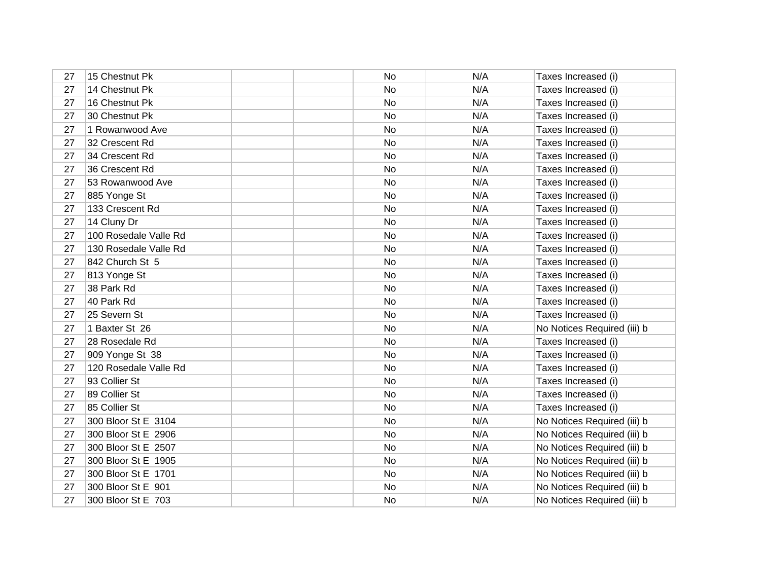| | | | | | | |
|---|---|---|---|---|---|---|
| 27 | 15 Chestnut Pk | | | No | N/A | Taxes Increased (i) |
| 27 | 14 Chestnut Pk | | | No | N/A | Taxes Increased (i) |
| 27 | 16 Chestnut Pk | | | No | N/A | Taxes Increased (i) |
| 27 | 30 Chestnut Pk | | | No | N/A | Taxes Increased (i) |
| 27 | 1 Rowanwood Ave | | | No | N/A | Taxes Increased (i) |
| 27 | 32 Crescent Rd | | | No | N/A | Taxes Increased (i) |
| 27 | 34 Crescent Rd | | | No | N/A | Taxes Increased (i) |
| 27 | 36 Crescent Rd | | | No | N/A | Taxes Increased (i) |
| 27 | 53 Rowanwood Ave | | | No | N/A | Taxes Increased (i) |
| 27 | 885 Yonge St | | | No | N/A | Taxes Increased (i) |
| 27 | 133 Crescent Rd | | | No | N/A | Taxes Increased (i) |
| 27 | 14 Cluny Dr | | | No | N/A | Taxes Increased (i) |
| 27 | 100 Rosedale Valle Rd | | | No | N/A | Taxes Increased (i) |
| 27 | 130 Rosedale Valle Rd | | | No | N/A | Taxes Increased (i) |
| 27 | 842 Church St 5 | | | No | N/A | Taxes Increased (i) |
| 27 | 813 Yonge St | | | No | N/A | Taxes Increased (i) |
| 27 | 38 Park Rd | | | No | N/A | Taxes Increased (i) |
| 27 | 40 Park Rd | | | No | N/A | Taxes Increased (i) |
| 27 | 25 Severn St | | | No | N/A | Taxes Increased (i) |
| 27 | 1 Baxter St 26 | | | No | N/A | No Notices Required (iii) b |
| 27 | 28 Rosedale Rd | | | No | N/A | Taxes Increased (i) |
| 27 | 909 Yonge St 38 | | | No | N/A | Taxes Increased (i) |
| 27 | 120 Rosedale Valle Rd | | | No | N/A | Taxes Increased (i) |
| 27 | 93 Collier St | | | No | N/A | Taxes Increased (i) |
| 27 | 89 Collier St | | | No | N/A | Taxes Increased (i) |
| 27 | 85 Collier St | | | No | N/A | Taxes Increased (i) |
| 27 | 300 Bloor St E 3104 | | | No | N/A | No Notices Required (iii) b |
| 27 | 300 Bloor St E 2906 | | | No | N/A | No Notices Required (iii) b |
| 27 | 300 Bloor St E 2507 | | | No | N/A | No Notices Required (iii) b |
| 27 | 300 Bloor St E 1905 | | | No | N/A | No Notices Required (iii) b |
| 27 | 300 Bloor St E 1701 | | | No | N/A | No Notices Required (iii) b |
| 27 | 300 Bloor St E 901 | | | No | N/A | No Notices Required (iii) b |
| 27 | 300 Bloor St E 703 | | | No | N/A | No Notices Required (iii) b |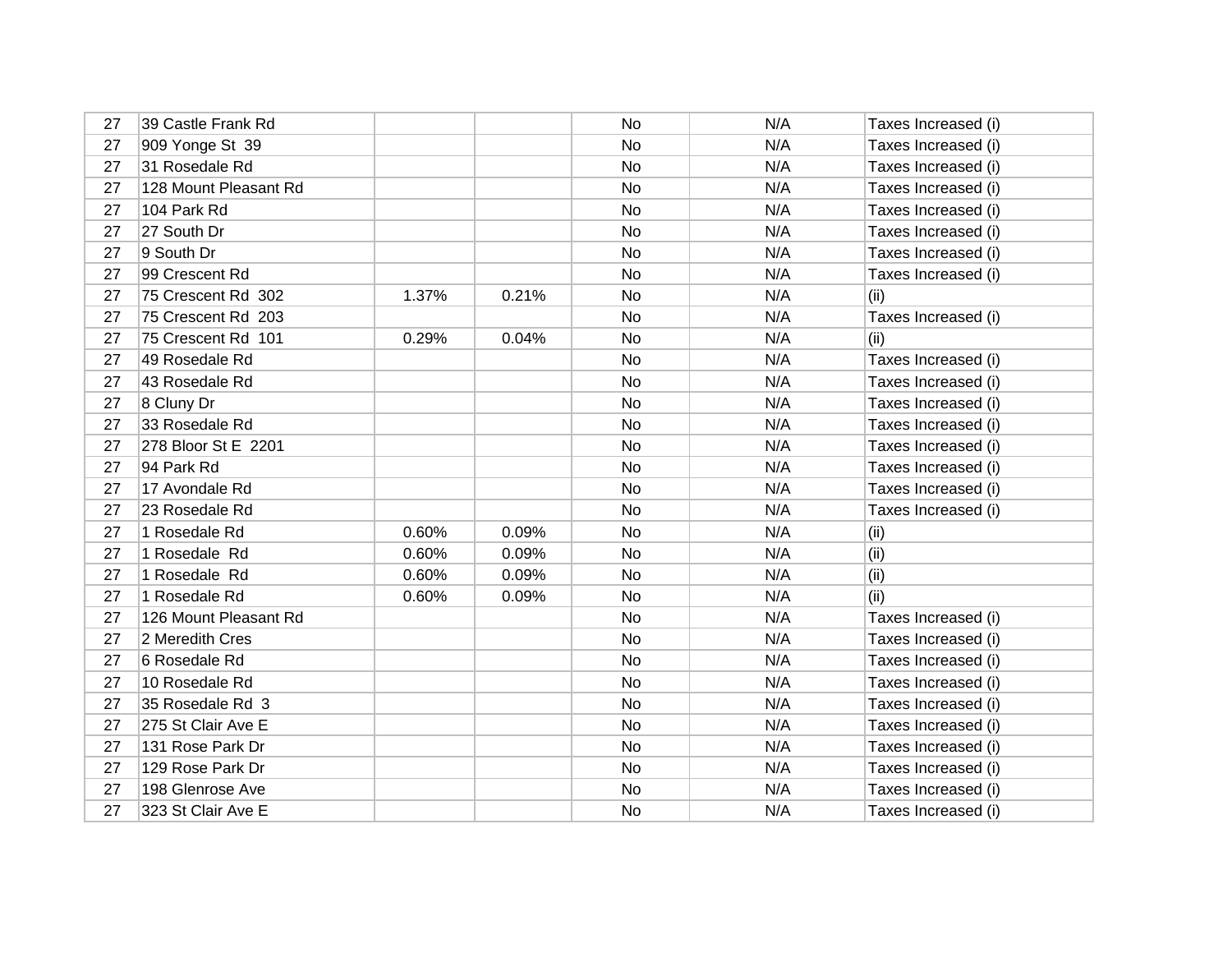| | | | | | | |
|---|---|---|---|---|---|---|
| 27 | 39 Castle Frank Rd | | | No | N/A | Taxes Increased (i) |
| 27 | 909 Yonge St 39 | | | No | N/A | Taxes Increased (i) |
| 27 | 31 Rosedale Rd | | | No | N/A | Taxes Increased (i) |
| 27 | 128 Mount Pleasant Rd | | | No | N/A | Taxes Increased (i) |
| 27 | 104 Park Rd | | | No | N/A | Taxes Increased (i) |
| 27 | 27 South Dr | | | No | N/A | Taxes Increased (i) |
| 27 | 9 South Dr | | | No | N/A | Taxes Increased (i) |
| 27 | 99 Crescent Rd | | | No | N/A | Taxes Increased (i) |
| 27 | 75 Crescent Rd 302 | 1.37% | 0.21% | No | N/A | (ii) |
| 27 | 75 Crescent Rd 203 | | | No | N/A | Taxes Increased (i) |
| 27 | 75 Crescent Rd 101 | 0.29% | 0.04% | No | N/A | (ii) |
| 27 | 49 Rosedale Rd | | | No | N/A | Taxes Increased (i) |
| 27 | 43 Rosedale Rd | | | No | N/A | Taxes Increased (i) |
| 27 | 8 Cluny Dr | | | No | N/A | Taxes Increased (i) |
| 27 | 33 Rosedale Rd | | | No | N/A | Taxes Increased (i) |
| 27 | 278 Bloor St E 2201 | | | No | N/A | Taxes Increased (i) |
| 27 | 94 Park Rd | | | No | N/A | Taxes Increased (i) |
| 27 | 17 Avondale Rd | | | No | N/A | Taxes Increased (i) |
| 27 | 23 Rosedale Rd | | | No | N/A | Taxes Increased (i) |
| 27 | 1 Rosedale Rd | 0.60% | 0.09% | No | N/A | (ii) |
| 27 | 1 Rosedale Rd | 0.60% | 0.09% | No | N/A | (ii) |
| 27 | 1 Rosedale Rd | 0.60% | 0.09% | No | N/A | (ii) |
| 27 | 1 Rosedale Rd | 0.60% | 0.09% | No | N/A | (ii) |
| 27 | 126 Mount Pleasant Rd | | | No | N/A | Taxes Increased (i) |
| 27 | 2 Meredith Cres | | | No | N/A | Taxes Increased (i) |
| 27 | 6 Rosedale Rd | | | No | N/A | Taxes Increased (i) |
| 27 | 10 Rosedale Rd | | | No | N/A | Taxes Increased (i) |
| 27 | 35 Rosedale Rd 3 | | | No | N/A | Taxes Increased (i) |
| 27 | 275 St Clair Ave E | | | No | N/A | Taxes Increased (i) |
| 27 | 131 Rose Park Dr | | | No | N/A | Taxes Increased (i) |
| 27 | 129 Rose Park Dr | | | No | N/A | Taxes Increased (i) |
| 27 | 198 Glenrose Ave | | | No | N/A | Taxes Increased (i) |
| 27 | 323 St Clair Ave E | | | No | N/A | Taxes Increased (i) |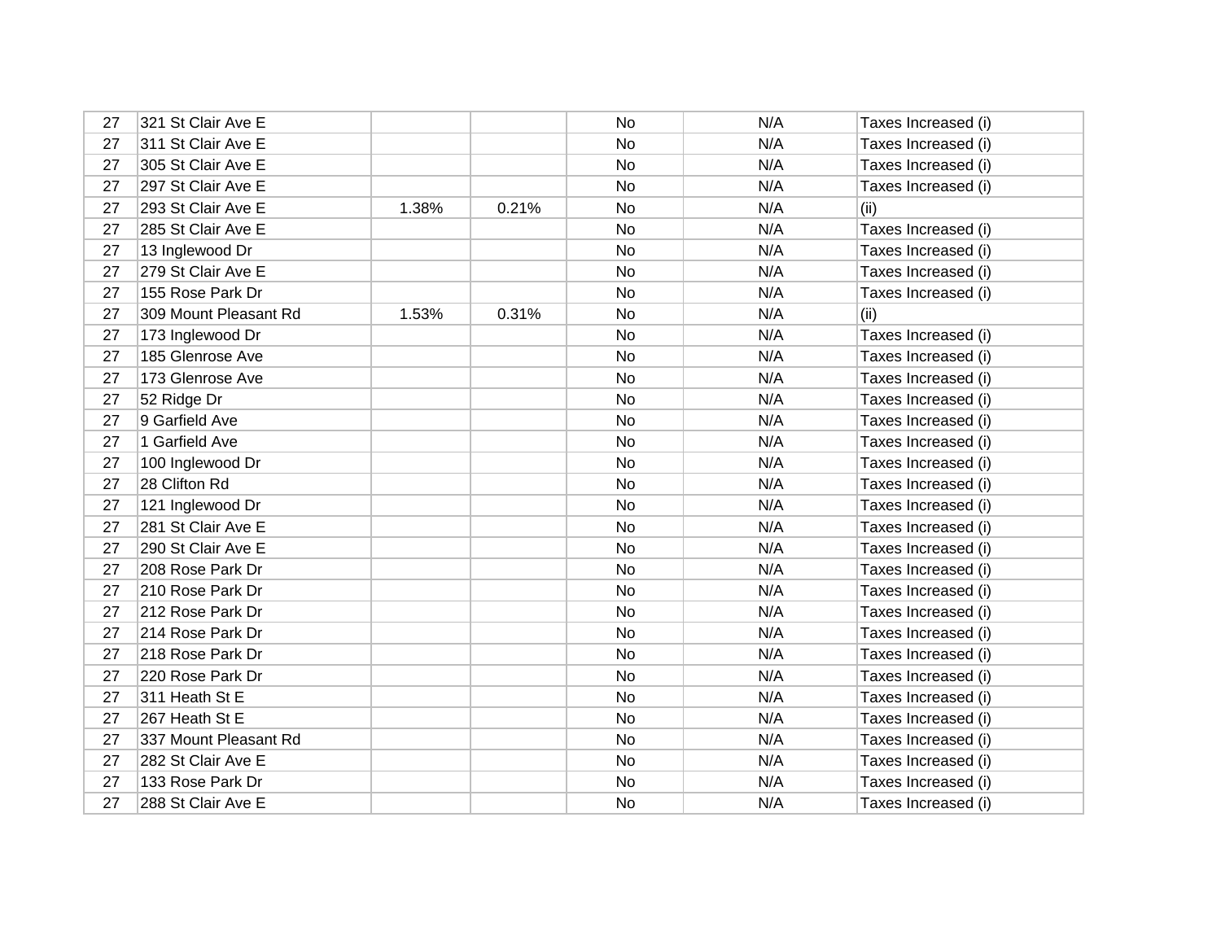| | | | | | | |
|---|---|---|---|---|---|---|
| 27 | 321 St Clair Ave E | | | No | N/A | Taxes Increased (i) |
| 27 | 311 St Clair Ave E | | | No | N/A | Taxes Increased (i) |
| 27 | 305 St Clair Ave E | | | No | N/A | Taxes Increased (i) |
| 27 | 297 St Clair Ave E | | | No | N/A | Taxes Increased (i) |
| 27 | 293 St Clair Ave E | 1.38% | 0.21% | No | N/A | (ii) |
| 27 | 285 St Clair Ave E | | | No | N/A | Taxes Increased (i) |
| 27 | 13 Inglewood Dr | | | No | N/A | Taxes Increased (i) |
| 27 | 279 St Clair Ave E | | | No | N/A | Taxes Increased (i) |
| 27 | 155 Rose Park Dr | | | No | N/A | Taxes Increased (i) |
| 27 | 309 Mount Pleasant Rd | 1.53% | 0.31% | No | N/A | (ii) |
| 27 | 173 Inglewood Dr | | | No | N/A | Taxes Increased (i) |
| 27 | 185 Glenrose Ave | | | No | N/A | Taxes Increased (i) |
| 27 | 173 Glenrose Ave | | | No | N/A | Taxes Increased (i) |
| 27 | 52 Ridge Dr | | | No | N/A | Taxes Increased (i) |
| 27 | 9 Garfield Ave | | | No | N/A | Taxes Increased (i) |
| 27 | 1 Garfield Ave | | | No | N/A | Taxes Increased (i) |
| 27 | 100 Inglewood Dr | | | No | N/A | Taxes Increased (i) |
| 27 | 28 Clifton Rd | | | No | N/A | Taxes Increased (i) |
| 27 | 121 Inglewood Dr | | | No | N/A | Taxes Increased (i) |
| 27 | 281 St Clair Ave E | | | No | N/A | Taxes Increased (i) |
| 27 | 290 St Clair Ave E | | | No | N/A | Taxes Increased (i) |
| 27 | 208 Rose Park Dr | | | No | N/A | Taxes Increased (i) |
| 27 | 210 Rose Park Dr | | | No | N/A | Taxes Increased (i) |
| 27 | 212 Rose Park Dr | | | No | N/A | Taxes Increased (i) |
| 27 | 214 Rose Park Dr | | | No | N/A | Taxes Increased (i) |
| 27 | 218 Rose Park Dr | | | No | N/A | Taxes Increased (i) |
| 27 | 220 Rose Park Dr | | | No | N/A | Taxes Increased (i) |
| 27 | 311 Heath St E | | | No | N/A | Taxes Increased (i) |
| 27 | 267 Heath St E | | | No | N/A | Taxes Increased (i) |
| 27 | 337 Mount Pleasant Rd | | | No | N/A | Taxes Increased (i) |
| 27 | 282 St Clair Ave E | | | No | N/A | Taxes Increased (i) |
| 27 | 133 Rose Park Dr | | | No | N/A | Taxes Increased (i) |
| 27 | 288 St Clair Ave E | | | No | N/A | Taxes Increased (i) |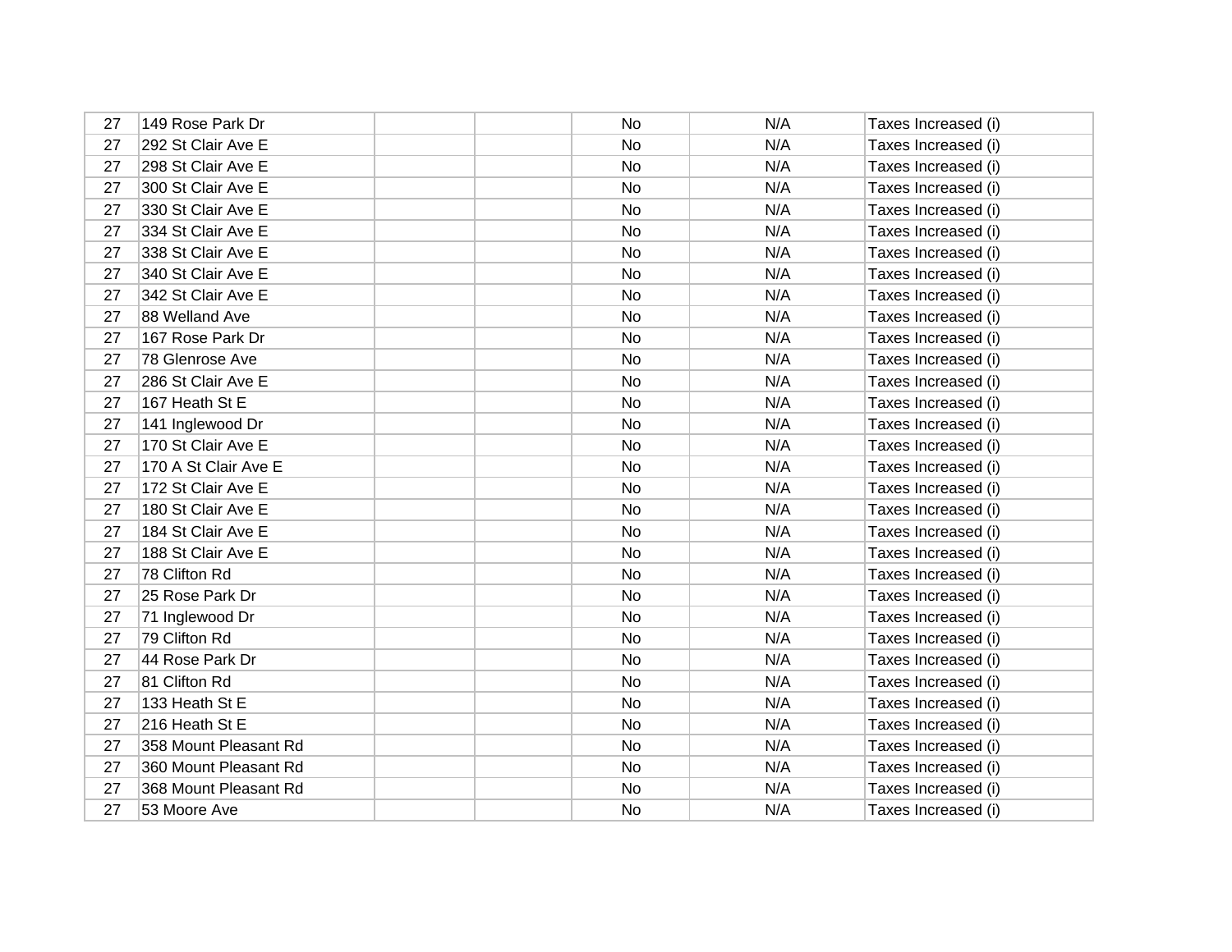| | | | | | | |
|---|---|---|---|---|---|---|
| 27 | 149 Rose Park Dr | | | No | N/A | Taxes Increased (i) |
| 27 | 292 St Clair Ave E | | | No | N/A | Taxes Increased (i) |
| 27 | 298 St Clair Ave E | | | No | N/A | Taxes Increased (i) |
| 27 | 300 St Clair Ave E | | | No | N/A | Taxes Increased (i) |
| 27 | 330 St Clair Ave E | | | No | N/A | Taxes Increased (i) |
| 27 | 334 St Clair Ave E | | | No | N/A | Taxes Increased (i) |
| 27 | 338 St Clair Ave E | | | No | N/A | Taxes Increased (i) |
| 27 | 340 St Clair Ave E | | | No | N/A | Taxes Increased (i) |
| 27 | 342 St Clair Ave E | | | No | N/A | Taxes Increased (i) |
| 27 | 88 Welland Ave | | | No | N/A | Taxes Increased (i) |
| 27 | 167 Rose Park Dr | | | No | N/A | Taxes Increased (i) |
| 27 | 78 Glenrose Ave | | | No | N/A | Taxes Increased (i) |
| 27 | 286 St Clair Ave E | | | No | N/A | Taxes Increased (i) |
| 27 | 167 Heath St E | | | No | N/A | Taxes Increased (i) |
| 27 | 141 Inglewood Dr | | | No | N/A | Taxes Increased (i) |
| 27 | 170 St Clair Ave E | | | No | N/A | Taxes Increased (i) |
| 27 | 170 A St Clair Ave E | | | No | N/A | Taxes Increased (i) |
| 27 | 172 St Clair Ave E | | | No | N/A | Taxes Increased (i) |
| 27 | 180 St Clair Ave E | | | No | N/A | Taxes Increased (i) |
| 27 | 184 St Clair Ave E | | | No | N/A | Taxes Increased (i) |
| 27 | 188 St Clair Ave E | | | No | N/A | Taxes Increased (i) |
| 27 | 78 Clifton Rd | | | No | N/A | Taxes Increased (i) |
| 27 | 25 Rose Park Dr | | | No | N/A | Taxes Increased (i) |
| 27 | 71 Inglewood Dr | | | No | N/A | Taxes Increased (i) |
| 27 | 79 Clifton Rd | | | No | N/A | Taxes Increased (i) |
| 27 | 44 Rose Park Dr | | | No | N/A | Taxes Increased (i) |
| 27 | 81 Clifton Rd | | | No | N/A | Taxes Increased (i) |
| 27 | 133 Heath St E | | | No | N/A | Taxes Increased (i) |
| 27 | 216 Heath St E | | | No | N/A | Taxes Increased (i) |
| 27 | 358 Mount Pleasant Rd | | | No | N/A | Taxes Increased (i) |
| 27 | 360 Mount Pleasant Rd | | | No | N/A | Taxes Increased (i) |
| 27 | 368 Mount Pleasant Rd | | | No | N/A | Taxes Increased (i) |
| 27 | 53 Moore Ave | | | No | N/A | Taxes Increased (i) |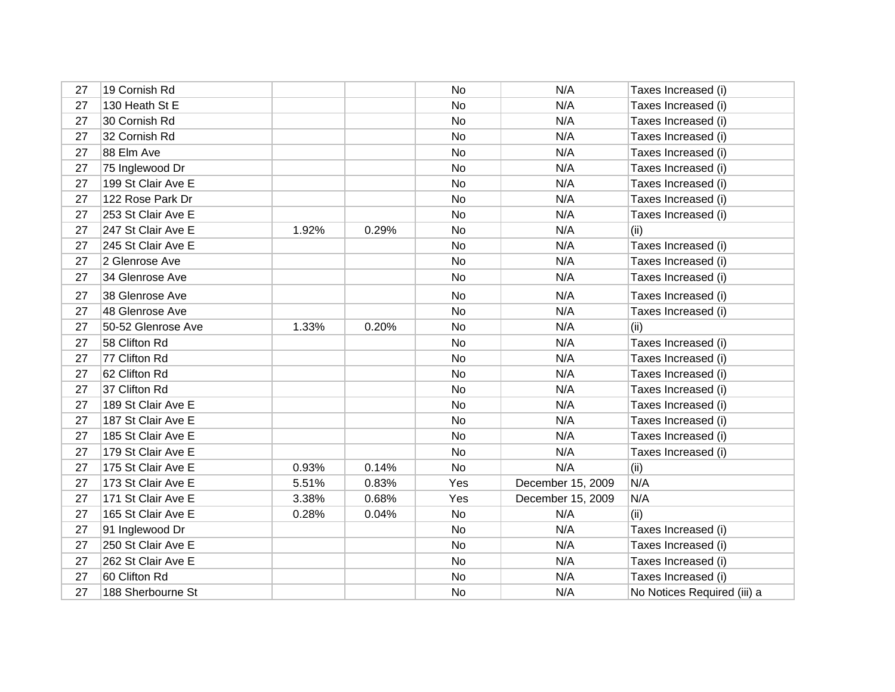| | | | | | | |
|---|---|---|---|---|---|---|
| 27 | 19 Cornish Rd | | | No | N/A | Taxes Increased (i) |
| 27 | 130 Heath St E | | | No | N/A | Taxes Increased (i) |
| 27 | 30 Cornish Rd | | | No | N/A | Taxes Increased (i) |
| 27 | 32 Cornish Rd | | | No | N/A | Taxes Increased (i) |
| 27 | 88 Elm Ave | | | No | N/A | Taxes Increased (i) |
| 27 | 75 Inglewood Dr | | | No | N/A | Taxes Increased (i) |
| 27 | 199 St Clair Ave E | | | No | N/A | Taxes Increased (i) |
| 27 | 122 Rose Park Dr | | | No | N/A | Taxes Increased (i) |
| 27 | 253 St Clair Ave E | | | No | N/A | Taxes Increased (i) |
| 27 | 247 St Clair Ave E | 1.92% | 0.29% | No | N/A | (ii) |
| 27 | 245 St Clair Ave E | | | No | N/A | Taxes Increased (i) |
| 27 | 2 Glenrose Ave | | | No | N/A | Taxes Increased (i) |
| 27 | 34 Glenrose Ave | | | No | N/A | Taxes Increased (i) |
| 27 | 38 Glenrose Ave | | | No | N/A | Taxes Increased (i) |
| 27 | 48 Glenrose Ave | | | No | N/A | Taxes Increased (i) |
| 27 | 50-52 Glenrose Ave | 1.33% | 0.20% | No | N/A | (ii) |
| 27 | 58 Clifton Rd | | | No | N/A | Taxes Increased (i) |
| 27 | 77 Clifton Rd | | | No | N/A | Taxes Increased (i) |
| 27 | 62 Clifton Rd | | | No | N/A | Taxes Increased (i) |
| 27 | 37 Clifton Rd | | | No | N/A | Taxes Increased (i) |
| 27 | 189 St Clair Ave E | | | No | N/A | Taxes Increased (i) |
| 27 | 187 St Clair Ave E | | | No | N/A | Taxes Increased (i) |
| 27 | 185 St Clair Ave E | | | No | N/A | Taxes Increased (i) |
| 27 | 179 St Clair Ave E | | | No | N/A | Taxes Increased (i) |
| 27 | 175 St Clair Ave E | 0.93% | 0.14% | No | N/A | (ii) |
| 27 | 173 St Clair Ave E | 5.51% | 0.83% | Yes | December 15, 2009 | N/A |
| 27 | 171 St Clair Ave E | 3.38% | 0.68% | Yes | December 15, 2009 | N/A |
| 27 | 165 St Clair Ave E | 0.28% | 0.04% | No | N/A | (ii) |
| 27 | 91 Inglewood Dr | | | No | N/A | Taxes Increased (i) |
| 27 | 250 St Clair Ave E | | | No | N/A | Taxes Increased (i) |
| 27 | 262 St Clair Ave E | | | No | N/A | Taxes Increased (i) |
| 27 | 60 Clifton Rd | | | No | N/A | Taxes Increased (i) |
| 27 | 188 Sherbourne St | | | No | N/A | No Notices Required (iii) a |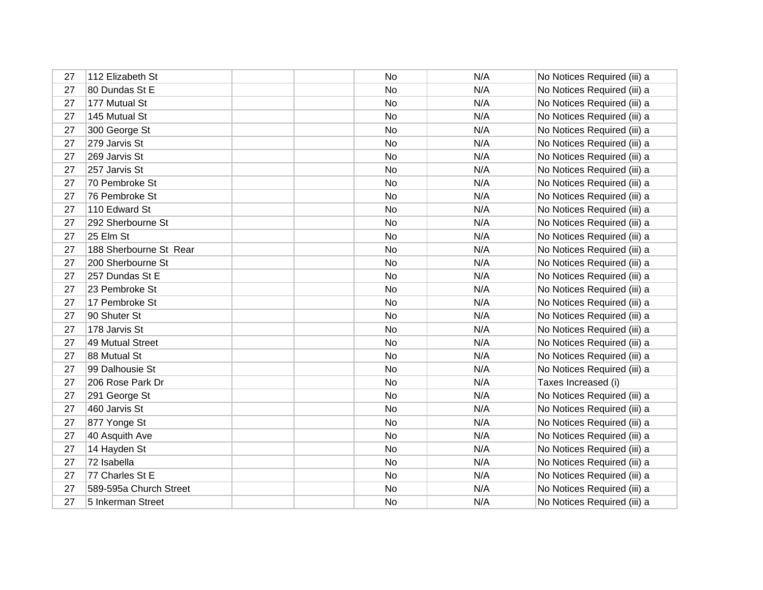| | | | | | | |
|---|---|---|---|---|---|---|
| 27 | 112 Elizabeth St | | | No | N/A | No Notices Required (iii) a |
| 27 | 80 Dundas St E | | | No | N/A | No Notices Required (iii) a |
| 27 | 177 Mutual St | | | No | N/A | No Notices Required (iii) a |
| 27 | 145 Mutual St | | | No | N/A | No Notices Required (iii) a |
| 27 | 300 George St | | | No | N/A | No Notices Required (iii) a |
| 27 | 279 Jarvis St | | | No | N/A | No Notices Required (iii) a |
| 27 | 269 Jarvis St | | | No | N/A | No Notices Required (iii) a |
| 27 | 257 Jarvis St | | | No | N/A | No Notices Required (iii) a |
| 27 | 70 Pembroke St | | | No | N/A | No Notices Required (iii) a |
| 27 | 76 Pembroke St | | | No | N/A | No Notices Required (iii) a |
| 27 | 110 Edward St | | | No | N/A | No Notices Required (iii) a |
| 27 | 292 Sherbourne St | | | No | N/A | No Notices Required (iii) a |
| 27 | 25 Elm St | | | No | N/A | No Notices Required (iii) a |
| 27 | 188 Sherbourne St Rear | | | No | N/A | No Notices Required (iii) a |
| 27 | 200 Sherbourne St | | | No | N/A | No Notices Required (iii) a |
| 27 | 257 Dundas St E | | | No | N/A | No Notices Required (iii) a |
| 27 | 23 Pembroke St | | | No | N/A | No Notices Required (iii) a |
| 27 | 17 Pembroke St | | | No | N/A | No Notices Required (iii) a |
| 27 | 90 Shuter St | | | No | N/A | No Notices Required (iii) a |
| 27 | 178 Jarvis St | | | No | N/A | No Notices Required (iii) a |
| 27 | 49 Mutual Street | | | No | N/A | No Notices Required (iii) a |
| 27 | 88 Mutual St | | | No | N/A | No Notices Required (iii) a |
| 27 | 99 Dalhousie St | | | No | N/A | No Notices Required (iii) a |
| 27 | 206 Rose Park Dr | | | No | N/A | Taxes Increased (i) |
| 27 | 291 George St | | | No | N/A | No Notices Required (iii) a |
| 27 | 460 Jarvis St | | | No | N/A | No Notices Required (iii) a |
| 27 | 877 Yonge St | | | No | N/A | No Notices Required (iii) a |
| 27 | 40 Asquith Ave | | | No | N/A | No Notices Required (iii) a |
| 27 | 14 Hayden St | | | No | N/A | No Notices Required (iii) a |
| 27 | 72 Isabella | | | No | N/A | No Notices Required (iii) a |
| 27 | 77 Charles St E | | | No | N/A | No Notices Required (iii) a |
| 27 | 589-595a Church Street | | | No | N/A | No Notices Required (iii) a |
| 27 | 5 Inkerman Street | | | No | N/A | No Notices Required (iii) a |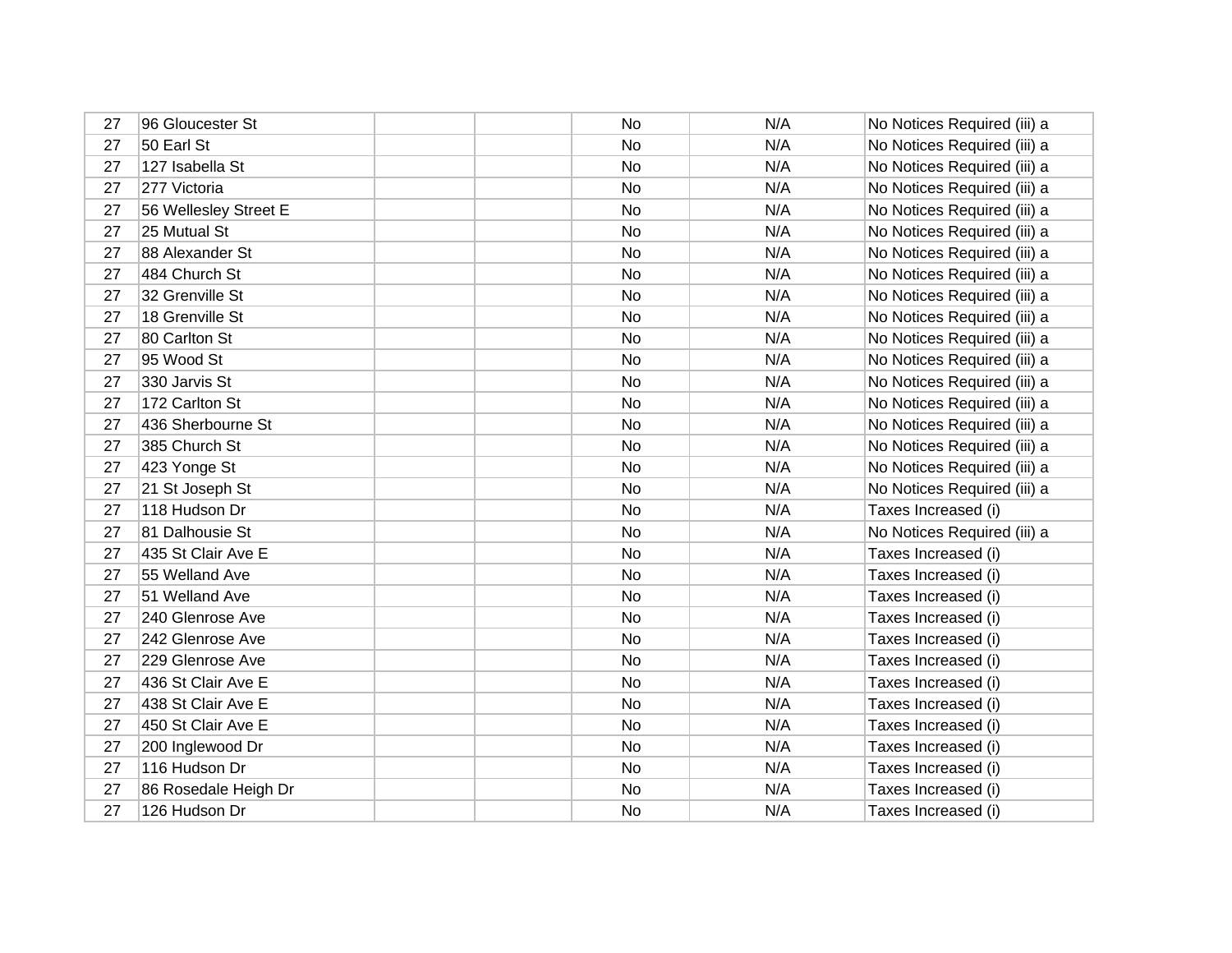| | | | | | | |
|---|---|---|---|---|---|---|
| 27 | 96 Gloucester St | | | No | N/A | No Notices Required (iii) a |
| 27 | 50 Earl St | | | No | N/A | No Notices Required (iii) a |
| 27 | 127 Isabella St | | | No | N/A | No Notices Required (iii) a |
| 27 | 277 Victoria | | | No | N/A | No Notices Required (iii) a |
| 27 | 56 Wellesley Street E | | | No | N/A | No Notices Required (iii) a |
| 27 | 25 Mutual St | | | No | N/A | No Notices Required (iii) a |
| 27 | 88 Alexander St | | | No | N/A | No Notices Required (iii) a |
| 27 | 484 Church St | | | No | N/A | No Notices Required (iii) a |
| 27 | 32 Grenville St | | | No | N/A | No Notices Required (iii) a |
| 27 | 18 Grenville St | | | No | N/A | No Notices Required (iii) a |
| 27 | 80 Carlton St | | | No | N/A | No Notices Required (iii) a |
| 27 | 95 Wood St | | | No | N/A | No Notices Required (iii) a |
| 27 | 330 Jarvis St | | | No | N/A | No Notices Required (iii) a |
| 27 | 172 Carlton St | | | No | N/A | No Notices Required (iii) a |
| 27 | 436 Sherbourne St | | | No | N/A | No Notices Required (iii) a |
| 27 | 385 Church St | | | No | N/A | No Notices Required (iii) a |
| 27 | 423 Yonge St | | | No | N/A | No Notices Required (iii) a |
| 27 | 21 St Joseph St | | | No | N/A | No Notices Required (iii) a |
| 27 | 118 Hudson Dr | | | No | N/A | Taxes Increased (i) |
| 27 | 81 Dalhousie St | | | No | N/A | No Notices Required (iii) a |
| 27 | 435 St Clair Ave E | | | No | N/A | Taxes Increased (i) |
| 27 | 55 Welland Ave | | | No | N/A | Taxes Increased (i) |
| 27 | 51 Welland Ave | | | No | N/A | Taxes Increased (i) |
| 27 | 240 Glenrose Ave | | | No | N/A | Taxes Increased (i) |
| 27 | 242 Glenrose Ave | | | No | N/A | Taxes Increased (i) |
| 27 | 229 Glenrose Ave | | | No | N/A | Taxes Increased (i) |
| 27 | 436 St Clair Ave E | | | No | N/A | Taxes Increased (i) |
| 27 | 438 St Clair Ave E | | | No | N/A | Taxes Increased (i) |
| 27 | 450 St Clair Ave E | | | No | N/A | Taxes Increased (i) |
| 27 | 200 Inglewood Dr | | | No | N/A | Taxes Increased (i) |
| 27 | 116 Hudson Dr | | | No | N/A | Taxes Increased (i) |
| 27 | 86 Rosedale Heigh Dr | | | No | N/A | Taxes Increased (i) |
| 27 | 126 Hudson Dr | | | No | N/A | Taxes Increased (i) |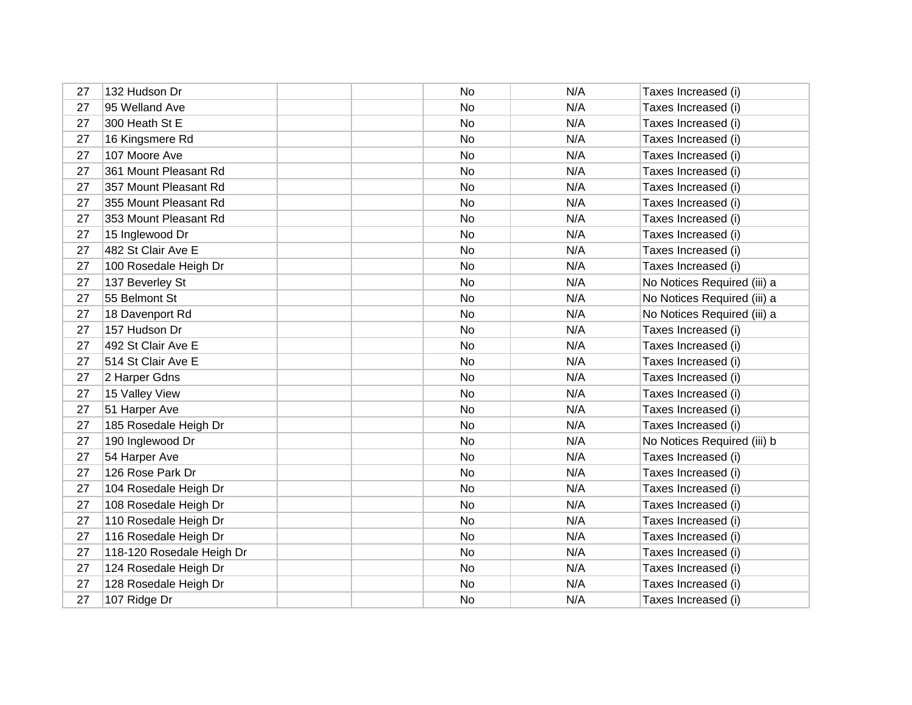| | | | | | | |
|---|---|---|---|---|---|---|
| 27 | 132 Hudson Dr | | | No | N/A | Taxes Increased (i) |
| 27 | 95 Welland Ave | | | No | N/A | Taxes Increased (i) |
| 27 | 300 Heath St E | | | No | N/A | Taxes Increased (i) |
| 27 | 16 Kingsmere Rd | | | No | N/A | Taxes Increased (i) |
| 27 | 107 Moore Ave | | | No | N/A | Taxes Increased (i) |
| 27 | 361 Mount Pleasant Rd | | | No | N/A | Taxes Increased (i) |
| 27 | 357 Mount Pleasant Rd | | | No | N/A | Taxes Increased (i) |
| 27 | 355 Mount Pleasant Rd | | | No | N/A | Taxes Increased (i) |
| 27 | 353 Mount Pleasant Rd | | | No | N/A | Taxes Increased (i) |
| 27 | 15 Inglewood Dr | | | No | N/A | Taxes Increased (i) |
| 27 | 482 St Clair Ave E | | | No | N/A | Taxes Increased (i) |
| 27 | 100 Rosedale Heigh Dr | | | No | N/A | Taxes Increased (i) |
| 27 | 137 Beverley St | | | No | N/A | No Notices Required (iii) a |
| 27 | 55 Belmont St | | | No | N/A | No Notices Required (iii) a |
| 27 | 18 Davenport Rd | | | No | N/A | No Notices Required (iii) a |
| 27 | 157 Hudson Dr | | | No | N/A | Taxes Increased (i) |
| 27 | 492 St Clair Ave E | | | No | N/A | Taxes Increased (i) |
| 27 | 514 St Clair Ave E | | | No | N/A | Taxes Increased (i) |
| 27 | 2 Harper Gdns | | | No | N/A | Taxes Increased (i) |
| 27 | 15 Valley View | | | No | N/A | Taxes Increased (i) |
| 27 | 51 Harper Ave | | | No | N/A | Taxes Increased (i) |
| 27 | 185 Rosedale Heigh Dr | | | No | N/A | Taxes Increased (i) |
| 27 | 190 Inglewood Dr | | | No | N/A | No Notices Required (iii) b |
| 27 | 54 Harper Ave | | | No | N/A | Taxes Increased (i) |
| 27 | 126 Rose Park Dr | | | No | N/A | Taxes Increased (i) |
| 27 | 104 Rosedale Heigh Dr | | | No | N/A | Taxes Increased (i) |
| 27 | 108 Rosedale Heigh Dr | | | No | N/A | Taxes Increased (i) |
| 27 | 110 Rosedale Heigh Dr | | | No | N/A | Taxes Increased (i) |
| 27 | 116 Rosedale Heigh Dr | | | No | N/A | Taxes Increased (i) |
| 27 | 118-120 Rosedale Heigh Dr | | | No | N/A | Taxes Increased (i) |
| 27 | 124 Rosedale Heigh Dr | | | No | N/A | Taxes Increased (i) |
| 27 | 128 Rosedale Heigh Dr | | | No | N/A | Taxes Increased (i) |
| 27 | 107 Ridge Dr | | | No | N/A | Taxes Increased (i) |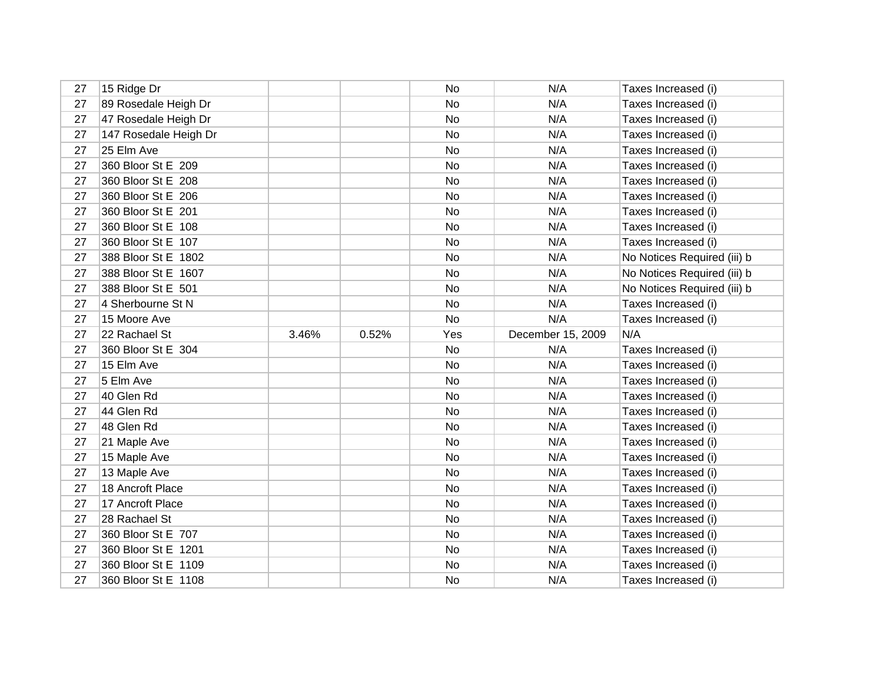| | | | | | | |
|---|---|---|---|---|---|---|
| 27 | 15 Ridge Dr | | | No | N/A | Taxes Increased (i) |
| 27 | 89 Rosedale Heigh Dr | | | No | N/A | Taxes Increased (i) |
| 27 | 47 Rosedale Heigh Dr | | | No | N/A | Taxes Increased (i) |
| 27 | 147 Rosedale Heigh Dr | | | No | N/A | Taxes Increased (i) |
| 27 | 25 Elm Ave | | | No | N/A | Taxes Increased (i) |
| 27 | 360 Bloor St E 209 | | | No | N/A | Taxes Increased (i) |
| 27 | 360 Bloor St E 208 | | | No | N/A | Taxes Increased (i) |
| 27 | 360 Bloor St E 206 | | | No | N/A | Taxes Increased (i) |
| 27 | 360 Bloor St E 201 | | | No | N/A | Taxes Increased (i) |
| 27 | 360 Bloor St E 108 | | | No | N/A | Taxes Increased (i) |
| 27 | 360 Bloor St E 107 | | | No | N/A | Taxes Increased (i) |
| 27 | 388 Bloor St E 1802 | | | No | N/A | No Notices Required (iii) b |
| 27 | 388 Bloor St E 1607 | | | No | N/A | No Notices Required (iii) b |
| 27 | 388 Bloor St E 501 | | | No | N/A | No Notices Required (iii) b |
| 27 | 4 Sherbourne St N | | | No | N/A | Taxes Increased (i) |
| 27 | 15 Moore Ave | | | No | N/A | Taxes Increased (i) |
| 27 | 22 Rachael St | 3.46% | 0.52% | Yes | December 15, 2009 | N/A |
| 27 | 360 Bloor St E 304 | | | No | N/A | Taxes Increased (i) |
| 27 | 15 Elm Ave | | | No | N/A | Taxes Increased (i) |
| 27 | 5 Elm Ave | | | No | N/A | Taxes Increased (i) |
| 27 | 40 Glen Rd | | | No | N/A | Taxes Increased (i) |
| 27 | 44 Glen Rd | | | No | N/A | Taxes Increased (i) |
| 27 | 48 Glen Rd | | | No | N/A | Taxes Increased (i) |
| 27 | 21 Maple Ave | | | No | N/A | Taxes Increased (i) |
| 27 | 15 Maple Ave | | | No | N/A | Taxes Increased (i) |
| 27 | 13 Maple Ave | | | No | N/A | Taxes Increased (i) |
| 27 | 18 Ancroft Place | | | No | N/A | Taxes Increased (i) |
| 27 | 17 Ancroft Place | | | No | N/A | Taxes Increased (i) |
| 27 | 28 Rachael St | | | No | N/A | Taxes Increased (i) |
| 27 | 360 Bloor St E 707 | | | No | N/A | Taxes Increased (i) |
| 27 | 360 Bloor St E 1201 | | | No | N/A | Taxes Increased (i) |
| 27 | 360 Bloor St E 1109 | | | No | N/A | Taxes Increased (i) |
| 27 | 360 Bloor St E 1108 | | | No | N/A | Taxes Increased (i) |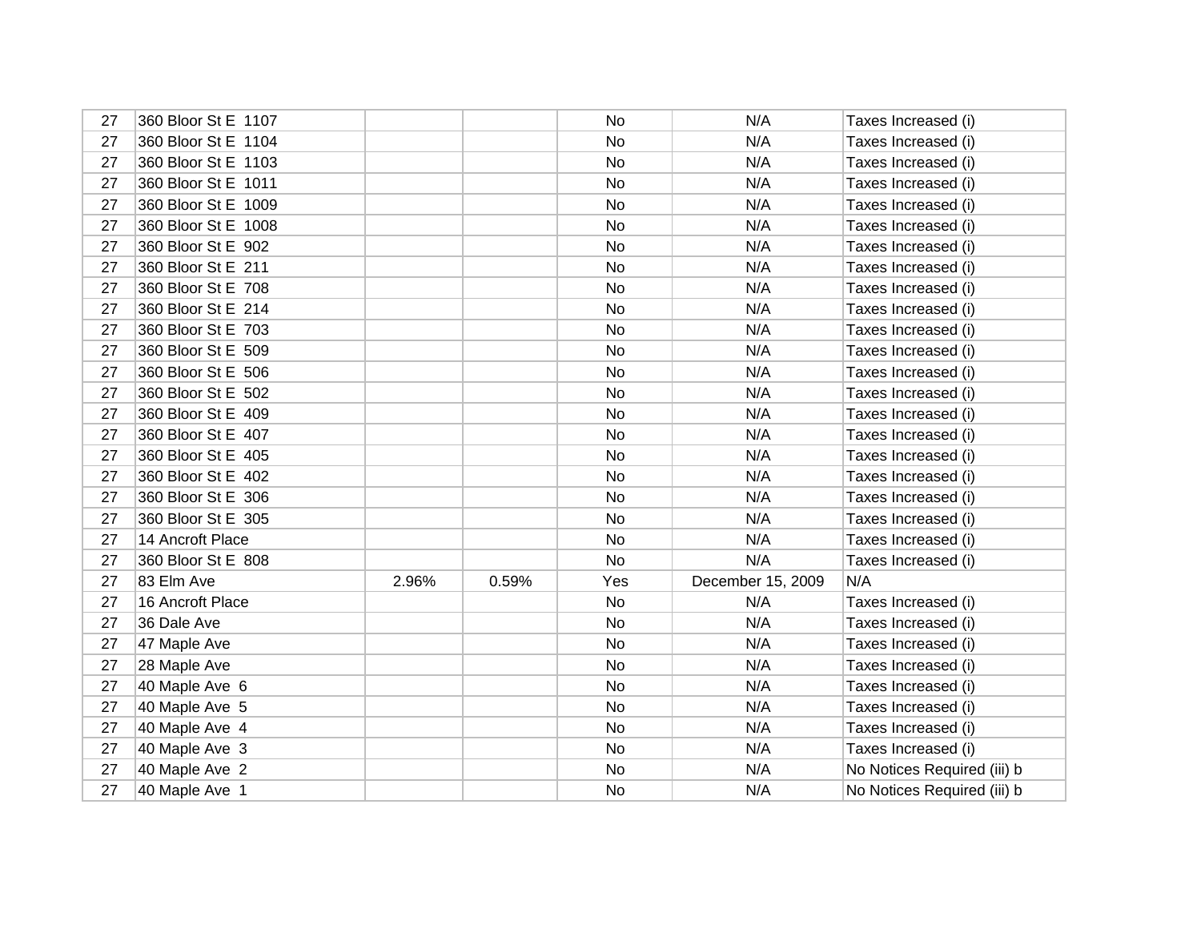| | | | | | | |
|---|---|---|---|---|---|---|
| 27 | 360 Bloor St E 1107 | | | No | N/A | Taxes Increased (i) |
| 27 | 360 Bloor St E 1104 | | | No | N/A | Taxes Increased (i) |
| 27 | 360 Bloor St E 1103 | | | No | N/A | Taxes Increased (i) |
| 27 | 360 Bloor St E 1011 | | | No | N/A | Taxes Increased (i) |
| 27 | 360 Bloor St E 1009 | | | No | N/A | Taxes Increased (i) |
| 27 | 360 Bloor St E 1008 | | | No | N/A | Taxes Increased (i) |
| 27 | 360 Bloor St E 902 | | | No | N/A | Taxes Increased (i) |
| 27 | 360 Bloor St E 211 | | | No | N/A | Taxes Increased (i) |
| 27 | 360 Bloor St E 708 | | | No | N/A | Taxes Increased (i) |
| 27 | 360 Bloor St E 214 | | | No | N/A | Taxes Increased (i) |
| 27 | 360 Bloor St E 703 | | | No | N/A | Taxes Increased (i) |
| 27 | 360 Bloor St E 509 | | | No | N/A | Taxes Increased (i) |
| 27 | 360 Bloor St E 506 | | | No | N/A | Taxes Increased (i) |
| 27 | 360 Bloor St E 502 | | | No | N/A | Taxes Increased (i) |
| 27 | 360 Bloor St E 409 | | | No | N/A | Taxes Increased (i) |
| 27 | 360 Bloor St E 407 | | | No | N/A | Taxes Increased (i) |
| 27 | 360 Bloor St E 405 | | | No | N/A | Taxes Increased (i) |
| 27 | 360 Bloor St E 402 | | | No | N/A | Taxes Increased (i) |
| 27 | 360 Bloor St E 306 | | | No | N/A | Taxes Increased (i) |
| 27 | 360 Bloor St E 305 | | | No | N/A | Taxes Increased (i) |
| 27 | 14 Ancroft Place | | | No | N/A | Taxes Increased (i) |
| 27 | 360 Bloor St E 808 | | | No | N/A | Taxes Increased (i) |
| 27 | 83 Elm Ave | 2.96% | 0.59% | Yes | December 15, 2009 | N/A |
| 27 | 16 Ancroft Place | | | No | N/A | Taxes Increased (i) |
| 27 | 36 Dale Ave | | | No | N/A | Taxes Increased (i) |
| 27 | 47 Maple Ave | | | No | N/A | Taxes Increased (i) |
| 27 | 28 Maple Ave | | | No | N/A | Taxes Increased (i) |
| 27 | 40 Maple Ave 6 | | | No | N/A | Taxes Increased (i) |
| 27 | 40 Maple Ave 5 | | | No | N/A | Taxes Increased (i) |
| 27 | 40 Maple Ave 4 | | | No | N/A | Taxes Increased (i) |
| 27 | 40 Maple Ave 3 | | | No | N/A | Taxes Increased (i) |
| 27 | 40 Maple Ave 2 | | | No | N/A | No Notices Required (iii) b |
| 27 | 40 Maple Ave 1 | | | No | N/A | No Notices Required (iii) b |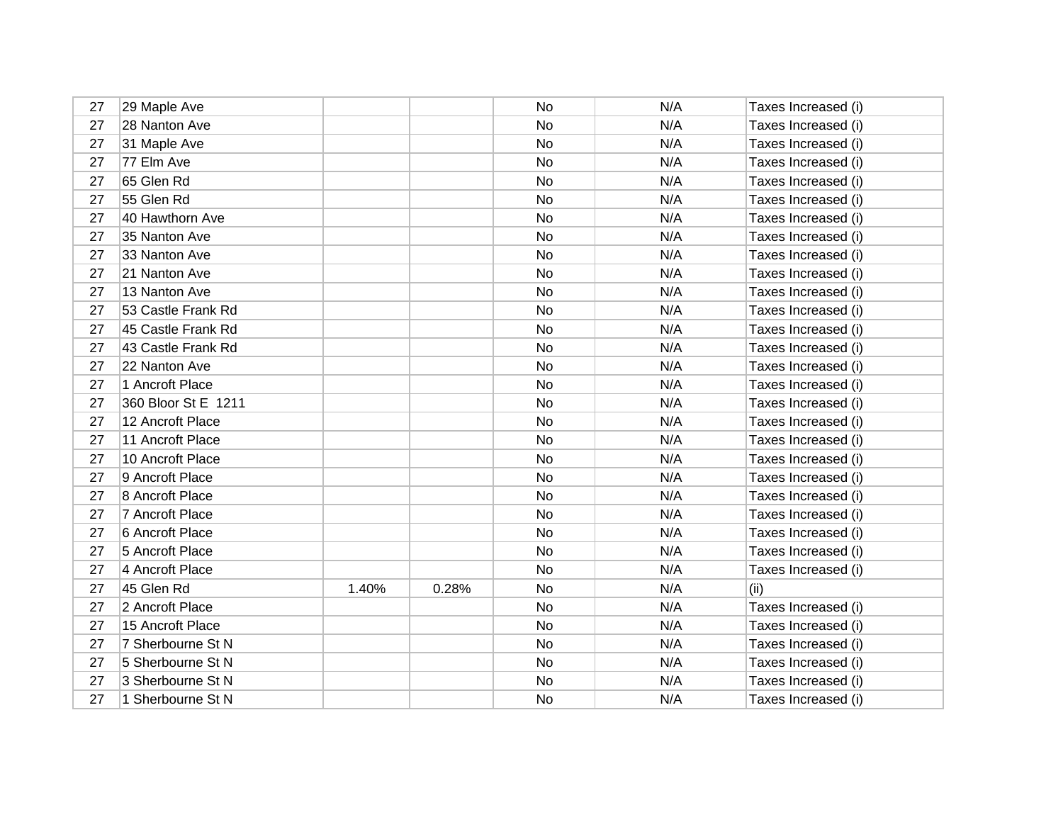| | | | | | | |
|---|---|---|---|---|---|---|
| 27 | 29 Maple Ave | | | No | N/A | Taxes Increased (i) |
| 27 | 28 Nanton Ave | | | No | N/A | Taxes Increased (i) |
| 27 | 31 Maple Ave | | | No | N/A | Taxes Increased (i) |
| 27 | 77 Elm Ave | | | No | N/A | Taxes Increased (i) |
| 27 | 65 Glen Rd | | | No | N/A | Taxes Increased (i) |
| 27 | 55 Glen Rd | | | No | N/A | Taxes Increased (i) |
| 27 | 40 Hawthorn Ave | | | No | N/A | Taxes Increased (i) |
| 27 | 35 Nanton Ave | | | No | N/A | Taxes Increased (i) |
| 27 | 33 Nanton Ave | | | No | N/A | Taxes Increased (i) |
| 27 | 21 Nanton Ave | | | No | N/A | Taxes Increased (i) |
| 27 | 13 Nanton Ave | | | No | N/A | Taxes Increased (i) |
| 27 | 53 Castle Frank Rd | | | No | N/A | Taxes Increased (i) |
| 27 | 45 Castle Frank Rd | | | No | N/A | Taxes Increased (i) |
| 27 | 43 Castle Frank Rd | | | No | N/A | Taxes Increased (i) |
| 27 | 22 Nanton Ave | | | No | N/A | Taxes Increased (i) |
| 27 | 1 Ancroft Place | | | No | N/A | Taxes Increased (i) |
| 27 | 360 Bloor St E 1211 | | | No | N/A | Taxes Increased (i) |
| 27 | 12 Ancroft Place | | | No | N/A | Taxes Increased (i) |
| 27 | 11 Ancroft Place | | | No | N/A | Taxes Increased (i) |
| 27 | 10 Ancroft Place | | | No | N/A | Taxes Increased (i) |
| 27 | 9 Ancroft Place | | | No | N/A | Taxes Increased (i) |
| 27 | 8 Ancroft Place | | | No | N/A | Taxes Increased (i) |
| 27 | 7 Ancroft Place | | | No | N/A | Taxes Increased (i) |
| 27 | 6 Ancroft Place | | | No | N/A | Taxes Increased (i) |
| 27 | 5 Ancroft Place | | | No | N/A | Taxes Increased (i) |
| 27 | 4 Ancroft Place | | | No | N/A | Taxes Increased (i) |
| 27 | 45 Glen Rd | 1.40% | 0.28% | No | N/A | (ii) |
| 27 | 2 Ancroft Place | | | No | N/A | Taxes Increased (i) |
| 27 | 15 Ancroft Place | | | No | N/A | Taxes Increased (i) |
| 27 | 7 Sherbourne St N | | | No | N/A | Taxes Increased (i) |
| 27 | 5 Sherbourne St N | | | No | N/A | Taxes Increased (i) |
| 27 | 3 Sherbourne St N | | | No | N/A | Taxes Increased (i) |
| 27 | 1 Sherbourne St N | | | No | N/A | Taxes Increased (i) |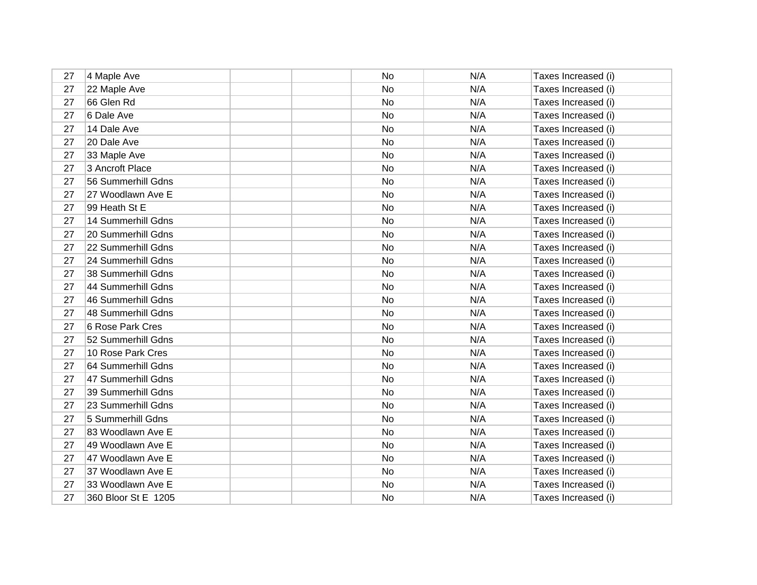| | | | | | | |
|---|---|---|---|---|---|---|
| 27 | 4 Maple Ave | | | No | N/A | Taxes Increased (i) |
| 27 | 22 Maple Ave | | | No | N/A | Taxes Increased (i) |
| 27 | 66 Glen Rd | | | No | N/A | Taxes Increased (i) |
| 27 | 6 Dale Ave | | | No | N/A | Taxes Increased (i) |
| 27 | 14 Dale Ave | | | No | N/A | Taxes Increased (i) |
| 27 | 20 Dale Ave | | | No | N/A | Taxes Increased (i) |
| 27 | 33 Maple Ave | | | No | N/A | Taxes Increased (i) |
| 27 | 3 Ancroft Place | | | No | N/A | Taxes Increased (i) |
| 27 | 56 Summerhill Gdns | | | No | N/A | Taxes Increased (i) |
| 27 | 27 Woodlawn Ave E | | | No | N/A | Taxes Increased (i) |
| 27 | 99 Heath St E | | | No | N/A | Taxes Increased (i) |
| 27 | 14 Summerhill Gdns | | | No | N/A | Taxes Increased (i) |
| 27 | 20 Summerhill Gdns | | | No | N/A | Taxes Increased (i) |
| 27 | 22 Summerhill Gdns | | | No | N/A | Taxes Increased (i) |
| 27 | 24 Summerhill Gdns | | | No | N/A | Taxes Increased (i) |
| 27 | 38 Summerhill Gdns | | | No | N/A | Taxes Increased (i) |
| 27 | 44 Summerhill Gdns | | | No | N/A | Taxes Increased (i) |
| 27 | 46 Summerhill Gdns | | | No | N/A | Taxes Increased (i) |
| 27 | 48 Summerhill Gdns | | | No | N/A | Taxes Increased (i) |
| 27 | 6 Rose Park Cres | | | No | N/A | Taxes Increased (i) |
| 27 | 52 Summerhill Gdns | | | No | N/A | Taxes Increased (i) |
| 27 | 10 Rose Park Cres | | | No | N/A | Taxes Increased (i) |
| 27 | 64 Summerhill Gdns | | | No | N/A | Taxes Increased (i) |
| 27 | 47 Summerhill Gdns | | | No | N/A | Taxes Increased (i) |
| 27 | 39 Summerhill Gdns | | | No | N/A | Taxes Increased (i) |
| 27 | 23 Summerhill Gdns | | | No | N/A | Taxes Increased (i) |
| 27 | 5 Summerhill Gdns | | | No | N/A | Taxes Increased (i) |
| 27 | 83 Woodlawn Ave E | | | No | N/A | Taxes Increased (i) |
| 27 | 49 Woodlawn Ave E | | | No | N/A | Taxes Increased (i) |
| 27 | 47 Woodlawn Ave E | | | No | N/A | Taxes Increased (i) |
| 27 | 37 Woodlawn Ave E | | | No | N/A | Taxes Increased (i) |
| 27 | 33 Woodlawn Ave E | | | No | N/A | Taxes Increased (i) |
| 27 | 360 Bloor St E 1205 | | | No | N/A | Taxes Increased (i) |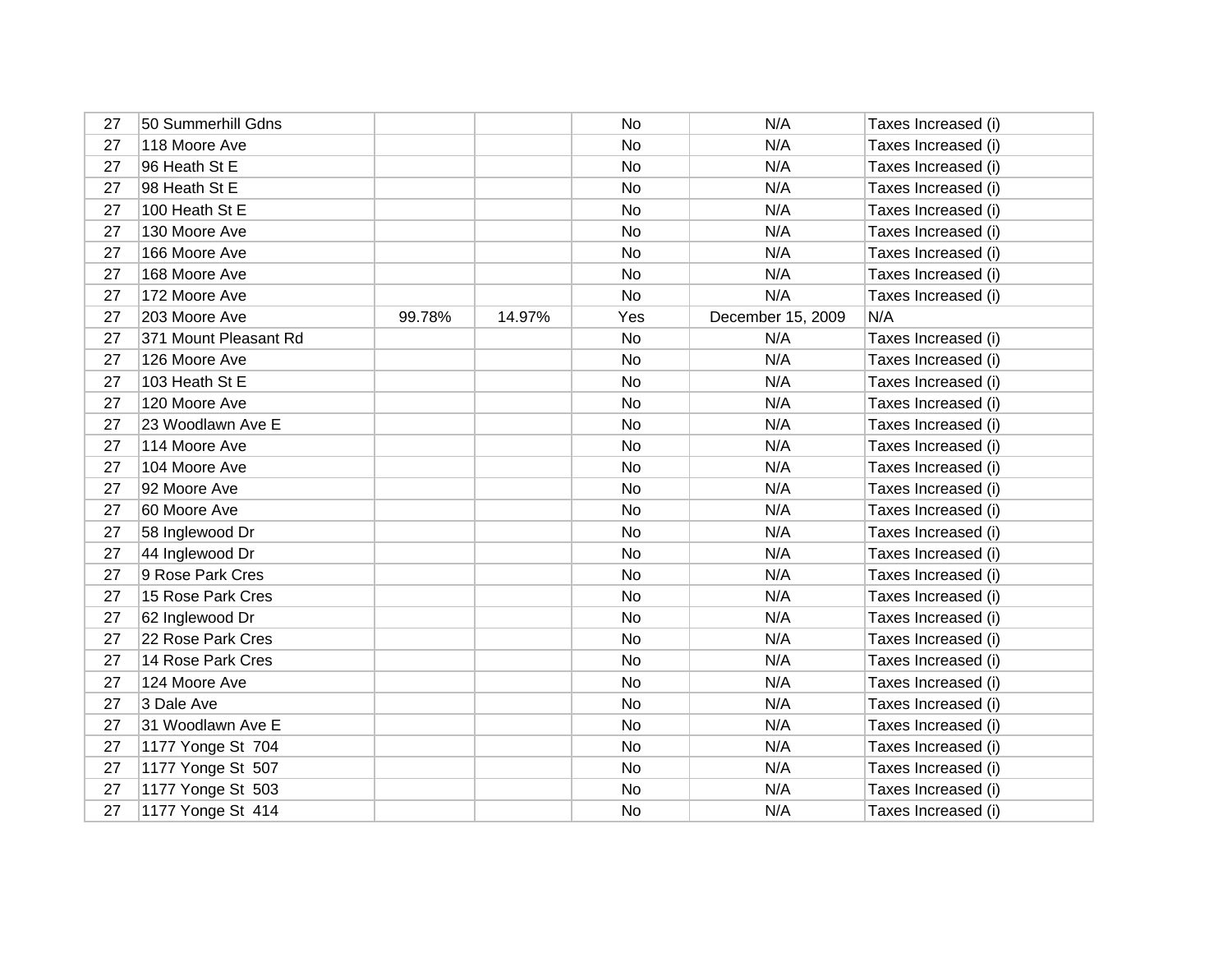| | | | | | | |
|---|---|---|---|---|---|---|
| 27 | 50 Summerhill Gdns | | | No | N/A | Taxes Increased (i) |
| 27 | 118 Moore Ave | | | No | N/A | Taxes Increased (i) |
| 27 | 96 Heath St E | | | No | N/A | Taxes Increased (i) |
| 27 | 98 Heath St E | | | No | N/A | Taxes Increased (i) |
| 27 | 100 Heath St E | | | No | N/A | Taxes Increased (i) |
| 27 | 130 Moore Ave | | | No | N/A | Taxes Increased (i) |
| 27 | 166 Moore Ave | | | No | N/A | Taxes Increased (i) |
| 27 | 168 Moore Ave | | | No | N/A | Taxes Increased (i) |
| 27 | 172 Moore Ave | | | No | N/A | Taxes Increased (i) |
| 27 | 203 Moore Ave | 99.78% | 14.97% | Yes | December 15, 2009 | N/A |
| 27 | 371 Mount Pleasant Rd | | | No | N/A | Taxes Increased (i) |
| 27 | 126 Moore Ave | | | No | N/A | Taxes Increased (i) |
| 27 | 103 Heath St E | | | No | N/A | Taxes Increased (i) |
| 27 | 120 Moore Ave | | | No | N/A | Taxes Increased (i) |
| 27 | 23 Woodlawn Ave E | | | No | N/A | Taxes Increased (i) |
| 27 | 114 Moore Ave | | | No | N/A | Taxes Increased (i) |
| 27 | 104 Moore Ave | | | No | N/A | Taxes Increased (i) |
| 27 | 92 Moore Ave | | | No | N/A | Taxes Increased (i) |
| 27 | 60 Moore Ave | | | No | N/A | Taxes Increased (i) |
| 27 | 58 Inglewood Dr | | | No | N/A | Taxes Increased (i) |
| 27 | 44 Inglewood Dr | | | No | N/A | Taxes Increased (i) |
| 27 | 9 Rose Park Cres | | | No | N/A | Taxes Increased (i) |
| 27 | 15 Rose Park Cres | | | No | N/A | Taxes Increased (i) |
| 27 | 62 Inglewood Dr | | | No | N/A | Taxes Increased (i) |
| 27 | 22 Rose Park Cres | | | No | N/A | Taxes Increased (i) |
| 27 | 14 Rose Park Cres | | | No | N/A | Taxes Increased (i) |
| 27 | 124 Moore Ave | | | No | N/A | Taxes Increased (i) |
| 27 | 3 Dale Ave | | | No | N/A | Taxes Increased (i) |
| 27 | 31 Woodlawn Ave E | | | No | N/A | Taxes Increased (i) |
| 27 | 1177 Yonge St 704 | | | No | N/A | Taxes Increased (i) |
| 27 | 1177 Yonge St 507 | | | No | N/A | Taxes Increased (i) |
| 27 | 1177 Yonge St 503 | | | No | N/A | Taxes Increased (i) |
| 27 | 1177 Yonge St 414 | | | No | N/A | Taxes Increased (i) |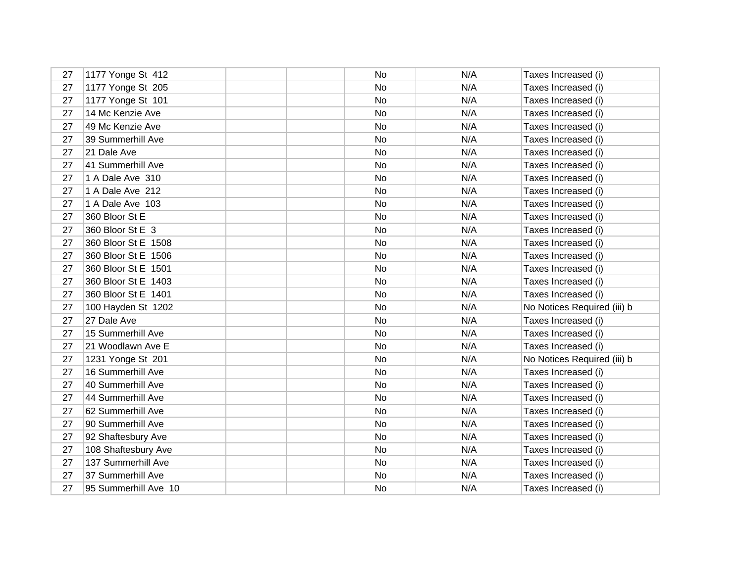| | | | | | | |
|---|---|---|---|---|---|---|
| 27 | 1177 Yonge St 412 | | | No | N/A | Taxes Increased (i) |
| 27 | 1177 Yonge St 205 | | | No | N/A | Taxes Increased (i) |
| 27 | 1177 Yonge St 101 | | | No | N/A | Taxes Increased (i) |
| 27 | 14 Mc Kenzie Ave | | | No | N/A | Taxes Increased (i) |
| 27 | 49 Mc Kenzie Ave | | | No | N/A | Taxes Increased (i) |
| 27 | 39 Summerhill Ave | | | No | N/A | Taxes Increased (i) |
| 27 | 21 Dale Ave | | | No | N/A | Taxes Increased (i) |
| 27 | 41 Summerhill Ave | | | No | N/A | Taxes Increased (i) |
| 27 | 1 A Dale Ave 310 | | | No | N/A | Taxes Increased (i) |
| 27 | 1 A Dale Ave 212 | | | No | N/A | Taxes Increased (i) |
| 27 | 1 A Dale Ave 103 | | | No | N/A | Taxes Increased (i) |
| 27 | 360 Bloor St E | | | No | N/A | Taxes Increased (i) |
| 27 | 360 Bloor St E 3 | | | No | N/A | Taxes Increased (i) |
| 27 | 360 Bloor St E 1508 | | | No | N/A | Taxes Increased (i) |
| 27 | 360 Bloor St E 1506 | | | No | N/A | Taxes Increased (i) |
| 27 | 360 Bloor St E 1501 | | | No | N/A | Taxes Increased (i) |
| 27 | 360 Bloor St E 1403 | | | No | N/A | Taxes Increased (i) |
| 27 | 360 Bloor St E 1401 | | | No | N/A | Taxes Increased (i) |
| 27 | 100 Hayden St 1202 | | | No | N/A | No Notices Required (iii) b |
| 27 | 27 Dale Ave | | | No | N/A | Taxes Increased (i) |
| 27 | 15 Summerhill Ave | | | No | N/A | Taxes Increased (i) |
| 27 | 21 Woodlawn Ave E | | | No | N/A | Taxes Increased (i) |
| 27 | 1231 Yonge St 201 | | | No | N/A | No Notices Required (iii) b |
| 27 | 16 Summerhill Ave | | | No | N/A | Taxes Increased (i) |
| 27 | 40 Summerhill Ave | | | No | N/A | Taxes Increased (i) |
| 27 | 44 Summerhill Ave | | | No | N/A | Taxes Increased (i) |
| 27 | 62 Summerhill Ave | | | No | N/A | Taxes Increased (i) |
| 27 | 90 Summerhill Ave | | | No | N/A | Taxes Increased (i) |
| 27 | 92 Shaftesbury Ave | | | No | N/A | Taxes Increased (i) |
| 27 | 108 Shaftesbury Ave | | | No | N/A | Taxes Increased (i) |
| 27 | 137 Summerhill Ave | | | No | N/A | Taxes Increased (i) |
| 27 | 37 Summerhill Ave | | | No | N/A | Taxes Increased (i) |
| 27 | 95 Summerhill Ave 10 | | | No | N/A | Taxes Increased (i) |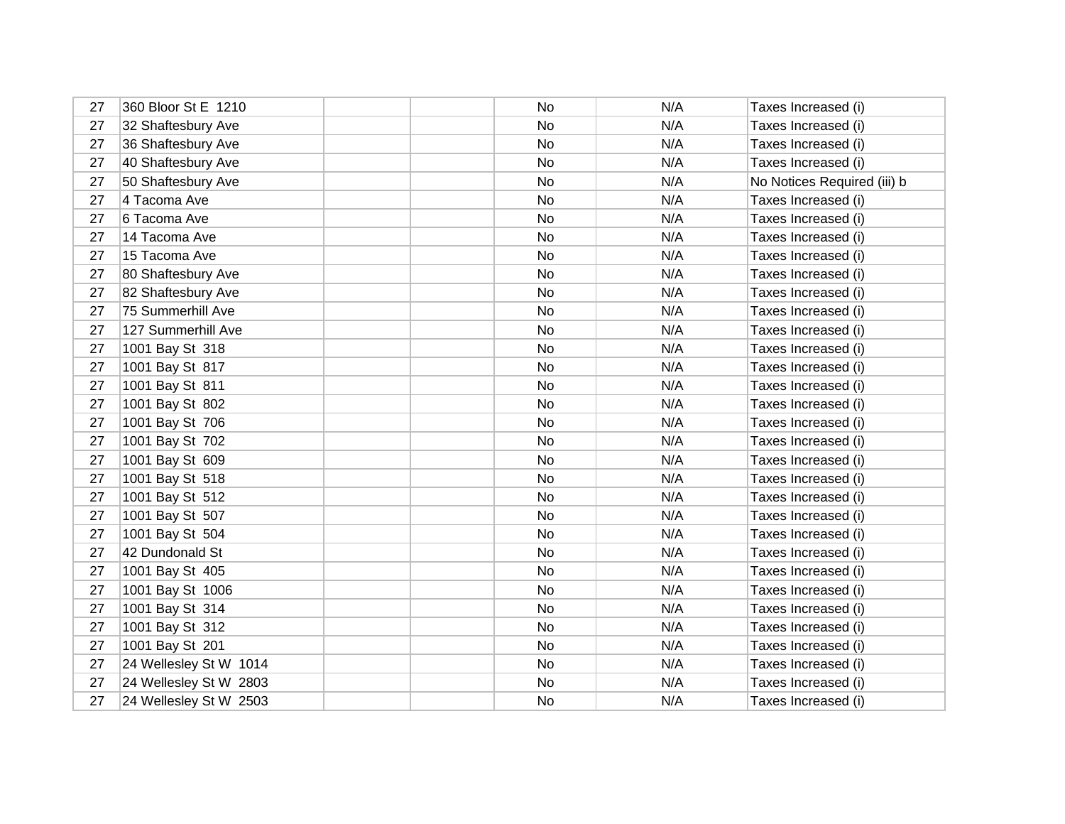| | | | | | | |
|---|---|---|---|---|---|---|
| 27 | 360 Bloor St E 1210 | | | No | N/A | Taxes Increased (i) |
| 27 | 32 Shaftesbury Ave | | | No | N/A | Taxes Increased (i) |
| 27 | 36 Shaftesbury Ave | | | No | N/A | Taxes Increased (i) |
| 27 | 40 Shaftesbury Ave | | | No | N/A | Taxes Increased (i) |
| 27 | 50 Shaftesbury Ave | | | No | N/A | No Notices Required (iii) b |
| 27 | 4 Tacoma Ave | | | No | N/A | Taxes Increased (i) |
| 27 | 6 Tacoma Ave | | | No | N/A | Taxes Increased (i) |
| 27 | 14 Tacoma Ave | | | No | N/A | Taxes Increased (i) |
| 27 | 15 Tacoma Ave | | | No | N/A | Taxes Increased (i) |
| 27 | 80 Shaftesbury Ave | | | No | N/A | Taxes Increased (i) |
| 27 | 82 Shaftesbury Ave | | | No | N/A | Taxes Increased (i) |
| 27 | 75 Summerhill Ave | | | No | N/A | Taxes Increased (i) |
| 27 | 127 Summerhill Ave | | | No | N/A | Taxes Increased (i) |
| 27 | 1001 Bay St 318 | | | No | N/A | Taxes Increased (i) |
| 27 | 1001 Bay St 817 | | | No | N/A | Taxes Increased (i) |
| 27 | 1001 Bay St 811 | | | No | N/A | Taxes Increased (i) |
| 27 | 1001 Bay St 802 | | | No | N/A | Taxes Increased (i) |
| 27 | 1001 Bay St 706 | | | No | N/A | Taxes Increased (i) |
| 27 | 1001 Bay St 702 | | | No | N/A | Taxes Increased (i) |
| 27 | 1001 Bay St 609 | | | No | N/A | Taxes Increased (i) |
| 27 | 1001 Bay St 518 | | | No | N/A | Taxes Increased (i) |
| 27 | 1001 Bay St 512 | | | No | N/A | Taxes Increased (i) |
| 27 | 1001 Bay St 507 | | | No | N/A | Taxes Increased (i) |
| 27 | 1001 Bay St 504 | | | No | N/A | Taxes Increased (i) |
| 27 | 42 Dundonald St | | | No | N/A | Taxes Increased (i) |
| 27 | 1001 Bay St 405 | | | No | N/A | Taxes Increased (i) |
| 27 | 1001 Bay St 1006 | | | No | N/A | Taxes Increased (i) |
| 27 | 1001 Bay St 314 | | | No | N/A | Taxes Increased (i) |
| 27 | 1001 Bay St 312 | | | No | N/A | Taxes Increased (i) |
| 27 | 1001 Bay St 201 | | | No | N/A | Taxes Increased (i) |
| 27 | 24 Wellesley St W 1014 | | | No | N/A | Taxes Increased (i) |
| 27 | 24 Wellesley St W 2803 | | | No | N/A | Taxes Increased (i) |
| 27 | 24 Wellesley St W 2503 | | | No | N/A | Taxes Increased (i) |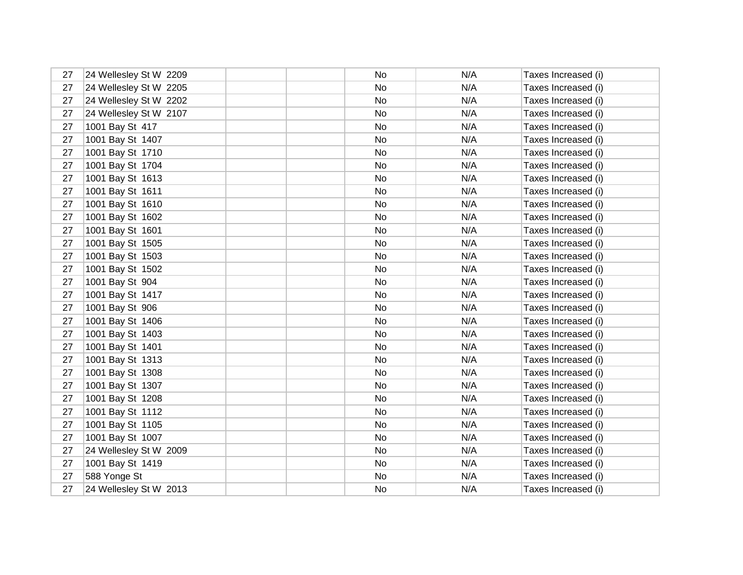| | | | | | | |
|---|---|---|---|---|---|---|
| 27 | 24 Wellesley St W  2209 | | | No | N/A | Taxes Increased (i) |
| 27 | 24 Wellesley St W  2205 | | | No | N/A | Taxes Increased (i) |
| 27 | 24 Wellesley St W  2202 | | | No | N/A | Taxes Increased (i) |
| 27 | 24 Wellesley St W  2107 | | | No | N/A | Taxes Increased (i) |
| 27 | 1001 Bay St  417 | | | No | N/A | Taxes Increased (i) |
| 27 | 1001 Bay St  1407 | | | No | N/A | Taxes Increased (i) |
| 27 | 1001 Bay St  1710 | | | No | N/A | Taxes Increased (i) |
| 27 | 1001 Bay St  1704 | | | No | N/A | Taxes Increased (i) |
| 27 | 1001 Bay St  1613 | | | No | N/A | Taxes Increased (i) |
| 27 | 1001 Bay St  1611 | | | No | N/A | Taxes Increased (i) |
| 27 | 1001 Bay St  1610 | | | No | N/A | Taxes Increased (i) |
| 27 | 1001 Bay St  1602 | | | No | N/A | Taxes Increased (i) |
| 27 | 1001 Bay St  1601 | | | No | N/A | Taxes Increased (i) |
| 27 | 1001 Bay St  1505 | | | No | N/A | Taxes Increased (i) |
| 27 | 1001 Bay St  1503 | | | No | N/A | Taxes Increased (i) |
| 27 | 1001 Bay St  1502 | | | No | N/A | Taxes Increased (i) |
| 27 | 1001 Bay St  904 | | | No | N/A | Taxes Increased (i) |
| 27 | 1001 Bay St  1417 | | | No | N/A | Taxes Increased (i) |
| 27 | 1001 Bay St  906 | | | No | N/A | Taxes Increased (i) |
| 27 | 1001 Bay St  1406 | | | No | N/A | Taxes Increased (i) |
| 27 | 1001 Bay St  1403 | | | No | N/A | Taxes Increased (i) |
| 27 | 1001 Bay St  1401 | | | No | N/A | Taxes Increased (i) |
| 27 | 1001 Bay St  1313 | | | No | N/A | Taxes Increased (i) |
| 27 | 1001 Bay St  1308 | | | No | N/A | Taxes Increased (i) |
| 27 | 1001 Bay St  1307 | | | No | N/A | Taxes Increased (i) |
| 27 | 1001 Bay St  1208 | | | No | N/A | Taxes Increased (i) |
| 27 | 1001 Bay St  1112 | | | No | N/A | Taxes Increased (i) |
| 27 | 1001 Bay St  1105 | | | No | N/A | Taxes Increased (i) |
| 27 | 1001 Bay St  1007 | | | No | N/A | Taxes Increased (i) |
| 27 | 24 Wellesley St W  2009 | | | No | N/A | Taxes Increased (i) |
| 27 | 1001 Bay St  1419 | | | No | N/A | Taxes Increased (i) |
| 27 | 588 Yonge St | | | No | N/A | Taxes Increased (i) |
| 27 | 24 Wellesley St W  2013 | | | No | N/A | Taxes Increased (i) |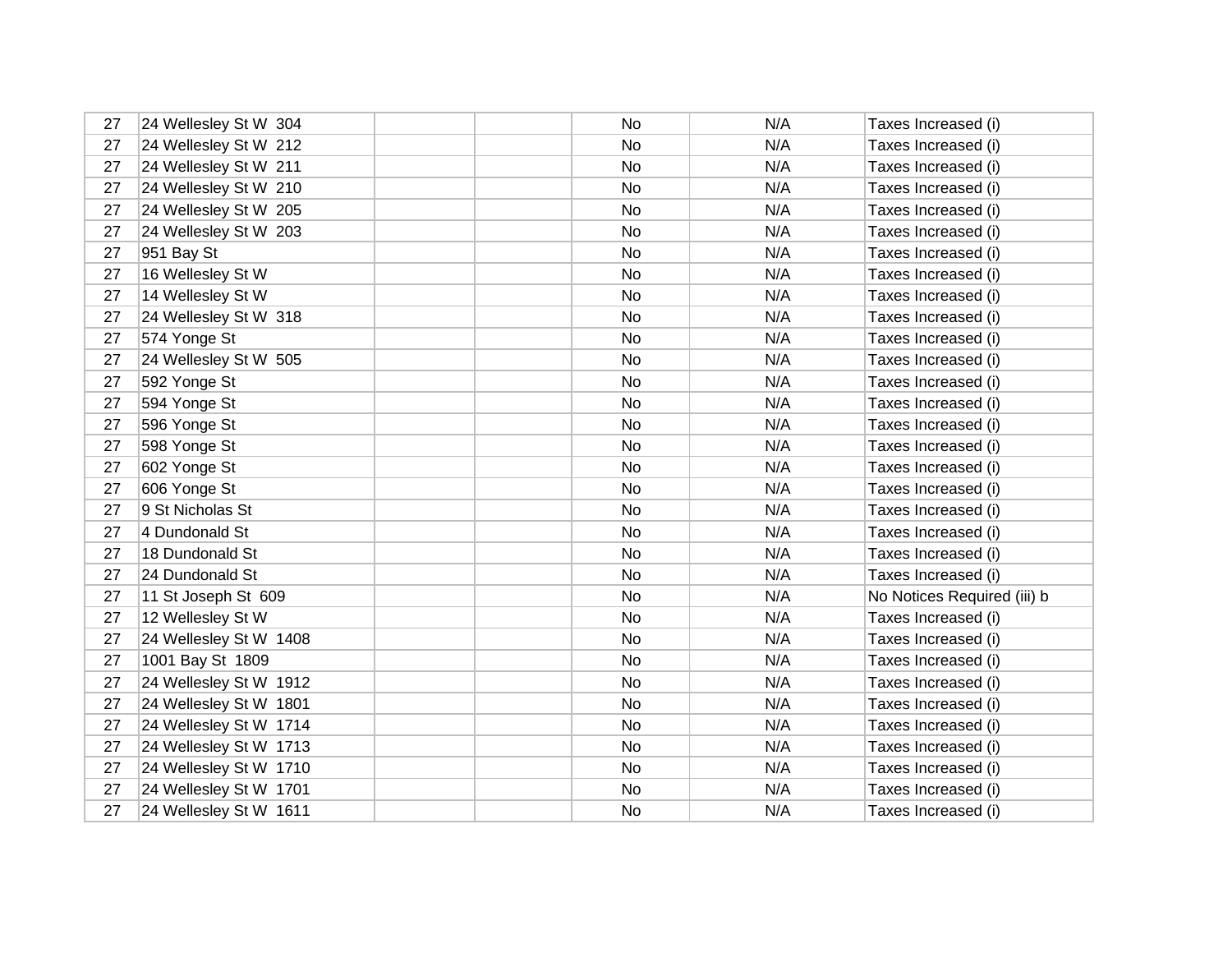| | | | | | | |
|---|---|---|---|---|---|---|
| 27 | 24 Wellesley St W 304 | | | No | N/A | Taxes Increased (i) |
| 27 | 24 Wellesley St W 212 | | | No | N/A | Taxes Increased (i) |
| 27 | 24 Wellesley St W 211 | | | No | N/A | Taxes Increased (i) |
| 27 | 24 Wellesley St W 210 | | | No | N/A | Taxes Increased (i) |
| 27 | 24 Wellesley St W 205 | | | No | N/A | Taxes Increased (i) |
| 27 | 24 Wellesley St W 203 | | | No | N/A | Taxes Increased (i) |
| 27 | 951 Bay St | | | No | N/A | Taxes Increased (i) |
| 27 | 16 Wellesley St W | | | No | N/A | Taxes Increased (i) |
| 27 | 14 Wellesley St W | | | No | N/A | Taxes Increased (i) |
| 27 | 24 Wellesley St W 318 | | | No | N/A | Taxes Increased (i) |
| 27 | 574 Yonge St | | | No | N/A | Taxes Increased (i) |
| 27 | 24 Wellesley St W 505 | | | No | N/A | Taxes Increased (i) |
| 27 | 592 Yonge St | | | No | N/A | Taxes Increased (i) |
| 27 | 594 Yonge St | | | No | N/A | Taxes Increased (i) |
| 27 | 596 Yonge St | | | No | N/A | Taxes Increased (i) |
| 27 | 598 Yonge St | | | No | N/A | Taxes Increased (i) |
| 27 | 602 Yonge St | | | No | N/A | Taxes Increased (i) |
| 27 | 606 Yonge St | | | No | N/A | Taxes Increased (i) |
| 27 | 9 St Nicholas St | | | No | N/A | Taxes Increased (i) |
| 27 | 4 Dundonald St | | | No | N/A | Taxes Increased (i) |
| 27 | 18 Dundonald St | | | No | N/A | Taxes Increased (i) |
| 27 | 24 Dundonald St | | | No | N/A | Taxes Increased (i) |
| 27 | 11 St Joseph St 609 | | | No | N/A | No Notices Required (iii) b |
| 27 | 12 Wellesley St W | | | No | N/A | Taxes Increased (i) |
| 27 | 24 Wellesley St W 1408 | | | No | N/A | Taxes Increased (i) |
| 27 | 1001 Bay St 1809 | | | No | N/A | Taxes Increased (i) |
| 27 | 24 Wellesley St W 1912 | | | No | N/A | Taxes Increased (i) |
| 27 | 24 Wellesley St W 1801 | | | No | N/A | Taxes Increased (i) |
| 27 | 24 Wellesley St W 1714 | | | No | N/A | Taxes Increased (i) |
| 27 | 24 Wellesley St W 1713 | | | No | N/A | Taxes Increased (i) |
| 27 | 24 Wellesley St W 1710 | | | No | N/A | Taxes Increased (i) |
| 27 | 24 Wellesley St W 1701 | | | No | N/A | Taxes Increased (i) |
| 27 | 24 Wellesley St W 1611 | | | No | N/A | Taxes Increased (i) |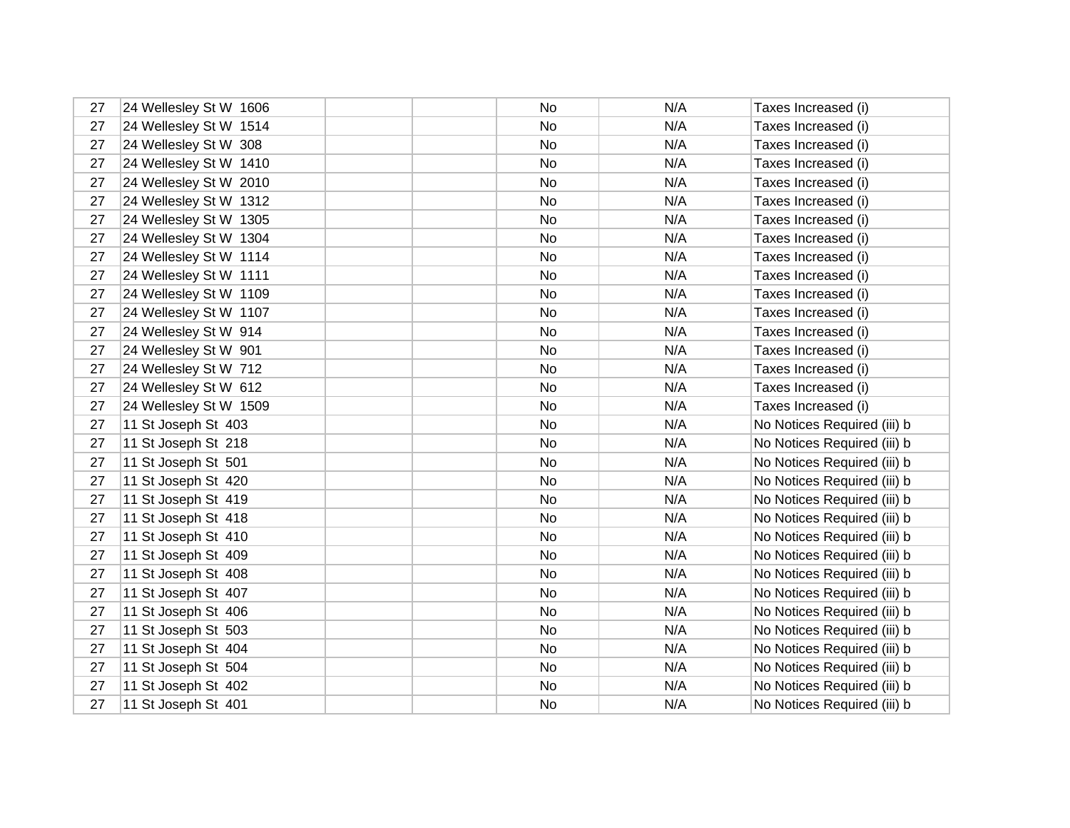| | | | | | | |
|---|---|---|---|---|---|---|
| 27 | 24 Wellesley St W 1606 | | | No | N/A | Taxes Increased (i) |
| 27 | 24 Wellesley St W 1514 | | | No | N/A | Taxes Increased (i) |
| 27 | 24 Wellesley St W 308 | | | No | N/A | Taxes Increased (i) |
| 27 | 24 Wellesley St W 1410 | | | No | N/A | Taxes Increased (i) |
| 27 | 24 Wellesley St W 2010 | | | No | N/A | Taxes Increased (i) |
| 27 | 24 Wellesley St W 1312 | | | No | N/A | Taxes Increased (i) |
| 27 | 24 Wellesley St W 1305 | | | No | N/A | Taxes Increased (i) |
| 27 | 24 Wellesley St W 1304 | | | No | N/A | Taxes Increased (i) |
| 27 | 24 Wellesley St W 1114 | | | No | N/A | Taxes Increased (i) |
| 27 | 24 Wellesley St W 1111 | | | No | N/A | Taxes Increased (i) |
| 27 | 24 Wellesley St W 1109 | | | No | N/A | Taxes Increased (i) |
| 27 | 24 Wellesley St W 1107 | | | No | N/A | Taxes Increased (i) |
| 27 | 24 Wellesley St W 914 | | | No | N/A | Taxes Increased (i) |
| 27 | 24 Wellesley St W 901 | | | No | N/A | Taxes Increased (i) |
| 27 | 24 Wellesley St W 712 | | | No | N/A | Taxes Increased (i) |
| 27 | 24 Wellesley St W 612 | | | No | N/A | Taxes Increased (i) |
| 27 | 24 Wellesley St W 1509 | | | No | N/A | Taxes Increased (i) |
| 27 | 11 St Joseph St 403 | | | No | N/A | No Notices Required (iii) b |
| 27 | 11 St Joseph St 218 | | | No | N/A | No Notices Required (iii) b |
| 27 | 11 St Joseph St 501 | | | No | N/A | No Notices Required (iii) b |
| 27 | 11 St Joseph St 420 | | | No | N/A | No Notices Required (iii) b |
| 27 | 11 St Joseph St 419 | | | No | N/A | No Notices Required (iii) b |
| 27 | 11 St Joseph St 418 | | | No | N/A | No Notices Required (iii) b |
| 27 | 11 St Joseph St 410 | | | No | N/A | No Notices Required (iii) b |
| 27 | 11 St Joseph St 409 | | | No | N/A | No Notices Required (iii) b |
| 27 | 11 St Joseph St 408 | | | No | N/A | No Notices Required (iii) b |
| 27 | 11 St Joseph St 407 | | | No | N/A | No Notices Required (iii) b |
| 27 | 11 St Joseph St 406 | | | No | N/A | No Notices Required (iii) b |
| 27 | 11 St Joseph St 503 | | | No | N/A | No Notices Required (iii) b |
| 27 | 11 St Joseph St 404 | | | No | N/A | No Notices Required (iii) b |
| 27 | 11 St Joseph St 504 | | | No | N/A | No Notices Required (iii) b |
| 27 | 11 St Joseph St 402 | | | No | N/A | No Notices Required (iii) b |
| 27 | 11 St Joseph St 401 | | | No | N/A | No Notices Required (iii) b |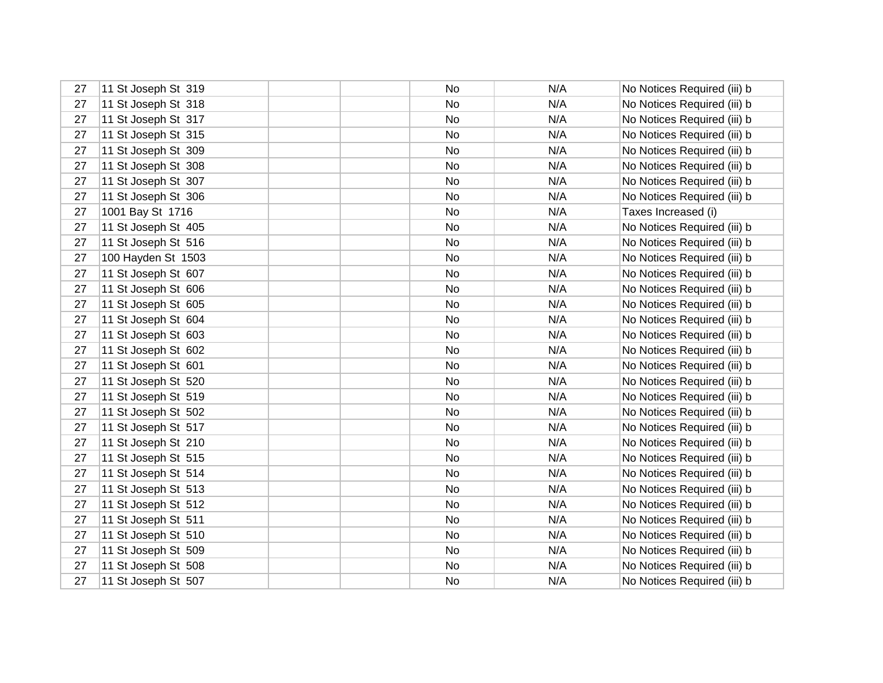| | | | | | | |
|---|---|---|---|---|---|---|
| 27 | 11 St Joseph St 319 | | | No | N/A | No Notices Required (iii) b |
| 27 | 11 St Joseph St 318 | | | No | N/A | No Notices Required (iii) b |
| 27 | 11 St Joseph St 317 | | | No | N/A | No Notices Required (iii) b |
| 27 | 11 St Joseph St 315 | | | No | N/A | No Notices Required (iii) b |
| 27 | 11 St Joseph St 309 | | | No | N/A | No Notices Required (iii) b |
| 27 | 11 St Joseph St 308 | | | No | N/A | No Notices Required (iii) b |
| 27 | 11 St Joseph St 307 | | | No | N/A | No Notices Required (iii) b |
| 27 | 11 St Joseph St 306 | | | No | N/A | No Notices Required (iii) b |
| 27 | 1001 Bay St 1716 | | | No | N/A | Taxes Increased (i) |
| 27 | 11 St Joseph St 405 | | | No | N/A | No Notices Required (iii) b |
| 27 | 11 St Joseph St 516 | | | No | N/A | No Notices Required (iii) b |
| 27 | 100 Hayden St 1503 | | | No | N/A | No Notices Required (iii) b |
| 27 | 11 St Joseph St 607 | | | No | N/A | No Notices Required (iii) b |
| 27 | 11 St Joseph St 606 | | | No | N/A | No Notices Required (iii) b |
| 27 | 11 St Joseph St 605 | | | No | N/A | No Notices Required (iii) b |
| 27 | 11 St Joseph St 604 | | | No | N/A | No Notices Required (iii) b |
| 27 | 11 St Joseph St 603 | | | No | N/A | No Notices Required (iii) b |
| 27 | 11 St Joseph St 602 | | | No | N/A | No Notices Required (iii) b |
| 27 | 11 St Joseph St 601 | | | No | N/A | No Notices Required (iii) b |
| 27 | 11 St Joseph St 520 | | | No | N/A | No Notices Required (iii) b |
| 27 | 11 St Joseph St 519 | | | No | N/A | No Notices Required (iii) b |
| 27 | 11 St Joseph St 502 | | | No | N/A | No Notices Required (iii) b |
| 27 | 11 St Joseph St 517 | | | No | N/A | No Notices Required (iii) b |
| 27 | 11 St Joseph St 210 | | | No | N/A | No Notices Required (iii) b |
| 27 | 11 St Joseph St 515 | | | No | N/A | No Notices Required (iii) b |
| 27 | 11 St Joseph St 514 | | | No | N/A | No Notices Required (iii) b |
| 27 | 11 St Joseph St 513 | | | No | N/A | No Notices Required (iii) b |
| 27 | 11 St Joseph St 512 | | | No | N/A | No Notices Required (iii) b |
| 27 | 11 St Joseph St 511 | | | No | N/A | No Notices Required (iii) b |
| 27 | 11 St Joseph St 510 | | | No | N/A | No Notices Required (iii) b |
| 27 | 11 St Joseph St 509 | | | No | N/A | No Notices Required (iii) b |
| 27 | 11 St Joseph St 508 | | | No | N/A | No Notices Required (iii) b |
| 27 | 11 St Joseph St 507 | | | No | N/A | No Notices Required (iii) b |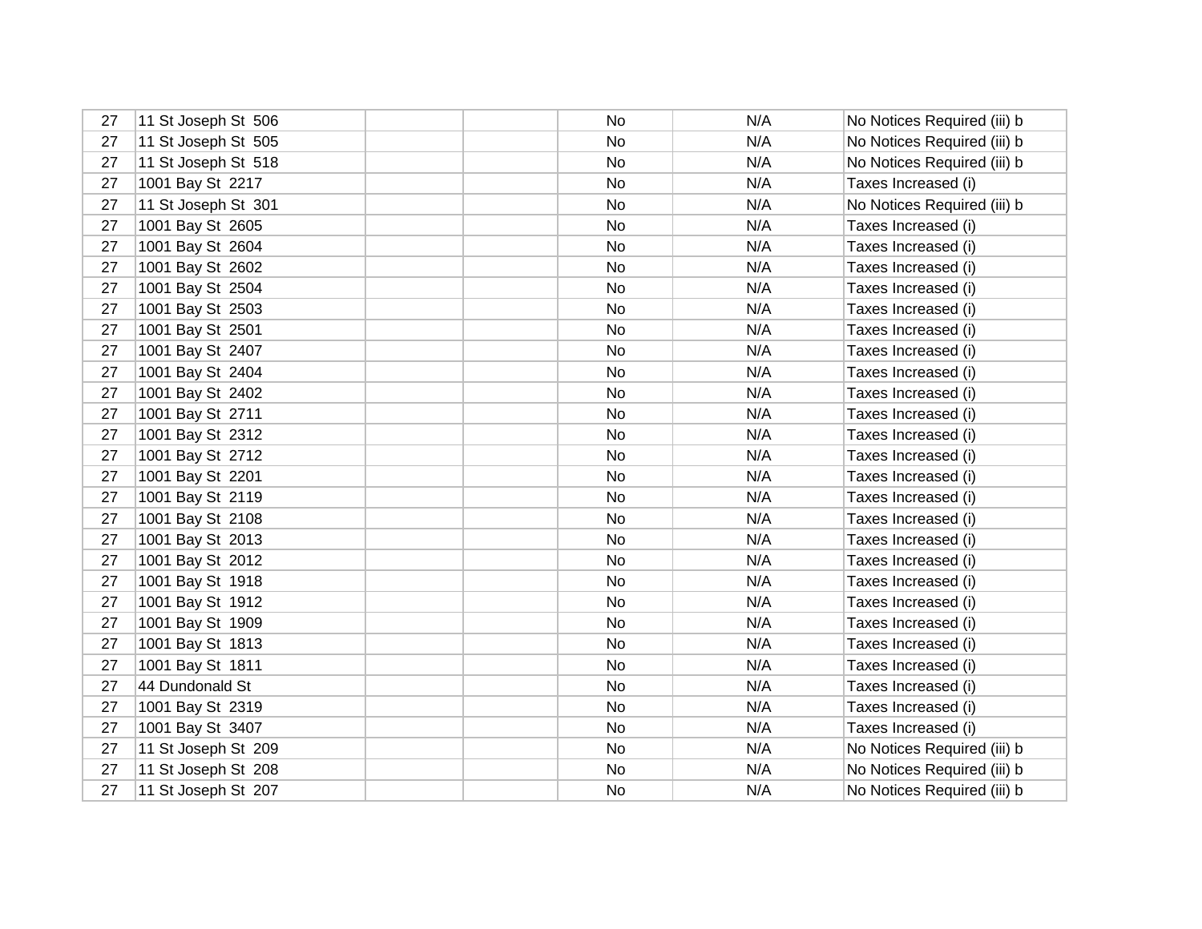| | | | | | | |
|---|---|---|---|---|---|---|
| 27 | 11 St Joseph St 506 | | | No | N/A | No Notices Required (iii) b |
| 27 | 11 St Joseph St 505 | | | No | N/A | No Notices Required (iii) b |
| 27 | 11 St Joseph St 518 | | | No | N/A | No Notices Required (iii) b |
| 27 | 1001 Bay St 2217 | | | No | N/A | Taxes Increased (i) |
| 27 | 11 St Joseph St 301 | | | No | N/A | No Notices Required (iii) b |
| 27 | 1001 Bay St 2605 | | | No | N/A | Taxes Increased (i) |
| 27 | 1001 Bay St 2604 | | | No | N/A | Taxes Increased (i) |
| 27 | 1001 Bay St 2602 | | | No | N/A | Taxes Increased (i) |
| 27 | 1001 Bay St 2504 | | | No | N/A | Taxes Increased (i) |
| 27 | 1001 Bay St 2503 | | | No | N/A | Taxes Increased (i) |
| 27 | 1001 Bay St 2501 | | | No | N/A | Taxes Increased (i) |
| 27 | 1001 Bay St 2407 | | | No | N/A | Taxes Increased (i) |
| 27 | 1001 Bay St 2404 | | | No | N/A | Taxes Increased (i) |
| 27 | 1001 Bay St 2402 | | | No | N/A | Taxes Increased (i) |
| 27 | 1001 Bay St 2711 | | | No | N/A | Taxes Increased (i) |
| 27 | 1001 Bay St 2312 | | | No | N/A | Taxes Increased (i) |
| 27 | 1001 Bay St 2712 | | | No | N/A | Taxes Increased (i) |
| 27 | 1001 Bay St 2201 | | | No | N/A | Taxes Increased (i) |
| 27 | 1001 Bay St 2119 | | | No | N/A | Taxes Increased (i) |
| 27 | 1001 Bay St 2108 | | | No | N/A | Taxes Increased (i) |
| 27 | 1001 Bay St 2013 | | | No | N/A | Taxes Increased (i) |
| 27 | 1001 Bay St 2012 | | | No | N/A | Taxes Increased (i) |
| 27 | 1001 Bay St 1918 | | | No | N/A | Taxes Increased (i) |
| 27 | 1001 Bay St 1912 | | | No | N/A | Taxes Increased (i) |
| 27 | 1001 Bay St 1909 | | | No | N/A | Taxes Increased (i) |
| 27 | 1001 Bay St 1813 | | | No | N/A | Taxes Increased (i) |
| 27 | 1001 Bay St 1811 | | | No | N/A | Taxes Increased (i) |
| 27 | 44 Dundonald St | | | No | N/A | Taxes Increased (i) |
| 27 | 1001 Bay St 2319 | | | No | N/A | Taxes Increased (i) |
| 27 | 1001 Bay St 3407 | | | No | N/A | Taxes Increased (i) |
| 27 | 11 St Joseph St 209 | | | No | N/A | No Notices Required (iii) b |
| 27 | 11 St Joseph St 208 | | | No | N/A | No Notices Required (iii) b |
| 27 | 11 St Joseph St 207 | | | No | N/A | No Notices Required (iii) b |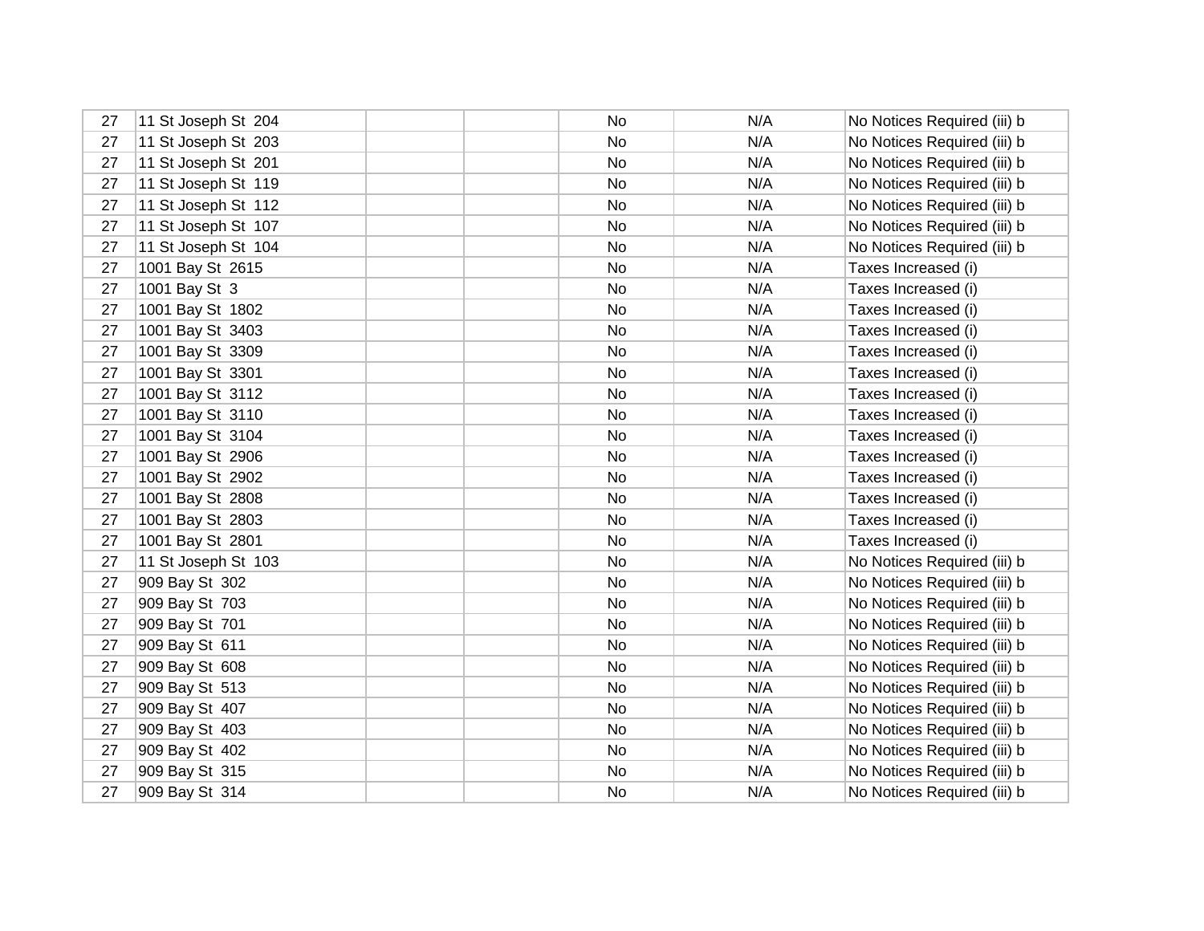| | | | | | | |
|---|---|---|---|---|---|---|
| 27 | 11 St Joseph St 204 | | | No | N/A | No Notices Required (iii) b |
| 27 | 11 St Joseph St 203 | | | No | N/A | No Notices Required (iii) b |
| 27 | 11 St Joseph St 201 | | | No | N/A | No Notices Required (iii) b |
| 27 | 11 St Joseph St 119 | | | No | N/A | No Notices Required (iii) b |
| 27 | 11 St Joseph St 112 | | | No | N/A | No Notices Required (iii) b |
| 27 | 11 St Joseph St 107 | | | No | N/A | No Notices Required (iii) b |
| 27 | 11 St Joseph St 104 | | | No | N/A | No Notices Required (iii) b |
| 27 | 1001 Bay St 2615 | | | No | N/A | Taxes Increased (i) |
| 27 | 1001 Bay St 3 | | | No | N/A | Taxes Increased (i) |
| 27 | 1001 Bay St 1802 | | | No | N/A | Taxes Increased (i) |
| 27 | 1001 Bay St 3403 | | | No | N/A | Taxes Increased (i) |
| 27 | 1001 Bay St 3309 | | | No | N/A | Taxes Increased (i) |
| 27 | 1001 Bay St 3301 | | | No | N/A | Taxes Increased (i) |
| 27 | 1001 Bay St 3112 | | | No | N/A | Taxes Increased (i) |
| 27 | 1001 Bay St 3110 | | | No | N/A | Taxes Increased (i) |
| 27 | 1001 Bay St 3104 | | | No | N/A | Taxes Increased (i) |
| 27 | 1001 Bay St 2906 | | | No | N/A | Taxes Increased (i) |
| 27 | 1001 Bay St 2902 | | | No | N/A | Taxes Increased (i) |
| 27 | 1001 Bay St 2808 | | | No | N/A | Taxes Increased (i) |
| 27 | 1001 Bay St 2803 | | | No | N/A | Taxes Increased (i) |
| 27 | 1001 Bay St 2801 | | | No | N/A | Taxes Increased (i) |
| 27 | 11 St Joseph St 103 | | | No | N/A | No Notices Required (iii) b |
| 27 | 909 Bay St 302 | | | No | N/A | No Notices Required (iii) b |
| 27 | 909 Bay St 703 | | | No | N/A | No Notices Required (iii) b |
| 27 | 909 Bay St 701 | | | No | N/A | No Notices Required (iii) b |
| 27 | 909 Bay St 611 | | | No | N/A | No Notices Required (iii) b |
| 27 | 909 Bay St 608 | | | No | N/A | No Notices Required (iii) b |
| 27 | 909 Bay St 513 | | | No | N/A | No Notices Required (iii) b |
| 27 | 909 Bay St 407 | | | No | N/A | No Notices Required (iii) b |
| 27 | 909 Bay St 403 | | | No | N/A | No Notices Required (iii) b |
| 27 | 909 Bay St 402 | | | No | N/A | No Notices Required (iii) b |
| 27 | 909 Bay St 315 | | | No | N/A | No Notices Required (iii) b |
| 27 | 909 Bay St 314 | | | No | N/A | No Notices Required (iii) b |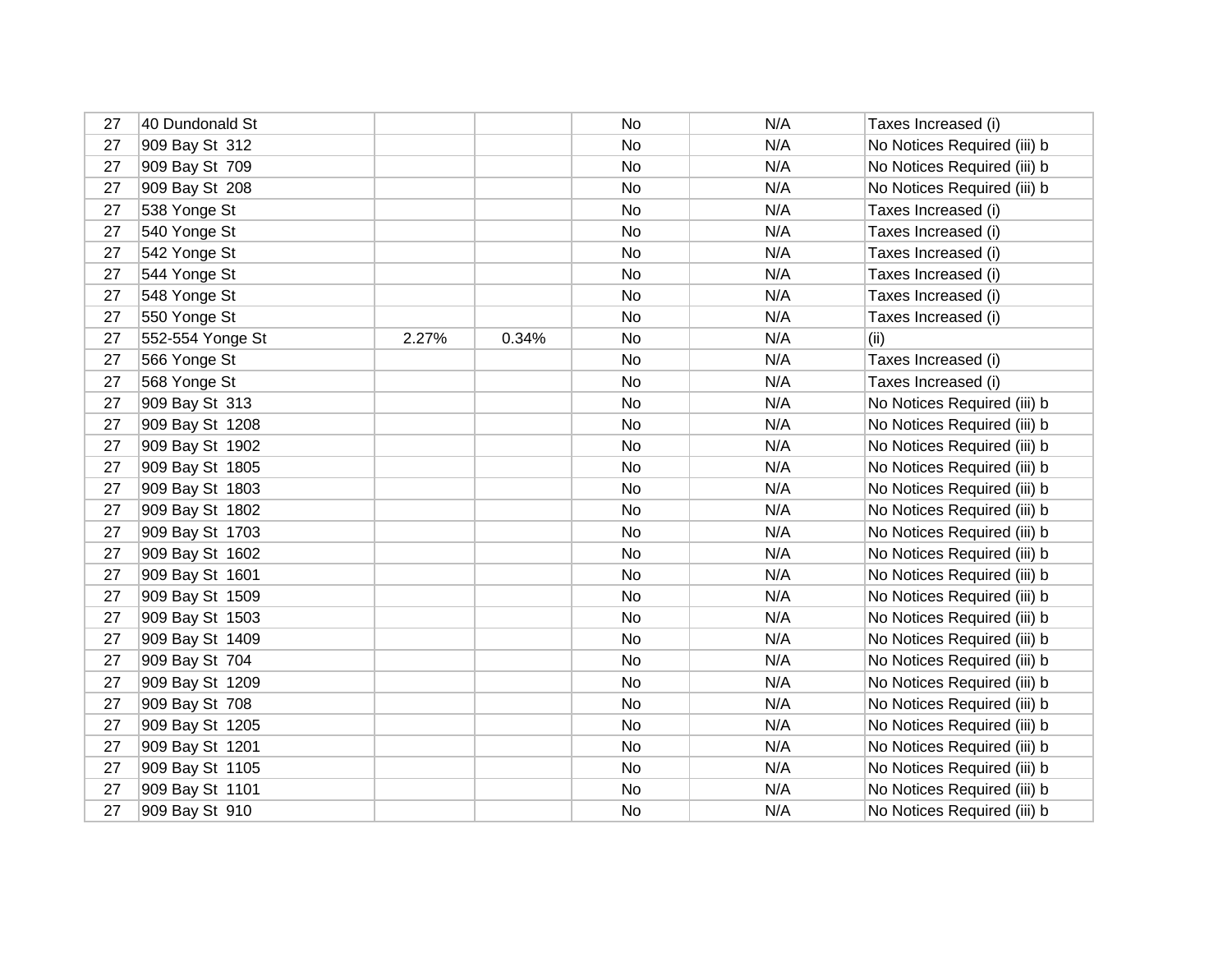| | | | | | | |
|---|---|---|---|---|---|---|
| 27 | 40 Dundonald St | | | No | N/A | Taxes Increased (i) |
| 27 | 909 Bay St 312 | | | No | N/A | No Notices Required (iii) b |
| 27 | 909 Bay St 709 | | | No | N/A | No Notices Required (iii) b |
| 27 | 909 Bay St 208 | | | No | N/A | No Notices Required (iii) b |
| 27 | 538 Yonge St | | | No | N/A | Taxes Increased (i) |
| 27 | 540 Yonge St | | | No | N/A | Taxes Increased (i) |
| 27 | 542 Yonge St | | | No | N/A | Taxes Increased (i) |
| 27 | 544 Yonge St | | | No | N/A | Taxes Increased (i) |
| 27 | 548 Yonge St | | | No | N/A | Taxes Increased (i) |
| 27 | 550 Yonge St | | | No | N/A | Taxes Increased (i) |
| 27 | 552-554 Yonge St | 2.27% | 0.34% | No | N/A | (ii) |
| 27 | 566 Yonge St | | | No | N/A | Taxes Increased (i) |
| 27 | 568 Yonge St | | | No | N/A | Taxes Increased (i) |
| 27 | 909 Bay St 313 | | | No | N/A | No Notices Required (iii) b |
| 27 | 909 Bay St 1208 | | | No | N/A | No Notices Required (iii) b |
| 27 | 909 Bay St 1902 | | | No | N/A | No Notices Required (iii) b |
| 27 | 909 Bay St 1805 | | | No | N/A | No Notices Required (iii) b |
| 27 | 909 Bay St 1803 | | | No | N/A | No Notices Required (iii) b |
| 27 | 909 Bay St 1802 | | | No | N/A | No Notices Required (iii) b |
| 27 | 909 Bay St 1703 | | | No | N/A | No Notices Required (iii) b |
| 27 | 909 Bay St 1602 | | | No | N/A | No Notices Required (iii) b |
| 27 | 909 Bay St 1601 | | | No | N/A | No Notices Required (iii) b |
| 27 | 909 Bay St 1509 | | | No | N/A | No Notices Required (iii) b |
| 27 | 909 Bay St 1503 | | | No | N/A | No Notices Required (iii) b |
| 27 | 909 Bay St 1409 | | | No | N/A | No Notices Required (iii) b |
| 27 | 909 Bay St 704 | | | No | N/A | No Notices Required (iii) b |
| 27 | 909 Bay St 1209 | | | No | N/A | No Notices Required (iii) b |
| 27 | 909 Bay St 708 | | | No | N/A | No Notices Required (iii) b |
| 27 | 909 Bay St 1205 | | | No | N/A | No Notices Required (iii) b |
| 27 | 909 Bay St 1201 | | | No | N/A | No Notices Required (iii) b |
| 27 | 909 Bay St 1105 | | | No | N/A | No Notices Required (iii) b |
| 27 | 909 Bay St 1101 | | | No | N/A | No Notices Required (iii) b |
| 27 | 909 Bay St 910 | | | No | N/A | No Notices Required (iii) b |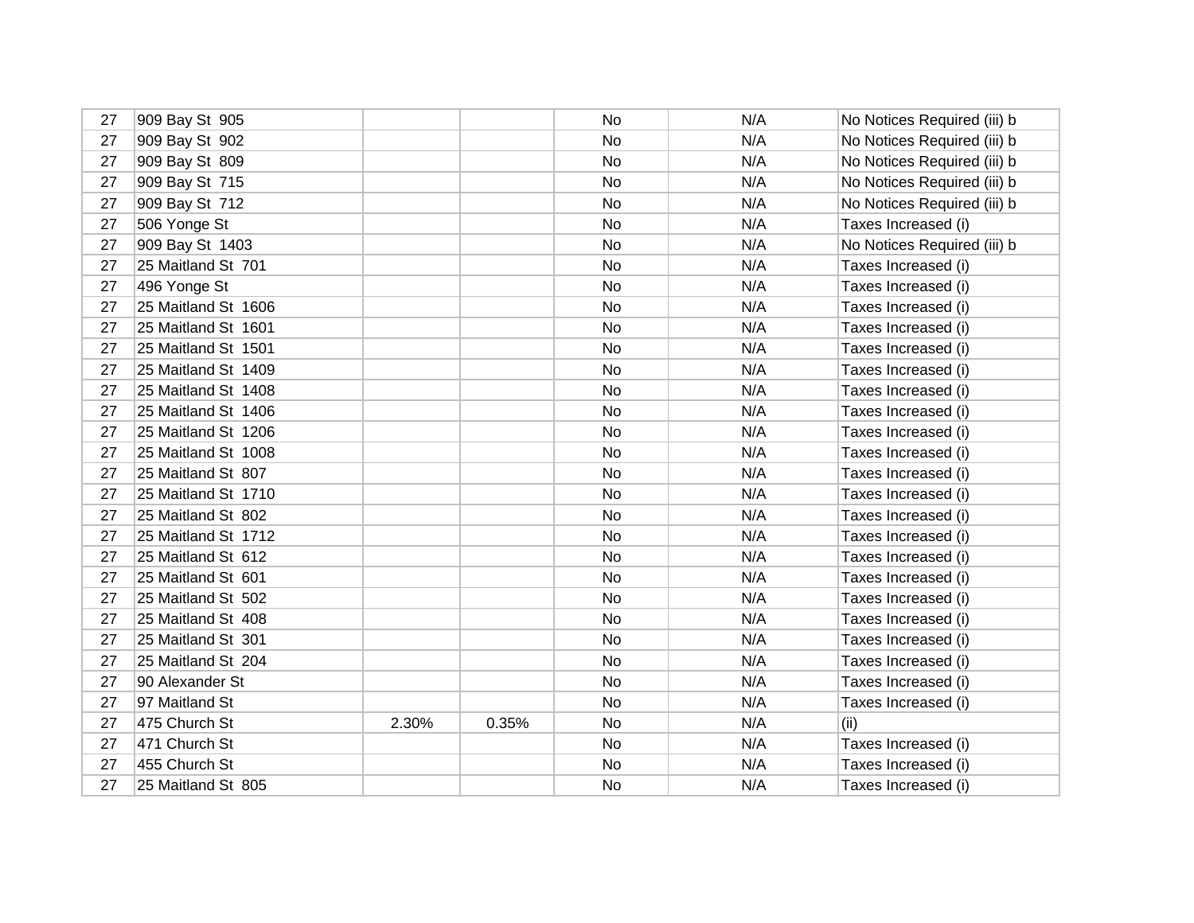| | | | | | | |
|---|---|---|---|---|---|---|
| 27 | 909 Bay St  905 | | | No | N/A | No Notices Required (iii) b |
| 27 | 909 Bay St  902 | | | No | N/A | No Notices Required (iii) b |
| 27 | 909 Bay St  809 | | | No | N/A | No Notices Required (iii) b |
| 27 | 909 Bay St  715 | | | No | N/A | No Notices Required (iii) b |
| 27 | 909 Bay St  712 | | | No | N/A | No Notices Required (iii) b |
| 27 | 506 Yonge St | | | No | N/A | Taxes Increased (i) |
| 27 | 909 Bay St  1403 | | | No | N/A | No Notices Required (iii) b |
| 27 | 25 Maitland St  701 | | | No | N/A | Taxes Increased (i) |
| 27 | 496 Yonge St | | | No | N/A | Taxes Increased (i) |
| 27 | 25 Maitland St  1606 | | | No | N/A | Taxes Increased (i) |
| 27 | 25 Maitland St  1601 | | | No | N/A | Taxes Increased (i) |
| 27 | 25 Maitland St  1501 | | | No | N/A | Taxes Increased (i) |
| 27 | 25 Maitland St  1409 | | | No | N/A | Taxes Increased (i) |
| 27 | 25 Maitland St  1408 | | | No | N/A | Taxes Increased (i) |
| 27 | 25 Maitland St  1406 | | | No | N/A | Taxes Increased (i) |
| 27 | 25 Maitland St  1206 | | | No | N/A | Taxes Increased (i) |
| 27 | 25 Maitland St  1008 | | | No | N/A | Taxes Increased (i) |
| 27 | 25 Maitland St  807 | | | No | N/A | Taxes Increased (i) |
| 27 | 25 Maitland St  1710 | | | No | N/A | Taxes Increased (i) |
| 27 | 25 Maitland St  802 | | | No | N/A | Taxes Increased (i) |
| 27 | 25 Maitland St  1712 | | | No | N/A | Taxes Increased (i) |
| 27 | 25 Maitland St  612 | | | No | N/A | Taxes Increased (i) |
| 27 | 25 Maitland St  601 | | | No | N/A | Taxes Increased (i) |
| 27 | 25 Maitland St  502 | | | No | N/A | Taxes Increased (i) |
| 27 | 25 Maitland St  408 | | | No | N/A | Taxes Increased (i) |
| 27 | 25 Maitland St  301 | | | No | N/A | Taxes Increased (i) |
| 27 | 25 Maitland St  204 | | | No | N/A | Taxes Increased (i) |
| 27 | 90 Alexander St | | | No | N/A | Taxes Increased (i) |
| 27 | 97 Maitland St | | | No | N/A | Taxes Increased (i) |
| 27 | 475 Church St | 2.30% | 0.35% | No | N/A | (ii) |
| 27 | 471 Church St | | | No | N/A | Taxes Increased (i) |
| 27 | 455 Church St | | | No | N/A | Taxes Increased (i) |
| 27 | 25 Maitland St  805 | | | No | N/A | Taxes Increased (i) |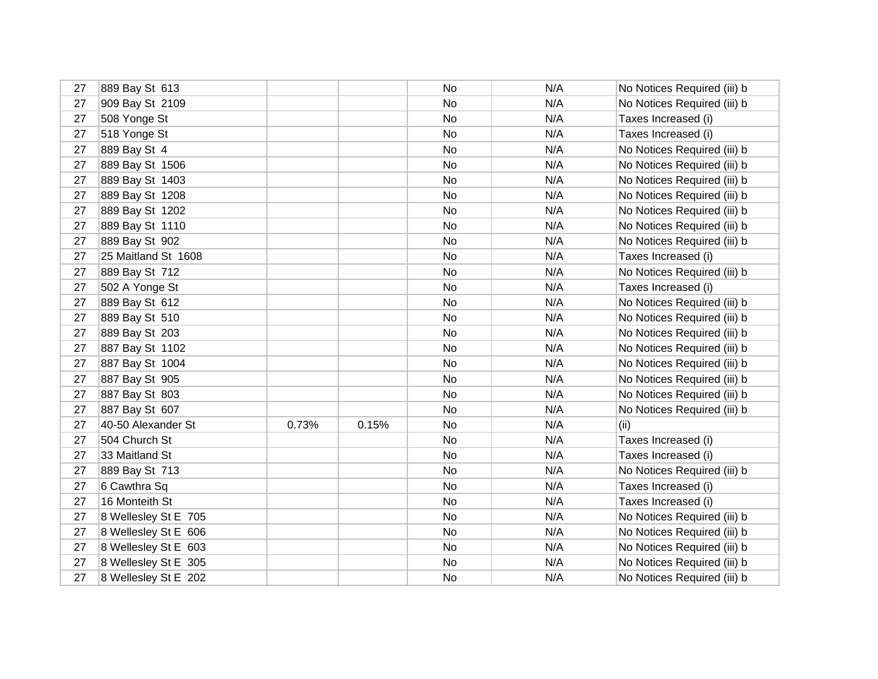| | | | | | | |
|---|---|---|---|---|---|---|
| 27 | 889 Bay St 613 | | | No | N/A | No Notices Required (iii) b |
| 27 | 909 Bay St 2109 | | | No | N/A | No Notices Required (iii) b |
| 27 | 508 Yonge St | | | No | N/A | Taxes Increased (i) |
| 27 | 518 Yonge St | | | No | N/A | Taxes Increased (i) |
| 27 | 889 Bay St 4 | | | No | N/A | No Notices Required (iii) b |
| 27 | 889 Bay St 1506 | | | No | N/A | No Notices Required (iii) b |
| 27 | 889 Bay St 1403 | | | No | N/A | No Notices Required (iii) b |
| 27 | 889 Bay St 1208 | | | No | N/A | No Notices Required (iii) b |
| 27 | 889 Bay St 1202 | | | No | N/A | No Notices Required (iii) b |
| 27 | 889 Bay St 1110 | | | No | N/A | No Notices Required (iii) b |
| 27 | 889 Bay St 902 | | | No | N/A | No Notices Required (iii) b |
| 27 | 25 Maitland St 1608 | | | No | N/A | Taxes Increased (i) |
| 27 | 889 Bay St 712 | | | No | N/A | No Notices Required (iii) b |
| 27 | 502 A Yonge St | | | No | N/A | Taxes Increased (i) |
| 27 | 889 Bay St 612 | | | No | N/A | No Notices Required (iii) b |
| 27 | 889 Bay St 510 | | | No | N/A | No Notices Required (iii) b |
| 27 | 889 Bay St 203 | | | No | N/A | No Notices Required (iii) b |
| 27 | 887 Bay St 1102 | | | No | N/A | No Notices Required (iii) b |
| 27 | 887 Bay St 1004 | | | No | N/A | No Notices Required (iii) b |
| 27 | 887 Bay St 905 | | | No | N/A | No Notices Required (iii) b |
| 27 | 887 Bay St 803 | | | No | N/A | No Notices Required (iii) b |
| 27 | 887 Bay St 607 | | | No | N/A | No Notices Required (iii) b |
| 27 | 40-50 Alexander St | 0.73% | 0.15% | No | N/A | (ii) |
| 27 | 504 Church St | | | No | N/A | Taxes Increased (i) |
| 27 | 33 Maitland St | | | No | N/A | Taxes Increased (i) |
| 27 | 889 Bay St 713 | | | No | N/A | No Notices Required (iii) b |
| 27 | 6 Cawthra Sq | | | No | N/A | Taxes Increased (i) |
| 27 | 16 Monteith St | | | No | N/A | Taxes Increased (i) |
| 27 | 8 Wellesley St E 705 | | | No | N/A | No Notices Required (iii) b |
| 27 | 8 Wellesley St E 606 | | | No | N/A | No Notices Required (iii) b |
| 27 | 8 Wellesley St E 603 | | | No | N/A | No Notices Required (iii) b |
| 27 | 8 Wellesley St E 305 | | | No | N/A | No Notices Required (iii) b |
| 27 | 8 Wellesley St E 202 | | | No | N/A | No Notices Required (iii) b |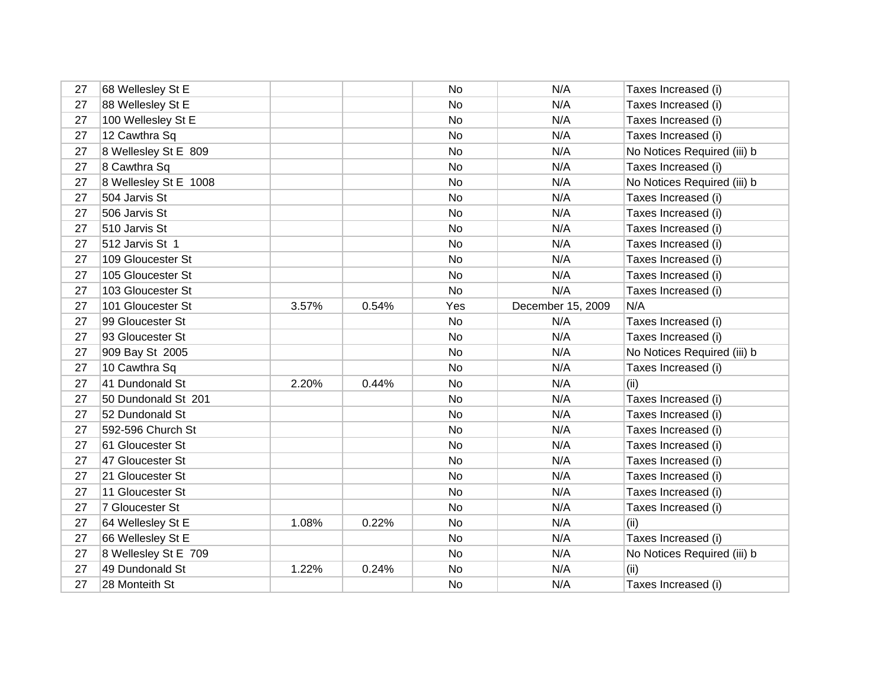| | | | | | | |
|---|---|---|---|---|---|---|
| 27 | 68 Wellesley St E | | | No | N/A | Taxes Increased (i) |
| 27 | 88 Wellesley St E | | | No | N/A | Taxes Increased (i) |
| 27 | 100 Wellesley St E | | | No | N/A | Taxes Increased (i) |
| 27 | 12 Cawthra Sq | | | No | N/A | Taxes Increased (i) |
| 27 | 8 Wellesley St E 809 | | | No | N/A | No Notices Required (iii) b |
| 27 | 8 Cawthra Sq | | | No | N/A | Taxes Increased (i) |
| 27 | 8 Wellesley St E 1008 | | | No | N/A | No Notices Required (iii) b |
| 27 | 504 Jarvis St | | | No | N/A | Taxes Increased (i) |
| 27 | 506 Jarvis St | | | No | N/A | Taxes Increased (i) |
| 27 | 510 Jarvis St | | | No | N/A | Taxes Increased (i) |
| 27 | 512 Jarvis St 1 | | | No | N/A | Taxes Increased (i) |
| 27 | 109 Gloucester St | | | No | N/A | Taxes Increased (i) |
| 27 | 105 Gloucester St | | | No | N/A | Taxes Increased (i) |
| 27 | 103 Gloucester St | | | No | N/A | Taxes Increased (i) |
| 27 | 101 Gloucester St | 3.57% | 0.54% | Yes | December 15, 2009 | N/A |
| 27 | 99 Gloucester St | | | No | N/A | Taxes Increased (i) |
| 27 | 93 Gloucester St | | | No | N/A | Taxes Increased (i) |
| 27 | 909 Bay St 2005 | | | No | N/A | No Notices Required (iii) b |
| 27 | 10 Cawthra Sq | | | No | N/A | Taxes Increased (i) |
| 27 | 41 Dundonald St | 2.20% | 0.44% | No | N/A | (ii) |
| 27 | 50 Dundonald St 201 | | | No | N/A | Taxes Increased (i) |
| 27 | 52 Dundonald St | | | No | N/A | Taxes Increased (i) |
| 27 | 592-596 Church St | | | No | N/A | Taxes Increased (i) |
| 27 | 61 Gloucester St | | | No | N/A | Taxes Increased (i) |
| 27 | 47 Gloucester St | | | No | N/A | Taxes Increased (i) |
| 27 | 21 Gloucester St | | | No | N/A | Taxes Increased (i) |
| 27 | 11 Gloucester St | | | No | N/A | Taxes Increased (i) |
| 27 | 7 Gloucester St | | | No | N/A | Taxes Increased (i) |
| 27 | 64 Wellesley St E | 1.08% | 0.22% | No | N/A | (ii) |
| 27 | 66 Wellesley St E | | | No | N/A | Taxes Increased (i) |
| 27 | 8 Wellesley St E 709 | | | No | N/A | No Notices Required (iii) b |
| 27 | 49 Dundonald St | 1.22% | 0.24% | No | N/A | (ii) |
| 27 | 28 Monteith St | | | No | N/A | Taxes Increased (i) |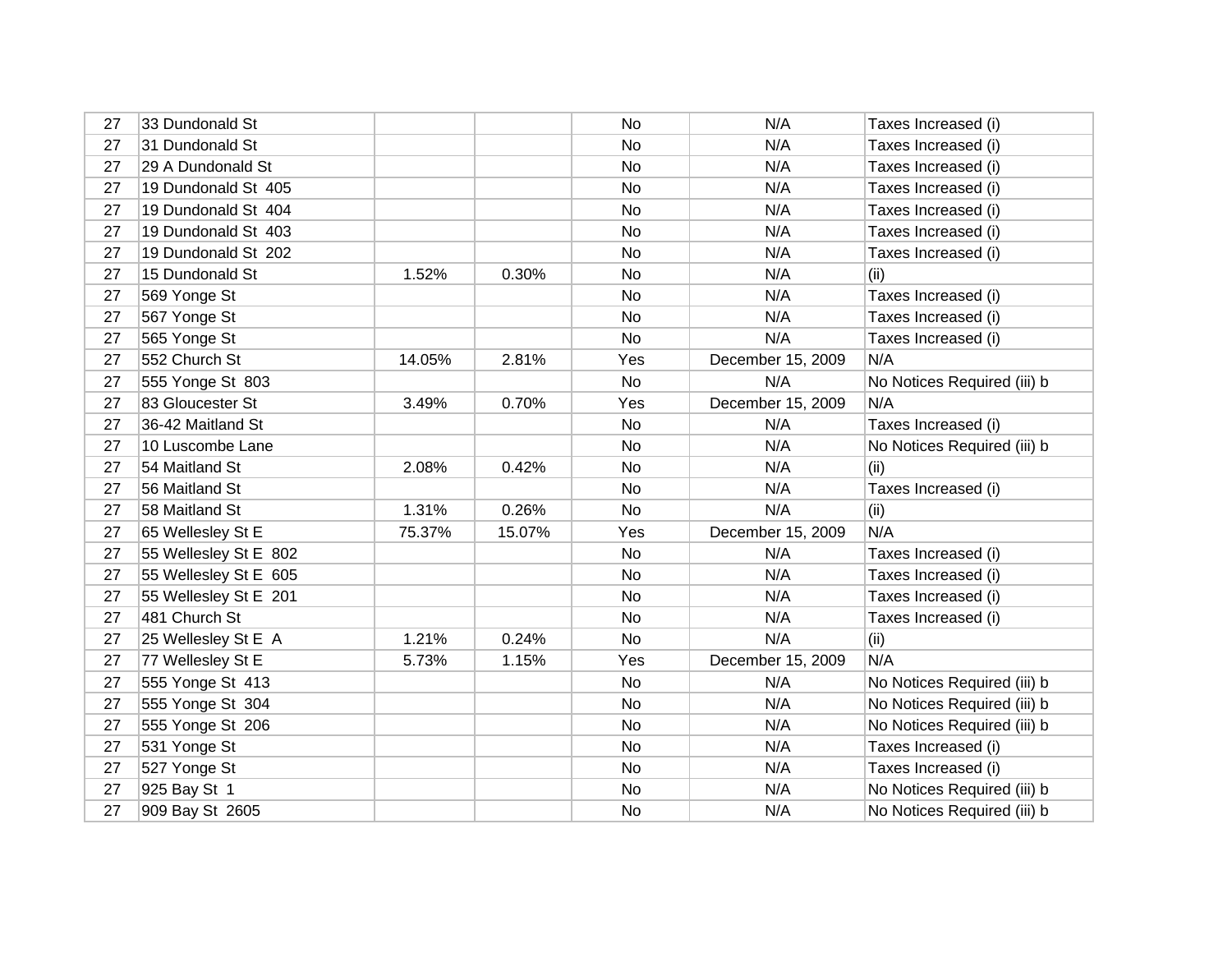| | | | | | | |
|---|---|---|---|---|---|---|
| 27 | 33 Dundonald St | | | No | N/A | Taxes Increased (i) |
| 27 | 31 Dundonald St | | | No | N/A | Taxes Increased (i) |
| 27 | 29 A Dundonald St | | | No | N/A | Taxes Increased (i) |
| 27 | 19 Dundonald St 405 | | | No | N/A | Taxes Increased (i) |
| 27 | 19 Dundonald St 404 | | | No | N/A | Taxes Increased (i) |
| 27 | 19 Dundonald St 403 | | | No | N/A | Taxes Increased (i) |
| 27 | 19 Dundonald St 202 | | | No | N/A | Taxes Increased (i) |
| 27 | 15 Dundonald St | 1.52% | 0.30% | No | N/A | (ii) |
| 27 | 569 Yonge St | | | No | N/A | Taxes Increased (i) |
| 27 | 567 Yonge St | | | No | N/A | Taxes Increased (i) |
| 27 | 565 Yonge St | | | No | N/A | Taxes Increased (i) |
| 27 | 552 Church St | 14.05% | 2.81% | Yes | December 15, 2009 | N/A |
| 27 | 555 Yonge St 803 | | | No | N/A | No Notices Required (iii) b |
| 27 | 83 Gloucester St | 3.49% | 0.70% | Yes | December 15, 2009 | N/A |
| 27 | 36-42 Maitland St | | | No | N/A | Taxes Increased (i) |
| 27 | 10 Luscombe Lane | | | No | N/A | No Notices Required (iii) b |
| 27 | 54 Maitland St | 2.08% | 0.42% | No | N/A | (ii) |
| 27 | 56 Maitland St | | | No | N/A | Taxes Increased (i) |
| 27 | 58 Maitland St | 1.31% | 0.26% | No | N/A | (ii) |
| 27 | 65 Wellesley St E | 75.37% | 15.07% | Yes | December 15, 2009 | N/A |
| 27 | 55 Wellesley St E 802 | | | No | N/A | Taxes Increased (i) |
| 27 | 55 Wellesley St E 605 | | | No | N/A | Taxes Increased (i) |
| 27 | 55 Wellesley St E 201 | | | No | N/A | Taxes Increased (i) |
| 27 | 481 Church St | | | No | N/A | Taxes Increased (i) |
| 27 | 25 Wellesley St E A | 1.21% | 0.24% | No | N/A | (ii) |
| 27 | 77 Wellesley St E | 5.73% | 1.15% | Yes | December 15, 2009 | N/A |
| 27 | 555 Yonge St 413 | | | No | N/A | No Notices Required (iii) b |
| 27 | 555 Yonge St 304 | | | No | N/A | No Notices Required (iii) b |
| 27 | 555 Yonge St 206 | | | No | N/A | No Notices Required (iii) b |
| 27 | 531 Yonge St | | | No | N/A | Taxes Increased (i) |
| 27 | 527 Yonge St | | | No | N/A | Taxes Increased (i) |
| 27 | 925 Bay St 1 | | | No | N/A | No Notices Required (iii) b |
| 27 | 909 Bay St 2605 | | | No | N/A | No Notices Required (iii) b |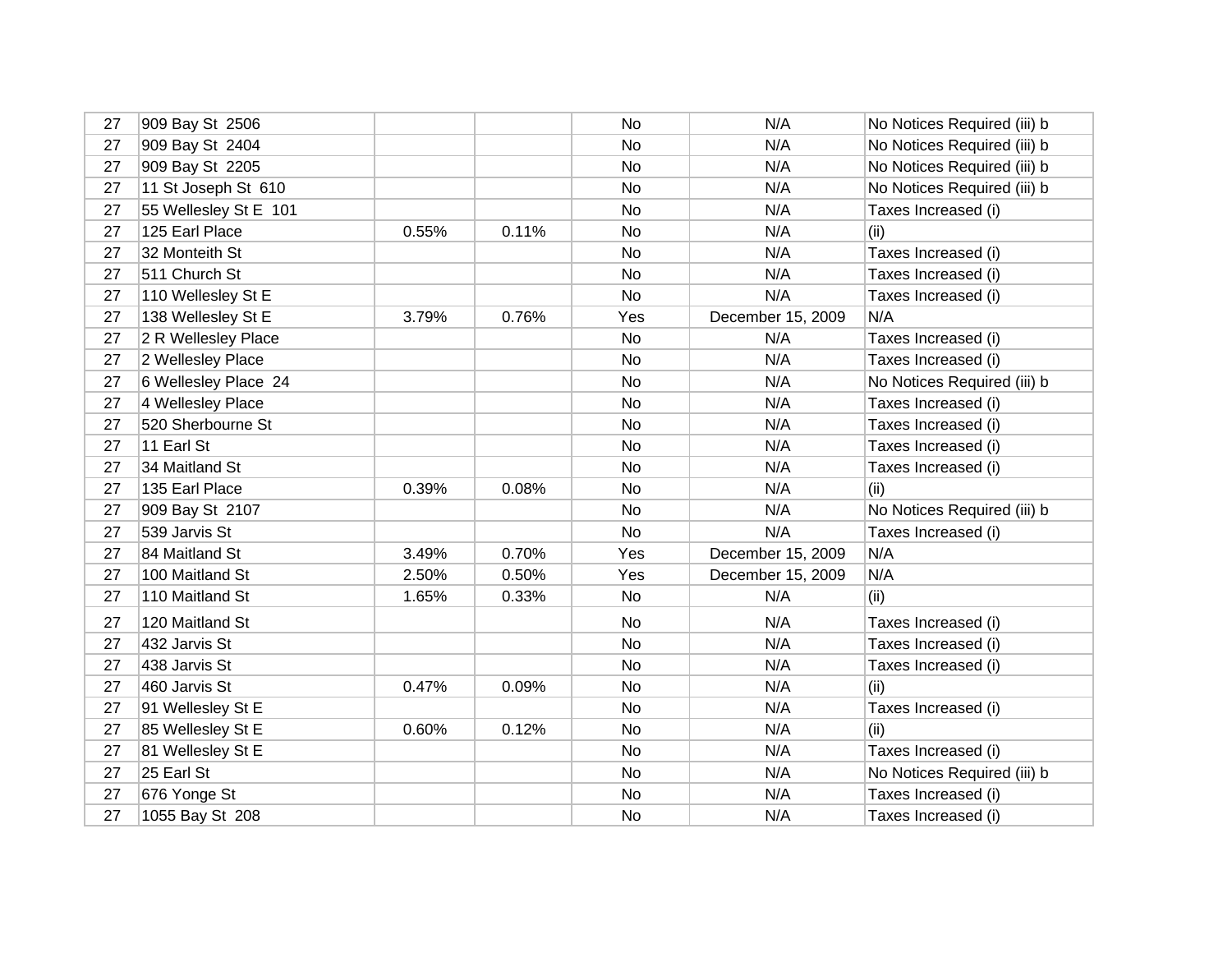| | | | | | | |
|---|---|---|---|---|---|---|
| 27 | 909 Bay St 2506 | | | No | N/A | No Notices Required (iii) b |
| 27 | 909 Bay St 2404 | | | No | N/A | No Notices Required (iii) b |
| 27 | 909 Bay St 2205 | | | No | N/A | No Notices Required (iii) b |
| 27 | 11 St Joseph St 610 | | | No | N/A | No Notices Required (iii) b |
| 27 | 55 Wellesley St E 101 | | | No | N/A | Taxes Increased (i) |
| 27 | 125 Earl Place | 0.55% | 0.11% | No | N/A | (ii) |
| 27 | 32 Monteith St | | | No | N/A | Taxes Increased (i) |
| 27 | 511 Church St | | | No | N/A | Taxes Increased (i) |
| 27 | 110 Wellesley St E | | | No | N/A | Taxes Increased (i) |
| 27 | 138 Wellesley St E | 3.79% | 0.76% | Yes | December 15, 2009 | N/A |
| 27 | 2 R Wellesley Place | | | No | N/A | Taxes Increased (i) |
| 27 | 2 Wellesley Place | | | No | N/A | Taxes Increased (i) |
| 27 | 6 Wellesley Place 24 | | | No | N/A | No Notices Required (iii) b |
| 27 | 4 Wellesley Place | | | No | N/A | Taxes Increased (i) |
| 27 | 520 Sherbourne St | | | No | N/A | Taxes Increased (i) |
| 27 | 11 Earl St | | | No | N/A | Taxes Increased (i) |
| 27 | 34 Maitland St | | | No | N/A | Taxes Increased (i) |
| 27 | 135 Earl Place | 0.39% | 0.08% | No | N/A | (ii) |
| 27 | 909 Bay St 2107 | | | No | N/A | No Notices Required (iii) b |
| 27 | 539 Jarvis St | | | No | N/A | Taxes Increased (i) |
| 27 | 84 Maitland St | 3.49% | 0.70% | Yes | December 15, 2009 | N/A |
| 27 | 100 Maitland St | 2.50% | 0.50% | Yes | December 15, 2009 | N/A |
| 27 | 110 Maitland St | 1.65% | 0.33% | No | N/A | (ii) |
| 27 | 120 Maitland St | | | No | N/A | Taxes Increased (i) |
| 27 | 432 Jarvis St | | | No | N/A | Taxes Increased (i) |
| 27 | 438 Jarvis St | | | No | N/A | Taxes Increased (i) |
| 27 | 460 Jarvis St | 0.47% | 0.09% | No | N/A | (ii) |
| 27 | 91 Wellesley St E | | | No | N/A | Taxes Increased (i) |
| 27 | 85 Wellesley St E | 0.60% | 0.12% | No | N/A | (ii) |
| 27 | 81 Wellesley St E | | | No | N/A | Taxes Increased (i) |
| 27 | 25 Earl St | | | No | N/A | No Notices Required (iii) b |
| 27 | 676 Yonge St | | | No | N/A | Taxes Increased (i) |
| 27 | 1055 Bay St 208 | | | No | N/A | Taxes Increased (i) |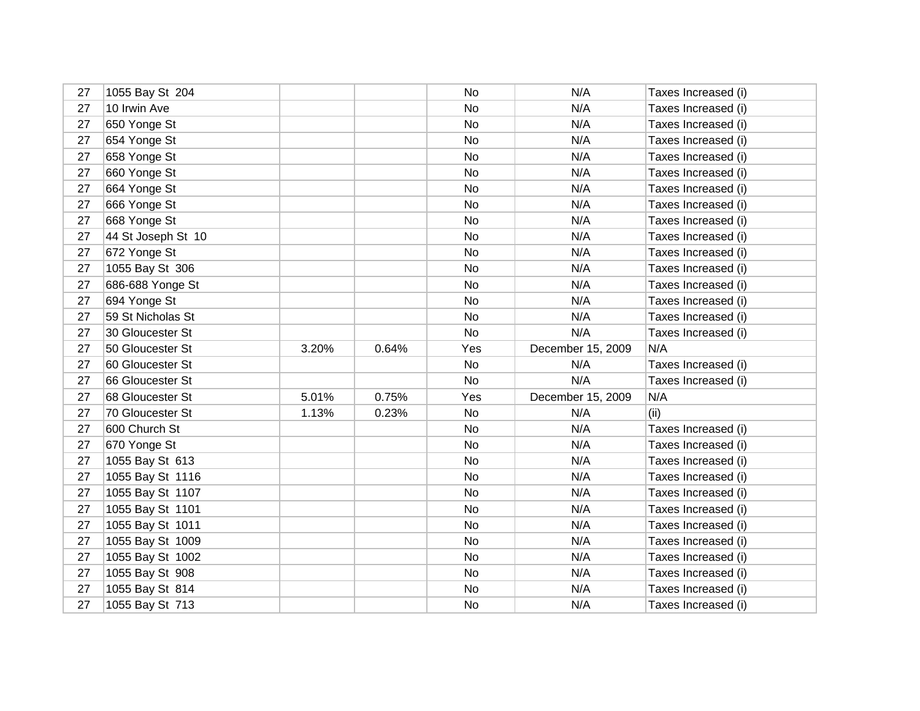| | | | | | | |
|---|---|---|---|---|---|---|
| 27 | 1055 Bay St  204 | | | No | N/A | Taxes Increased (i) |
| 27 | 10 Irwin Ave | | | No | N/A | Taxes Increased (i) |
| 27 | 650 Yonge St | | | No | N/A | Taxes Increased (i) |
| 27 | 654 Yonge St | | | No | N/A | Taxes Increased (i) |
| 27 | 658 Yonge St | | | No | N/A | Taxes Increased (i) |
| 27 | 660 Yonge St | | | No | N/A | Taxes Increased (i) |
| 27 | 664 Yonge St | | | No | N/A | Taxes Increased (i) |
| 27 | 666 Yonge St | | | No | N/A | Taxes Increased (i) |
| 27 | 668 Yonge St | | | No | N/A | Taxes Increased (i) |
| 27 | 44 St Joseph St  10 | | | No | N/A | Taxes Increased (i) |
| 27 | 672 Yonge St | | | No | N/A | Taxes Increased (i) |
| 27 | 1055 Bay St  306 | | | No | N/A | Taxes Increased (i) |
| 27 | 686-688 Yonge St | | | No | N/A | Taxes Increased (i) |
| 27 | 694 Yonge St | | | No | N/A | Taxes Increased (i) |
| 27 | 59 St Nicholas St | | | No | N/A | Taxes Increased (i) |
| 27 | 30 Gloucester St | | | No | N/A | Taxes Increased (i) |
| 27 | 50 Gloucester St | 3.20% | 0.64% | Yes | December 15, 2009 | N/A |
| 27 | 60 Gloucester St | | | No | N/A | Taxes Increased (i) |
| 27 | 66 Gloucester St | | | No | N/A | Taxes Increased (i) |
| 27 | 68 Gloucester St | 5.01% | 0.75% | Yes | December 15, 2009 | N/A |
| 27 | 70 Gloucester St | 1.13% | 0.23% | No | N/A | (ii) |
| 27 | 600 Church St | | | No | N/A | Taxes Increased (i) |
| 27 | 670 Yonge St | | | No | N/A | Taxes Increased (i) |
| 27 | 1055 Bay St  613 | | | No | N/A | Taxes Increased (i) |
| 27 | 1055 Bay St  1116 | | | No | N/A | Taxes Increased (i) |
| 27 | 1055 Bay St  1107 | | | No | N/A | Taxes Increased (i) |
| 27 | 1055 Bay St  1101 | | | No | N/A | Taxes Increased (i) |
| 27 | 1055 Bay St  1011 | | | No | N/A | Taxes Increased (i) |
| 27 | 1055 Bay St  1009 | | | No | N/A | Taxes Increased (i) |
| 27 | 1055 Bay St  1002 | | | No | N/A | Taxes Increased (i) |
| 27 | 1055 Bay St  908 | | | No | N/A | Taxes Increased (i) |
| 27 | 1055 Bay St  814 | | | No | N/A | Taxes Increased (i) |
| 27 | 1055 Bay St  713 | | | No | N/A | Taxes Increased (i) |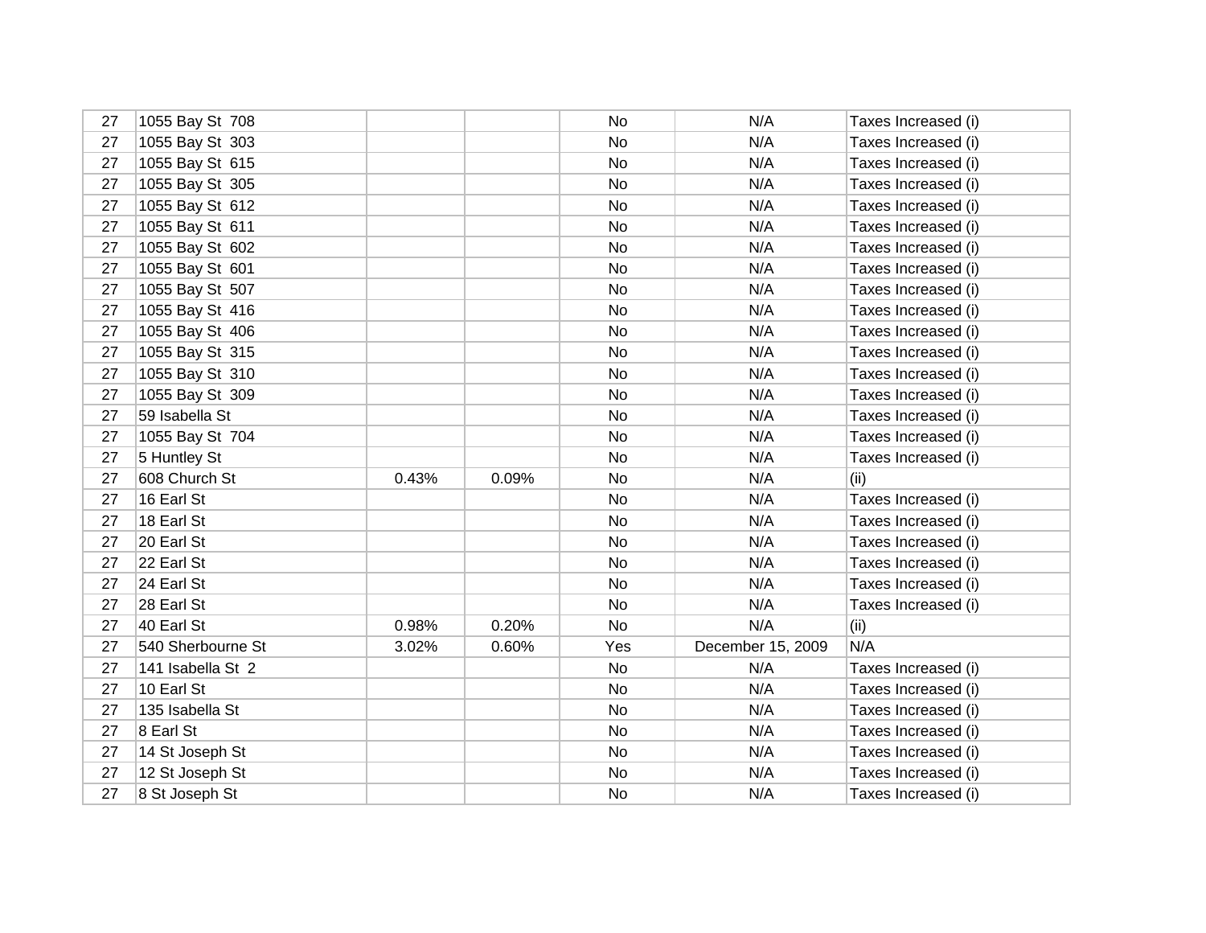| | | | | | | |
|---|---|---|---|---|---|---|
| 27 | 1055 Bay St 708 | | | No | N/A | Taxes Increased (i) |
| 27 | 1055 Bay St 303 | | | No | N/A | Taxes Increased (i) |
| 27 | 1055 Bay St 615 | | | No | N/A | Taxes Increased (i) |
| 27 | 1055 Bay St 305 | | | No | N/A | Taxes Increased (i) |
| 27 | 1055 Bay St 612 | | | No | N/A | Taxes Increased (i) |
| 27 | 1055 Bay St 611 | | | No | N/A | Taxes Increased (i) |
| 27 | 1055 Bay St 602 | | | No | N/A | Taxes Increased (i) |
| 27 | 1055 Bay St 601 | | | No | N/A | Taxes Increased (i) |
| 27 | 1055 Bay St 507 | | | No | N/A | Taxes Increased (i) |
| 27 | 1055 Bay St 416 | | | No | N/A | Taxes Increased (i) |
| 27 | 1055 Bay St 406 | | | No | N/A | Taxes Increased (i) |
| 27 | 1055 Bay St 315 | | | No | N/A | Taxes Increased (i) |
| 27 | 1055 Bay St 310 | | | No | N/A | Taxes Increased (i) |
| 27 | 1055 Bay St 309 | | | No | N/A | Taxes Increased (i) |
| 27 | 59 Isabella St | | | No | N/A | Taxes Increased (i) |
| 27 | 1055 Bay St 704 | | | No | N/A | Taxes Increased (i) |
| 27 | 5 Huntley St | | | No | N/A | Taxes Increased (i) |
| 27 | 608 Church St | 0.43% | 0.09% | No | N/A | (ii) |
| 27 | 16 Earl St | | | No | N/A | Taxes Increased (i) |
| 27 | 18 Earl St | | | No | N/A | Taxes Increased (i) |
| 27 | 20 Earl St | | | No | N/A | Taxes Increased (i) |
| 27 | 22 Earl St | | | No | N/A | Taxes Increased (i) |
| 27 | 24 Earl St | | | No | N/A | Taxes Increased (i) |
| 27 | 28 Earl St | | | No | N/A | Taxes Increased (i) |
| 27 | 40 Earl St | 0.98% | 0.20% | No | N/A | (ii) |
| 27 | 540 Sherbourne St | 3.02% | 0.60% | Yes | December 15, 2009 | N/A |
| 27 | 141 Isabella St 2 | | | No | N/A | Taxes Increased (i) |
| 27 | 10 Earl St | | | No | N/A | Taxes Increased (i) |
| 27 | 135 Isabella St | | | No | N/A | Taxes Increased (i) |
| 27 | 8 Earl St | | | No | N/A | Taxes Increased (i) |
| 27 | 14 St Joseph St | | | No | N/A | Taxes Increased (i) |
| 27 | 12 St Joseph St | | | No | N/A | Taxes Increased (i) |
| 27 | 8 St Joseph St | | | No | N/A | Taxes Increased (i) |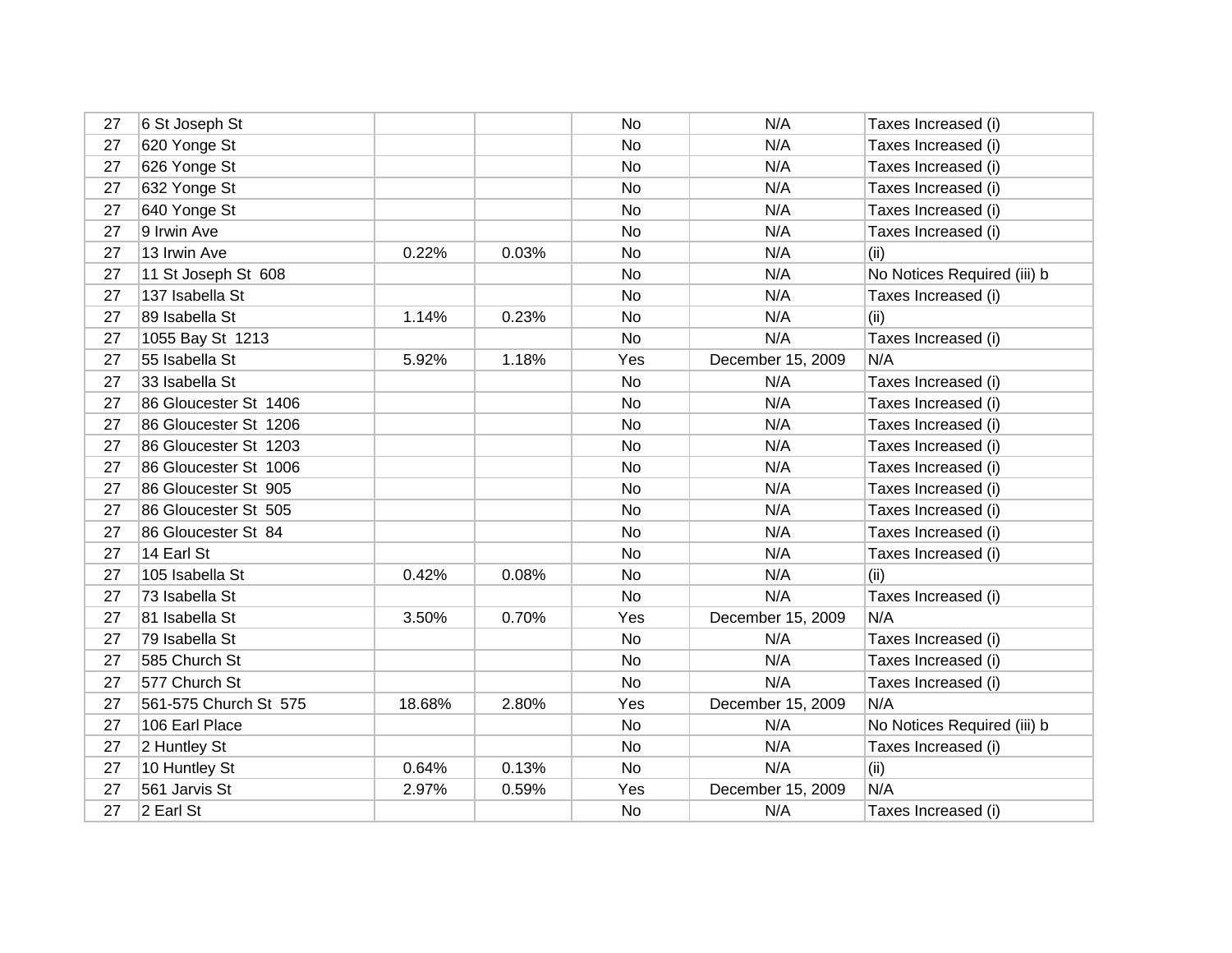| | | | | | | |
|---|---|---|---|---|---|---|
| 27 | 6 St Joseph St | | | No | N/A | Taxes Increased (i) |
| 27 | 620 Yonge St | | | No | N/A | Taxes Increased (i) |
| 27 | 626 Yonge St | | | No | N/A | Taxes Increased (i) |
| 27 | 632 Yonge St | | | No | N/A | Taxes Increased (i) |
| 27 | 640 Yonge St | | | No | N/A | Taxes Increased (i) |
| 27 | 9 Irwin Ave | | | No | N/A | Taxes Increased (i) |
| 27 | 13 Irwin Ave | 0.22% | 0.03% | No | N/A | (ii) |
| 27 | 11 St Joseph St 608 | | | No | N/A | No Notices Required (iii) b |
| 27 | 137 Isabella St | | | No | N/A | Taxes Increased (i) |
| 27 | 89 Isabella St | 1.14% | 0.23% | No | N/A | (ii) |
| 27 | 1055 Bay St 1213 | | | No | N/A | Taxes Increased (i) |
| 27 | 55 Isabella St | 5.92% | 1.18% | Yes | December 15, 2009 | N/A |
| 27 | 33 Isabella St | | | No | N/A | Taxes Increased (i) |
| 27 | 86 Gloucester St 1406 | | | No | N/A | Taxes Increased (i) |
| 27 | 86 Gloucester St 1206 | | | No | N/A | Taxes Increased (i) |
| 27 | 86 Gloucester St 1203 | | | No | N/A | Taxes Increased (i) |
| 27 | 86 Gloucester St 1006 | | | No | N/A | Taxes Increased (i) |
| 27 | 86 Gloucester St 905 | | | No | N/A | Taxes Increased (i) |
| 27 | 86 Gloucester St 505 | | | No | N/A | Taxes Increased (i) |
| 27 | 86 Gloucester St 84 | | | No | N/A | Taxes Increased (i) |
| 27 | 14 Earl St | | | No | N/A | Taxes Increased (i) |
| 27 | 105 Isabella St | 0.42% | 0.08% | No | N/A | (ii) |
| 27 | 73 Isabella St | | | No | N/A | Taxes Increased (i) |
| 27 | 81 Isabella St | 3.50% | 0.70% | Yes | December 15, 2009 | N/A |
| 27 | 79 Isabella St | | | No | N/A | Taxes Increased (i) |
| 27 | 585 Church St | | | No | N/A | Taxes Increased (i) |
| 27 | 577 Church St | | | No | N/A | Taxes Increased (i) |
| 27 | 561-575 Church St 575 | 18.68% | 2.80% | Yes | December 15, 2009 | N/A |
| 27 | 106 Earl Place | | | No | N/A | No Notices Required (iii) b |
| 27 | 2 Huntley St | | | No | N/A | Taxes Increased (i) |
| 27 | 10 Huntley St | 0.64% | 0.13% | No | N/A | (ii) |
| 27 | 561 Jarvis St | 2.97% | 0.59% | Yes | December 15, 2009 | N/A |
| 27 | 2 Earl St | | | No | N/A | Taxes Increased (i) |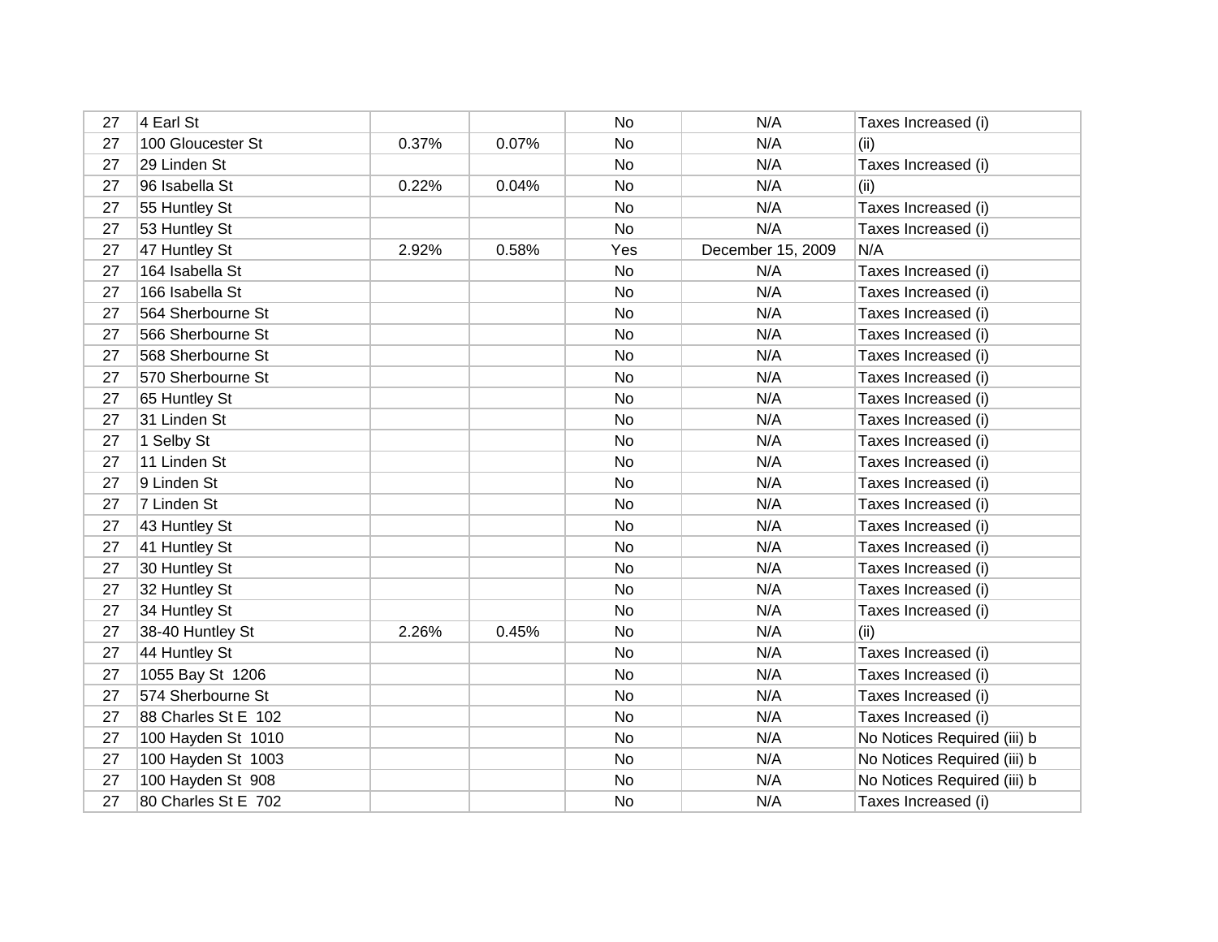| | | | | | | |
|---|---|---|---|---|---|---|
| 27 | 4 Earl St | | | No | N/A | Taxes Increased (i) |
| 27 | 100 Gloucester St | 0.37% | 0.07% | No | N/A | (ii) |
| 27 | 29 Linden St | | | No | N/A | Taxes Increased (i) |
| 27 | 96 Isabella St | 0.22% | 0.04% | No | N/A | (ii) |
| 27 | 55 Huntley St | | | No | N/A | Taxes Increased (i) |
| 27 | 53 Huntley St | | | No | N/A | Taxes Increased (i) |
| 27 | 47 Huntley St | 2.92% | 0.58% | Yes | December 15, 2009 | N/A |
| 27 | 164 Isabella St | | | No | N/A | Taxes Increased (i) |
| 27 | 166 Isabella St | | | No | N/A | Taxes Increased (i) |
| 27 | 564 Sherbourne St | | | No | N/A | Taxes Increased (i) |
| 27 | 566 Sherbourne St | | | No | N/A | Taxes Increased (i) |
| 27 | 568 Sherbourne St | | | No | N/A | Taxes Increased (i) |
| 27 | 570 Sherbourne St | | | No | N/A | Taxes Increased (i) |
| 27 | 65 Huntley St | | | No | N/A | Taxes Increased (i) |
| 27 | 31 Linden St | | | No | N/A | Taxes Increased (i) |
| 27 | 1 Selby St | | | No | N/A | Taxes Increased (i) |
| 27 | 11 Linden St | | | No | N/A | Taxes Increased (i) |
| 27 | 9 Linden St | | | No | N/A | Taxes Increased (i) |
| 27 | 7 Linden St | | | No | N/A | Taxes Increased (i) |
| 27 | 43 Huntley St | | | No | N/A | Taxes Increased (i) |
| 27 | 41 Huntley St | | | No | N/A | Taxes Increased (i) |
| 27 | 30 Huntley St | | | No | N/A | Taxes Increased (i) |
| 27 | 32 Huntley St | | | No | N/A | Taxes Increased (i) |
| 27 | 34 Huntley St | | | No | N/A | Taxes Increased (i) |
| 27 | 38-40 Huntley St | 2.26% | 0.45% | No | N/A | (ii) |
| 27 | 44 Huntley St | | | No | N/A | Taxes Increased (i) |
| 27 | 1055 Bay St 1206 | | | No | N/A | Taxes Increased (i) |
| 27 | 574 Sherbourne St | | | No | N/A | Taxes Increased (i) |
| 27 | 88 Charles St E 102 | | | No | N/A | Taxes Increased (i) |
| 27 | 100 Hayden St 1010 | | | No | N/A | No Notices Required (iii) b |
| 27 | 100 Hayden St 1003 | | | No | N/A | No Notices Required (iii) b |
| 27 | 100 Hayden St 908 | | | No | N/A | No Notices Required (iii) b |
| 27 | 80 Charles St E 702 | | | No | N/A | Taxes Increased (i) |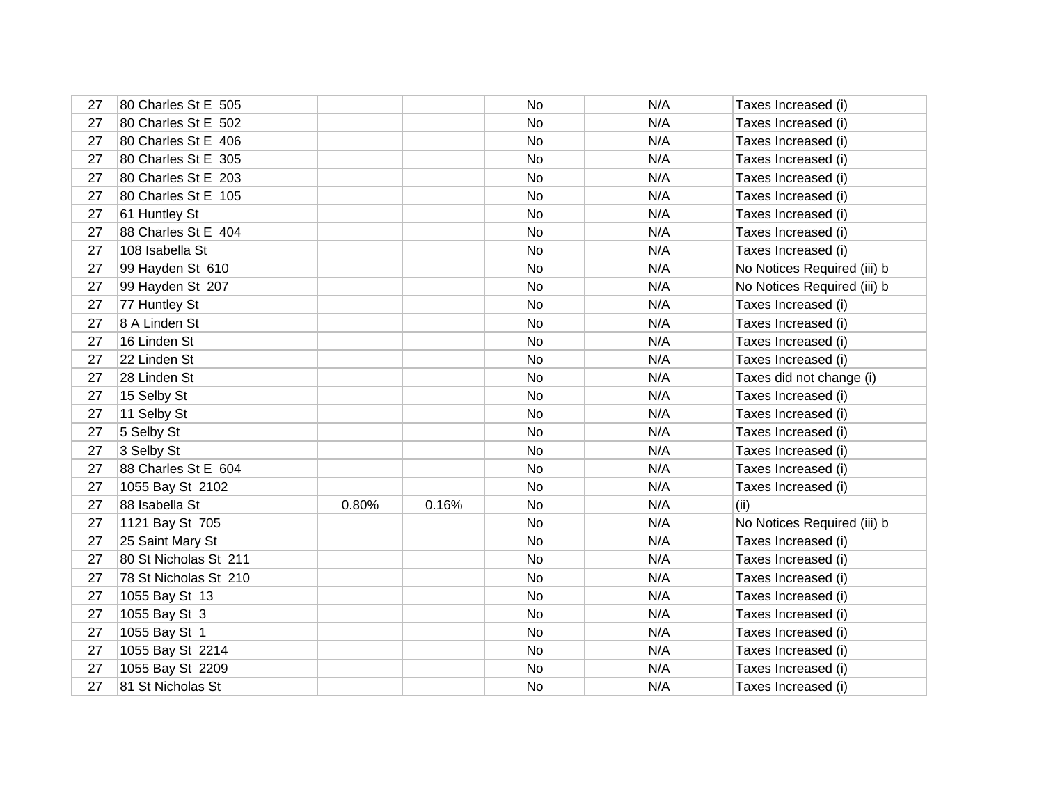| | | | | | | |
|---|---|---|---|---|---|---|
| 27 | 80 Charles St E 505 | | | No | N/A | Taxes Increased (i) |
| 27 | 80 Charles St E 502 | | | No | N/A | Taxes Increased (i) |
| 27 | 80 Charles St E 406 | | | No | N/A | Taxes Increased (i) |
| 27 | 80 Charles St E 305 | | | No | N/A | Taxes Increased (i) |
| 27 | 80 Charles St E 203 | | | No | N/A | Taxes Increased (i) |
| 27 | 80 Charles St E 105 | | | No | N/A | Taxes Increased (i) |
| 27 | 61 Huntley St | | | No | N/A | Taxes Increased (i) |
| 27 | 88 Charles St E 404 | | | No | N/A | Taxes Increased (i) |
| 27 | 108 Isabella St | | | No | N/A | Taxes Increased (i) |
| 27 | 99 Hayden St 610 | | | No | N/A | No Notices Required (iii) b |
| 27 | 99 Hayden St 207 | | | No | N/A | No Notices Required (iii) b |
| 27 | 77 Huntley St | | | No | N/A | Taxes Increased (i) |
| 27 | 8 A Linden St | | | No | N/A | Taxes Increased (i) |
| 27 | 16 Linden St | | | No | N/A | Taxes Increased (i) |
| 27 | 22 Linden St | | | No | N/A | Taxes Increased (i) |
| 27 | 28 Linden St | | | No | N/A | Taxes did not change (i) |
| 27 | 15 Selby St | | | No | N/A | Taxes Increased (i) |
| 27 | 11 Selby St | | | No | N/A | Taxes Increased (i) |
| 27 | 5 Selby St | | | No | N/A | Taxes Increased (i) |
| 27 | 3 Selby St | | | No | N/A | Taxes Increased (i) |
| 27 | 88 Charles St E 604 | | | No | N/A | Taxes Increased (i) |
| 27 | 1055 Bay St 2102 | | | No | N/A | Taxes Increased (i) |
| 27 | 88 Isabella St | 0.80% | 0.16% | No | N/A | (ii) |
| 27 | 1121 Bay St 705 | | | No | N/A | No Notices Required (iii) b |
| 27 | 25 Saint Mary St | | | No | N/A | Taxes Increased (i) |
| 27 | 80 St Nicholas St 211 | | | No | N/A | Taxes Increased (i) |
| 27 | 78 St Nicholas St 210 | | | No | N/A | Taxes Increased (i) |
| 27 | 1055 Bay St 13 | | | No | N/A | Taxes Increased (i) |
| 27 | 1055 Bay St 3 | | | No | N/A | Taxes Increased (i) |
| 27 | 1055 Bay St 1 | | | No | N/A | Taxes Increased (i) |
| 27 | 1055 Bay St 2214 | | | No | N/A | Taxes Increased (i) |
| 27 | 1055 Bay St 2209 | | | No | N/A | Taxes Increased (i) |
| 27 | 81 St Nicholas St | | | No | N/A | Taxes Increased (i) |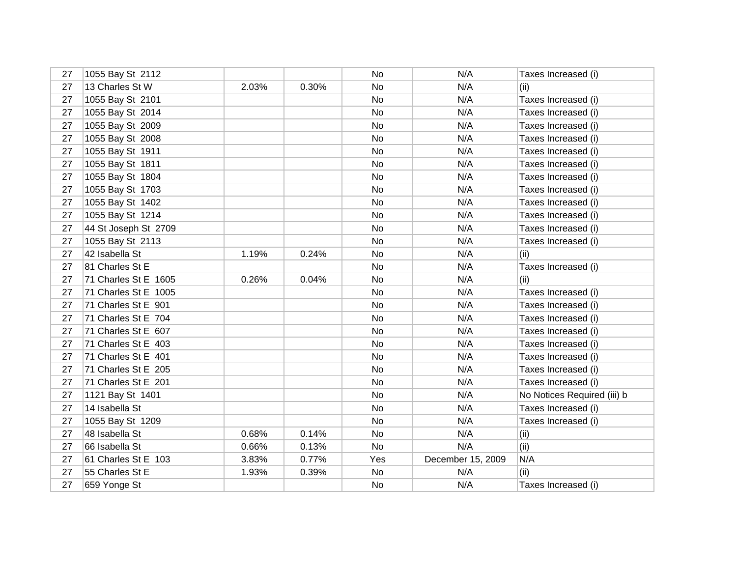| | | | | | | |
|---|---|---|---|---|---|---|
| 27 | 1055 Bay St 2112 | | | No | N/A | Taxes Increased (i) |
| 27 | 13 Charles St W | 2.03% | 0.30% | No | N/A | (ii) |
| 27 | 1055 Bay St 2101 | | | No | N/A | Taxes Increased (i) |
| 27 | 1055 Bay St 2014 | | | No | N/A | Taxes Increased (i) |
| 27 | 1055 Bay St 2009 | | | No | N/A | Taxes Increased (i) |
| 27 | 1055 Bay St 2008 | | | No | N/A | Taxes Increased (i) |
| 27 | 1055 Bay St 1911 | | | No | N/A | Taxes Increased (i) |
| 27 | 1055 Bay St 1811 | | | No | N/A | Taxes Increased (i) |
| 27 | 1055 Bay St 1804 | | | No | N/A | Taxes Increased (i) |
| 27 | 1055 Bay St 1703 | | | No | N/A | Taxes Increased (i) |
| 27 | 1055 Bay St 1402 | | | No | N/A | Taxes Increased (i) |
| 27 | 1055 Bay St 1214 | | | No | N/A | Taxes Increased (i) |
| 27 | 44 St Joseph St 2709 | | | No | N/A | Taxes Increased (i) |
| 27 | 1055 Bay St 2113 | | | No | N/A | Taxes Increased (i) |
| 27 | 42 Isabella St | 1.19% | 0.24% | No | N/A | (ii) |
| 27 | 81 Charles St E | | | No | N/A | Taxes Increased (i) |
| 27 | 71 Charles St E 1605 | 0.26% | 0.04% | No | N/A | (ii) |
| 27 | 71 Charles St E 1005 | | | No | N/A | Taxes Increased (i) |
| 27 | 71 Charles St E 901 | | | No | N/A | Taxes Increased (i) |
| 27 | 71 Charles St E 704 | | | No | N/A | Taxes Increased (i) |
| 27 | 71 Charles St E 607 | | | No | N/A | Taxes Increased (i) |
| 27 | 71 Charles St E 403 | | | No | N/A | Taxes Increased (i) |
| 27 | 71 Charles St E 401 | | | No | N/A | Taxes Increased (i) |
| 27 | 71 Charles St E 205 | | | No | N/A | Taxes Increased (i) |
| 27 | 71 Charles St E 201 | | | No | N/A | Taxes Increased (i) |
| 27 | 1121 Bay St 1401 | | | No | N/A | No Notices Required (iii) b |
| 27 | 14 Isabella St | | | No | N/A | Taxes Increased (i) |
| 27 | 1055 Bay St 1209 | | | No | N/A | Taxes Increased (i) |
| 27 | 48 Isabella St | 0.68% | 0.14% | No | N/A | (ii) |
| 27 | 66 Isabella St | 0.66% | 0.13% | No | N/A | (ii) |
| 27 | 61 Charles St E 103 | 3.83% | 0.77% | Yes | December 15, 2009 | N/A |
| 27 | 55 Charles St E | 1.93% | 0.39% | No | N/A | (ii) |
| 27 | 659 Yonge St | | | No | N/A | Taxes Increased (i) |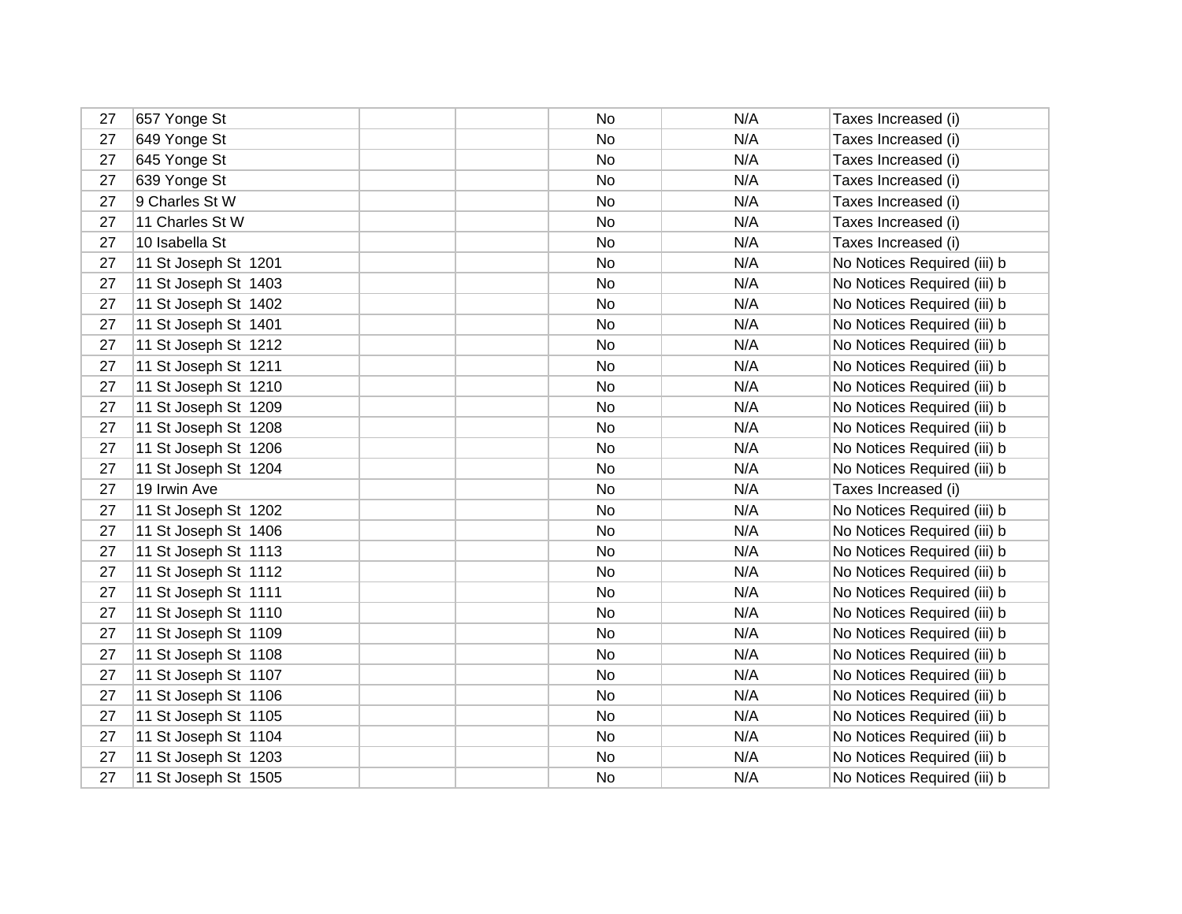| | | | | | | |
|---|---|---|---|---|---|---|
| 27 | 657 Yonge St | | | No | N/A | Taxes Increased (i) |
| 27 | 649 Yonge St | | | No | N/A | Taxes Increased (i) |
| 27 | 645 Yonge St | | | No | N/A | Taxes Increased (i) |
| 27 | 639 Yonge St | | | No | N/A | Taxes Increased (i) |
| 27 | 9 Charles St W | | | No | N/A | Taxes Increased (i) |
| 27 | 11 Charles St W | | | No | N/A | Taxes Increased (i) |
| 27 | 10 Isabella St | | | No | N/A | Taxes Increased (i) |
| 27 | 11 St Joseph St 1201 | | | No | N/A | No Notices Required (iii) b |
| 27 | 11 St Joseph St 1403 | | | No | N/A | No Notices Required (iii) b |
| 27 | 11 St Joseph St 1402 | | | No | N/A | No Notices Required (iii) b |
| 27 | 11 St Joseph St 1401 | | | No | N/A | No Notices Required (iii) b |
| 27 | 11 St Joseph St 1212 | | | No | N/A | No Notices Required (iii) b |
| 27 | 11 St Joseph St 1211 | | | No | N/A | No Notices Required (iii) b |
| 27 | 11 St Joseph St 1210 | | | No | N/A | No Notices Required (iii) b |
| 27 | 11 St Joseph St 1209 | | | No | N/A | No Notices Required (iii) b |
| 27 | 11 St Joseph St 1208 | | | No | N/A | No Notices Required (iii) b |
| 27 | 11 St Joseph St 1206 | | | No | N/A | No Notices Required (iii) b |
| 27 | 11 St Joseph St 1204 | | | No | N/A | No Notices Required (iii) b |
| 27 | 19 Irwin Ave | | | No | N/A | Taxes Increased (i) |
| 27 | 11 St Joseph St 1202 | | | No | N/A | No Notices Required (iii) b |
| 27 | 11 St Joseph St 1406 | | | No | N/A | No Notices Required (iii) b |
| 27 | 11 St Joseph St 1113 | | | No | N/A | No Notices Required (iii) b |
| 27 | 11 St Joseph St 1112 | | | No | N/A | No Notices Required (iii) b |
| 27 | 11 St Joseph St 1111 | | | No | N/A | No Notices Required (iii) b |
| 27 | 11 St Joseph St 1110 | | | No | N/A | No Notices Required (iii) b |
| 27 | 11 St Joseph St 1109 | | | No | N/A | No Notices Required (iii) b |
| 27 | 11 St Joseph St 1108 | | | No | N/A | No Notices Required (iii) b |
| 27 | 11 St Joseph St 1107 | | | No | N/A | No Notices Required (iii) b |
| 27 | 11 St Joseph St 1106 | | | No | N/A | No Notices Required (iii) b |
| 27 | 11 St Joseph St 1105 | | | No | N/A | No Notices Required (iii) b |
| 27 | 11 St Joseph St 1104 | | | No | N/A | No Notices Required (iii) b |
| 27 | 11 St Joseph St 1203 | | | No | N/A | No Notices Required (iii) b |
| 27 | 11 St Joseph St 1505 | | | No | N/A | No Notices Required (iii) b |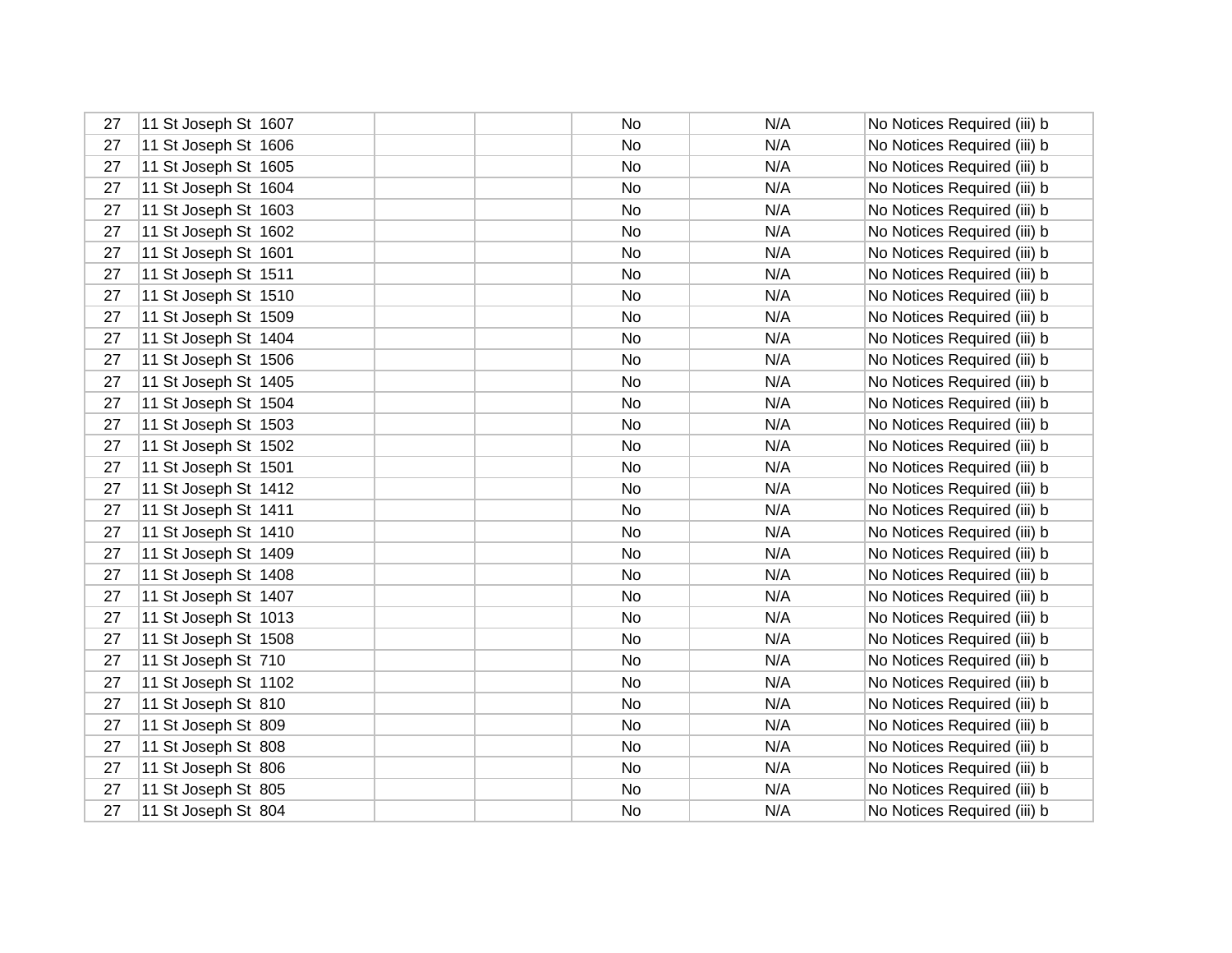| | | | | | | |
|---|---|---|---|---|---|---|
| 27 | 11 St Joseph St 1607 | | | No | N/A | No Notices Required (iii) b |
| 27 | 11 St Joseph St 1606 | | | No | N/A | No Notices Required (iii) b |
| 27 | 11 St Joseph St 1605 | | | No | N/A | No Notices Required (iii) b |
| 27 | 11 St Joseph St 1604 | | | No | N/A | No Notices Required (iii) b |
| 27 | 11 St Joseph St 1603 | | | No | N/A | No Notices Required (iii) b |
| 27 | 11 St Joseph St 1602 | | | No | N/A | No Notices Required (iii) b |
| 27 | 11 St Joseph St 1601 | | | No | N/A | No Notices Required (iii) b |
| 27 | 11 St Joseph St 1511 | | | No | N/A | No Notices Required (iii) b |
| 27 | 11 St Joseph St 1510 | | | No | N/A | No Notices Required (iii) b |
| 27 | 11 St Joseph St 1509 | | | No | N/A | No Notices Required (iii) b |
| 27 | 11 St Joseph St 1404 | | | No | N/A | No Notices Required (iii) b |
| 27 | 11 St Joseph St 1506 | | | No | N/A | No Notices Required (iii) b |
| 27 | 11 St Joseph St 1405 | | | No | N/A | No Notices Required (iii) b |
| 27 | 11 St Joseph St 1504 | | | No | N/A | No Notices Required (iii) b |
| 27 | 11 St Joseph St 1503 | | | No | N/A | No Notices Required (iii) b |
| 27 | 11 St Joseph St 1502 | | | No | N/A | No Notices Required (iii) b |
| 27 | 11 St Joseph St 1501 | | | No | N/A | No Notices Required (iii) b |
| 27 | 11 St Joseph St 1412 | | | No | N/A | No Notices Required (iii) b |
| 27 | 11 St Joseph St 1411 | | | No | N/A | No Notices Required (iii) b |
| 27 | 11 St Joseph St 1410 | | | No | N/A | No Notices Required (iii) b |
| 27 | 11 St Joseph St 1409 | | | No | N/A | No Notices Required (iii) b |
| 27 | 11 St Joseph St 1408 | | | No | N/A | No Notices Required (iii) b |
| 27 | 11 St Joseph St 1407 | | | No | N/A | No Notices Required (iii) b |
| 27 | 11 St Joseph St 1013 | | | No | N/A | No Notices Required (iii) b |
| 27 | 11 St Joseph St 1508 | | | No | N/A | No Notices Required (iii) b |
| 27 | 11 St Joseph St 710 | | | No | N/A | No Notices Required (iii) b |
| 27 | 11 St Joseph St 1102 | | | No | N/A | No Notices Required (iii) b |
| 27 | 11 St Joseph St 810 | | | No | N/A | No Notices Required (iii) b |
| 27 | 11 St Joseph St 809 | | | No | N/A | No Notices Required (iii) b |
| 27 | 11 St Joseph St 808 | | | No | N/A | No Notices Required (iii) b |
| 27 | 11 St Joseph St 806 | | | No | N/A | No Notices Required (iii) b |
| 27 | 11 St Joseph St 805 | | | No | N/A | No Notices Required (iii) b |
| 27 | 11 St Joseph St 804 | | | No | N/A | No Notices Required (iii) b |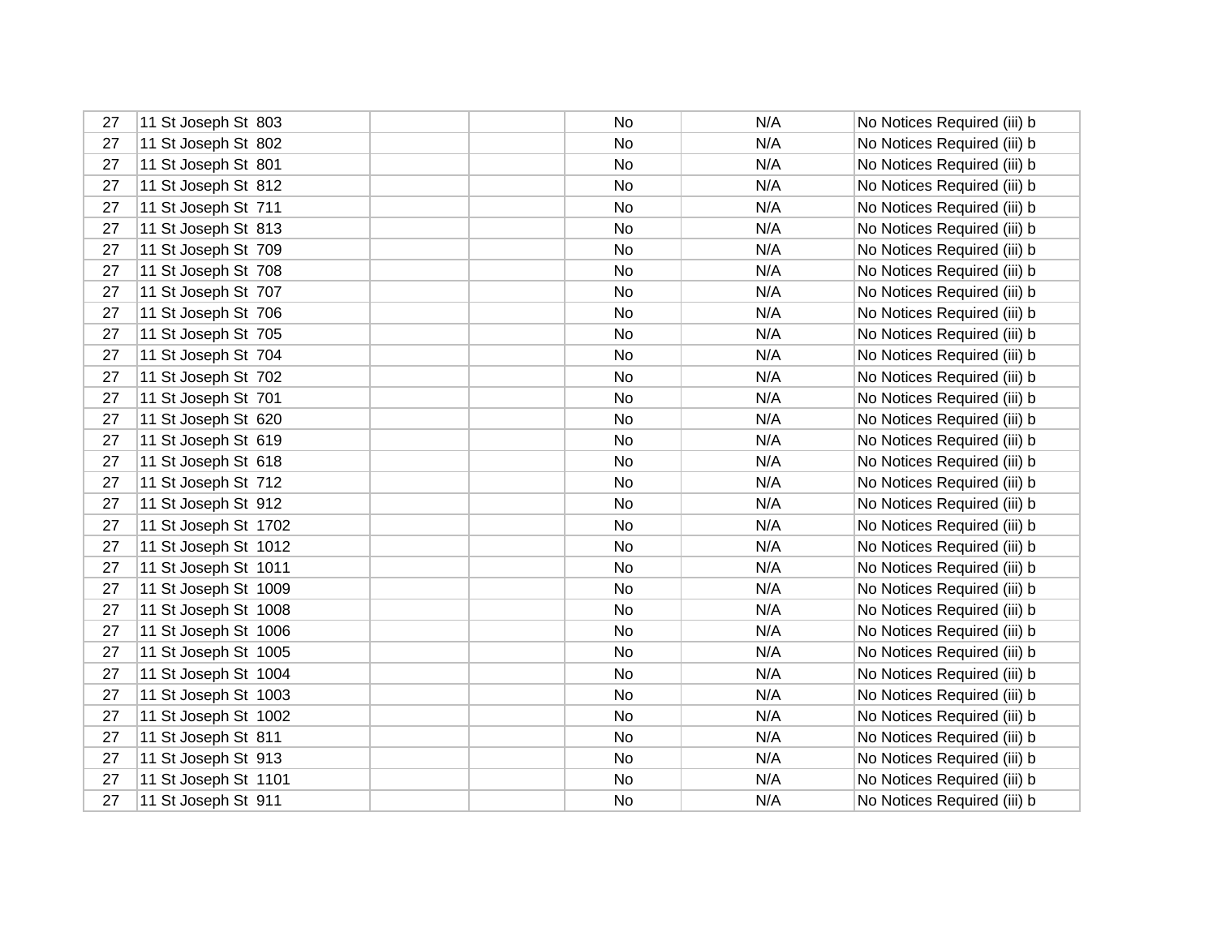| | | | | | | |
|---|---|---|---|---|---|---|
| 27 | 11 St Joseph St  803 | | | No | N/A | No Notices Required (iii) b |
| 27 | 11 St Joseph St  802 | | | No | N/A | No Notices Required (iii) b |
| 27 | 11 St Joseph St  801 | | | No | N/A | No Notices Required (iii) b |
| 27 | 11 St Joseph St  812 | | | No | N/A | No Notices Required (iii) b |
| 27 | 11 St Joseph St  711 | | | No | N/A | No Notices Required (iii) b |
| 27 | 11 St Joseph St  813 | | | No | N/A | No Notices Required (iii) b |
| 27 | 11 St Joseph St  709 | | | No | N/A | No Notices Required (iii) b |
| 27 | 11 St Joseph St  708 | | | No | N/A | No Notices Required (iii) b |
| 27 | 11 St Joseph St  707 | | | No | N/A | No Notices Required (iii) b |
| 27 | 11 St Joseph St  706 | | | No | N/A | No Notices Required (iii) b |
| 27 | 11 St Joseph St  705 | | | No | N/A | No Notices Required (iii) b |
| 27 | 11 St Joseph St  704 | | | No | N/A | No Notices Required (iii) b |
| 27 | 11 St Joseph St  702 | | | No | N/A | No Notices Required (iii) b |
| 27 | 11 St Joseph St  701 | | | No | N/A | No Notices Required (iii) b |
| 27 | 11 St Joseph St  620 | | | No | N/A | No Notices Required (iii) b |
| 27 | 11 St Joseph St  619 | | | No | N/A | No Notices Required (iii) b |
| 27 | 11 St Joseph St  618 | | | No | N/A | No Notices Required (iii) b |
| 27 | 11 St Joseph St  712 | | | No | N/A | No Notices Required (iii) b |
| 27 | 11 St Joseph St  912 | | | No | N/A | No Notices Required (iii) b |
| 27 | 11 St Joseph St  1702 | | | No | N/A | No Notices Required (iii) b |
| 27 | 11 St Joseph St  1012 | | | No | N/A | No Notices Required (iii) b |
| 27 | 11 St Joseph St  1011 | | | No | N/A | No Notices Required (iii) b |
| 27 | 11 St Joseph St  1009 | | | No | N/A | No Notices Required (iii) b |
| 27 | 11 St Joseph St  1008 | | | No | N/A | No Notices Required (iii) b |
| 27 | 11 St Joseph St  1006 | | | No | N/A | No Notices Required (iii) b |
| 27 | 11 St Joseph St  1005 | | | No | N/A | No Notices Required (iii) b |
| 27 | 11 St Joseph St  1004 | | | No | N/A | No Notices Required (iii) b |
| 27 | 11 St Joseph St  1003 | | | No | N/A | No Notices Required (iii) b |
| 27 | 11 St Joseph St  1002 | | | No | N/A | No Notices Required (iii) b |
| 27 | 11 St Joseph St  811 | | | No | N/A | No Notices Required (iii) b |
| 27 | 11 St Joseph St  913 | | | No | N/A | No Notices Required (iii) b |
| 27 | 11 St Joseph St  1101 | | | No | N/A | No Notices Required (iii) b |
| 27 | 11 St Joseph St  911 | | | No | N/A | No Notices Required (iii) b |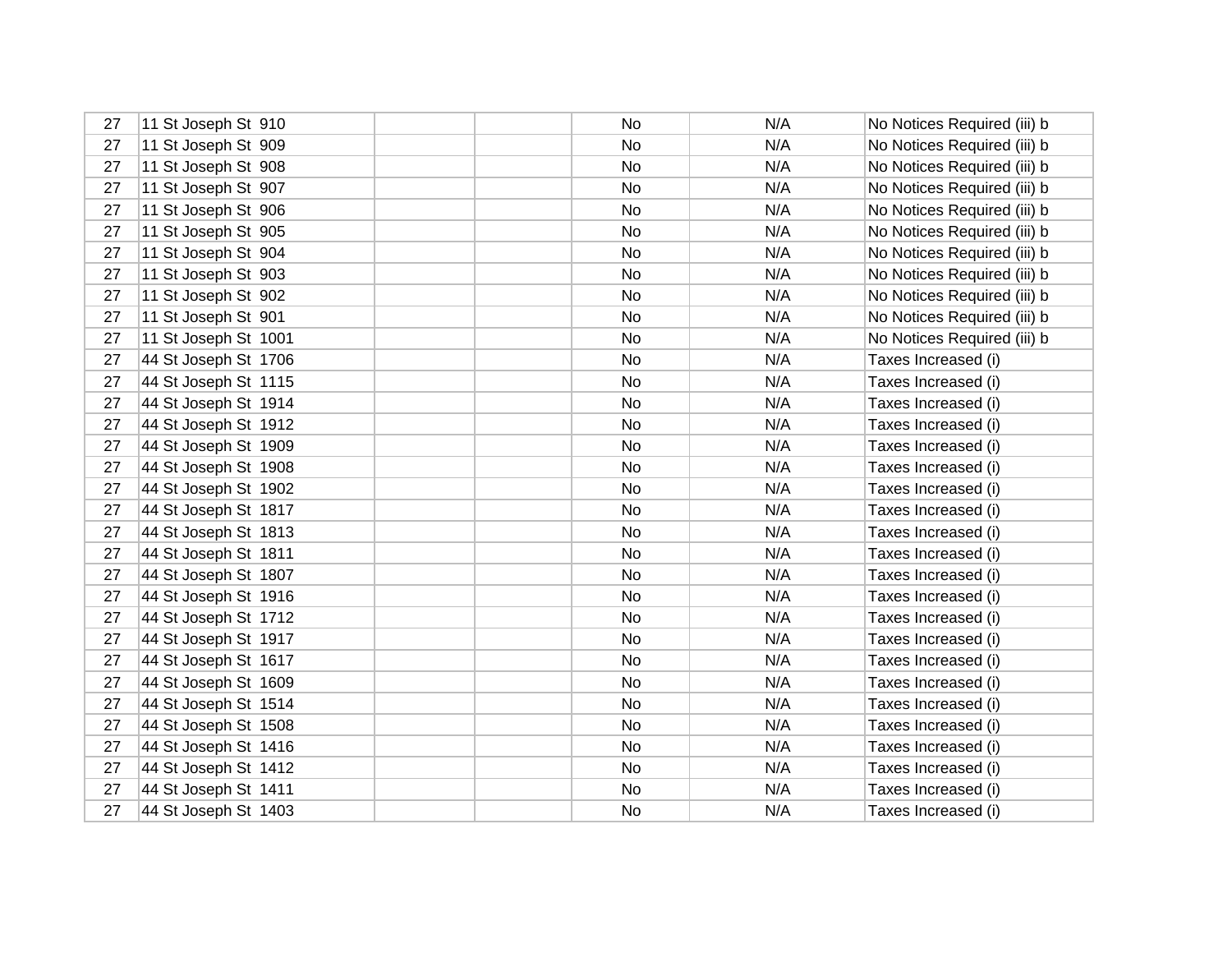| | | | | | | |
|---|---|---|---|---|---|---|
| 27 | 11 St Joseph St 910 | | | No | N/A | No Notices Required (iii) b |
| 27 | 11 St Joseph St 909 | | | No | N/A | No Notices Required (iii) b |
| 27 | 11 St Joseph St 908 | | | No | N/A | No Notices Required (iii) b |
| 27 | 11 St Joseph St 907 | | | No | N/A | No Notices Required (iii) b |
| 27 | 11 St Joseph St 906 | | | No | N/A | No Notices Required (iii) b |
| 27 | 11 St Joseph St 905 | | | No | N/A | No Notices Required (iii) b |
| 27 | 11 St Joseph St 904 | | | No | N/A | No Notices Required (iii) b |
| 27 | 11 St Joseph St 903 | | | No | N/A | No Notices Required (iii) b |
| 27 | 11 St Joseph St 902 | | | No | N/A | No Notices Required (iii) b |
| 27 | 11 St Joseph St 901 | | | No | N/A | No Notices Required (iii) b |
| 27 | 11 St Joseph St 1001 | | | No | N/A | No Notices Required (iii) b |
| 27 | 44 St Joseph St 1706 | | | No | N/A | Taxes Increased (i) |
| 27 | 44 St Joseph St 1115 | | | No | N/A | Taxes Increased (i) |
| 27 | 44 St Joseph St 1914 | | | No | N/A | Taxes Increased (i) |
| 27 | 44 St Joseph St 1912 | | | No | N/A | Taxes Increased (i) |
| 27 | 44 St Joseph St 1909 | | | No | N/A | Taxes Increased (i) |
| 27 | 44 St Joseph St 1908 | | | No | N/A | Taxes Increased (i) |
| 27 | 44 St Joseph St 1902 | | | No | N/A | Taxes Increased (i) |
| 27 | 44 St Joseph St 1817 | | | No | N/A | Taxes Increased (i) |
| 27 | 44 St Joseph St 1813 | | | No | N/A | Taxes Increased (i) |
| 27 | 44 St Joseph St 1811 | | | No | N/A | Taxes Increased (i) |
| 27 | 44 St Joseph St 1807 | | | No | N/A | Taxes Increased (i) |
| 27 | 44 St Joseph St 1916 | | | No | N/A | Taxes Increased (i) |
| 27 | 44 St Joseph St 1712 | | | No | N/A | Taxes Increased (i) |
| 27 | 44 St Joseph St 1917 | | | No | N/A | Taxes Increased (i) |
| 27 | 44 St Joseph St 1617 | | | No | N/A | Taxes Increased (i) |
| 27 | 44 St Joseph St 1609 | | | No | N/A | Taxes Increased (i) |
| 27 | 44 St Joseph St 1514 | | | No | N/A | Taxes Increased (i) |
| 27 | 44 St Joseph St 1508 | | | No | N/A | Taxes Increased (i) |
| 27 | 44 St Joseph St 1416 | | | No | N/A | Taxes Increased (i) |
| 27 | 44 St Joseph St 1412 | | | No | N/A | Taxes Increased (i) |
| 27 | 44 St Joseph St 1411 | | | No | N/A | Taxes Increased (i) |
| 27 | 44 St Joseph St 1403 | | | No | N/A | Taxes Increased (i) |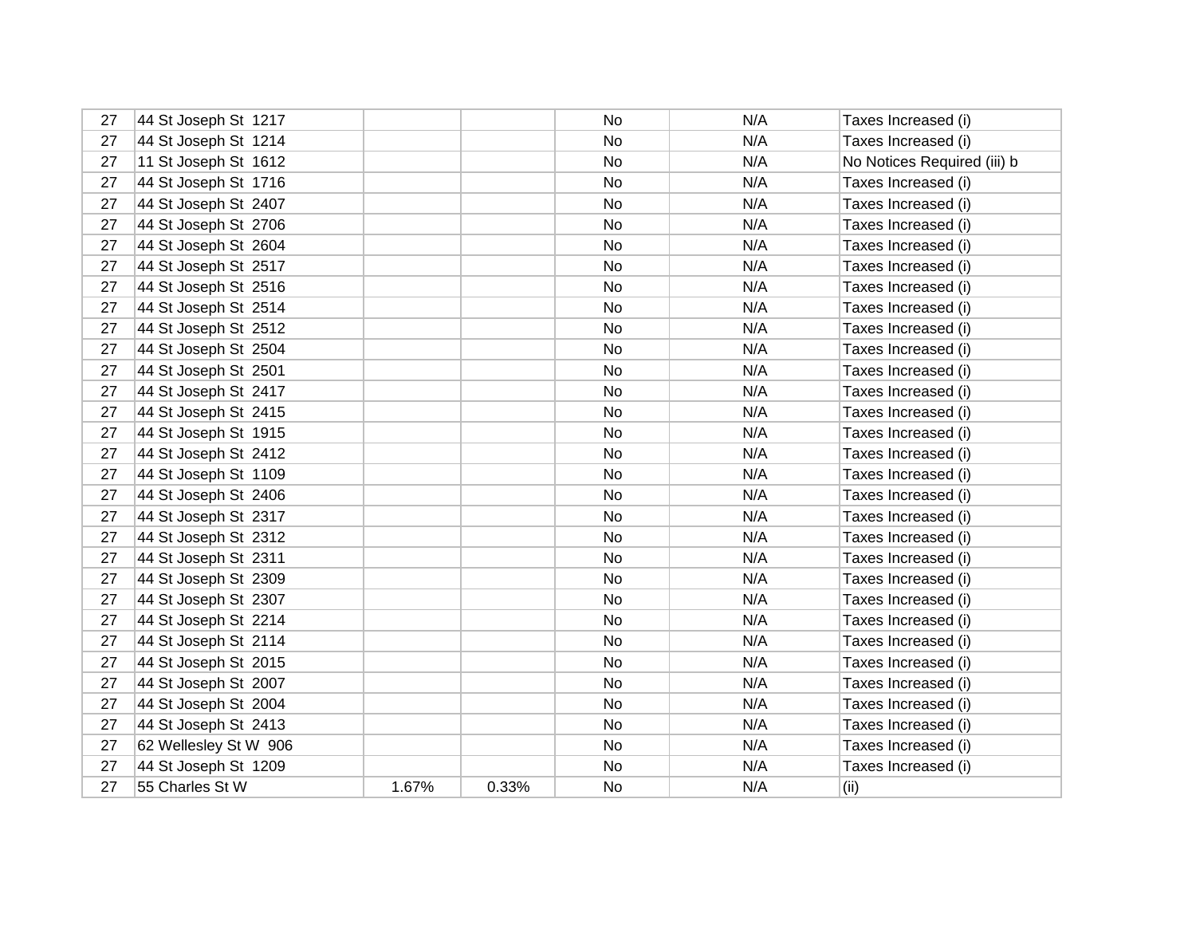| | | | | | | |
|---|---|---|---|---|---|---|
| 27 | 44 St Joseph St  1217 | | | No | N/A | Taxes Increased (i) |
| 27 | 44 St Joseph St  1214 | | | No | N/A | Taxes Increased (i) |
| 27 | 11 St Joseph St  1612 | | | No | N/A | No Notices Required (iii) b |
| 27 | 44 St Joseph St  1716 | | | No | N/A | Taxes Increased (i) |
| 27 | 44 St Joseph St  2407 | | | No | N/A | Taxes Increased (i) |
| 27 | 44 St Joseph St  2706 | | | No | N/A | Taxes Increased (i) |
| 27 | 44 St Joseph St  2604 | | | No | N/A | Taxes Increased (i) |
| 27 | 44 St Joseph St  2517 | | | No | N/A | Taxes Increased (i) |
| 27 | 44 St Joseph St  2516 | | | No | N/A | Taxes Increased (i) |
| 27 | 44 St Joseph St  2514 | | | No | N/A | Taxes Increased (i) |
| 27 | 44 St Joseph St  2512 | | | No | N/A | Taxes Increased (i) |
| 27 | 44 St Joseph St  2504 | | | No | N/A | Taxes Increased (i) |
| 27 | 44 St Joseph St  2501 | | | No | N/A | Taxes Increased (i) |
| 27 | 44 St Joseph St  2417 | | | No | N/A | Taxes Increased (i) |
| 27 | 44 St Joseph St  2415 | | | No | N/A | Taxes Increased (i) |
| 27 | 44 St Joseph St  1915 | | | No | N/A | Taxes Increased (i) |
| 27 | 44 St Joseph St  2412 | | | No | N/A | Taxes Increased (i) |
| 27 | 44 St Joseph St  1109 | | | No | N/A | Taxes Increased (i) |
| 27 | 44 St Joseph St  2406 | | | No | N/A | Taxes Increased (i) |
| 27 | 44 St Joseph St  2317 | | | No | N/A | Taxes Increased (i) |
| 27 | 44 St Joseph St  2312 | | | No | N/A | Taxes Increased (i) |
| 27 | 44 St Joseph St  2311 | | | No | N/A | Taxes Increased (i) |
| 27 | 44 St Joseph St  2309 | | | No | N/A | Taxes Increased (i) |
| 27 | 44 St Joseph St  2307 | | | No | N/A | Taxes Increased (i) |
| 27 | 44 St Joseph St  2214 | | | No | N/A | Taxes Increased (i) |
| 27 | 44 St Joseph St  2114 | | | No | N/A | Taxes Increased (i) |
| 27 | 44 St Joseph St  2015 | | | No | N/A | Taxes Increased (i) |
| 27 | 44 St Joseph St  2007 | | | No | N/A | Taxes Increased (i) |
| 27 | 44 St Joseph St  2004 | | | No | N/A | Taxes Increased (i) |
| 27 | 44 St Joseph St  2413 | | | No | N/A | Taxes Increased (i) |
| 27 | 62 Wellesley St W  906 | | | No | N/A | Taxes Increased (i) |
| 27 | 44 St Joseph St  1209 | | | No | N/A | Taxes Increased (i) |
| 27 | 55 Charles St W | 1.67% | 0.33% | No | N/A | (ii) |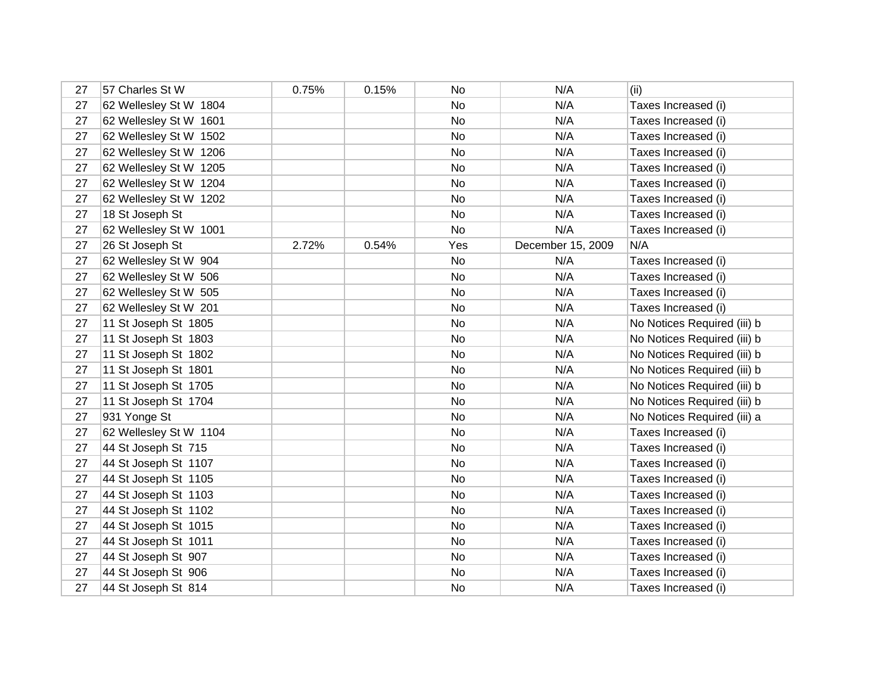| | | | | | | |
|---|---|---|---|---|---|---|
| 27 | 57 Charles St W | 0.75% | 0.15% | No | N/A | (ii) |
| 27 | 62 Wellesley St W 1804 | | | No | N/A | Taxes Increased (i) |
| 27 | 62 Wellesley St W 1601 | | | No | N/A | Taxes Increased (i) |
| 27 | 62 Wellesley St W 1502 | | | No | N/A | Taxes Increased (i) |
| 27 | 62 Wellesley St W 1206 | | | No | N/A | Taxes Increased (i) |
| 27 | 62 Wellesley St W 1205 | | | No | N/A | Taxes Increased (i) |
| 27 | 62 Wellesley St W 1204 | | | No | N/A | Taxes Increased (i) |
| 27 | 62 Wellesley St W 1202 | | | No | N/A | Taxes Increased (i) |
| 27 | 18 St Joseph St | | | No | N/A | Taxes Increased (i) |
| 27 | 62 Wellesley St W 1001 | | | No | N/A | Taxes Increased (i) |
| 27 | 26 St Joseph St | 2.72% | 0.54% | Yes | December 15, 2009 | N/A |
| 27 | 62 Wellesley St W 904 | | | No | N/A | Taxes Increased (i) |
| 27 | 62 Wellesley St W 506 | | | No | N/A | Taxes Increased (i) |
| 27 | 62 Wellesley St W 505 | | | No | N/A | Taxes Increased (i) |
| 27 | 62 Wellesley St W 201 | | | No | N/A | Taxes Increased (i) |
| 27 | 11 St Joseph St 1805 | | | No | N/A | No Notices Required (iii) b |
| 27 | 11 St Joseph St 1803 | | | No | N/A | No Notices Required (iii) b |
| 27 | 11 St Joseph St 1802 | | | No | N/A | No Notices Required (iii) b |
| 27 | 11 St Joseph St 1801 | | | No | N/A | No Notices Required (iii) b |
| 27 | 11 St Joseph St 1705 | | | No | N/A | No Notices Required (iii) b |
| 27 | 11 St Joseph St 1704 | | | No | N/A | No Notices Required (iii) b |
| 27 | 931 Yonge St | | | No | N/A | No Notices Required (iii) a |
| 27 | 62 Wellesley St W 1104 | | | No | N/A | Taxes Increased (i) |
| 27 | 44 St Joseph St 715 | | | No | N/A | Taxes Increased (i) |
| 27 | 44 St Joseph St 1107 | | | No | N/A | Taxes Increased (i) |
| 27 | 44 St Joseph St 1105 | | | No | N/A | Taxes Increased (i) |
| 27 | 44 St Joseph St 1103 | | | No | N/A | Taxes Increased (i) |
| 27 | 44 St Joseph St 1102 | | | No | N/A | Taxes Increased (i) |
| 27 | 44 St Joseph St 1015 | | | No | N/A | Taxes Increased (i) |
| 27 | 44 St Joseph St 1011 | | | No | N/A | Taxes Increased (i) |
| 27 | 44 St Joseph St 907 | | | No | N/A | Taxes Increased (i) |
| 27 | 44 St Joseph St 906 | | | No | N/A | Taxes Increased (i) |
| 27 | 44 St Joseph St 814 | | | No | N/A | Taxes Increased (i) |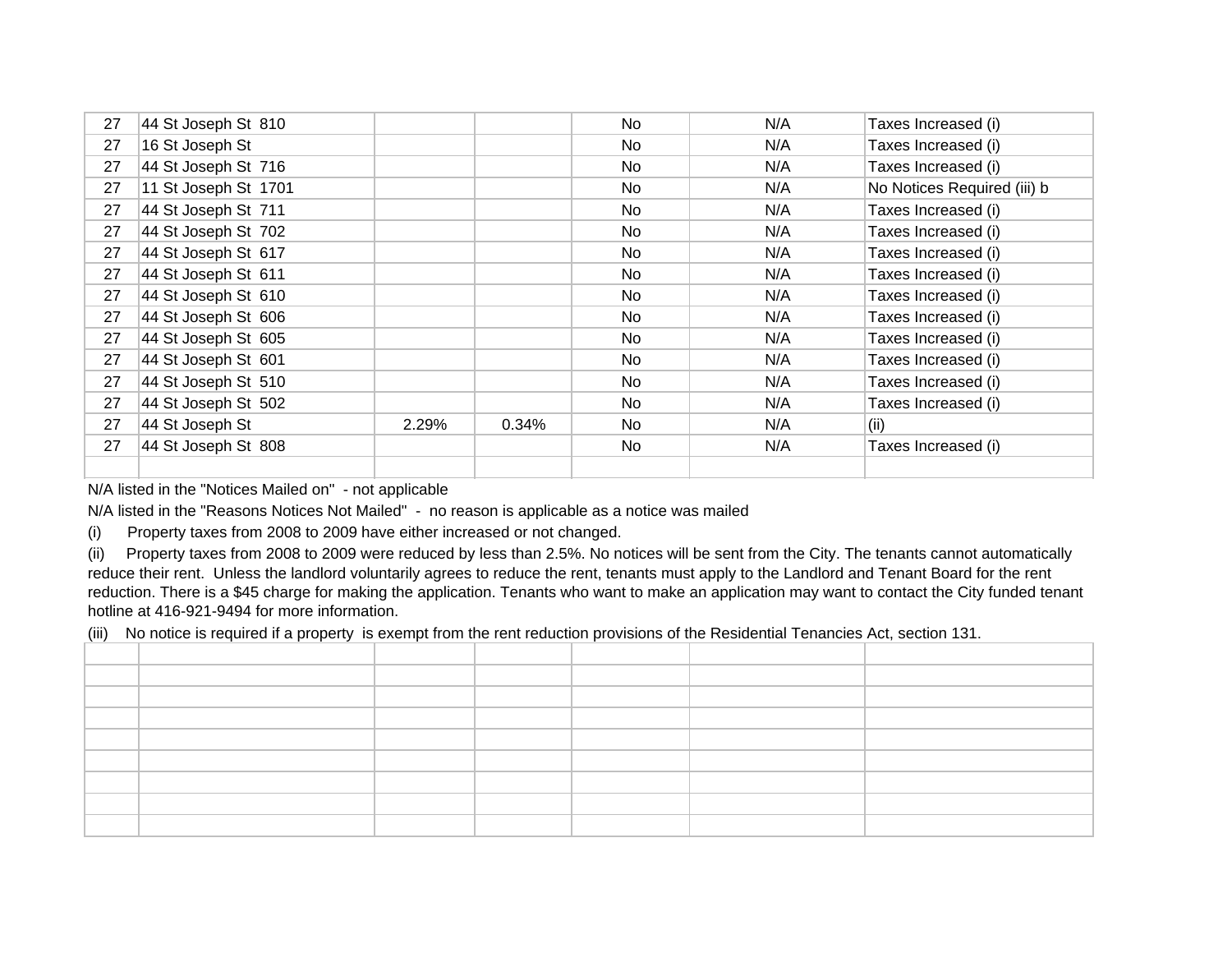| | | | | | | |
|---|---|---|---|---|---|---|
| 27 | 44 St Joseph St 810 | | | No | N/A | Taxes Increased (i) |
| 27 | 16 St Joseph St | | | No | N/A | Taxes Increased (i) |
| 27 | 44 St Joseph St 716 | | | No | N/A | Taxes Increased (i) |
| 27 | 11 St Joseph St 1701 | | | No | N/A | No Notices Required (iii) b |
| 27 | 44 St Joseph St 711 | | | No | N/A | Taxes Increased (i) |
| 27 | 44 St Joseph St 702 | | | No | N/A | Taxes Increased (i) |
| 27 | 44 St Joseph St 617 | | | No | N/A | Taxes Increased (i) |
| 27 | 44 St Joseph St 611 | | | No | N/A | Taxes Increased (i) |
| 27 | 44 St Joseph St 610 | | | No | N/A | Taxes Increased (i) |
| 27 | 44 St Joseph St 606 | | | No | N/A | Taxes Increased (i) |
| 27 | 44 St Joseph St 605 | | | No | N/A | Taxes Increased (i) |
| 27 | 44 St Joseph St 601 | | | No | N/A | Taxes Increased (i) |
| 27 | 44 St Joseph St 510 | | | No | N/A | Taxes Increased (i) |
| 27 | 44 St Joseph St 502 | | | No | N/A | Taxes Increased (i) |
| 27 | 44 St Joseph St | 2.29% | 0.34% | No | N/A | (ii) |
| 27 | 44 St Joseph St 808 | | | No | N/A | Taxes Increased (i) |

N/A listed in the "Notices Mailed on" - not applicable

N/A listed in the "Reasons Notices Not Mailed" - no reason is applicable as a notice was mailed

(i) Property taxes from 2008 to 2009 have either increased or not changed.

(ii) Property taxes from 2008 to 2009 were reduced by less than 2.5%. No notices will be sent from the City. The tenants cannot automatically reduce their rent. Unless the landlord voluntarily agrees to reduce the rent, tenants must apply to the Landlord and Tenant Board for the rent reduction. There is a $45 charge for making the application. Tenants who want to make an application may want to contact the City funded tenant hotline at 416-921-9494 for more information.

(iii) No notice is required if a property is exempt from the rent reduction provisions of the Residential Tenancies Act, section 131.